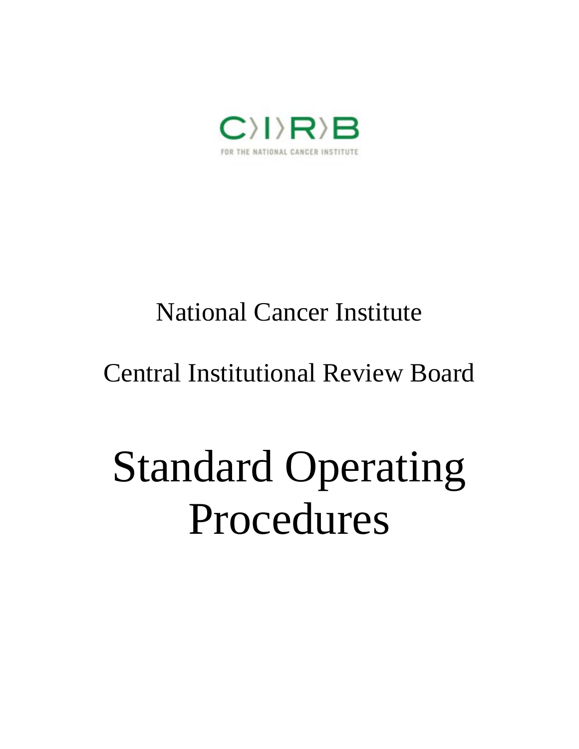C〉I〉R〉B

FOR THE NATIONAL CANCER INSTITUTE

National Cancer Institute

Central Institutional Review Board

# Standard Operating Procedures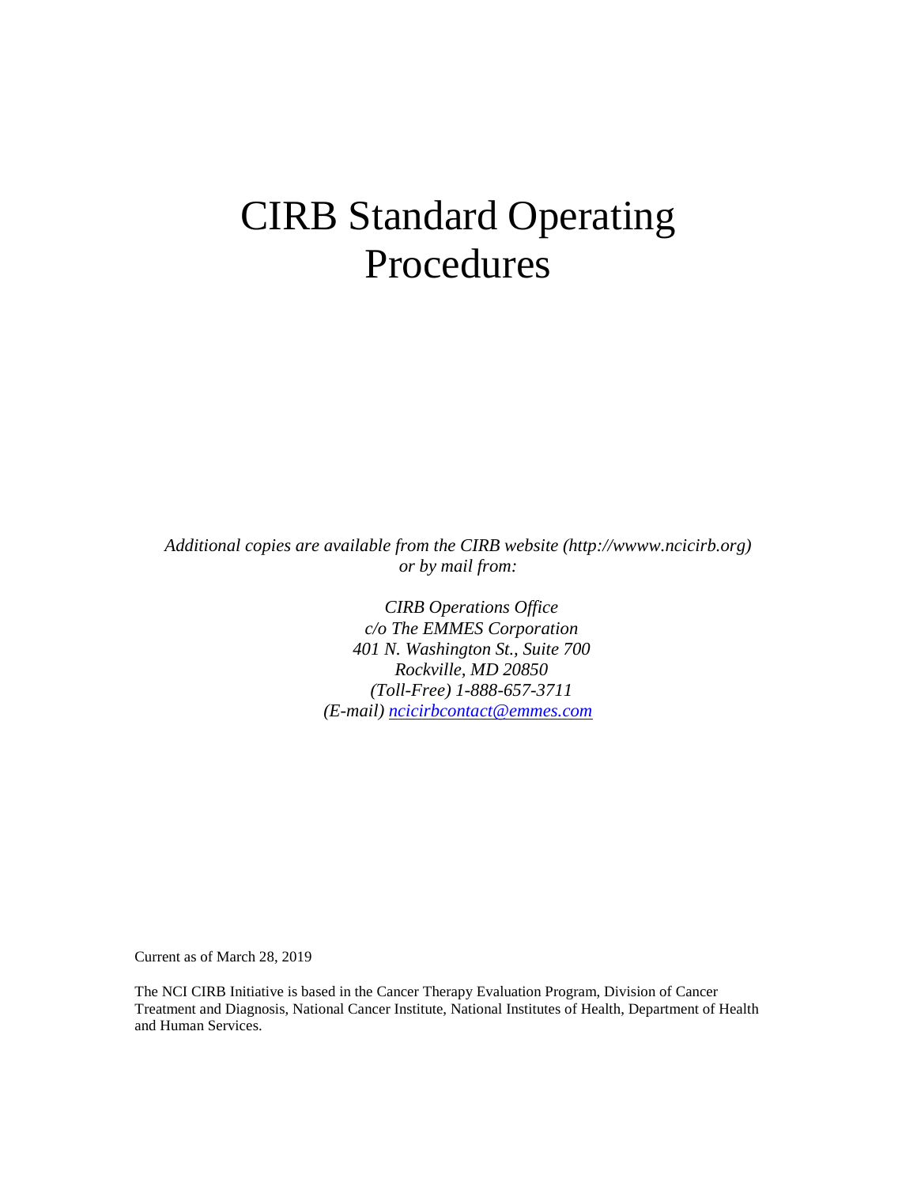# CIRB Standard Operating Procedures

*Additional copies are available from the CIRB website (http://wwww.ncicirb.org) or by mail from:*

*CIRB Operations Office*
*c/o The EMMES Corporation*
*401 N. Washington St., Suite 700*
*Rockville, MD 20850*
*(Toll-Free) 1-888-657-3711*
*(E-mail) ncicirbcontact@emmes.com*

Current as of March 28, 2019

The NCI CIRB Initiative is based in the Cancer Therapy Evaluation Program, Division of Cancer Treatment and Diagnosis, National Cancer Institute, National Institutes of Health, Department of Health and Human Services.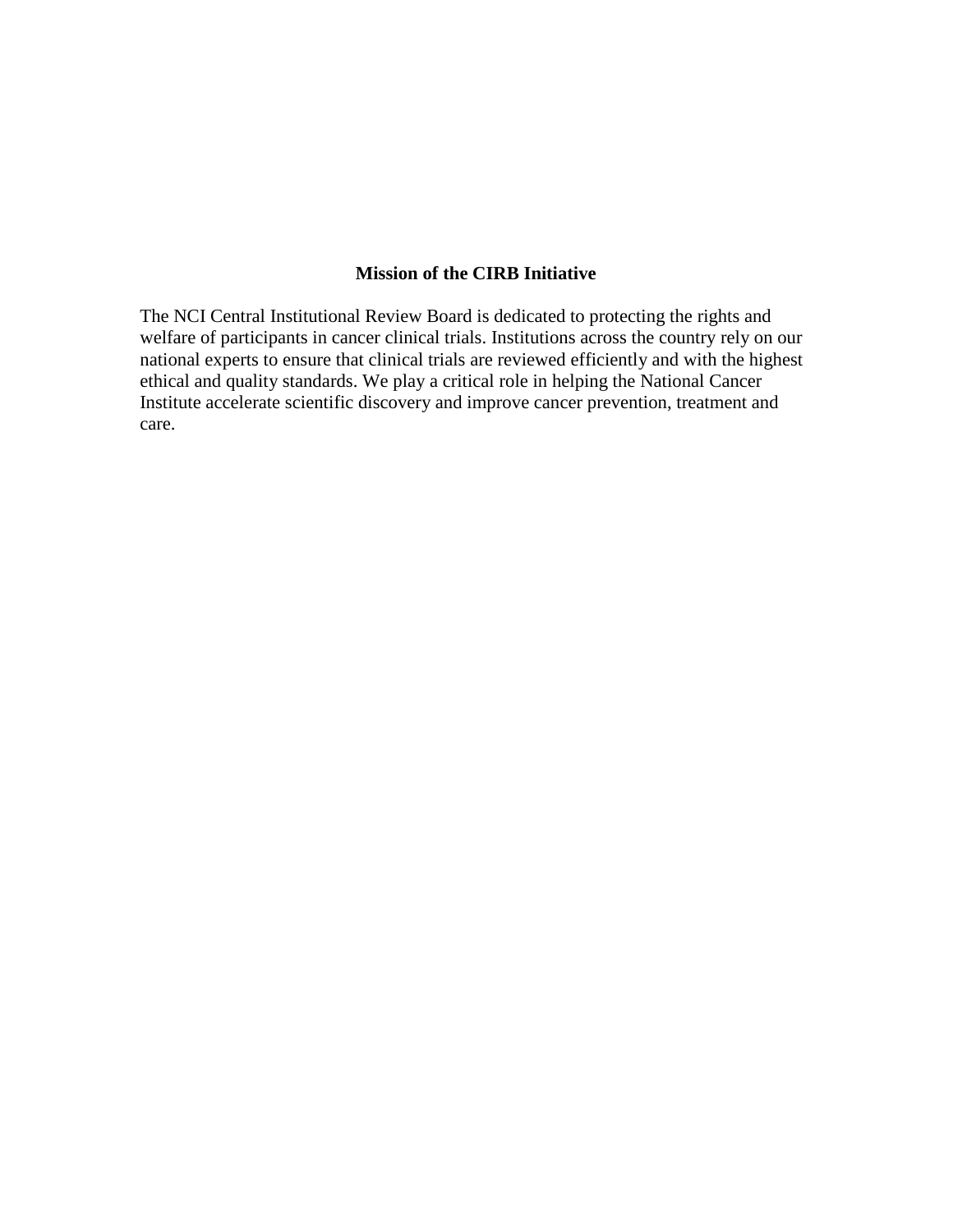## Mission of the CIRB Initiative

The NCI Central Institutional Review Board is dedicated to protecting the rights and welfare of participants in cancer clinical trials. Institutions across the country rely on our national experts to ensure that clinical trials are reviewed efficiently and with the highest ethical and quality standards. We play a critical role in helping the National Cancer Institute accelerate scientific discovery and improve cancer prevention, treatment and care.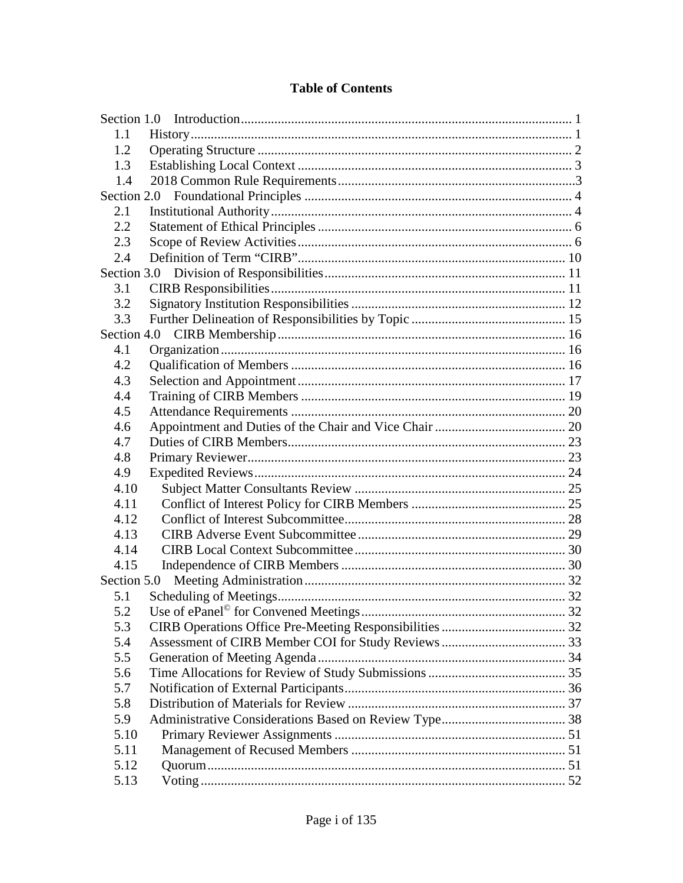# Table of Contents

| | | |
|---|---|---|
| Section 1.0 | Introduction | 1 |
| 1.1 | History | 1 |
| 1.2 | Operating Structure | 2 |
| 1.3 | Establishing Local Context | 3 |
| 1.4 | 2018 Common Rule Requirements | 3 |
| Section 2.0 | Foundational Principles | 4 |
| 2.1 | Institutional Authority | 4 |
| 2.2 | Statement of Ethical Principles | 6 |
| 2.3 | Scope of Review Activities | 6 |
| 2.4 | Definition of Term "CIRB" | 10 |
| Section 3.0 | Division of Responsibilities | 11 |
| 3.1 | CIRB Responsibilities | 11 |
| 3.2 | Signatory Institution Responsibilities | 12 |
| 3.3 | Further Delineation of Responsibilities by Topic | 15 |
| Section 4.0 | CIRB Membership | 16 |
| 4.1 | Organization | 16 |
| 4.2 | Qualification of Members | 16 |
| 4.3 | Selection and Appointment | 17 |
| 4.4 | Training of CIRB Members | 19 |
| 4.5 | Attendance Requirements | 20 |
| 4.6 | Appointment and Duties of the Chair and Vice Chair | 20 |
| 4.7 | Duties of CIRB Members | 23 |
| 4.8 | Primary Reviewer | 23 |
| 4.9 | Expedited Reviews | 24 |
| 4.10 | Subject Matter Consultants Review | 25 |
| 4.11 | Conflict of Interest Policy for CIRB Members | 25 |
| 4.12 | Conflict of Interest Subcommittee | 28 |
| 4.13 | CIRB Adverse Event Subcommittee | 29 |
| 4.14 | CIRB Local Context Subcommittee | 30 |
| 4.15 | Independence of CIRB Members | 30 |
| Section 5.0 | Meeting Administration | 32 |
| 5.1 | Scheduling of Meetings | 32 |
| 5.2 | Use of ePanel© for Convened Meetings | 32 |
| 5.3 | CIRB Operations Office Pre-Meeting Responsibilities | 32 |
| 5.4 | Assessment of CIRB Member COI for Study Reviews | 33 |
| 5.5 | Generation of Meeting Agenda | 34 |
| 5.6 | Time Allocations for Review of Study Submissions | 35 |
| 5.7 | Notification of External Participants | 36 |
| 5.8 | Distribution of Materials for Review | 37 |
| 5.9 | Administrative Considerations Based on Review Type | 38 |
| 5.10 | Primary Reviewer Assignments | 51 |
| 5.11 | Management of Recused Members | 51 |
| 5.12 | Quorum | 51 |
| 5.13 | Voting | 52 |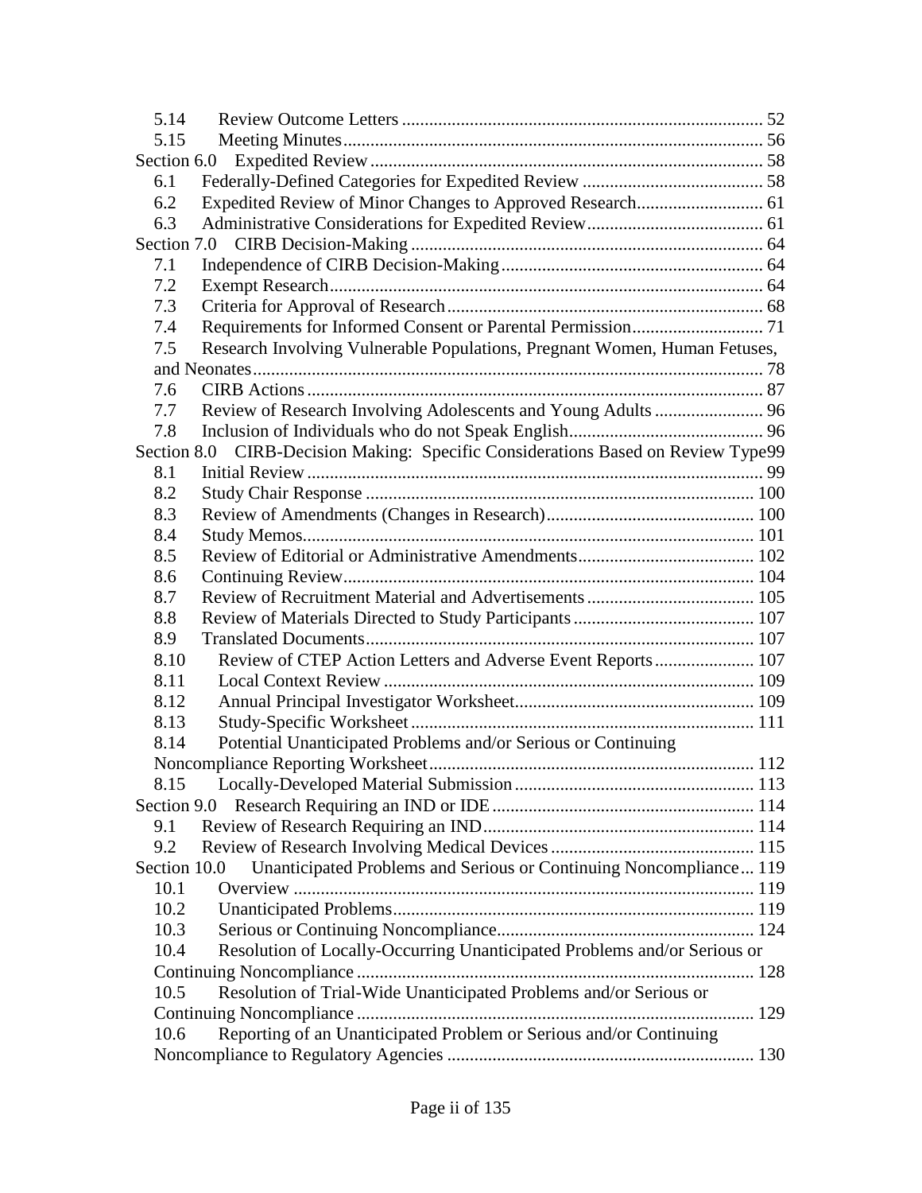5.14 Review Outcome Letters ... 52
5.15 Meeting Minutes ... 56
Section 6.0 Expedited Review ... 58
6.1 Federally-Defined Categories for Expedited Review ... 58
6.2 Expedited Review of Minor Changes to Approved Research ... 61
6.3 Administrative Considerations for Expedited Review ... 61
Section 7.0 CIRB Decision-Making ... 64
7.1 Independence of CIRB Decision-Making ... 64
7.2 Exempt Research ... 64
7.3 Criteria for Approval of Research ... 68
7.4 Requirements for Informed Consent or Parental Permission ... 71
7.5 Research Involving Vulnerable Populations, Pregnant Women, Human Fetuses, and Neonates ... 78
7.6 CIRB Actions ... 87
7.7 Review of Research Involving Adolescents and Young Adults ... 96
7.8 Inclusion of Individuals who do not Speak English ... 96
Section 8.0 CIRB-Decision Making: Specific Considerations Based on Review Type ... 99
8.1 Initial Review ... 99
8.2 Study Chair Response ... 100
8.3 Review of Amendments (Changes in Research) ... 100
8.4 Study Memos ... 101
8.5 Review of Editorial or Administrative Amendments ... 102
8.6 Continuing Review ... 104
8.7 Review of Recruitment Material and Advertisements ... 105
8.8 Review of Materials Directed to Study Participants ... 107
8.9 Translated Documents ... 107
8.10 Review of CTEP Action Letters and Adverse Event Reports ... 107
8.11 Local Context Review ... 109
8.12 Annual Principal Investigator Worksheet ... 109
8.13 Study-Specific Worksheet ... 111
8.14 Potential Unanticipated Problems and/or Serious or Continuing Noncompliance Reporting Worksheet ... 112
8.15 Locally-Developed Material Submission ... 113
Section 9.0 Research Requiring an IND or IDE ... 114
9.1 Review of Research Requiring an IND ... 114
9.2 Review of Research Involving Medical Devices ... 115
Section 10.0 Unanticipated Problems and Serious or Continuing Noncompliance ... 119
10.1 Overview ... 119
10.2 Unanticipated Problems ... 119
10.3 Serious or Continuing Noncompliance ... 124
10.4 Resolution of Locally-Occurring Unanticipated Problems and/or Serious or Continuing Noncompliance ... 128
10.5 Resolution of Trial-Wide Unanticipated Problems and/or Serious or Continuing Noncompliance ... 129
10.6 Reporting of an Unanticipated Problem or Serious and/or Continuing Noncompliance to Regulatory Agencies ... 130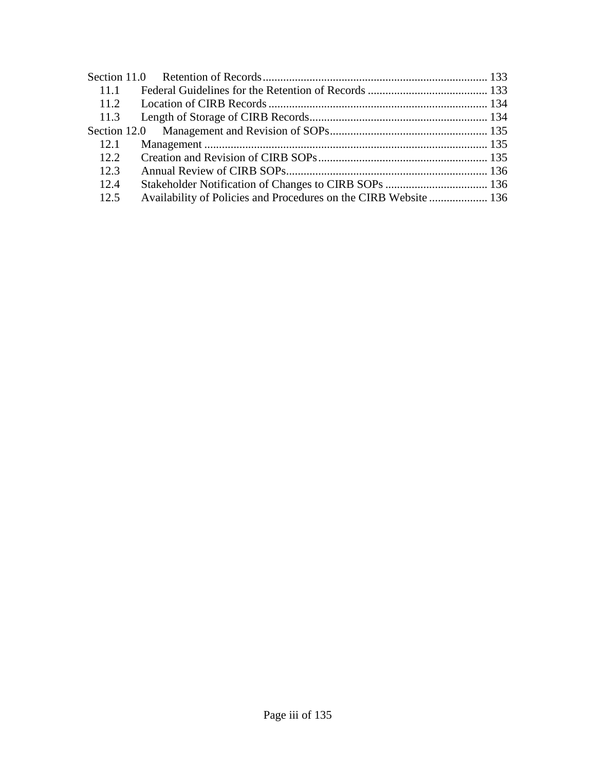Section 11.0 Retention of Records ........................................................................... 133
  11.1 Federal Guidelines for the Retention of Records ......................................... 133
  11.2 Location of CIRB Records ........................................................................... 134
  11.3 Length of Storage of CIRB Records ............................................................. 134
Section 12.0 Management and Revision of SOPs ...................................................... 135
  12.1 Management ................................................................................................ 135
  12.2 Creation and Revision of CIRB SOPs .......................................................... 135
  12.3 Annual Review of CIRB SOPs ..................................................................... 136
  12.4 Stakeholder Notification of Changes to CIRB SOPs ................................... 136
  12.5 Availability of Policies and Procedures on the CIRB Website .................... 136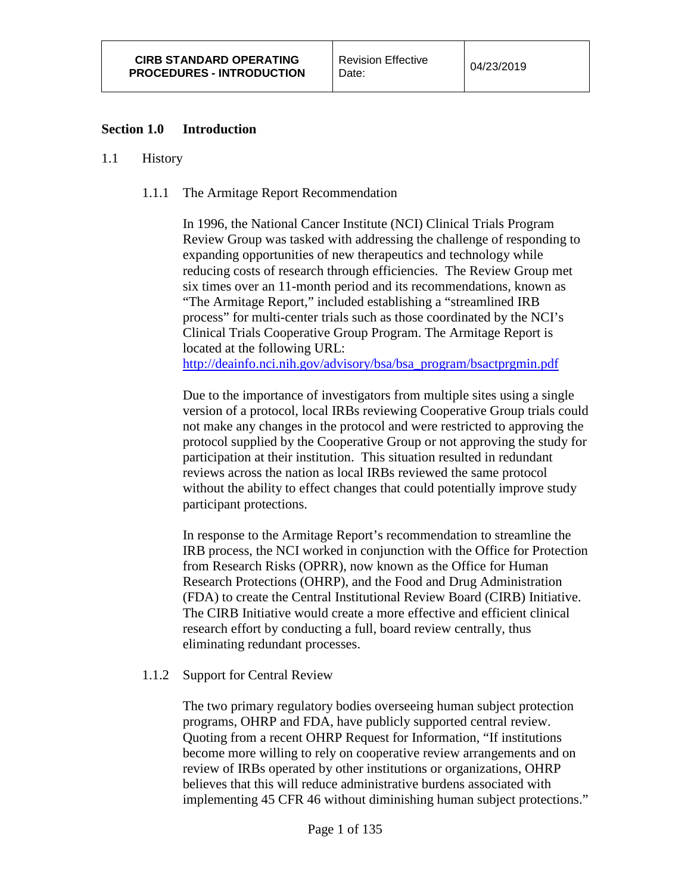## Section 1.0 Introduction

### 1.1 History

#### 1.1.1 The Armitage Report Recommendation

In 1996, the National Cancer Institute (NCI) Clinical Trials Program Review Group was tasked with addressing the challenge of responding to expanding opportunities of new therapeutics and technology while reducing costs of research through efficiencies. The Review Group met six times over an 11-month period and its recommendations, known as "The Armitage Report," included establishing a "streamlined IRB process" for multi-center trials such as those coordinated by the NCI's Clinical Trials Cooperative Group Program. The Armitage Report is located at the following URL: [http://deainfo.nci.nih.gov/advisory/bsa/bsa_program/bsactprgmin.pdf](http://deainfo.nci.nih.gov/advisory/bsa/bsa_program/bsactprgmin.pdf)

Due to the importance of investigators from multiple sites using a single version of a protocol, local IRBs reviewing Cooperative Group trials could not make any changes in the protocol and were restricted to approving the protocol supplied by the Cooperative Group or not approving the study for participation at their institution. This situation resulted in redundant reviews across the nation as local IRBs reviewed the same protocol without the ability to effect changes that could potentially improve study participant protections.

In response to the Armitage Report's recommendation to streamline the IRB process, the NCI worked in conjunction with the Office for Protection from Research Risks (OPRR), now known as the Office for Human Research Protections (OHRP), and the Food and Drug Administration (FDA) to create the Central Institutional Review Board (CIRB) Initiative. The CIRB Initiative would create a more effective and efficient clinical research effort by conducting a full, board review centrally, thus eliminating redundant processes.

#### 1.1.2 Support for Central Review

The two primary regulatory bodies overseeing human subject protection programs, OHRP and FDA, have publicly supported central review. Quoting from a recent OHRP Request for Information, "If institutions become more willing to rely on cooperative review arrangements and on review of IRBs operated by other institutions or organizations, OHRP believes that this will reduce administrative burdens associated with implementing 45 CFR 46 without diminishing human subject protections."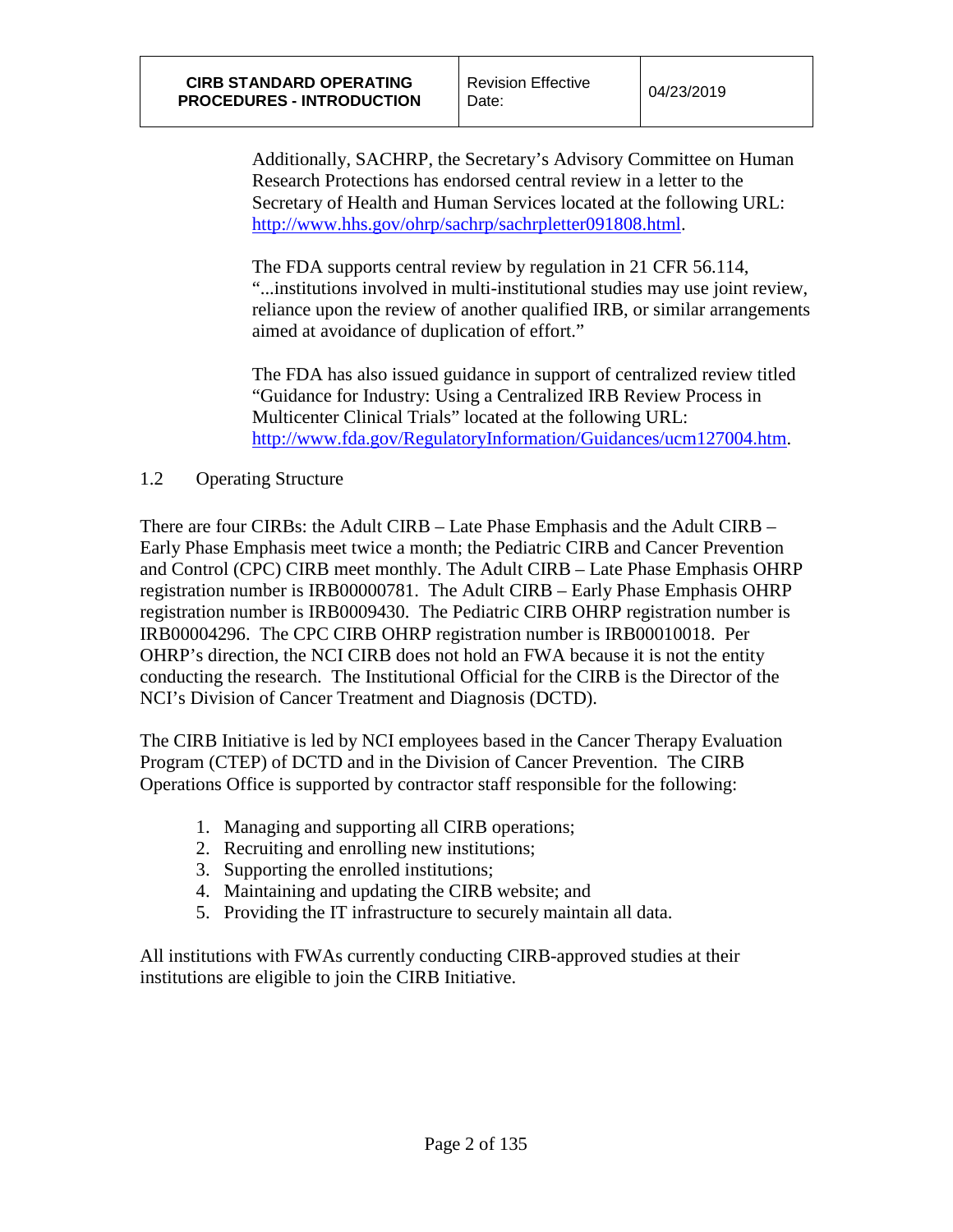Additionally, SACHRP, the Secretary's Advisory Committee on Human Research Protections has endorsed central review in a letter to the Secretary of Health and Human Services located at the following URL: http://www.hhs.gov/ohrp/sachrp/sachrpletter091808.html.

The FDA supports central review by regulation in 21 CFR 56.114, "...institutions involved in multi-institutional studies may use joint review, reliance upon the review of another qualified IRB, or similar arrangements aimed at avoidance of duplication of effort."

The FDA has also issued guidance in support of centralized review titled "Guidance for Industry: Using a Centralized IRB Review Process in Multicenter Clinical Trials" located at the following URL: http://www.fda.gov/RegulatoryInformation/Guidances/ucm127004.htm.

## 1.2 Operating Structure

There are four CIRBs: the Adult CIRB – Late Phase Emphasis and the Adult CIRB – Early Phase Emphasis meet twice a month; the Pediatric CIRB and Cancer Prevention and Control (CPC) CIRB meet monthly. The Adult CIRB – Late Phase Emphasis OHRP registration number is IRB00000781. The Adult CIRB – Early Phase Emphasis OHRP registration number is IRB0009430. The Pediatric CIRB OHRP registration number is IRB00004296. The CPC CIRB OHRP registration number is IRB00010018. Per OHRP's direction, the NCI CIRB does not hold an FWA because it is not the entity conducting the research. The Institutional Official for the CIRB is the Director of the NCI's Division of Cancer Treatment and Diagnosis (DCTD).

The CIRB Initiative is led by NCI employees based in the Cancer Therapy Evaluation Program (CTEP) of DCTD and in the Division of Cancer Prevention. The CIRB Operations Office is supported by contractor staff responsible for the following:

1. Managing and supporting all CIRB operations;
2. Recruiting and enrolling new institutions;
3. Supporting the enrolled institutions;
4. Maintaining and updating the CIRB website; and
5. Providing the IT infrastructure to securely maintain all data.

All institutions with FWAs currently conducting CIRB-approved studies at their institutions are eligible to join the CIRB Initiative.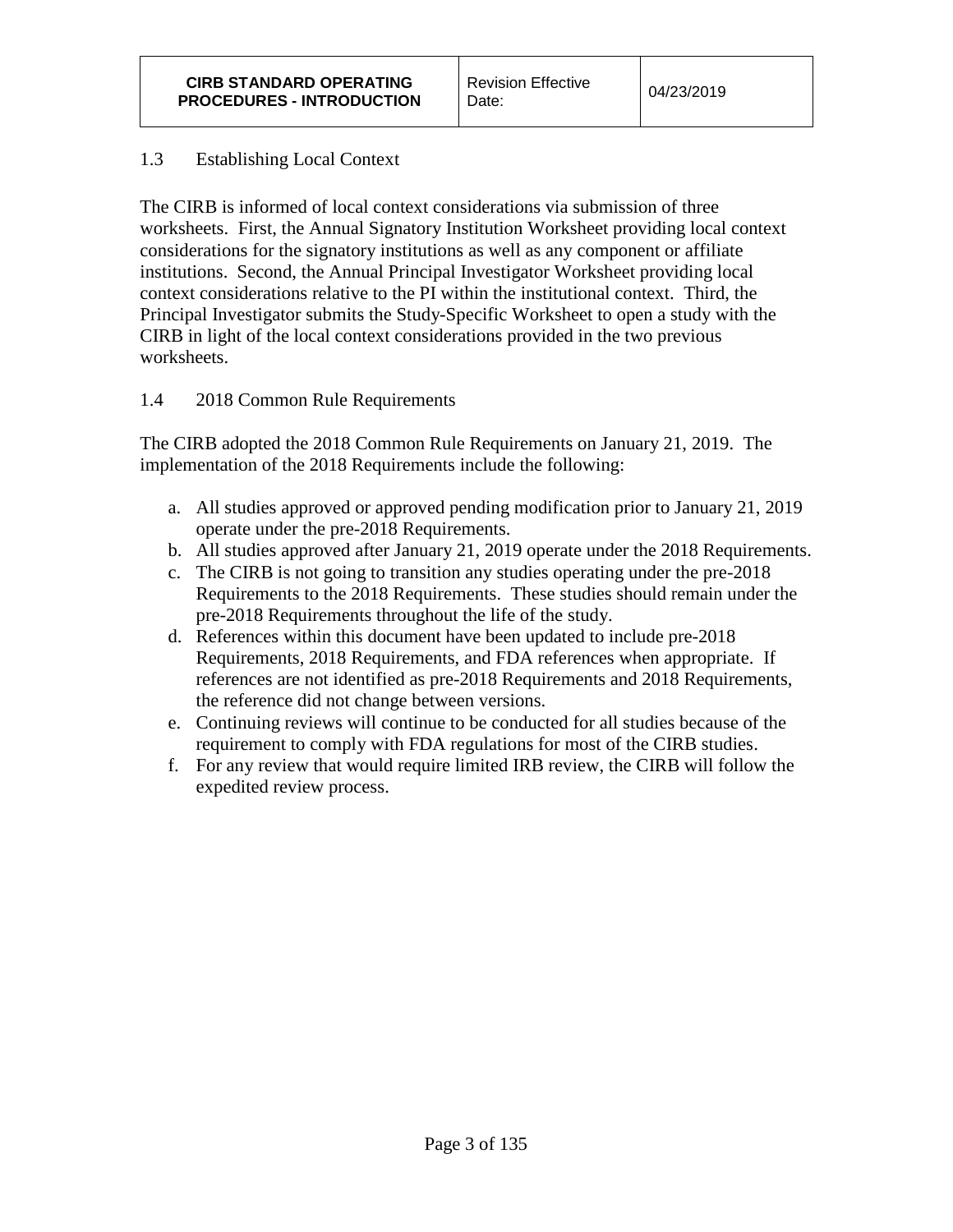## 1.3 Establishing Local Context

The CIRB is informed of local context considerations via submission of three worksheets. First, the Annual Signatory Institution Worksheet providing local context considerations for the signatory institutions as well as any component or affiliate institutions. Second, the Annual Principal Investigator Worksheet providing local context considerations relative to the PI within the institutional context. Third, the Principal Investigator submits the Study-Specific Worksheet to open a study with the CIRB in light of the local context considerations provided in the two previous worksheets.

## 1.4 2018 Common Rule Requirements

The CIRB adopted the 2018 Common Rule Requirements on January 21, 2019. The implementation of the 2018 Requirements include the following:

a. All studies approved or approved pending modification prior to January 21, 2019 operate under the pre-2018 Requirements.
b. All studies approved after January 21, 2019 operate under the 2018 Requirements.
c. The CIRB is not going to transition any studies operating under the pre-2018 Requirements to the 2018 Requirements. These studies should remain under the pre-2018 Requirements throughout the life of the study.
d. References within this document have been updated to include pre-2018 Requirements, 2018 Requirements, and FDA references when appropriate. If references are not identified as pre-2018 Requirements and 2018 Requirements, the reference did not change between versions.
e. Continuing reviews will continue to be conducted for all studies because of the requirement to comply with FDA regulations for most of the CIRB studies.
f. For any review that would require limited IRB review, the CIRB will follow the expedited review process.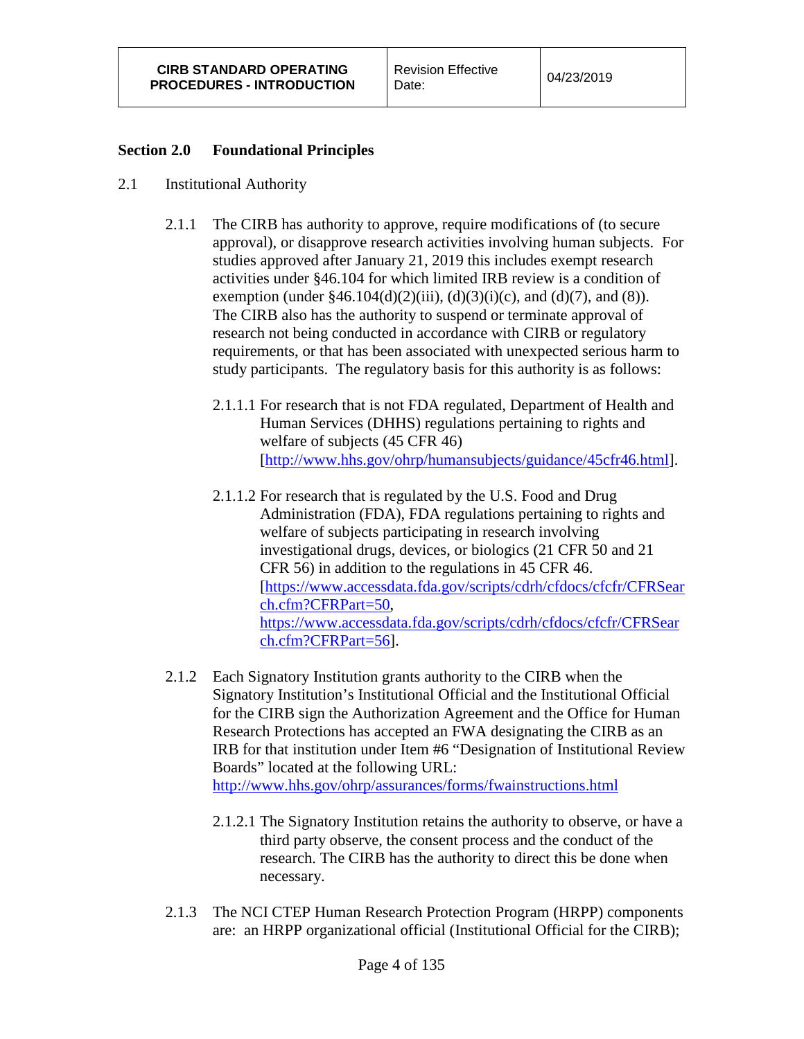## Section 2.0 Foundational Principles

2.1 Institutional Authority

2.1.1 The CIRB has authority to approve, require modifications of (to secure approval), or disapprove research activities involving human subjects. For studies approved after January 21, 2019 this includes exempt research activities under §46.104 for which limited IRB review is a condition of exemption (under §46.104(d)(2)(iii), (d)(3)(i)(c), and (d)(7), and (8)). The CIRB also has the authority to suspend or terminate approval of research not being conducted in accordance with CIRB or regulatory requirements, or that has been associated with unexpected serious harm to study participants. The regulatory basis for this authority is as follows:

2.1.1.1 For research that is not FDA regulated, Department of Health and Human Services (DHHS) regulations pertaining to rights and welfare of subjects (45 CFR 46) [http://www.hhs.gov/ohrp/humansubjects/guidance/45cfr46.html].

2.1.1.2 For research that is regulated by the U.S. Food and Drug Administration (FDA), FDA regulations pertaining to rights and welfare of subjects participating in research involving investigational drugs, devices, or biologics (21 CFR 50 and 21 CFR 56) in addition to the regulations in 45 CFR 46. [https://www.accessdata.fda.gov/scripts/cdrh/cfdocs/cfcfr/CFRSearch.cfm?CFRPart=50, https://www.accessdata.fda.gov/scripts/cdrh/cfdocs/cfcfr/CFRSearch.cfm?CFRPart=56].

2.1.2 Each Signatory Institution grants authority to the CIRB when the Signatory Institution's Institutional Official and the Institutional Official for the CIRB sign the Authorization Agreement and the Office for Human Research Protections has accepted an FWA designating the CIRB as an IRB for that institution under Item #6 "Designation of Institutional Review Boards" located at the following URL: http://www.hhs.gov/ohrp/assurances/forms/fwainstructions.html

2.1.2.1 The Signatory Institution retains the authority to observe, or have a third party observe, the consent process and the conduct of the research. The CIRB has the authority to direct this be done when necessary.

2.1.3 The NCI CTEP Human Research Protection Program (HRPP) components are: an HRPP organizational official (Institutional Official for the CIRB);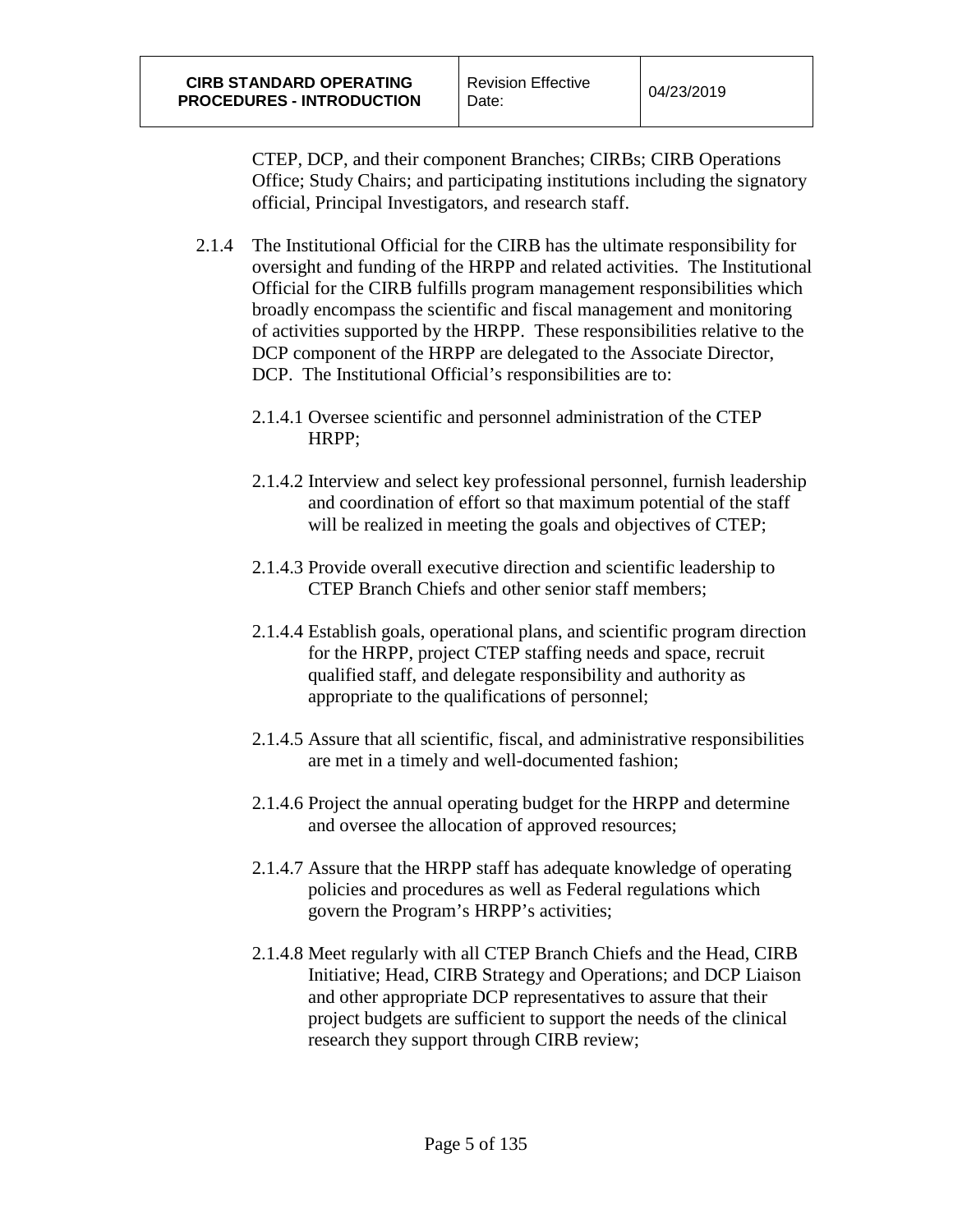CTEP, DCP, and their component Branches; CIRBs; CIRB Operations Office; Study Chairs; and participating institutions including the signatory official, Principal Investigators, and research staff.

2.1.4 The Institutional Official for the CIRB has the ultimate responsibility for oversight and funding of the HRPP and related activities. The Institutional Official for the CIRB fulfills program management responsibilities which broadly encompass the scientific and fiscal management and monitoring of activities supported by the HRPP. These responsibilities relative to the DCP component of the HRPP are delegated to the Associate Director, DCP. The Institutional Official's responsibilities are to:

2.1.4.1 Oversee scientific and personnel administration of the CTEP HRPP;

2.1.4.2 Interview and select key professional personnel, furnish leadership and coordination of effort so that maximum potential of the staff will be realized in meeting the goals and objectives of CTEP;

2.1.4.3 Provide overall executive direction and scientific leadership to CTEP Branch Chiefs and other senior staff members;

2.1.4.4 Establish goals, operational plans, and scientific program direction for the HRPP, project CTEP staffing needs and space, recruit qualified staff, and delegate responsibility and authority as appropriate to the qualifications of personnel;

2.1.4.5 Assure that all scientific, fiscal, and administrative responsibilities are met in a timely and well-documented fashion;

2.1.4.6 Project the annual operating budget for the HRPP and determine and oversee the allocation of approved resources;

2.1.4.7 Assure that the HRPP staff has adequate knowledge of operating policies and procedures as well as Federal regulations which govern the Program's HRPP's activities;

2.1.4.8 Meet regularly with all CTEP Branch Chiefs and the Head, CIRB Initiative; Head, CIRB Strategy and Operations; and DCP Liaison and other appropriate DCP representatives to assure that their project budgets are sufficient to support the needs of the clinical research they support through CIRB review;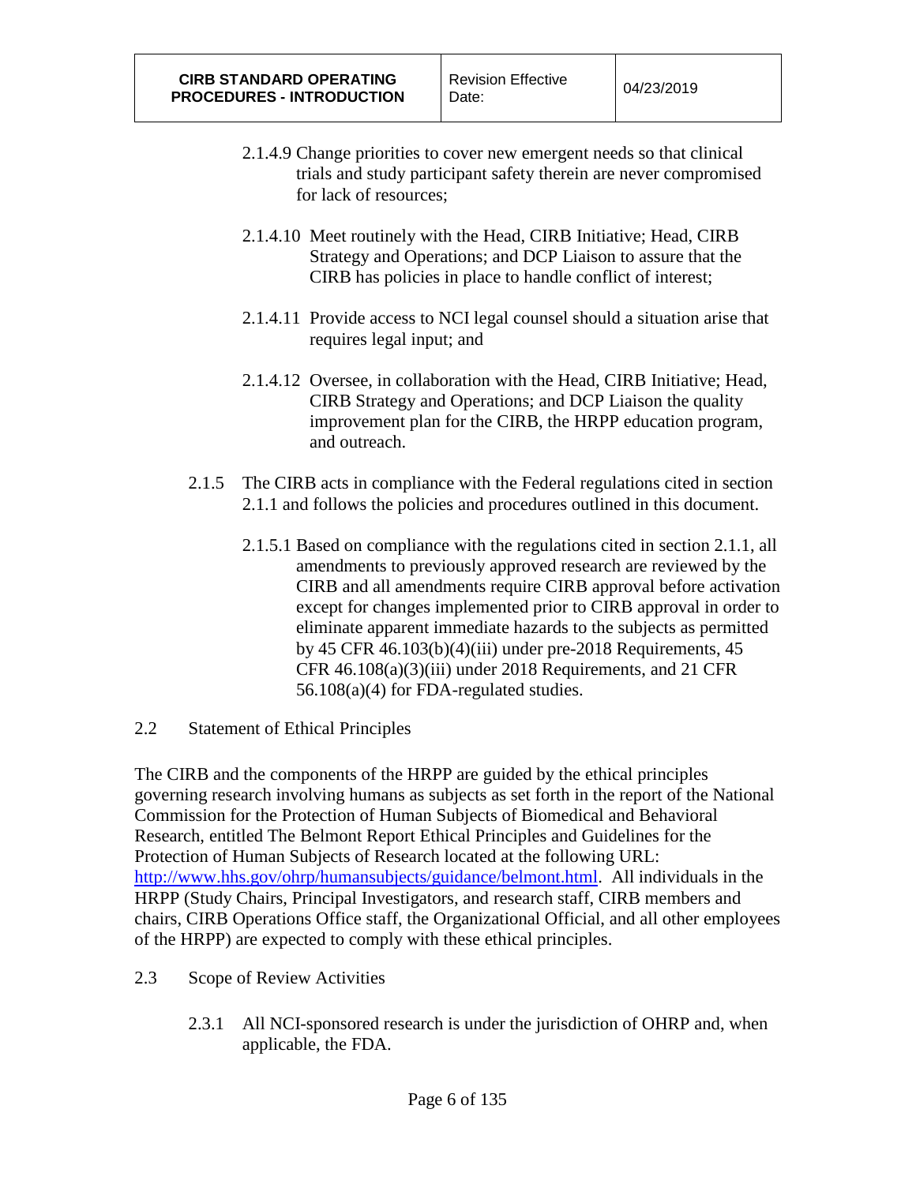2.1.4.9 Change priorities to cover new emergent needs so that clinical trials and study participant safety therein are never compromised for lack of resources;

2.1.4.10 Meet routinely with the Head, CIRB Initiative; Head, CIRB Strategy and Operations; and DCP Liaison to assure that the CIRB has policies in place to handle conflict of interest;

2.1.4.11 Provide access to NCI legal counsel should a situation arise that requires legal input; and

2.1.4.12 Oversee, in collaboration with the Head, CIRB Initiative; Head, CIRB Strategy and Operations; and DCP Liaison the quality improvement plan for the CIRB, the HRPP education program, and outreach.

2.1.5 The CIRB acts in compliance with the Federal regulations cited in section 2.1.1 and follows the policies and procedures outlined in this document.

2.1.5.1 Based on compliance with the regulations cited in section 2.1.1, all amendments to previously approved research are reviewed by the CIRB and all amendments require CIRB approval before activation except for changes implemented prior to CIRB approval in order to eliminate apparent immediate hazards to the subjects as permitted by 45 CFR 46.103(b)(4)(iii) under pre-2018 Requirements, 45 CFR 46.108(a)(3)(iii) under 2018 Requirements, and 21 CFR 56.108(a)(4) for FDA-regulated studies.

## 2.2 Statement of Ethical Principles

The CIRB and the components of the HRPP are guided by the ethical principles governing research involving humans as subjects as set forth in the report of the National Commission for the Protection of Human Subjects of Biomedical and Behavioral Research, entitled The Belmont Report Ethical Principles and Guidelines for the Protection of Human Subjects of Research located at the following URL: [http://www.hhs.gov/ohrp/humansubjects/guidance/belmont.html](http://www.hhs.gov/ohrp/humansubjects/guidance/belmont.html). All individuals in the HRPP (Study Chairs, Principal Investigators, and research staff, CIRB members and chairs, CIRB Operations Office staff, the Organizational Official, and all other employees of the HRPP) are expected to comply with these ethical principles.

## 2.3 Scope of Review Activities

2.3.1 All NCI-sponsored research is under the jurisdiction of OHRP and, when applicable, the FDA.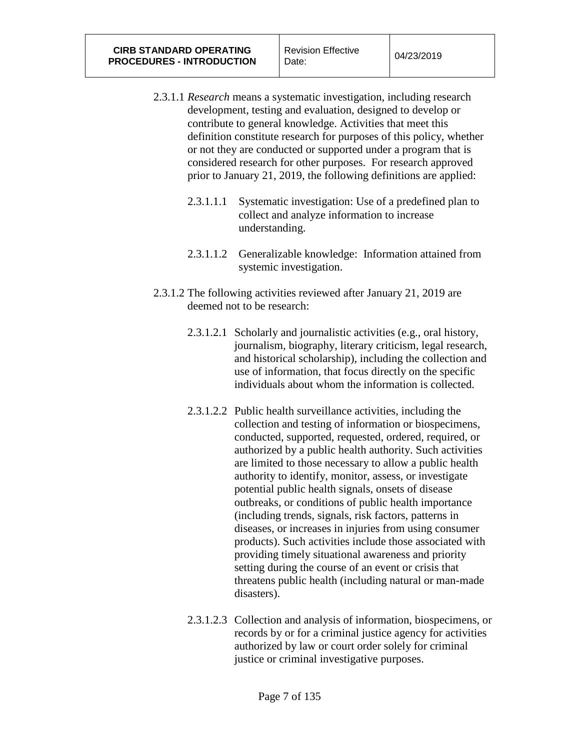2.3.1.1 *Research* means a systematic investigation, including research development, testing and evaluation, designed to develop or contribute to general knowledge. Activities that meet this definition constitute research for purposes of this policy, whether or not they are conducted or supported under a program that is considered research for other purposes. For research approved prior to January 21, 2019, the following definitions are applied:

2.3.1.1.1 Systematic investigation: Use of a predefined plan to collect and analyze information to increase understanding.

2.3.1.1.2 Generalizable knowledge: Information attained from systemic investigation.

2.3.1.2 The following activities reviewed after January 21, 2019 are deemed not to be research:

2.3.1.2.1 Scholarly and journalistic activities (e.g., oral history, journalism, biography, literary criticism, legal research, and historical scholarship), including the collection and use of information, that focus directly on the specific individuals about whom the information is collected.

2.3.1.2.2 Public health surveillance activities, including the collection and testing of information or biospecimens, conducted, supported, requested, ordered, required, or authorized by a public health authority. Such activities are limited to those necessary to allow a public health authority to identify, monitor, assess, or investigate potential public health signals, onsets of disease outbreaks, or conditions of public health importance (including trends, signals, risk factors, patterns in diseases, or increases in injuries from using consumer products). Such activities include those associated with providing timely situational awareness and priority setting during the course of an event or crisis that threatens public health (including natural or man-made disasters).

2.3.1.2.3 Collection and analysis of information, biospecimens, or records by or for a criminal justice agency for activities authorized by law or court order solely for criminal justice or criminal investigative purposes.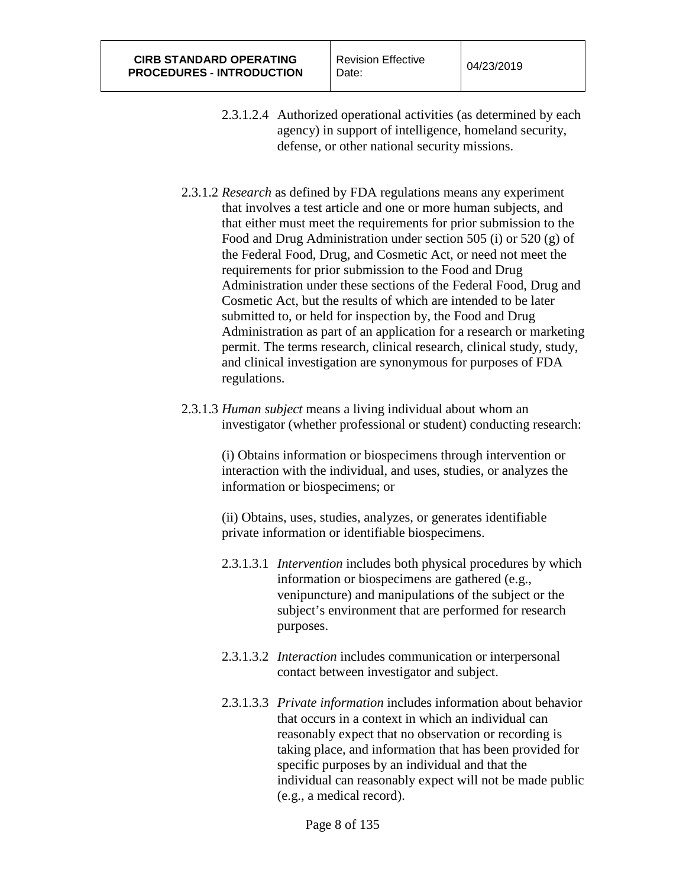2.3.1.2.4 Authorized operational activities (as determined by each agency) in support of intelligence, homeland security, defense, or other national security missions.

2.3.1.2 *Research* as defined by FDA regulations means any experiment that involves a test article and one or more human subjects, and that either must meet the requirements for prior submission to the Food and Drug Administration under section 505 (i) or 520 (g) of the Federal Food, Drug, and Cosmetic Act, or need not meet the requirements for prior submission to the Food and Drug Administration under these sections of the Federal Food, Drug and Cosmetic Act, but the results of which are intended to be later submitted to, or held for inspection by, the Food and Drug Administration as part of an application for a research or marketing permit. The terms research, clinical research, clinical study, study, and clinical investigation are synonymous for purposes of FDA regulations.

2.3.1.3 *Human subject* means a living individual about whom an investigator (whether professional or student) conducting research:

(i) Obtains information or biospecimens through intervention or interaction with the individual, and uses, studies, or analyzes the information or biospecimens; or

(ii) Obtains, uses, studies, analyzes, or generates identifiable private information or identifiable biospecimens.

2.3.1.3.1 *Intervention* includes both physical procedures by which information or biospecimens are gathered (e.g., venipuncture) and manipulations of the subject or the subject's environment that are performed for research purposes.

2.3.1.3.2 *Interaction* includes communication or interpersonal contact between investigator and subject.

2.3.1.3.3 *Private information* includes information about behavior that occurs in a context in which an individual can reasonably expect that no observation or recording is taking place, and information that has been provided for specific purposes by an individual and that the individual can reasonably expect will not be made public (e.g., a medical record).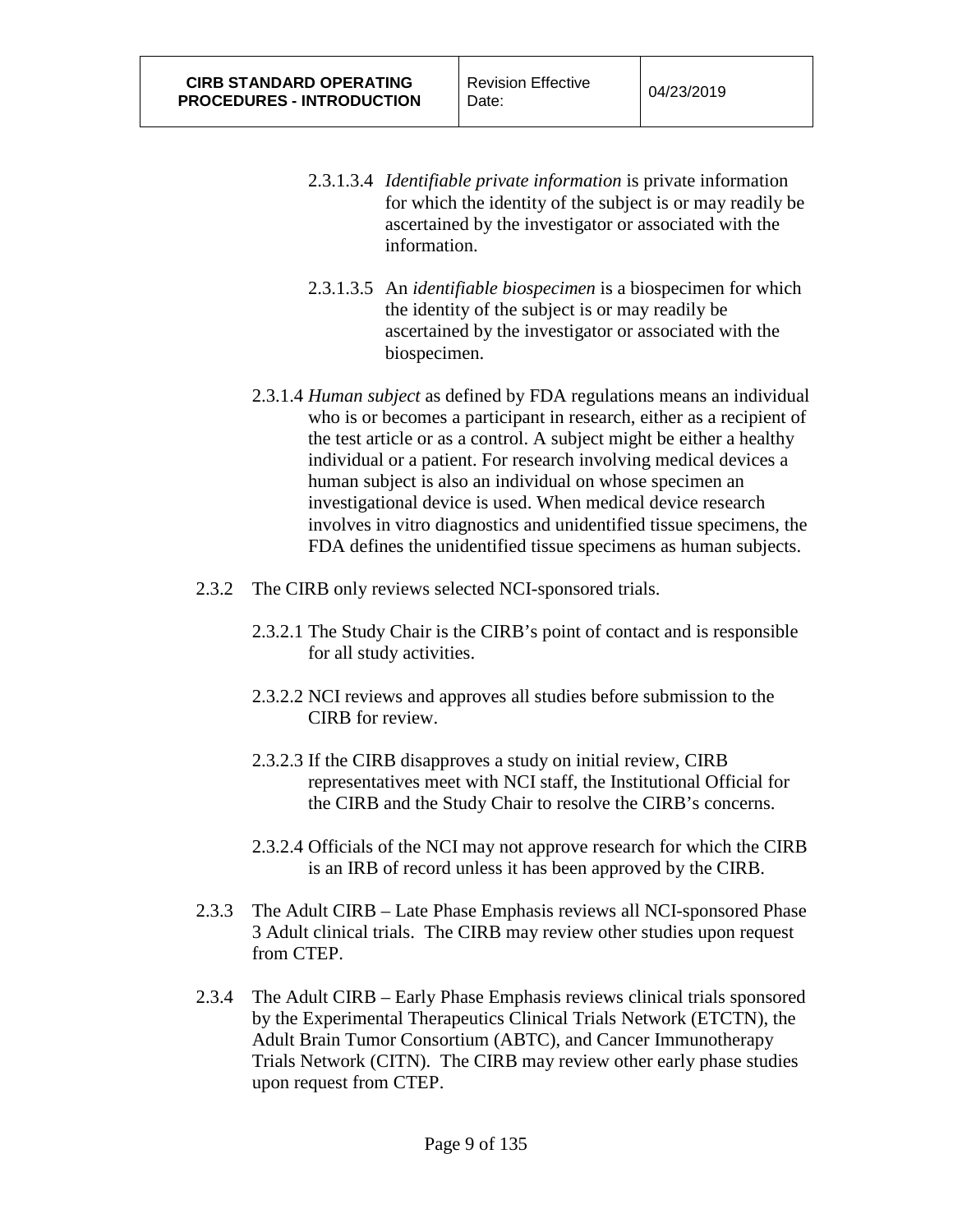2.3.1.3.4 *Identifiable private information* is private information for which the identity of the subject is or may readily be ascertained by the investigator or associated with the information.

2.3.1.3.5 An *identifiable biospecimen* is a biospecimen for which the identity of the subject is or may readily be ascertained by the investigator or associated with the biospecimen.

2.3.1.4 *Human subject* as defined by FDA regulations means an individual who is or becomes a participant in research, either as a recipient of the test article or as a control. A subject might be either a healthy individual or a patient. For research involving medical devices a human subject is also an individual on whose specimen an investigational device is used. When medical device research involves in vitro diagnostics and unidentified tissue specimens, the FDA defines the unidentified tissue specimens as human subjects.

2.3.2 The CIRB only reviews selected NCI-sponsored trials.

2.3.2.1 The Study Chair is the CIRB's point of contact and is responsible for all study activities.

2.3.2.2 NCI reviews and approves all studies before submission to the CIRB for review.

2.3.2.3 If the CIRB disapproves a study on initial review, CIRB representatives meet with NCI staff, the Institutional Official for the CIRB and the Study Chair to resolve the CIRB's concerns.

2.3.2.4 Officials of the NCI may not approve research for which the CIRB is an IRB of record unless it has been approved by the CIRB.

2.3.3 The Adult CIRB – Late Phase Emphasis reviews all NCI-sponsored Phase 3 Adult clinical trials. The CIRB may review other studies upon request from CTEP.

2.3.4 The Adult CIRB – Early Phase Emphasis reviews clinical trials sponsored by the Experimental Therapeutics Clinical Trials Network (ETCTN), the Adult Brain Tumor Consortium (ABTC), and Cancer Immunotherapy Trials Network (CITN). The CIRB may review other early phase studies upon request from CTEP.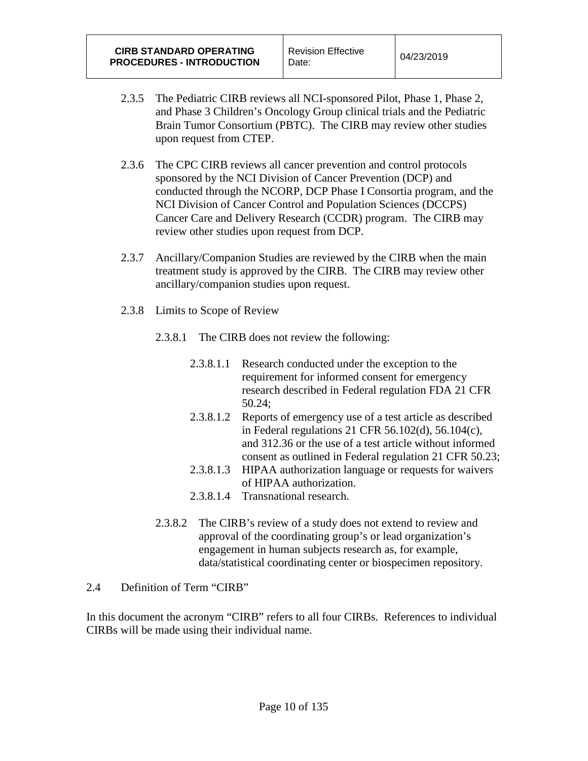2.3.5 The Pediatric CIRB reviews all NCI-sponsored Pilot, Phase 1, Phase 2, and Phase 3 Children's Oncology Group clinical trials and the Pediatric Brain Tumor Consortium (PBTC). The CIRB may review other studies upon request from CTEP.

2.3.6 The CPC CIRB reviews all cancer prevention and control protocols sponsored by the NCI Division of Cancer Prevention (DCP) and conducted through the NCORP, DCP Phase I Consortia program, and the NCI Division of Cancer Control and Population Sciences (DCCPS) Cancer Care and Delivery Research (CCDR) program. The CIRB may review other studies upon request from DCP.

2.3.7 Ancillary/Companion Studies are reviewed by the CIRB when the main treatment study is approved by the CIRB. The CIRB may review other ancillary/companion studies upon request.

2.3.8 Limits to Scope of Review

2.3.8.1 The CIRB does not review the following:

2.3.8.1.1 Research conducted under the exception to the requirement for informed consent for emergency research described in Federal regulation FDA 21 CFR 50.24;

2.3.8.1.2 Reports of emergency use of a test article as described in Federal regulations 21 CFR 56.102(d), 56.104(c), and 312.36 or the use of a test article without informed consent as outlined in Federal regulation 21 CFR 50.23;

2.3.8.1.3 HIPAA authorization language or requests for waivers of HIPAA authorization.

2.3.8.1.4 Transnational research.

2.3.8.2 The CIRB's review of a study does not extend to review and approval of the coordinating group's or lead organization's engagement in human subjects research as, for example, data/statistical coordinating center or biospecimen repository.

## 2.4 Definition of Term "CIRB"

In this document the acronym "CIRB" refers to all four CIRBs. References to individual CIRBs will be made using their individual name.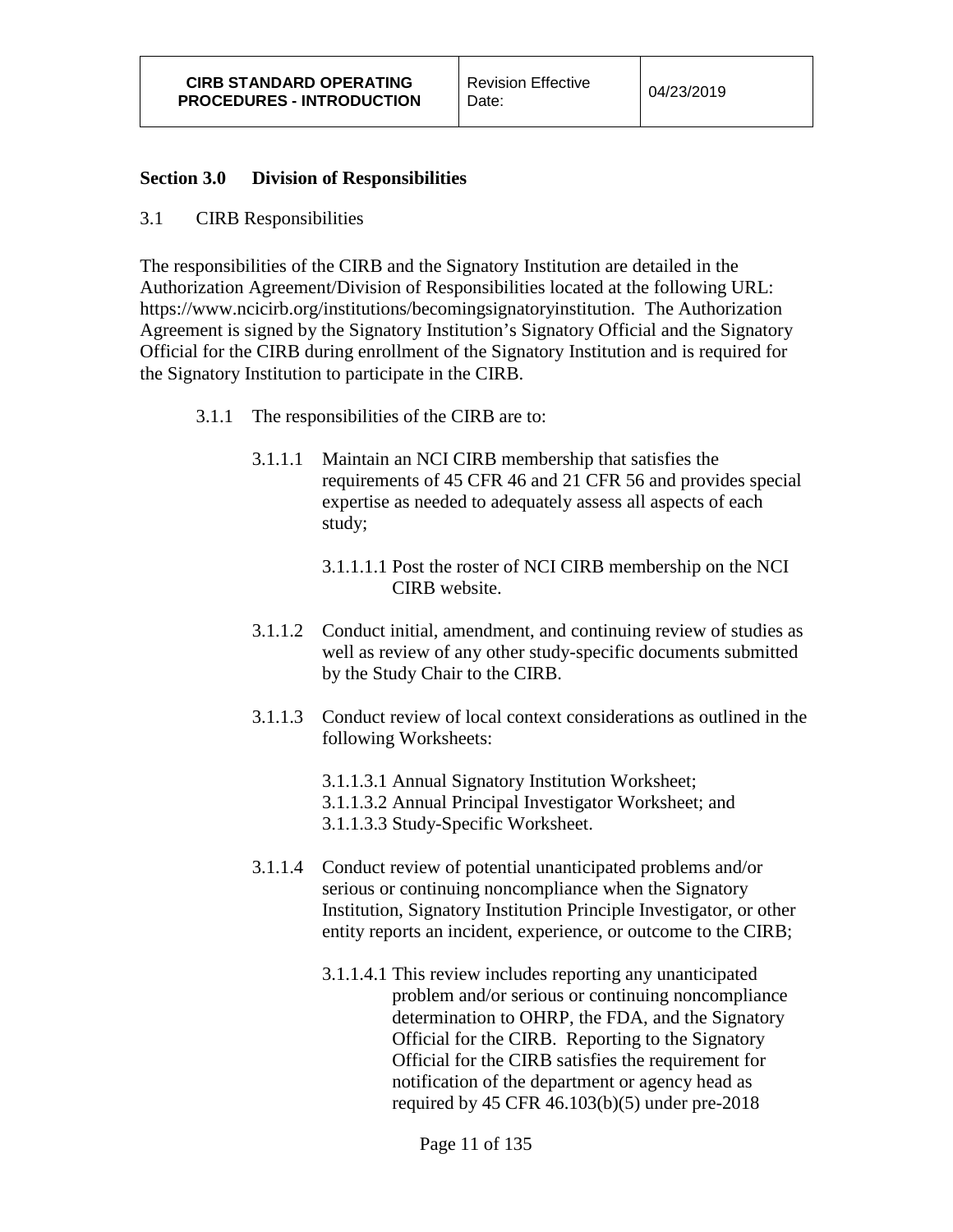## Section 3.0 Division of Responsibilities

3.1 CIRB Responsibilities

The responsibilities of the CIRB and the Signatory Institution are detailed in the Authorization Agreement/Division of Responsibilities located at the following URL: https://www.ncicirb.org/institutions/becomingsignatoryinstitution. The Authorization Agreement is signed by the Signatory Institution's Signatory Official and the Signatory Official for the CIRB during enrollment of the Signatory Institution and is required for the Signatory Institution to participate in the CIRB.

- 3.1.1 The responsibilities of the CIRB are to:
  - 3.1.1.1 Maintain an NCI CIRB membership that satisfies the requirements of 45 CFR 46 and 21 CFR 56 and provides special expertise as needed to adequately assess all aspects of each study;
    - 3.1.1.1.1 Post the roster of NCI CIRB membership on the NCI CIRB website.
  - 3.1.1.2 Conduct initial, amendment, and continuing review of studies as well as review of any other study-specific documents submitted by the Study Chair to the CIRB.
  - 3.1.1.3 Conduct review of local context considerations as outlined in the following Worksheets:
    - 3.1.1.3.1 Annual Signatory Institution Worksheet;
    - 3.1.1.3.2 Annual Principal Investigator Worksheet; and
    - 3.1.1.3.3 Study-Specific Worksheet.
  - 3.1.1.4 Conduct review of potential unanticipated problems and/or serious or continuing noncompliance when the Signatory Institution, Signatory Institution Principle Investigator, or other entity reports an incident, experience, or outcome to the CIRB;
    - 3.1.1.4.1 This review includes reporting any unanticipated problem and/or serious or continuing noncompliance determination to OHRP, the FDA, and the Signatory Official for the CIRB. Reporting to the Signatory Official for the CIRB satisfies the requirement for notification of the department or agency head as required by 45 CFR 46.103(b)(5) under pre-2018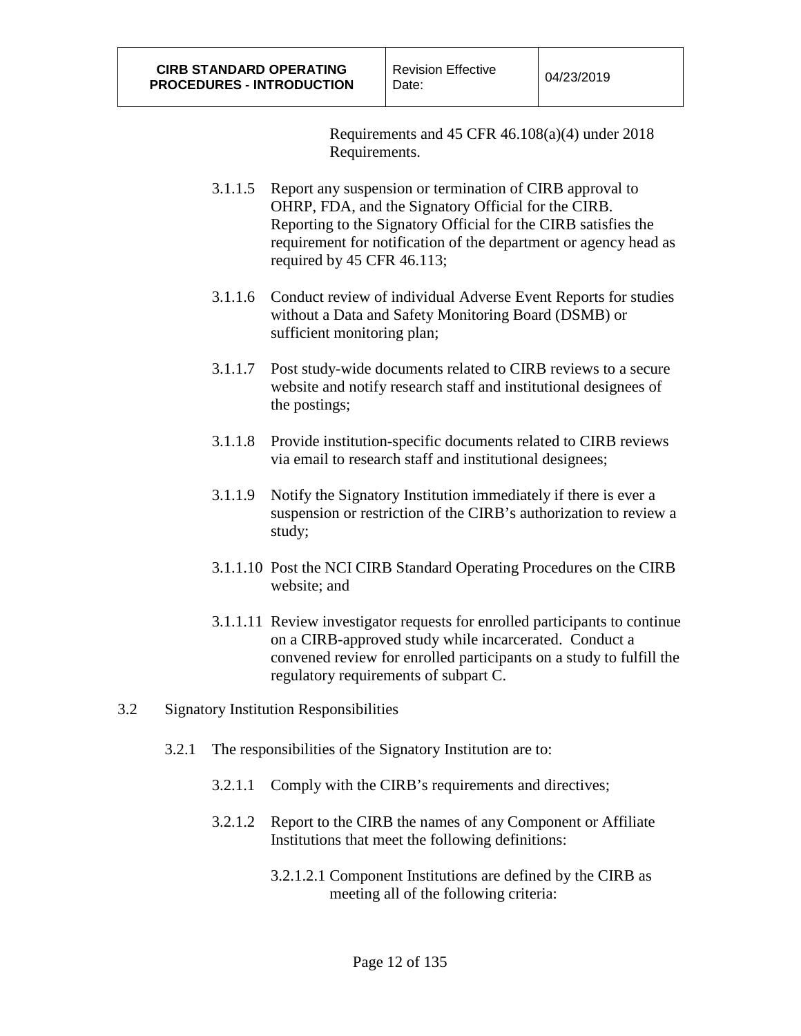Requirements and 45 CFR 46.108(a)(4) under 2018 Requirements.

3.1.1.5 Report any suspension or termination of CIRB approval to OHRP, FDA, and the Signatory Official for the CIRB. Reporting to the Signatory Official for the CIRB satisfies the requirement for notification of the department or agency head as required by 45 CFR 46.113;

3.1.1.6 Conduct review of individual Adverse Event Reports for studies without a Data and Safety Monitoring Board (DSMB) or sufficient monitoring plan;

3.1.1.7 Post study-wide documents related to CIRB reviews to a secure website and notify research staff and institutional designees of the postings;

3.1.1.8 Provide institution-specific documents related to CIRB reviews via email to research staff and institutional designees;

3.1.1.9 Notify the Signatory Institution immediately if there is ever a suspension or restriction of the CIRB's authorization to review a study;

3.1.1.10 Post the NCI CIRB Standard Operating Procedures on the CIRB website; and

3.1.1.11 Review investigator requests for enrolled participants to continue on a CIRB-approved study while incarcerated. Conduct a convened review for enrolled participants on a study to fulfill the regulatory requirements of subpart C.

3.2 Signatory Institution Responsibilities

3.2.1 The responsibilities of the Signatory Institution are to:

3.2.1.1 Comply with the CIRB's requirements and directives;

3.2.1.2 Report to the CIRB the names of any Component or Affiliate Institutions that meet the following definitions:

3.2.1.2.1 Component Institutions are defined by the CIRB as meeting all of the following criteria: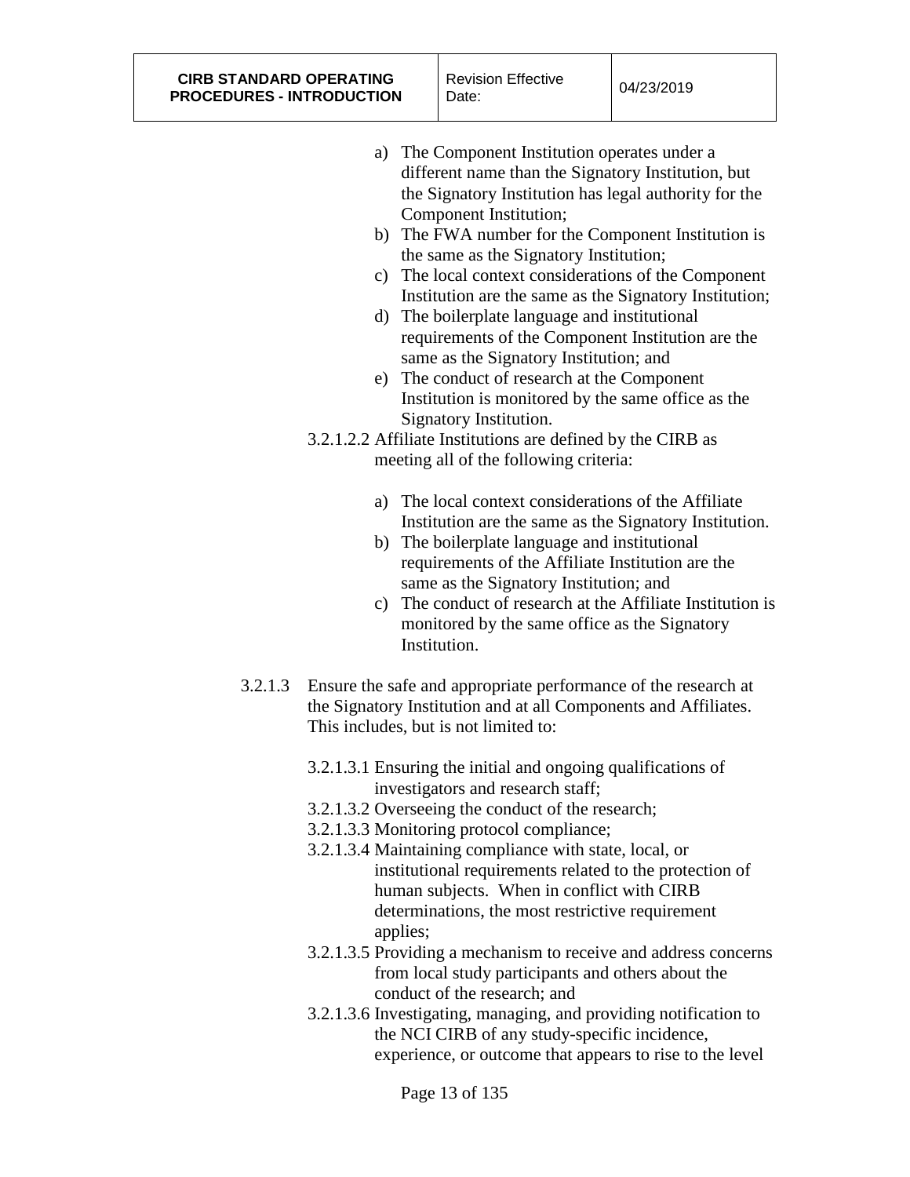a) The Component Institution operates under a different name than the Signatory Institution, but the Signatory Institution has legal authority for the Component Institution;
b) The FWA number for the Component Institution is the same as the Signatory Institution;
c) The local context considerations of the Component Institution are the same as the Signatory Institution;
d) The boilerplate language and institutional requirements of the Component Institution are the same as the Signatory Institution; and
e) The conduct of research at the Component Institution is monitored by the same office as the Signatory Institution.

3.2.1.2.2 Affiliate Institutions are defined by the CIRB as meeting all of the following criteria:

a) The local context considerations of the Affiliate Institution are the same as the Signatory Institution.
b) The boilerplate language and institutional requirements of the Affiliate Institution are the same as the Signatory Institution; and
c) The conduct of research at the Affiliate Institution is monitored by the same office as the Signatory Institution.

3.2.1.3 Ensure the safe and appropriate performance of the research at the Signatory Institution and at all Components and Affiliates. This includes, but is not limited to:

3.2.1.3.1 Ensuring the initial and ongoing qualifications of investigators and research staff;
3.2.1.3.2 Overseeing the conduct of the research;
3.2.1.3.3 Monitoring protocol compliance;
3.2.1.3.4 Maintaining compliance with state, local, or institutional requirements related to the protection of human subjects. When in conflict with CIRB determinations, the most restrictive requirement applies;
3.2.1.3.5 Providing a mechanism to receive and address concerns from local study participants and others about the conduct of the research; and
3.2.1.3.6 Investigating, managing, and providing notification to the NCI CIRB of any study-specific incidence, experience, or outcome that appears to rise to the level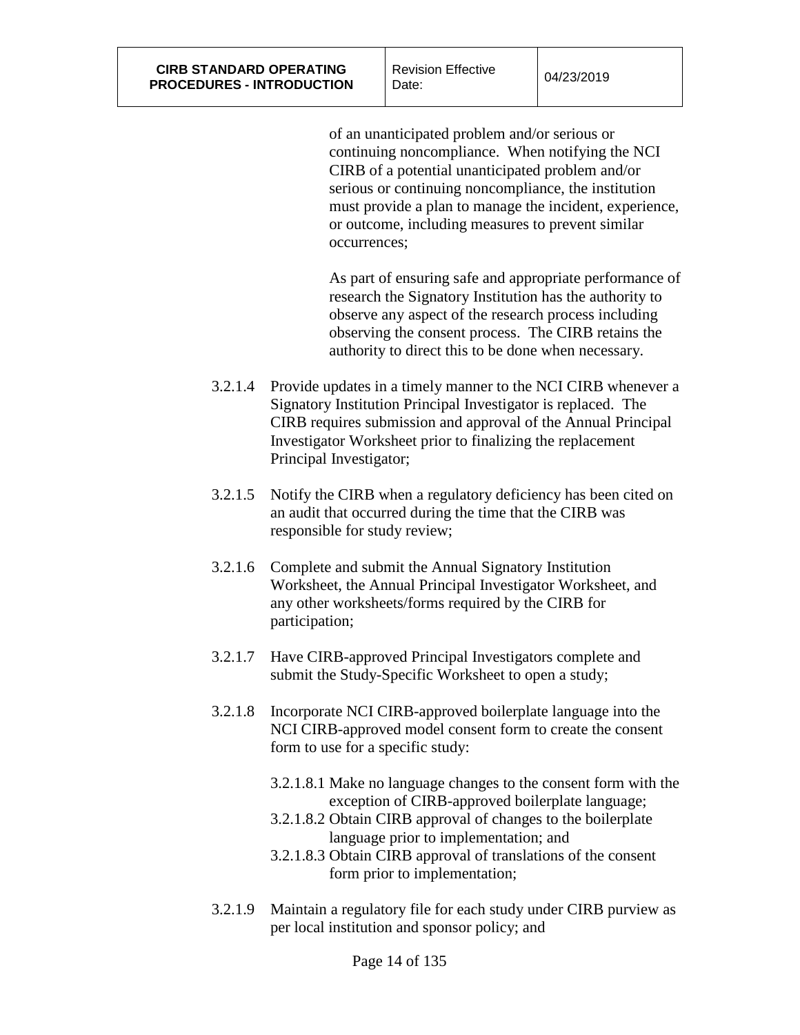of an unanticipated problem and/or serious or continuing noncompliance. When notifying the NCI CIRB of a potential unanticipated problem and/or serious or continuing noncompliance, the institution must provide a plan to manage the incident, experience, or outcome, including measures to prevent similar occurrences;

As part of ensuring safe and appropriate performance of research the Signatory Institution has the authority to observe any aspect of the research process including observing the consent process. The CIRB retains the authority to direct this to be done when necessary.

3.2.1.4 Provide updates in a timely manner to the NCI CIRB whenever a Signatory Institution Principal Investigator is replaced. The CIRB requires submission and approval of the Annual Principal Investigator Worksheet prior to finalizing the replacement Principal Investigator;

3.2.1.5 Notify the CIRB when a regulatory deficiency has been cited on an audit that occurred during the time that the CIRB was responsible for study review;

3.2.1.6 Complete and submit the Annual Signatory Institution Worksheet, the Annual Principal Investigator Worksheet, and any other worksheets/forms required by the CIRB for participation;

3.2.1.7 Have CIRB-approved Principal Investigators complete and submit the Study-Specific Worksheet to open a study;

3.2.1.8 Incorporate NCI CIRB-approved boilerplate language into the NCI CIRB-approved model consent form to create the consent form to use for a specific study:

3.2.1.8.1 Make no language changes to the consent form with the exception of CIRB-approved boilerplate language;

3.2.1.8.2 Obtain CIRB approval of changes to the boilerplate language prior to implementation; and

3.2.1.8.3 Obtain CIRB approval of translations of the consent form prior to implementation;

3.2.1.9 Maintain a regulatory file for each study under CIRB purview as per local institution and sponsor policy; and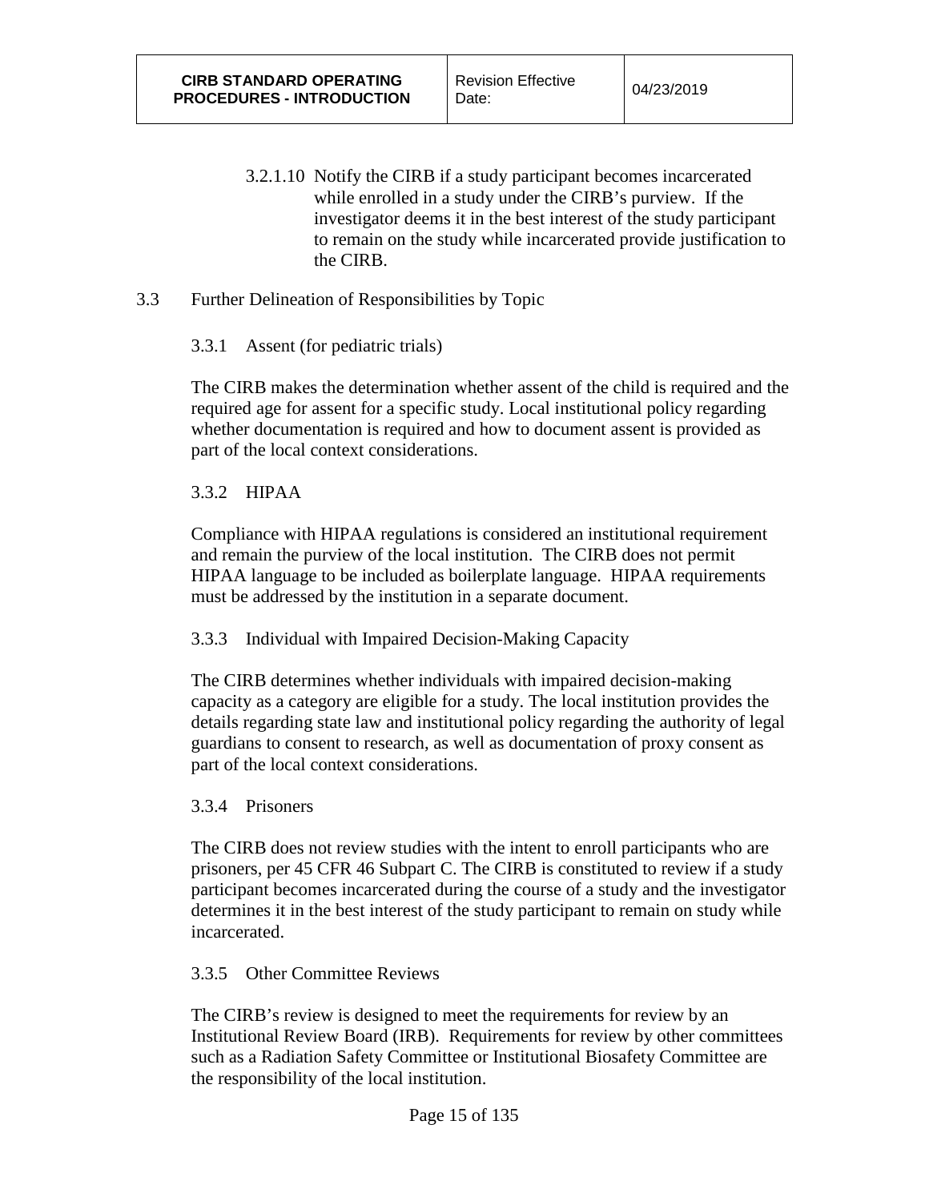3.2.1.10 Notify the CIRB if a study participant becomes incarcerated while enrolled in a study under the CIRB's purview. If the investigator deems it in the best interest of the study participant to remain on the study while incarcerated provide justification to the CIRB.

## 3.3 Further Delineation of Responsibilities by Topic

### 3.3.1 Assent (for pediatric trials)

The CIRB makes the determination whether assent of the child is required and the required age for assent for a specific study. Local institutional policy regarding whether documentation is required and how to document assent is provided as part of the local context considerations.

### 3.3.2 HIPAA

Compliance with HIPAA regulations is considered an institutional requirement and remain the purview of the local institution. The CIRB does not permit HIPAA language to be included as boilerplate language. HIPAA requirements must be addressed by the institution in a separate document.

### 3.3.3 Individual with Impaired Decision-Making Capacity

The CIRB determines whether individuals with impaired decision-making capacity as a category are eligible for a study. The local institution provides the details regarding state law and institutional policy regarding the authority of legal guardians to consent to research, as well as documentation of proxy consent as part of the local context considerations.

### 3.3.4 Prisoners

The CIRB does not review studies with the intent to enroll participants who are prisoners, per 45 CFR 46 Subpart C. The CIRB is constituted to review if a study participant becomes incarcerated during the course of a study and the investigator determines it in the best interest of the study participant to remain on study while incarcerated.

### 3.3.5 Other Committee Reviews

The CIRB's review is designed to meet the requirements for review by an Institutional Review Board (IRB). Requirements for review by other committees such as a Radiation Safety Committee or Institutional Biosafety Committee are the responsibility of the local institution.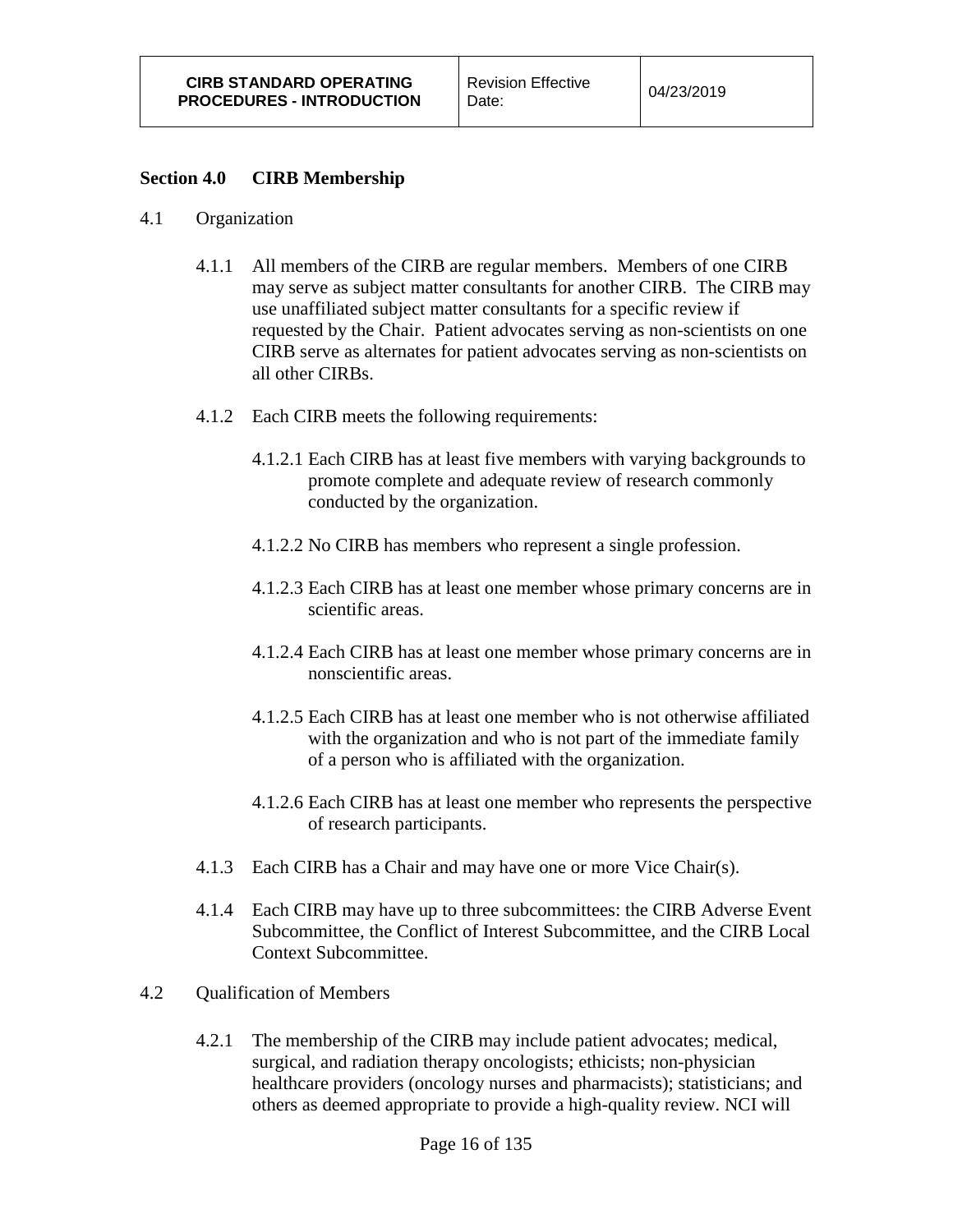## Section 4.0 CIRB Membership

4.1 Organization

4.1.1 All members of the CIRB are regular members. Members of one CIRB may serve as subject matter consultants for another CIRB. The CIRB may use unaffiliated subject matter consultants for a specific review if requested by the Chair. Patient advocates serving as non-scientists on one CIRB serve as alternates for patient advocates serving as non-scientists on all other CIRBs.

4.1.2 Each CIRB meets the following requirements:

4.1.2.1 Each CIRB has at least five members with varying backgrounds to promote complete and adequate review of research commonly conducted by the organization.

4.1.2.2 No CIRB has members who represent a single profession.

4.1.2.3 Each CIRB has at least one member whose primary concerns are in scientific areas.

4.1.2.4 Each CIRB has at least one member whose primary concerns are in nonscientific areas.

4.1.2.5 Each CIRB has at least one member who is not otherwise affiliated with the organization and who is not part of the immediate family of a person who is affiliated with the organization.

4.1.2.6 Each CIRB has at least one member who represents the perspective of research participants.

4.1.3 Each CIRB has a Chair and may have one or more Vice Chair(s).

4.1.4 Each CIRB may have up to three subcommittees: the CIRB Adverse Event Subcommittee, the Conflict of Interest Subcommittee, and the CIRB Local Context Subcommittee.

4.2 Qualification of Members

4.2.1 The membership of the CIRB may include patient advocates; medical, surgical, and radiation therapy oncologists; ethicists; non-physician healthcare providers (oncology nurses and pharmacists); statisticians; and others as deemed appropriate to provide a high-quality review. NCI will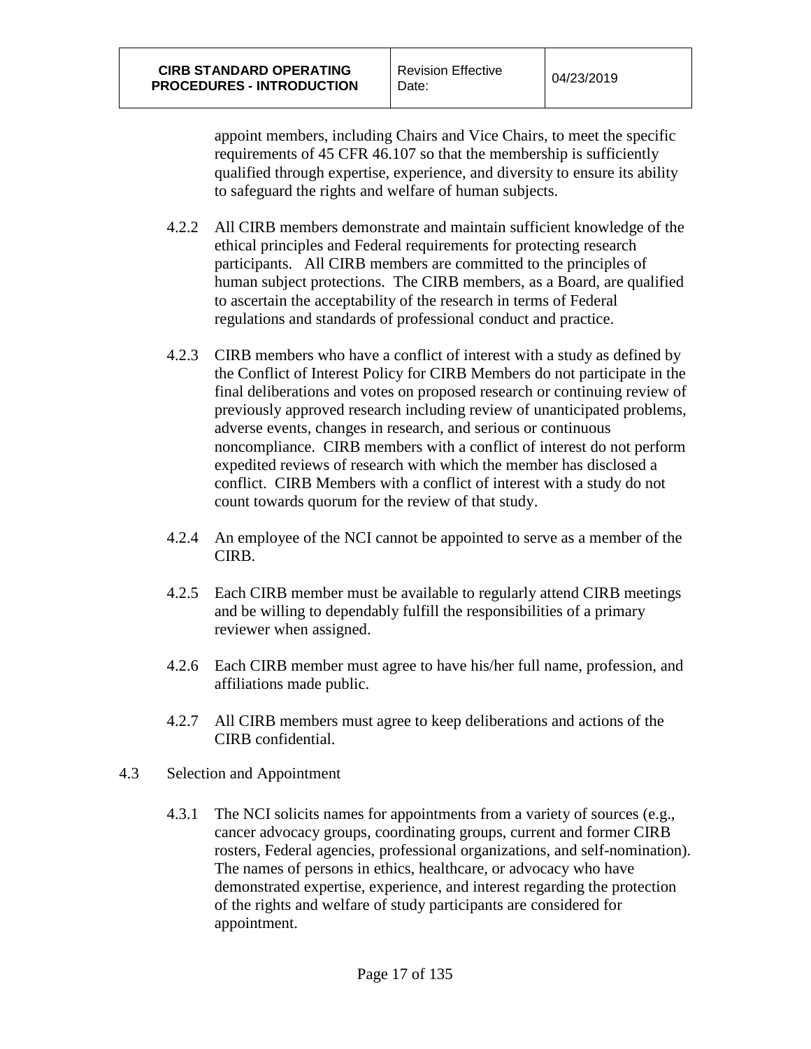appoint members, including Chairs and Vice Chairs, to meet the specific requirements of 45 CFR 46.107 so that the membership is sufficiently qualified through expertise, experience, and diversity to ensure its ability to safeguard the rights and welfare of human subjects.

4.2.2 All CIRB members demonstrate and maintain sufficient knowledge of the ethical principles and Federal requirements for protecting research participants. All CIRB members are committed to the principles of human subject protections. The CIRB members, as a Board, are qualified to ascertain the acceptability of the research in terms of Federal regulations and standards of professional conduct and practice.

4.2.3 CIRB members who have a conflict of interest with a study as defined by the Conflict of Interest Policy for CIRB Members do not participate in the final deliberations and votes on proposed research or continuing review of previously approved research including review of unanticipated problems, adverse events, changes in research, and serious or continuous noncompliance. CIRB members with a conflict of interest do not perform expedited reviews of research with which the member has disclosed a conflict. CIRB Members with a conflict of interest with a study do not count towards quorum for the review of that study.

4.2.4 An employee of the NCI cannot be appointed to serve as a member of the CIRB.

4.2.5 Each CIRB member must be available to regularly attend CIRB meetings and be willing to dependably fulfill the responsibilities of a primary reviewer when assigned.

4.2.6 Each CIRB member must agree to have his/her full name, profession, and affiliations made public.

4.2.7 All CIRB members must agree to keep deliberations and actions of the CIRB confidential.

4.3 Selection and Appointment

4.3.1 The NCI solicits names for appointments from a variety of sources (e.g., cancer advocacy groups, coordinating groups, current and former CIRB rosters, Federal agencies, professional organizations, and self-nomination). The names of persons in ethics, healthcare, or advocacy who have demonstrated expertise, experience, and interest regarding the protection of the rights and welfare of study participants are considered for appointment.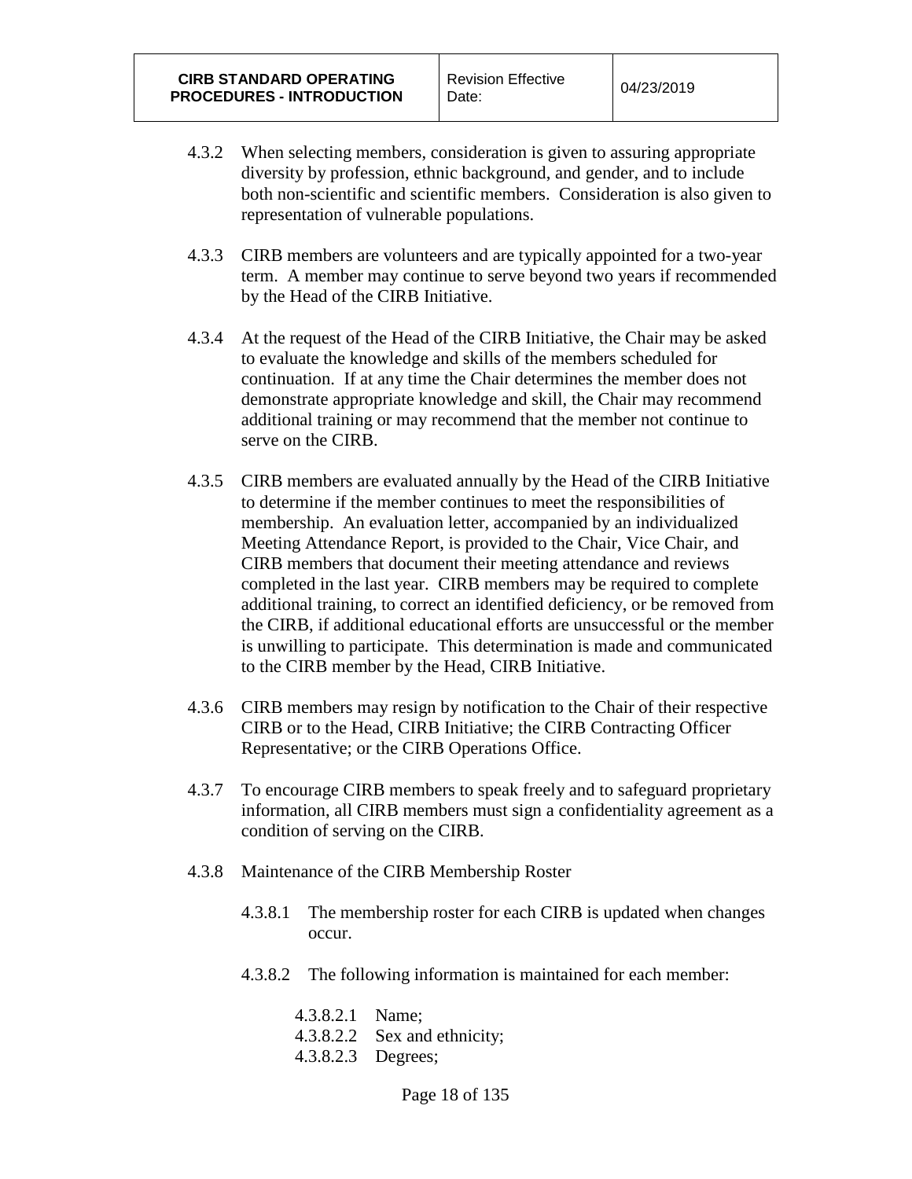4.3.2 When selecting members, consideration is given to assuring appropriate diversity by profession, ethnic background, and gender, and to include both non-scientific and scientific members. Consideration is also given to representation of vulnerable populations.

4.3.3 CIRB members are volunteers and are typically appointed for a two-year term. A member may continue to serve beyond two years if recommended by the Head of the CIRB Initiative.

4.3.4 At the request of the Head of the CIRB Initiative, the Chair may be asked to evaluate the knowledge and skills of the members scheduled for continuation. If at any time the Chair determines the member does not demonstrate appropriate knowledge and skill, the Chair may recommend additional training or may recommend that the member not continue to serve on the CIRB.

4.3.5 CIRB members are evaluated annually by the Head of the CIRB Initiative to determine if the member continues to meet the responsibilities of membership. An evaluation letter, accompanied by an individualized Meeting Attendance Report, is provided to the Chair, Vice Chair, and CIRB members that document their meeting attendance and reviews completed in the last year. CIRB members may be required to complete additional training, to correct an identified deficiency, or be removed from the CIRB, if additional educational efforts are unsuccessful or the member is unwilling to participate. This determination is made and communicated to the CIRB member by the Head, CIRB Initiative.

4.3.6 CIRB members may resign by notification to the Chair of their respective CIRB or to the Head, CIRB Initiative; the CIRB Contracting Officer Representative; or the CIRB Operations Office.

4.3.7 To encourage CIRB members to speak freely and to safeguard proprietary information, all CIRB members must sign a confidentiality agreement as a condition of serving on the CIRB.

4.3.8 Maintenance of the CIRB Membership Roster

4.3.8.1 The membership roster for each CIRB is updated when changes occur.

4.3.8.2 The following information is maintained for each member:

4.3.8.2.1 Name;
4.3.8.2.2 Sex and ethnicity;
4.3.8.2.3 Degrees;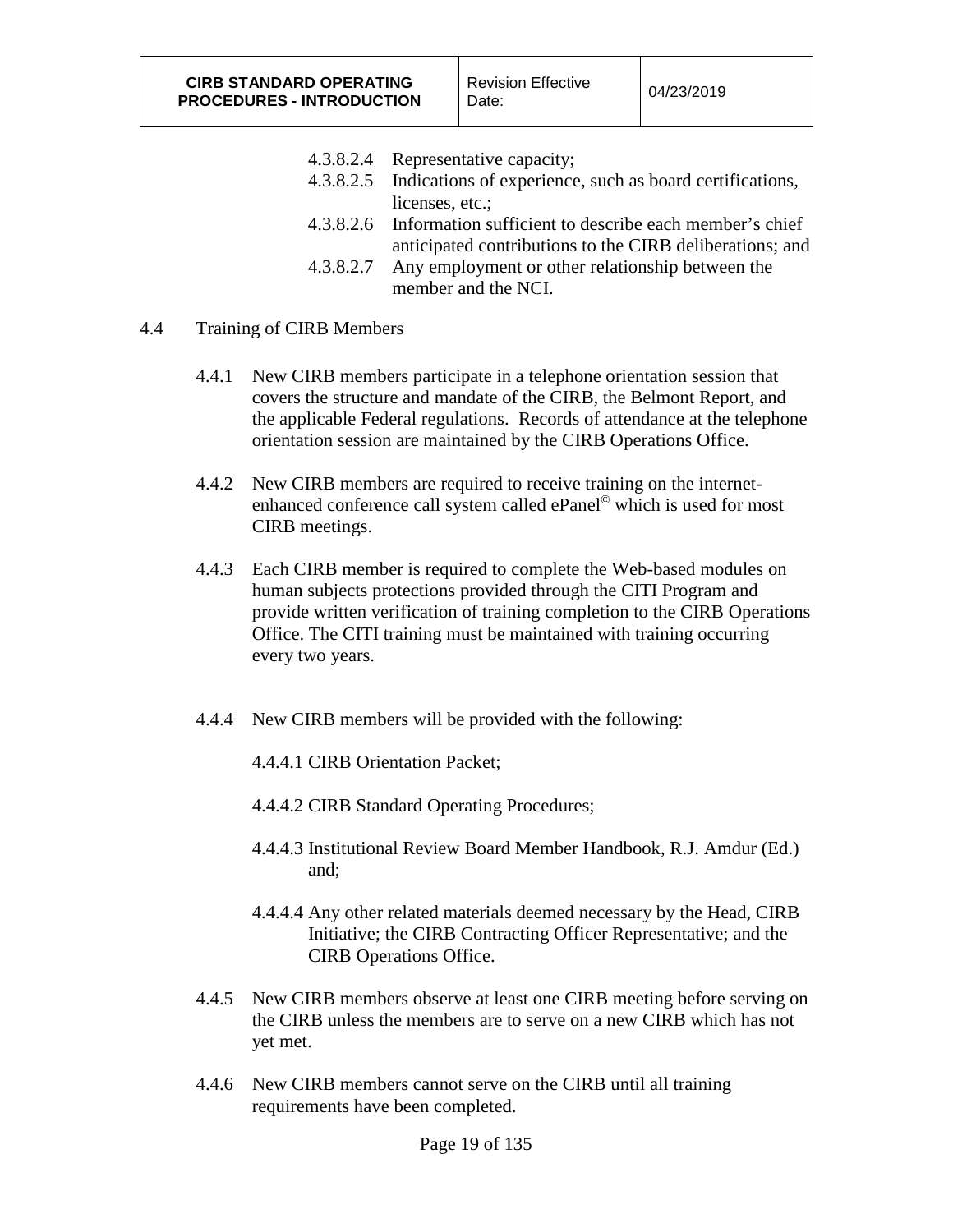4.3.8.2.4 Representative capacity;

4.3.8.2.5 Indications of experience, such as board certifications, licenses, etc.;

4.3.8.2.6 Information sufficient to describe each member's chief anticipated contributions to the CIRB deliberations; and

4.3.8.2.7 Any employment or other relationship between the member and the NCI.

## 4.4 Training of CIRB Members

4.4.1 New CIRB members participate in a telephone orientation session that covers the structure and mandate of the CIRB, the Belmont Report, and the applicable Federal regulations. Records of attendance at the telephone orientation session are maintained by the CIRB Operations Office.

4.4.2 New CIRB members are required to receive training on the internet-enhanced conference call system called ePanel© which is used for most CIRB meetings.

4.4.3 Each CIRB member is required to complete the Web-based modules on human subjects protections provided through the CITI Program and provide written verification of training completion to the CIRB Operations Office. The CITI training must be maintained with training occurring every two years.

4.4.4 New CIRB members will be provided with the following:

4.4.4.1 CIRB Orientation Packet;

4.4.4.2 CIRB Standard Operating Procedures;

4.4.4.3 Institutional Review Board Member Handbook, R.J. Amdur (Ed.) and;

4.4.4.4 Any other related materials deemed necessary by the Head, CIRB Initiative; the CIRB Contracting Officer Representative; and the CIRB Operations Office.

4.4.5 New CIRB members observe at least one CIRB meeting before serving on the CIRB unless the members are to serve on a new CIRB which has not yet met.

4.4.6 New CIRB members cannot serve on the CIRB until all training requirements have been completed.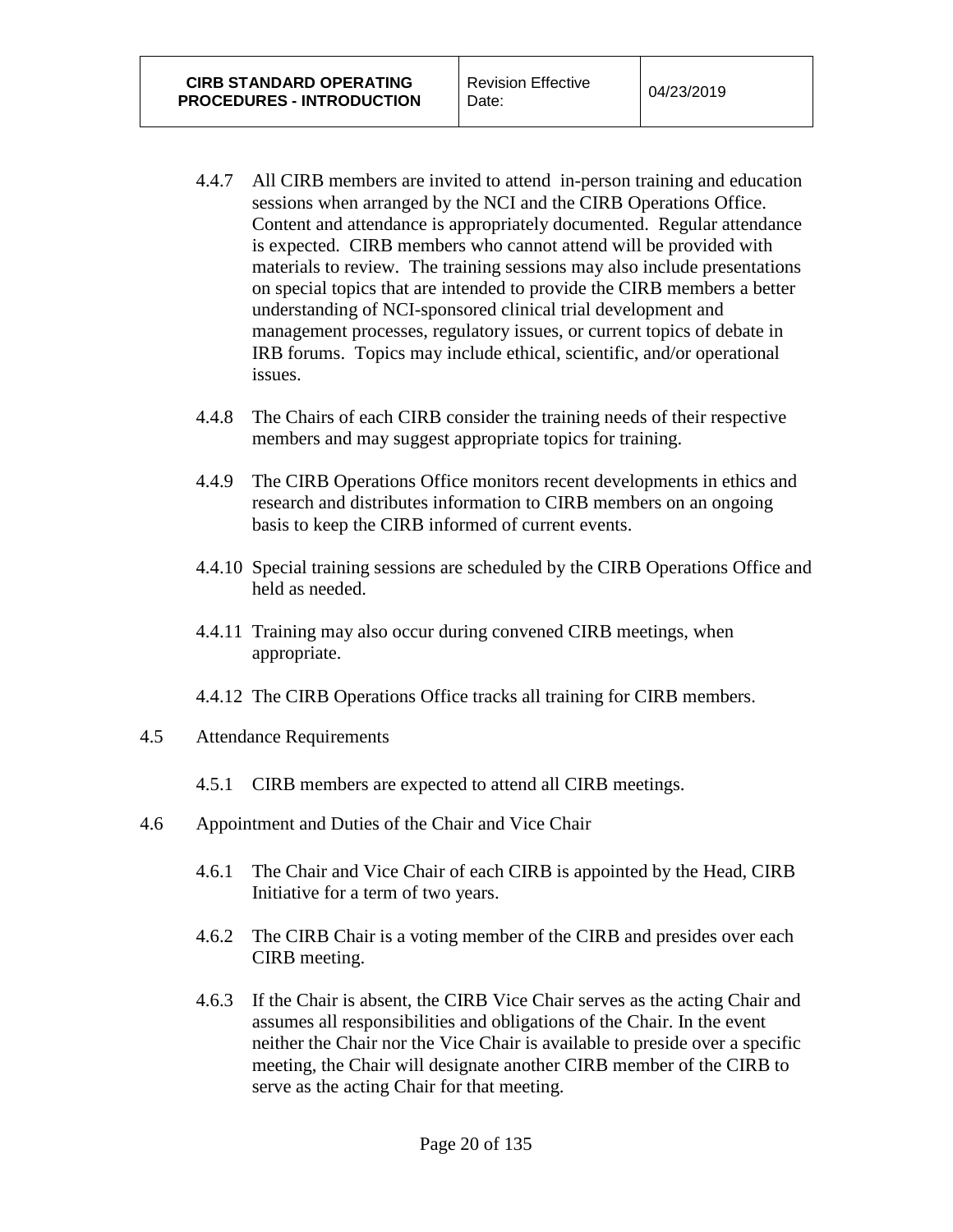4.4.7 All CIRB members are invited to attend in-person training and education sessions when arranged by the NCI and the CIRB Operations Office. Content and attendance is appropriately documented. Regular attendance is expected. CIRB members who cannot attend will be provided with materials to review. The training sessions may also include presentations on special topics that are intended to provide the CIRB members a better understanding of NCI-sponsored clinical trial development and management processes, regulatory issues, or current topics of debate in IRB forums. Topics may include ethical, scientific, and/or operational issues.

4.4.8 The Chairs of each CIRB consider the training needs of their respective members and may suggest appropriate topics for training.

4.4.9 The CIRB Operations Office monitors recent developments in ethics and research and distributes information to CIRB members on an ongoing basis to keep the CIRB informed of current events.

4.4.10 Special training sessions are scheduled by the CIRB Operations Office and held as needed.

4.4.11 Training may also occur during convened CIRB meetings, when appropriate.

4.4.12 The CIRB Operations Office tracks all training for CIRB members.

4.5 Attendance Requirements

4.5.1 CIRB members are expected to attend all CIRB meetings.

4.6 Appointment and Duties of the Chair and Vice Chair

4.6.1 The Chair and Vice Chair of each CIRB is appointed by the Head, CIRB Initiative for a term of two years.

4.6.2 The CIRB Chair is a voting member of the CIRB and presides over each CIRB meeting.

4.6.3 If the Chair is absent, the CIRB Vice Chair serves as the acting Chair and assumes all responsibilities and obligations of the Chair. In the event neither the Chair nor the Vice Chair is available to preside over a specific meeting, the Chair will designate another CIRB member of the CIRB to serve as the acting Chair for that meeting.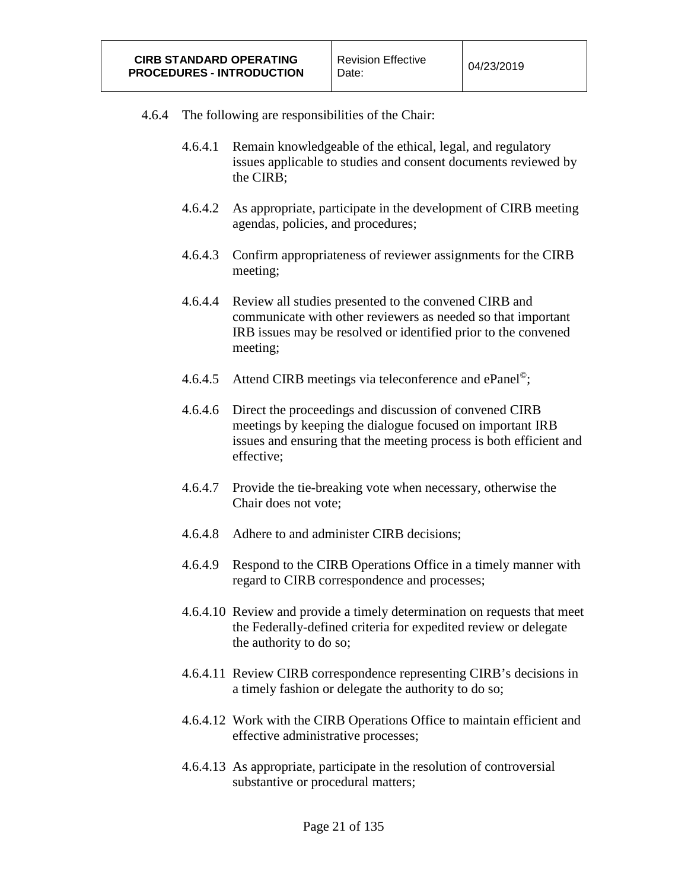4.6.4 The following are responsibilities of the Chair:

- 4.6.4.1 Remain knowledgeable of the ethical, legal, and regulatory issues applicable to studies and consent documents reviewed by the CIRB;
- 4.6.4.2 As appropriate, participate in the development of CIRB meeting agendas, policies, and procedures;
- 4.6.4.3 Confirm appropriateness of reviewer assignments for the CIRB meeting;
- 4.6.4.4 Review all studies presented to the convened CIRB and communicate with other reviewers as needed so that important IRB issues may be resolved or identified prior to the convened meeting;
- 4.6.4.5 Attend CIRB meetings via teleconference and ePanel©;
- 4.6.4.6 Direct the proceedings and discussion of convened CIRB meetings by keeping the dialogue focused on important IRB issues and ensuring that the meeting process is both efficient and effective;
- 4.6.4.7 Provide the tie-breaking vote when necessary, otherwise the Chair does not vote;
- 4.6.4.8 Adhere to and administer CIRB decisions;
- 4.6.4.9 Respond to the CIRB Operations Office in a timely manner with regard to CIRB correspondence and processes;
- 4.6.4.10 Review and provide a timely determination on requests that meet the Federally-defined criteria for expedited review or delegate the authority to do so;
- 4.6.4.11 Review CIRB correspondence representing CIRB's decisions in a timely fashion or delegate the authority to do so;
- 4.6.4.12 Work with the CIRB Operations Office to maintain efficient and effective administrative processes;
- 4.6.4.13 As appropriate, participate in the resolution of controversial substantive or procedural matters;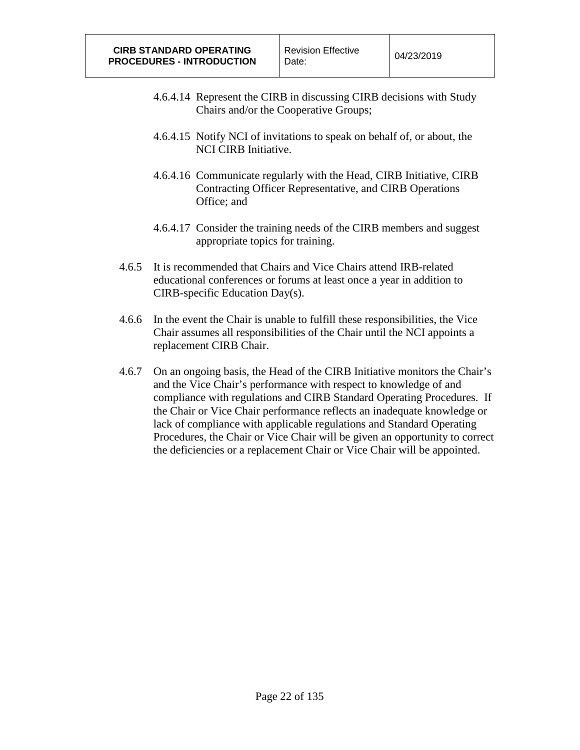4.6.4.14 Represent the CIRB in discussing CIRB decisions with Study Chairs and/or the Cooperative Groups;

4.6.4.15 Notify NCI of invitations to speak on behalf of, or about, the NCI CIRB Initiative.

4.6.4.16 Communicate regularly with the Head, CIRB Initiative, CIRB Contracting Officer Representative, and CIRB Operations Office; and

4.6.4.17 Consider the training needs of the CIRB members and suggest appropriate topics for training.

4.6.5 It is recommended that Chairs and Vice Chairs attend IRB-related educational conferences or forums at least once a year in addition to CIRB-specific Education Day(s).

4.6.6 In the event the Chair is unable to fulfill these responsibilities, the Vice Chair assumes all responsibilities of the Chair until the NCI appoints a replacement CIRB Chair.

4.6.7 On an ongoing basis, the Head of the CIRB Initiative monitors the Chair's and the Vice Chair's performance with respect to knowledge of and compliance with regulations and CIRB Standard Operating Procedures. If the Chair or Vice Chair performance reflects an inadequate knowledge or lack of compliance with applicable regulations and Standard Operating Procedures, the Chair or Vice Chair will be given an opportunity to correct the deficiencies or a replacement Chair or Vice Chair will be appointed.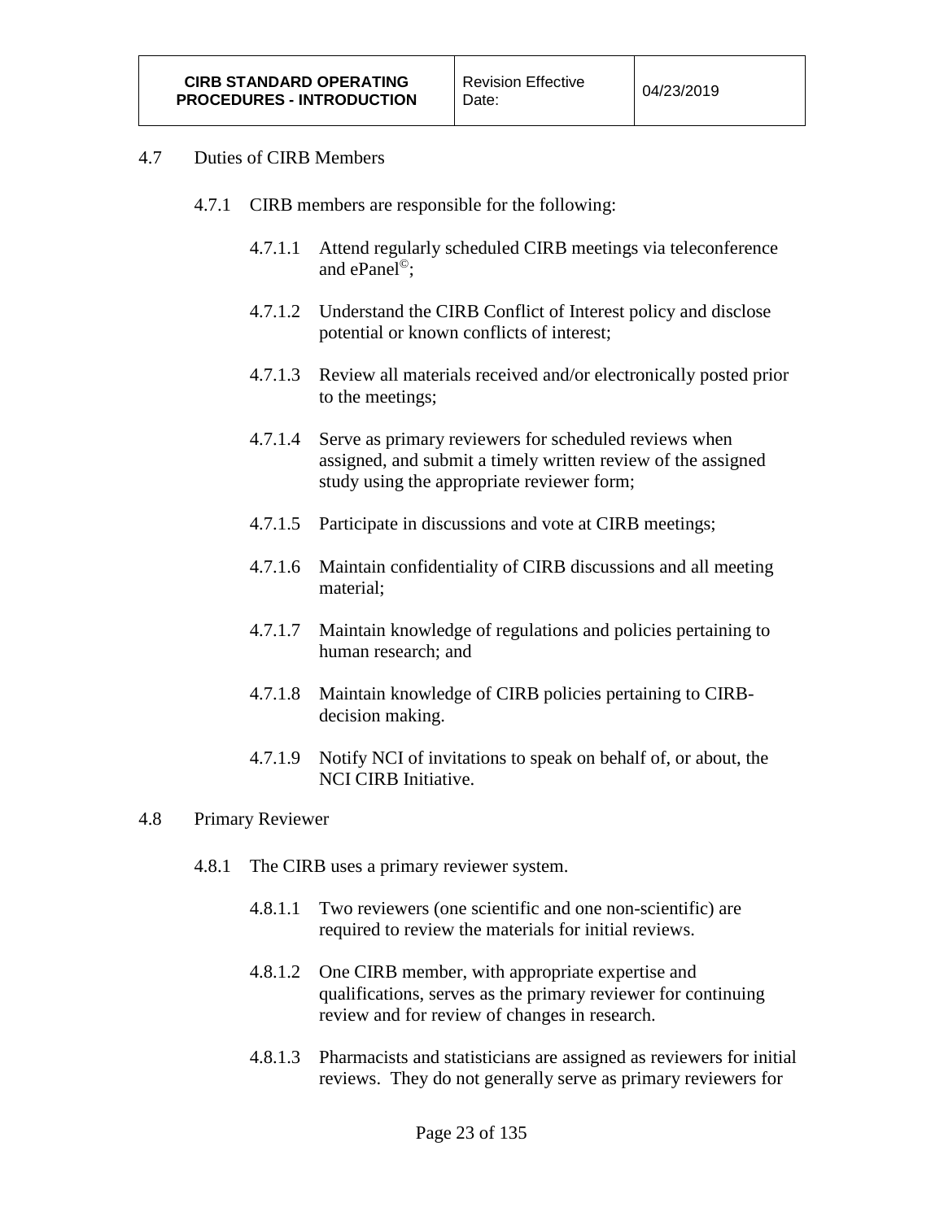## 4.7 Duties of CIRB Members

4.7.1 CIRB members are responsible for the following:

4.7.1.1 Attend regularly scheduled CIRB meetings via teleconference and ePanel©;

4.7.1.2 Understand the CIRB Conflict of Interest policy and disclose potential or known conflicts of interest;

4.7.1.3 Review all materials received and/or electronically posted prior to the meetings;

4.7.1.4 Serve as primary reviewers for scheduled reviews when assigned, and submit a timely written review of the assigned study using the appropriate reviewer form;

4.7.1.5 Participate in discussions and vote at CIRB meetings;

4.7.1.6 Maintain confidentiality of CIRB discussions and all meeting material;

4.7.1.7 Maintain knowledge of regulations and policies pertaining to human research; and

4.7.1.8 Maintain knowledge of CIRB policies pertaining to CIRB-decision making.

4.7.1.9 Notify NCI of invitations to speak on behalf of, or about, the NCI CIRB Initiative.

## 4.8 Primary Reviewer

4.8.1 The CIRB uses a primary reviewer system.

4.8.1.1 Two reviewers (one scientific and one non-scientific) are required to review the materials for initial reviews.

4.8.1.2 One CIRB member, with appropriate expertise and qualifications, serves as the primary reviewer for continuing review and for review of changes in research.

4.8.1.3 Pharmacists and statisticians are assigned as reviewers for initial reviews. They do not generally serve as primary reviewers for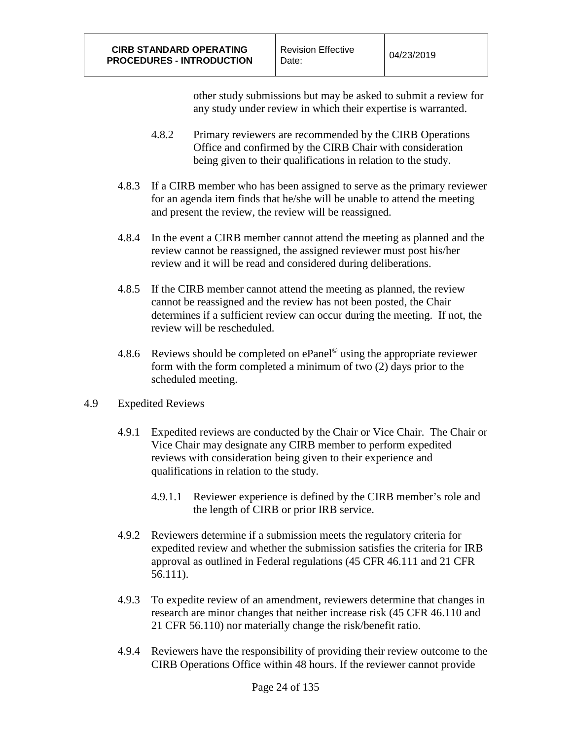other study submissions but may be asked to submit a review for any study under review in which their expertise is warranted.

4.8.2 Primary reviewers are recommended by the CIRB Operations Office and confirmed by the CIRB Chair with consideration being given to their qualifications in relation to the study.

4.8.3 If a CIRB member who has been assigned to serve as the primary reviewer for an agenda item finds that he/she will be unable to attend the meeting and present the review, the review will be reassigned.

4.8.4 In the event a CIRB member cannot attend the meeting as planned and the review cannot be reassigned, the assigned reviewer must post his/her review and it will be read and considered during deliberations.

4.8.5 If the CIRB member cannot attend the meeting as planned, the review cannot be reassigned and the review has not been posted, the Chair determines if a sufficient review can occur during the meeting. If not, the review will be rescheduled.

4.8.6 Reviews should be completed on ePanel© using the appropriate reviewer form with the form completed a minimum of two (2) days prior to the scheduled meeting.

4.9 Expedited Reviews

4.9.1 Expedited reviews are conducted by the Chair or Vice Chair. The Chair or Vice Chair may designate any CIRB member to perform expedited reviews with consideration being given to their experience and qualifications in relation to the study.

4.9.1.1 Reviewer experience is defined by the CIRB member's role and the length of CIRB or prior IRB service.

4.9.2 Reviewers determine if a submission meets the regulatory criteria for expedited review and whether the submission satisfies the criteria for IRB approval as outlined in Federal regulations (45 CFR 46.111 and 21 CFR 56.111).

4.9.3 To expedite review of an amendment, reviewers determine that changes in research are minor changes that neither increase risk (45 CFR 46.110 and 21 CFR 56.110) nor materially change the risk/benefit ratio.

4.9.4 Reviewers have the responsibility of providing their review outcome to the CIRB Operations Office within 48 hours. If the reviewer cannot provide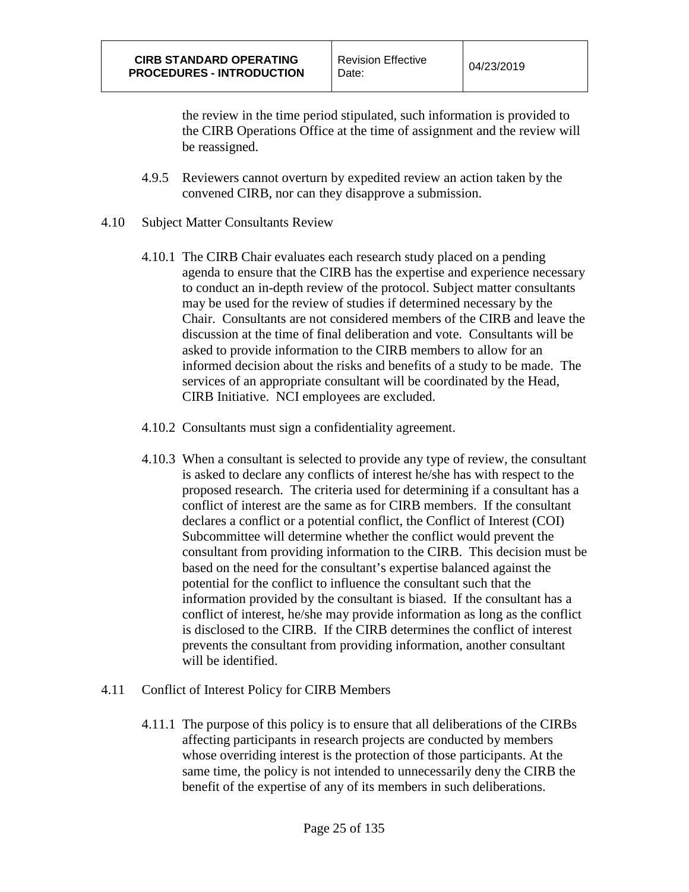the review in the time period stipulated, such information is provided to the CIRB Operations Office at the time of assignment and the review will be reassigned.

4.9.5 Reviewers cannot overturn by expedited review an action taken by the convened CIRB, nor can they disapprove a submission.

4.10 Subject Matter Consultants Review

4.10.1 The CIRB Chair evaluates each research study placed on a pending agenda to ensure that the CIRB has the expertise and experience necessary to conduct an in-depth review of the protocol. Subject matter consultants may be used for the review of studies if determined necessary by the Chair. Consultants are not considered members of the CIRB and leave the discussion at the time of final deliberation and vote. Consultants will be asked to provide information to the CIRB members to allow for an informed decision about the risks and benefits of a study to be made. The services of an appropriate consultant will be coordinated by the Head, CIRB Initiative. NCI employees are excluded.

4.10.2 Consultants must sign a confidentiality agreement.

4.10.3 When a consultant is selected to provide any type of review, the consultant is asked to declare any conflicts of interest he/she has with respect to the proposed research. The criteria used for determining if a consultant has a conflict of interest are the same as for CIRB members. If the consultant declares a conflict or a potential conflict, the Conflict of Interest (COI) Subcommittee will determine whether the conflict would prevent the consultant from providing information to the CIRB. This decision must be based on the need for the consultant's expertise balanced against the potential for the conflict to influence the consultant such that the information provided by the consultant is biased. If the consultant has a conflict of interest, he/she may provide information as long as the conflict is disclosed to the CIRB. If the CIRB determines the conflict of interest prevents the consultant from providing information, another consultant will be identified.

4.11 Conflict of Interest Policy for CIRB Members

4.11.1 The purpose of this policy is to ensure that all deliberations of the CIRBs affecting participants in research projects are conducted by members whose overriding interest is the protection of those participants. At the same time, the policy is not intended to unnecessarily deny the CIRB the benefit of the expertise of any of its members in such deliberations.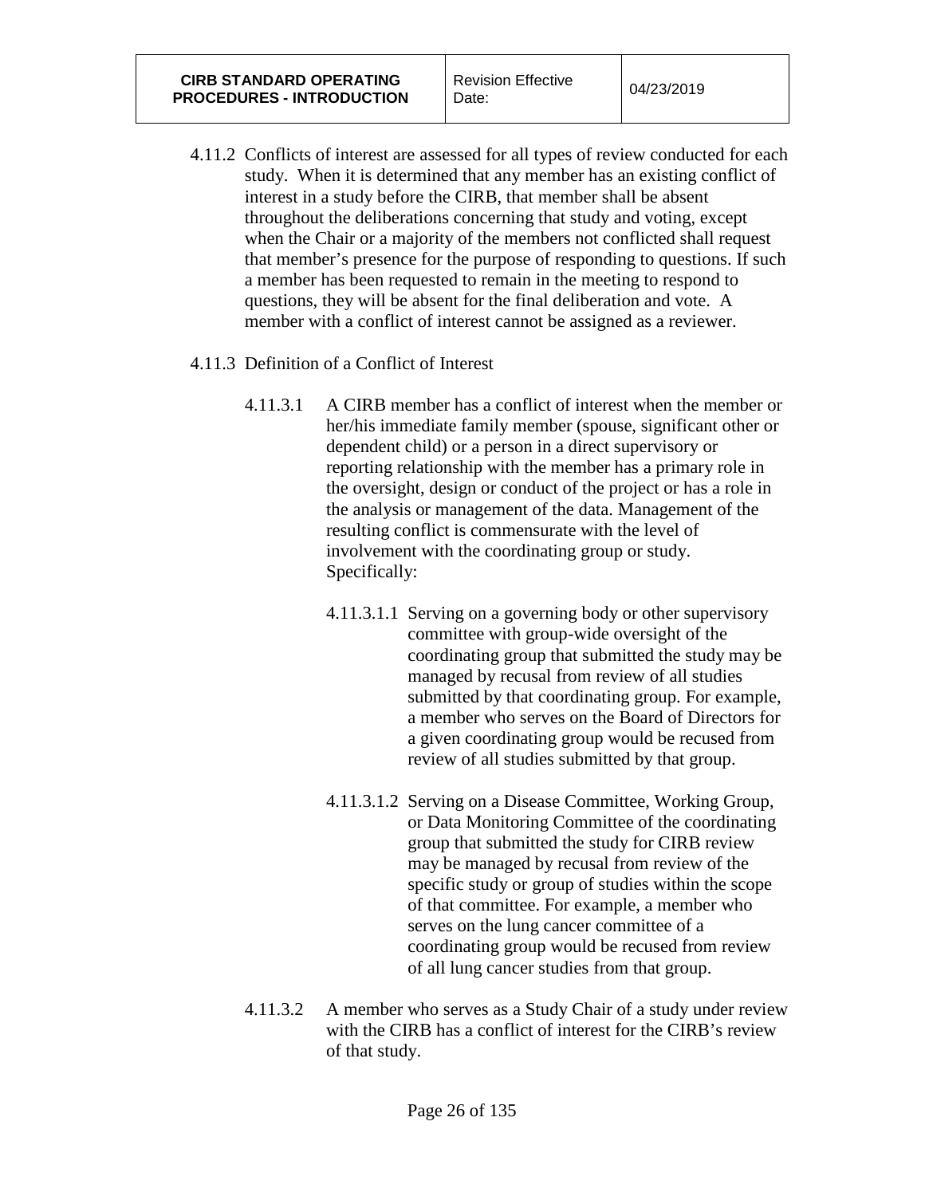4.11.2 Conflicts of interest are assessed for all types of review conducted for each study. When it is determined that any member has an existing conflict of interest in a study before the CIRB, that member shall be absent throughout the deliberations concerning that study and voting, except when the Chair or a majority of the members not conflicted shall request that member's presence for the purpose of responding to questions. If such a member has been requested to remain in the meeting to respond to questions, they will be absent for the final deliberation and vote. A member with a conflict of interest cannot be assigned as a reviewer.

4.11.3 Definition of a Conflict of Interest

4.11.3.1 A CIRB member has a conflict of interest when the member or her/his immediate family member (spouse, significant other or dependent child) or a person in a direct supervisory or reporting relationship with the member has a primary role in the oversight, design or conduct of the project or has a role in the analysis or management of the data. Management of the resulting conflict is commensurate with the level of involvement with the coordinating group or study. Specifically:

4.11.3.1.1 Serving on a governing body or other supervisory committee with group-wide oversight of the coordinating group that submitted the study may be managed by recusal from review of all studies submitted by that coordinating group. For example, a member who serves on the Board of Directors for a given coordinating group would be recused from review of all studies submitted by that group.

4.11.3.1.2 Serving on a Disease Committee, Working Group, or Data Monitoring Committee of the coordinating group that submitted the study for CIRB review may be managed by recusal from review of the specific study or group of studies within the scope of that committee. For example, a member who serves on the lung cancer committee of a coordinating group would be recused from review of all lung cancer studies from that group.

4.11.3.2 A member who serves as a Study Chair of a study under review with the CIRB has a conflict of interest for the CIRB's review of that study.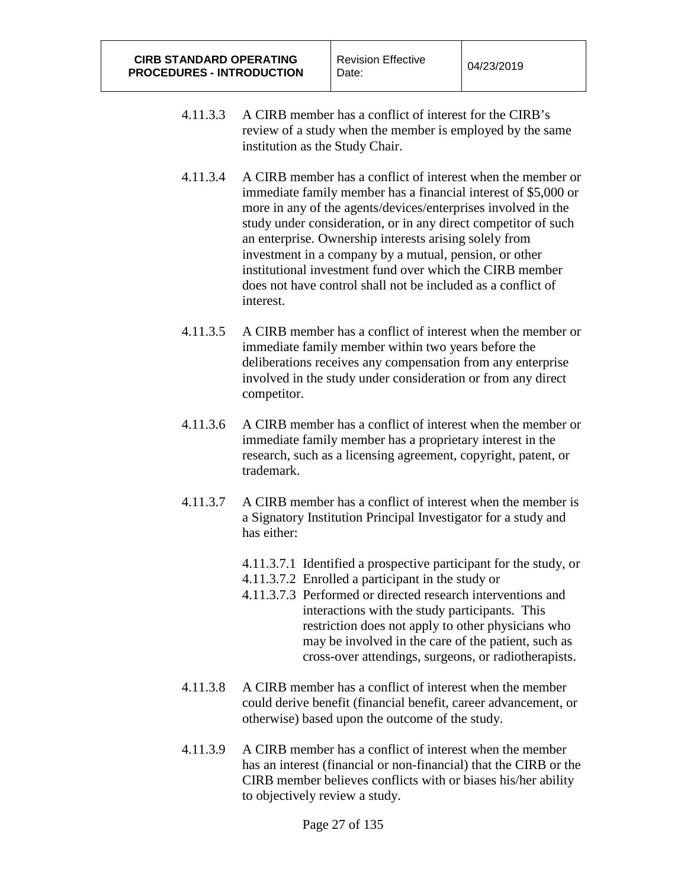4.11.3.3 A CIRB member has a conflict of interest for the CIRB's review of a study when the member is employed by the same institution as the Study Chair.

4.11.3.4 A CIRB member has a conflict of interest when the member or immediate family member has a financial interest of $5,000 or more in any of the agents/devices/enterprises involved in the study under consideration, or in any direct competitor of such an enterprise. Ownership interests arising solely from investment in a company by a mutual, pension, or other institutional investment fund over which the CIRB member does not have control shall not be included as a conflict of interest.

4.11.3.5 A CIRB member has a conflict of interest when the member or immediate family member within two years before the deliberations receives any compensation from any enterprise involved in the study under consideration or from any direct competitor.

4.11.3.6 A CIRB member has a conflict of interest when the member or immediate family member has a proprietary interest in the research, such as a licensing agreement, copyright, patent, or trademark.

4.11.3.7 A CIRB member has a conflict of interest when the member is a Signatory Institution Principal Investigator for a study and has either:

- 4.11.3.7.1 Identified a prospective participant for the study, or
- 4.11.3.7.2 Enrolled a participant in the study or
- 4.11.3.7.3 Performed or directed research interventions and interactions with the study participants. This restriction does not apply to other physicians who may be involved in the care of the patient, such as cross-over attendings, surgeons, or radiotherapists.

4.11.3.8 A CIRB member has a conflict of interest when the member could derive benefit (financial benefit, career advancement, or otherwise) based upon the outcome of the study.

4.11.3.9 A CIRB member has a conflict of interest when the member has an interest (financial or non-financial) that the CIRB or the CIRB member believes conflicts with or biases his/her ability to objectively review a study.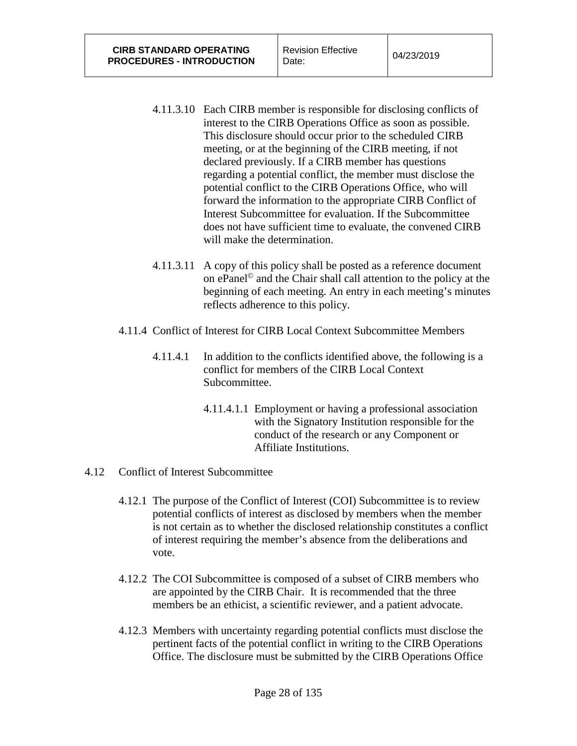4.11.3.10 Each CIRB member is responsible for disclosing conflicts of interest to the CIRB Operations Office as soon as possible. This disclosure should occur prior to the scheduled CIRB meeting, or at the beginning of the CIRB meeting, if not declared previously. If a CIRB member has questions regarding a potential conflict, the member must disclose the potential conflict to the CIRB Operations Office, who will forward the information to the appropriate CIRB Conflict of Interest Subcommittee for evaluation. If the Subcommittee does not have sufficient time to evaluate, the convened CIRB will make the determination.

4.11.3.11 A copy of this policy shall be posted as a reference document on ePanel© and the Chair shall call attention to the policy at the beginning of each meeting. An entry in each meeting's minutes reflects adherence to this policy.

4.11.4 Conflict of Interest for CIRB Local Context Subcommittee Members

4.11.4.1 In addition to the conflicts identified above, the following is a conflict for members of the CIRB Local Context Subcommittee.

4.11.4.1.1 Employment or having a professional association with the Signatory Institution responsible for the conduct of the research or any Component or Affiliate Institutions.

4.12 Conflict of Interest Subcommittee

4.12.1 The purpose of the Conflict of Interest (COI) Subcommittee is to review potential conflicts of interest as disclosed by members when the member is not certain as to whether the disclosed relationship constitutes a conflict of interest requiring the member's absence from the deliberations and vote.

4.12.2 The COI Subcommittee is composed of a subset of CIRB members who are appointed by the CIRB Chair. It is recommended that the three members be an ethicist, a scientific reviewer, and a patient advocate.

4.12.3 Members with uncertainty regarding potential conflicts must disclose the pertinent facts of the potential conflict in writing to the CIRB Operations Office. The disclosure must be submitted by the CIRB Operations Office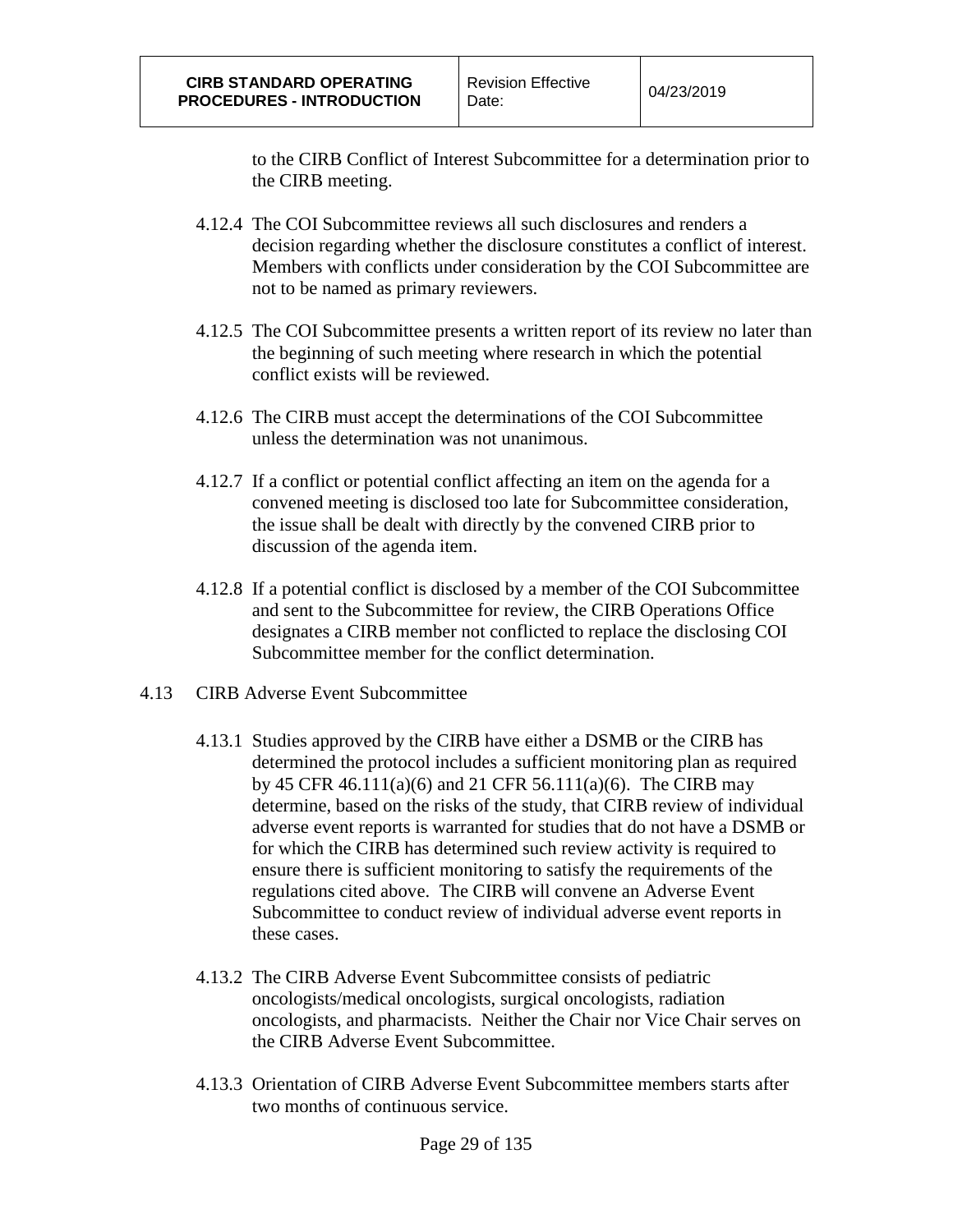to the CIRB Conflict of Interest Subcommittee for a determination prior to the CIRB meeting.

4.12.4 The COI Subcommittee reviews all such disclosures and renders a decision regarding whether the disclosure constitutes a conflict of interest. Members with conflicts under consideration by the COI Subcommittee are not to be named as primary reviewers.

4.12.5 The COI Subcommittee presents a written report of its review no later than the beginning of such meeting where research in which the potential conflict exists will be reviewed.

4.12.6 The CIRB must accept the determinations of the COI Subcommittee unless the determination was not unanimous.

4.12.7 If a conflict or potential conflict affecting an item on the agenda for a convened meeting is disclosed too late for Subcommittee consideration, the issue shall be dealt with directly by the convened CIRB prior to discussion of the agenda item.

4.12.8 If a potential conflict is disclosed by a member of the COI Subcommittee and sent to the Subcommittee for review, the CIRB Operations Office designates a CIRB member not conflicted to replace the disclosing COI Subcommittee member for the conflict determination.

4.13 CIRB Adverse Event Subcommittee

4.13.1 Studies approved by the CIRB have either a DSMB or the CIRB has determined the protocol includes a sufficient monitoring plan as required by 45 CFR 46.111(a)(6) and 21 CFR 56.111(a)(6). The CIRB may determine, based on the risks of the study, that CIRB review of individual adverse event reports is warranted for studies that do not have a DSMB or for which the CIRB has determined such review activity is required to ensure there is sufficient monitoring to satisfy the requirements of the regulations cited above. The CIRB will convene an Adverse Event Subcommittee to conduct review of individual adverse event reports in these cases.

4.13.2 The CIRB Adverse Event Subcommittee consists of pediatric oncologists/medical oncologists, surgical oncologists, radiation oncologists, and pharmacists. Neither the Chair nor Vice Chair serves on the CIRB Adverse Event Subcommittee.

4.13.3 Orientation of CIRB Adverse Event Subcommittee members starts after two months of continuous service.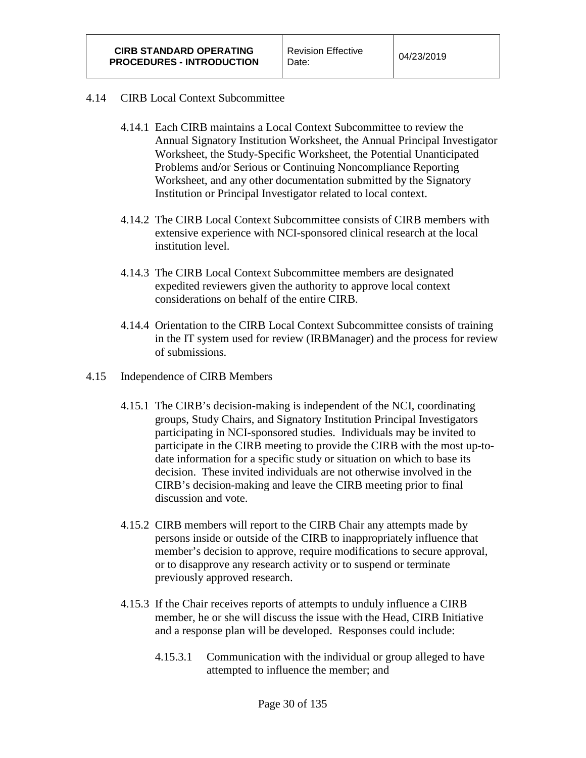## 4.14 CIRB Local Context Subcommittee

4.14.1 Each CIRB maintains a Local Context Subcommittee to review the Annual Signatory Institution Worksheet, the Annual Principal Investigator Worksheet, the Study-Specific Worksheet, the Potential Unanticipated Problems and/or Serious or Continuing Noncompliance Reporting Worksheet, and any other documentation submitted by the Signatory Institution or Principal Investigator related to local context.

4.14.2 The CIRB Local Context Subcommittee consists of CIRB members with extensive experience with NCI-sponsored clinical research at the local institution level.

4.14.3 The CIRB Local Context Subcommittee members are designated expedited reviewers given the authority to approve local context considerations on behalf of the entire CIRB.

4.14.4 Orientation to the CIRB Local Context Subcommittee consists of training in the IT system used for review (IRBManager) and the process for review of submissions.

## 4.15 Independence of CIRB Members

4.15.1 The CIRB's decision-making is independent of the NCI, coordinating groups, Study Chairs, and Signatory Institution Principal Investigators participating in NCI-sponsored studies. Individuals may be invited to participate in the CIRB meeting to provide the CIRB with the most up-to-date information for a specific study or situation on which to base its decision. These invited individuals are not otherwise involved in the CIRB's decision-making and leave the CIRB meeting prior to final discussion and vote.

4.15.2 CIRB members will report to the CIRB Chair any attempts made by persons inside or outside of the CIRB to inappropriately influence that member's decision to approve, require modifications to secure approval, or to disapprove any research activity or to suspend or terminate previously approved research.

4.15.3 If the Chair receives reports of attempts to unduly influence a CIRB member, he or she will discuss the issue with the Head, CIRB Initiative and a response plan will be developed. Responses could include:

4.15.3.1 Communication with the individual or group alleged to have attempted to influence the member; and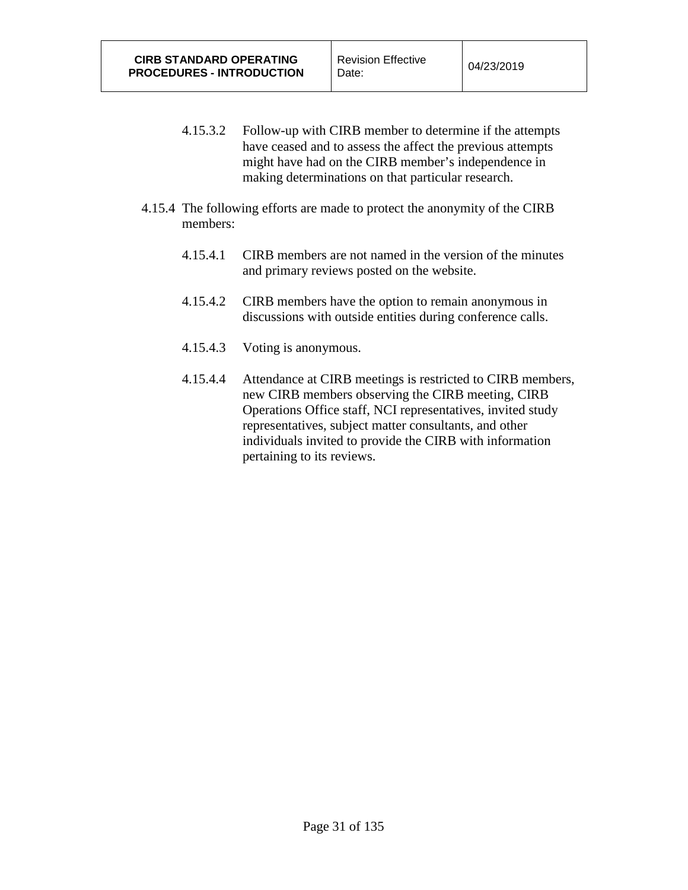4.15.3.2 Follow-up with CIRB member to determine if the attempts have ceased and to assess the affect the previous attempts might have had on the CIRB member's independence in making determinations on that particular research.

4.15.4 The following efforts are made to protect the anonymity of the CIRB members:

4.15.4.1 CIRB members are not named in the version of the minutes and primary reviews posted on the website.

4.15.4.2 CIRB members have the option to remain anonymous in discussions with outside entities during conference calls.

4.15.4.3 Voting is anonymous.

4.15.4.4 Attendance at CIRB meetings is restricted to CIRB members, new CIRB members observing the CIRB meeting, CIRB Operations Office staff, NCI representatives, invited study representatives, subject matter consultants, and other individuals invited to provide the CIRB with information pertaining to its reviews.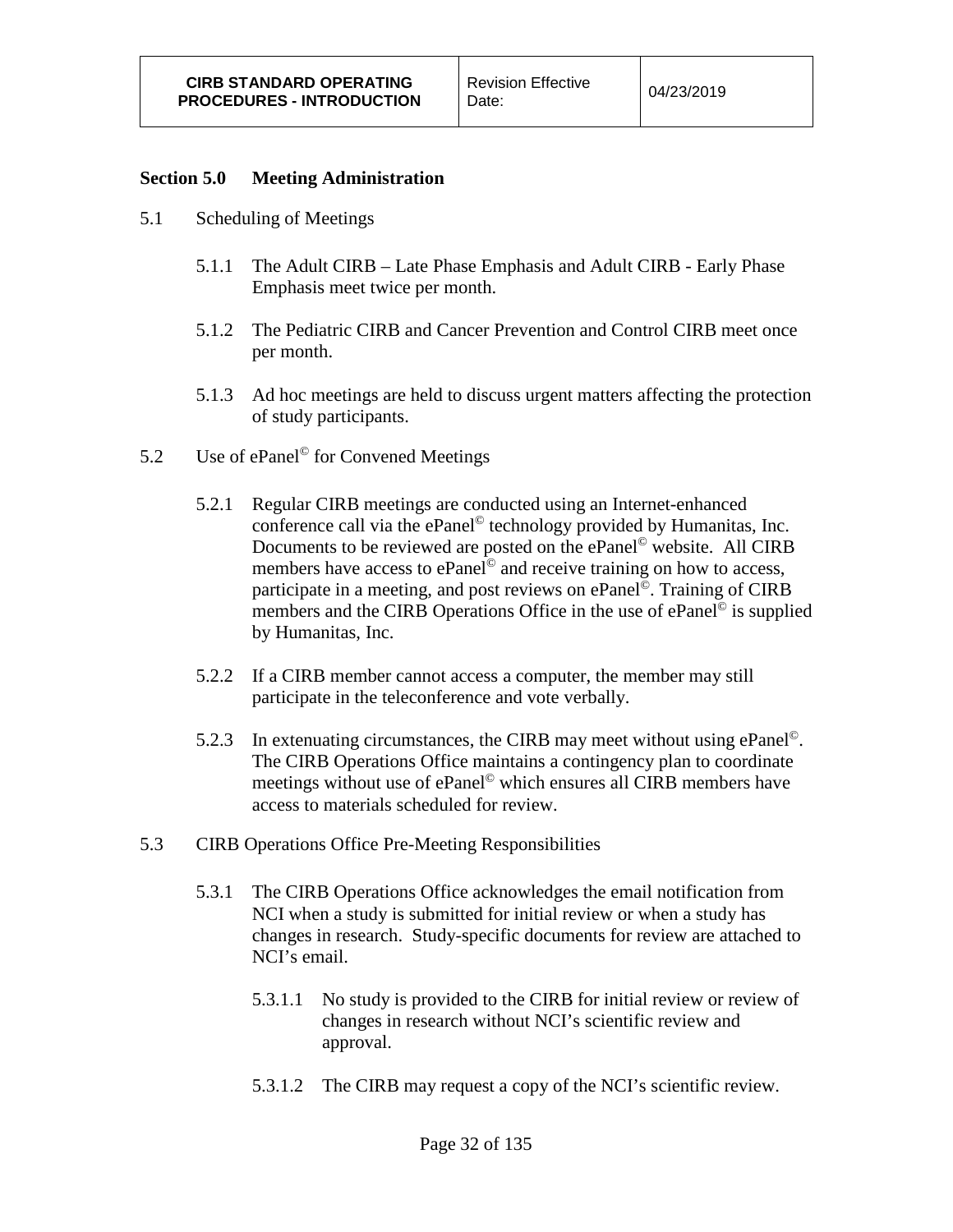## Section 5.0 Meeting Administration

5.1 Scheduling of Meetings

5.1.1 The Adult CIRB – Late Phase Emphasis and Adult CIRB - Early Phase Emphasis meet twice per month.

5.1.2 The Pediatric CIRB and Cancer Prevention and Control CIRB meet once per month.

5.1.3 Ad hoc meetings are held to discuss urgent matters affecting the protection of study participants.

5.2 Use of ePanel© for Convened Meetings

5.2.1 Regular CIRB meetings are conducted using an Internet-enhanced conference call via the ePanel© technology provided by Humanitas, Inc. Documents to be reviewed are posted on the ePanel© website. All CIRB members have access to ePanel© and receive training on how to access, participate in a meeting, and post reviews on ePanel©. Training of CIRB members and the CIRB Operations Office in the use of ePanel© is supplied by Humanitas, Inc.

5.2.2 If a CIRB member cannot access a computer, the member may still participate in the teleconference and vote verbally.

5.2.3 In extenuating circumstances, the CIRB may meet without using ePanel©. The CIRB Operations Office maintains a contingency plan to coordinate meetings without use of ePanel© which ensures all CIRB members have access to materials scheduled for review.

5.3 CIRB Operations Office Pre-Meeting Responsibilities

5.3.1 The CIRB Operations Office acknowledges the email notification from NCI when a study is submitted for initial review or when a study has changes in research. Study-specific documents for review are attached to NCI's email.

5.3.1.1 No study is provided to the CIRB for initial review or review of changes in research without NCI's scientific review and approval.

5.3.1.2 The CIRB may request a copy of the NCI's scientific review.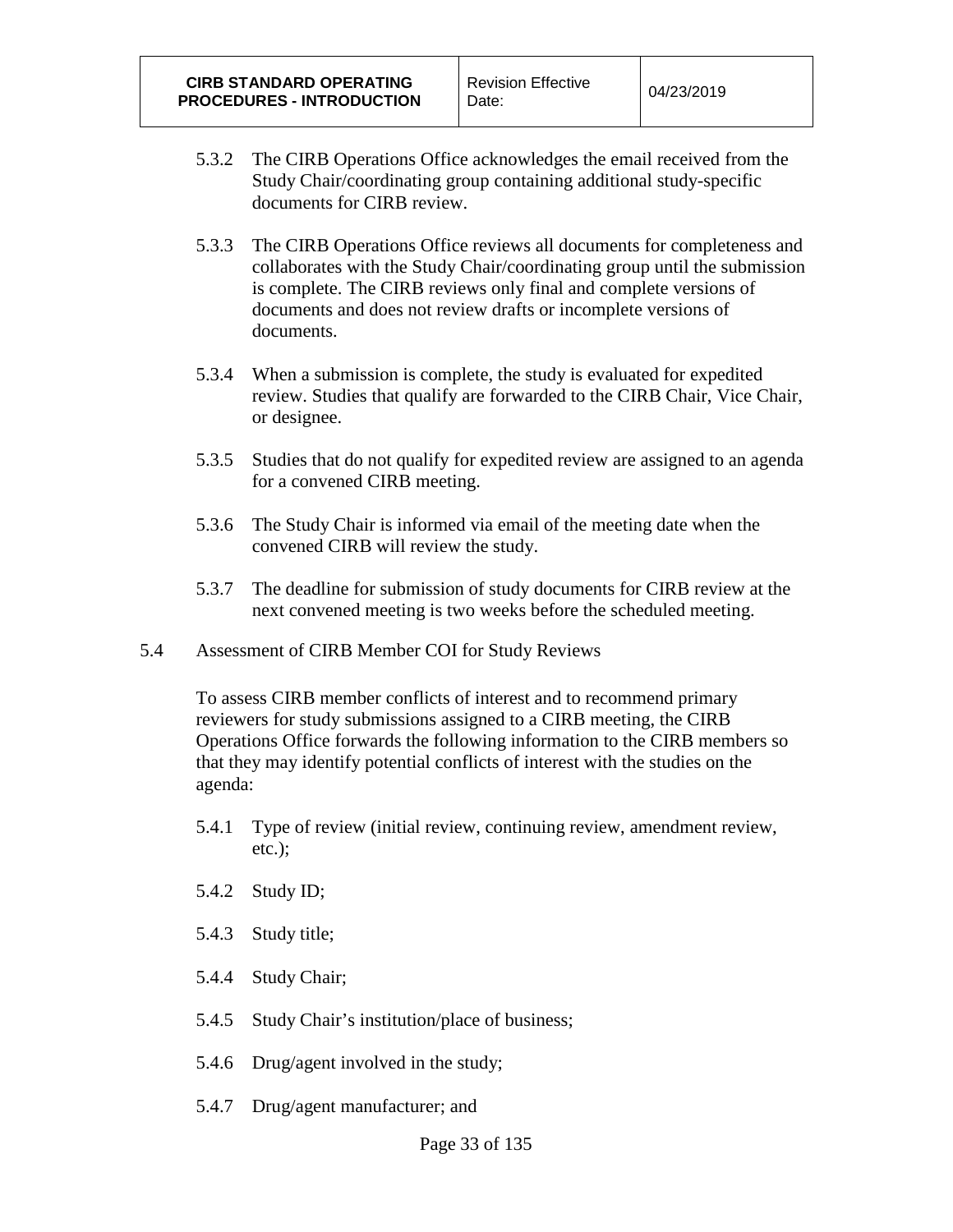5.3.2 The CIRB Operations Office acknowledges the email received from the Study Chair/coordinating group containing additional study-specific documents for CIRB review.

5.3.3 The CIRB Operations Office reviews all documents for completeness and collaborates with the Study Chair/coordinating group until the submission is complete. The CIRB reviews only final and complete versions of documents and does not review drafts or incomplete versions of documents.

5.3.4 When a submission is complete, the study is evaluated for expedited review. Studies that qualify are forwarded to the CIRB Chair, Vice Chair, or designee.

5.3.5 Studies that do not qualify for expedited review are assigned to an agenda for a convened CIRB meeting.

5.3.6 The Study Chair is informed via email of the meeting date when the convened CIRB will review the study.

5.3.7 The deadline for submission of study documents for CIRB review at the next convened meeting is two weeks before the scheduled meeting.

5.4 Assessment of CIRB Member COI for Study Reviews

To assess CIRB member conflicts of interest and to recommend primary reviewers for study submissions assigned to a CIRB meeting, the CIRB Operations Office forwards the following information to the CIRB members so that they may identify potential conflicts of interest with the studies on the agenda:

5.4.1 Type of review (initial review, continuing review, amendment review, etc.);

5.4.2 Study ID;

5.4.3 Study title;

5.4.4 Study Chair;

5.4.5 Study Chair's institution/place of business;

5.4.6 Drug/agent involved in the study;

5.4.7 Drug/agent manufacturer; and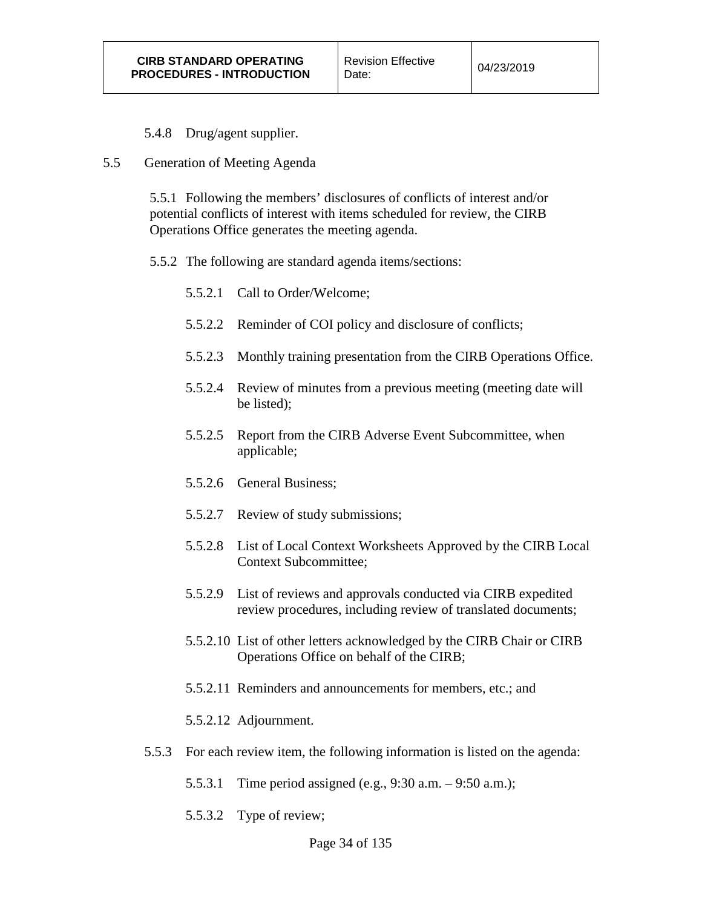5.4.8 Drug/agent supplier.

5.5 Generation of Meeting Agenda

5.5.1 Following the members' disclosures of conflicts of interest and/or potential conflicts of interest with items scheduled for review, the CIRB Operations Office generates the meeting agenda.

5.5.2 The following are standard agenda items/sections:

5.5.2.1 Call to Order/Welcome;

5.5.2.2 Reminder of COI policy and disclosure of conflicts;

5.5.2.3 Monthly training presentation from the CIRB Operations Office.

5.5.2.4 Review of minutes from a previous meeting (meeting date will be listed);

5.5.2.5 Report from the CIRB Adverse Event Subcommittee, when applicable;

5.5.2.6 General Business;

5.5.2.7 Review of study submissions;

5.5.2.8 List of Local Context Worksheets Approved by the CIRB Local Context Subcommittee;

5.5.2.9 List of reviews and approvals conducted via CIRB expedited review procedures, including review of translated documents;

5.5.2.10 List of other letters acknowledged by the CIRB Chair or CIRB Operations Office on behalf of the CIRB;

5.5.2.11 Reminders and announcements for members, etc.; and

5.5.2.12 Adjournment.

5.5.3 For each review item, the following information is listed on the agenda:

5.5.3.1 Time period assigned (e.g., 9:30 a.m. – 9:50 a.m.);

5.5.3.2 Type of review;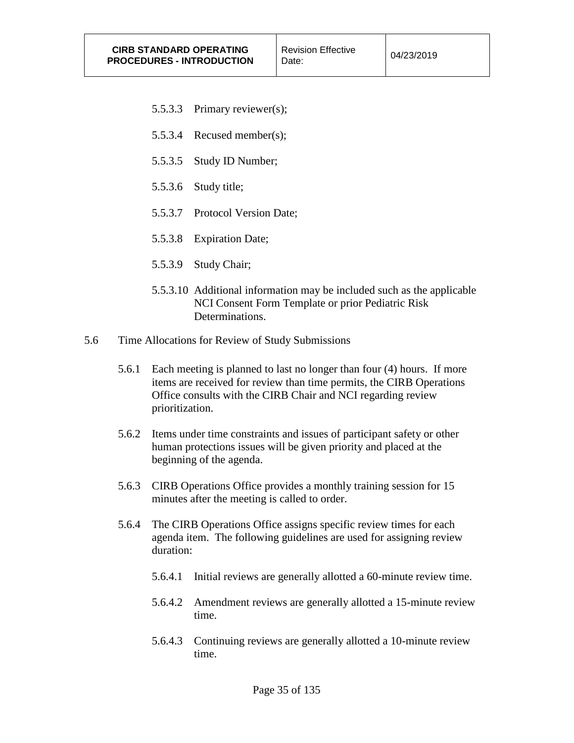5.5.3.3 Primary reviewer(s);

5.5.3.4 Recused member(s);

5.5.3.5 Study ID Number;

5.5.3.6 Study title;

5.5.3.7 Protocol Version Date;

5.5.3.8 Expiration Date;

5.5.3.9 Study Chair;

5.5.3.10 Additional information may be included such as the applicable NCI Consent Form Template or prior Pediatric Risk Determinations.

5.6 Time Allocations for Review of Study Submissions

5.6.1 Each meeting is planned to last no longer than four (4) hours. If more items are received for review than time permits, the CIRB Operations Office consults with the CIRB Chair and NCI regarding review prioritization.

5.6.2 Items under time constraints and issues of participant safety or other human protections issues will be given priority and placed at the beginning of the agenda.

5.6.3 CIRB Operations Office provides a monthly training session for 15 minutes after the meeting is called to order.

5.6.4 The CIRB Operations Office assigns specific review times for each agenda item. The following guidelines are used for assigning review duration:

5.6.4.1 Initial reviews are generally allotted a 60-minute review time.

5.6.4.2 Amendment reviews are generally allotted a 15-minute review time.

5.6.4.3 Continuing reviews are generally allotted a 10-minute review time.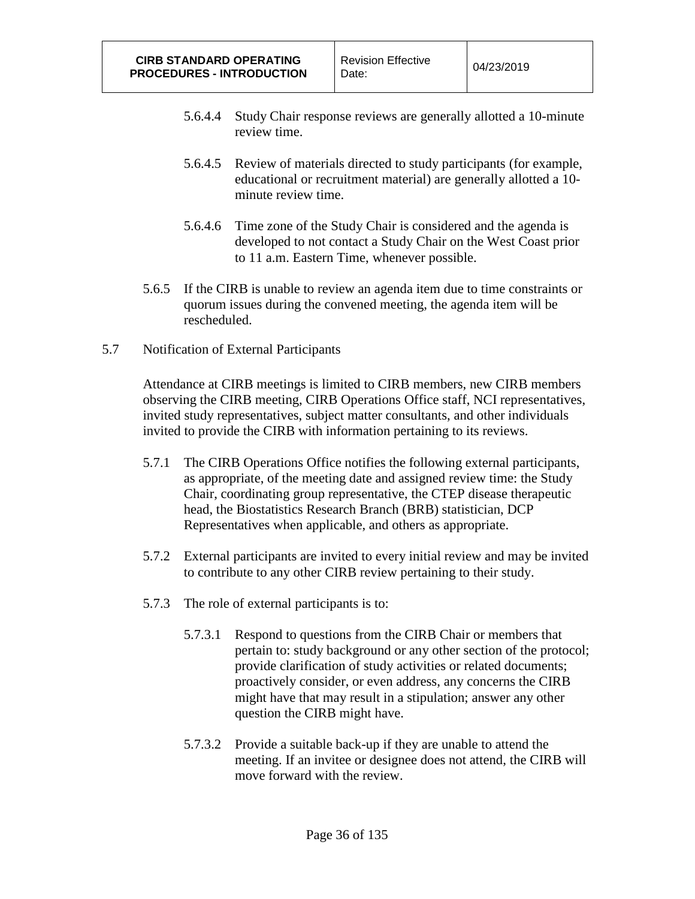5.6.4.4 Study Chair response reviews are generally allotted a 10-minute review time.

5.6.4.5 Review of materials directed to study participants (for example, educational or recruitment material) are generally allotted a 10-minute review time.

5.6.4.6 Time zone of the Study Chair is considered and the agenda is developed to not contact a Study Chair on the West Coast prior to 11 a.m. Eastern Time, whenever possible.

5.6.5 If the CIRB is unable to review an agenda item due to time constraints or quorum issues during the convened meeting, the agenda item will be rescheduled.

5.7 Notification of External Participants

Attendance at CIRB meetings is limited to CIRB members, new CIRB members observing the CIRB meeting, CIRB Operations Office staff, NCI representatives, invited study representatives, subject matter consultants, and other individuals invited to provide the CIRB with information pertaining to its reviews.

5.7.1 The CIRB Operations Office notifies the following external participants, as appropriate, of the meeting date and assigned review time: the Study Chair, coordinating group representative, the CTEP disease therapeutic head, the Biostatistics Research Branch (BRB) statistician, DCP Representatives when applicable, and others as appropriate.

5.7.2 External participants are invited to every initial review and may be invited to contribute to any other CIRB review pertaining to their study.

5.7.3 The role of external participants is to:

5.7.3.1 Respond to questions from the CIRB Chair or members that pertain to: study background or any other section of the protocol; provide clarification of study activities or related documents; proactively consider, or even address, any concerns the CIRB might have that may result in a stipulation; answer any other question the CIRB might have.

5.7.3.2 Provide a suitable back-up if they are unable to attend the meeting. If an invitee or designee does not attend, the CIRB will move forward with the review.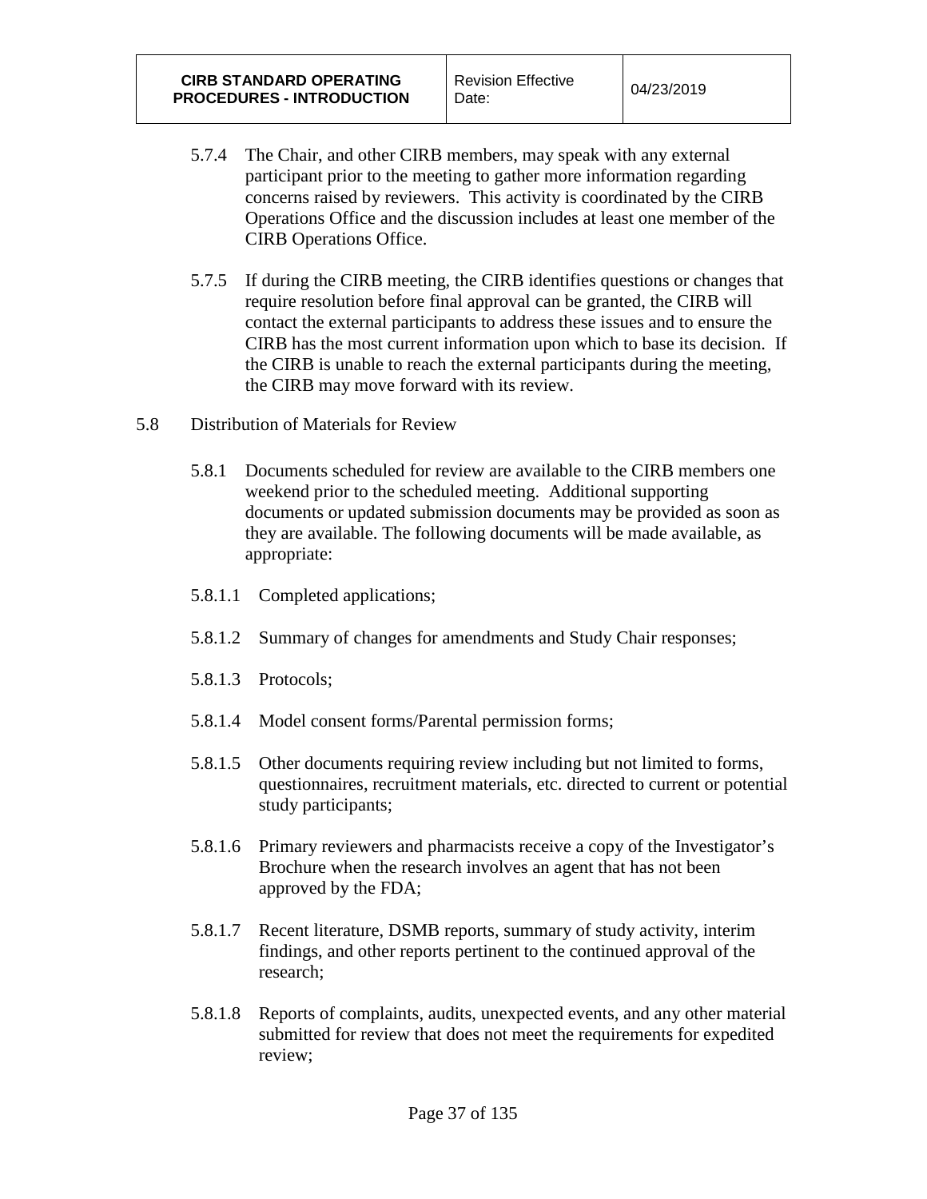5.7.4 The Chair, and other CIRB members, may speak with any external participant prior to the meeting to gather more information regarding concerns raised by reviewers. This activity is coordinated by the CIRB Operations Office and the discussion includes at least one member of the CIRB Operations Office.

5.7.5 If during the CIRB meeting, the CIRB identifies questions or changes that require resolution before final approval can be granted, the CIRB will contact the external participants to address these issues and to ensure the CIRB has the most current information upon which to base its decision. If the CIRB is unable to reach the external participants during the meeting, the CIRB may move forward with its review.

5.8 Distribution of Materials for Review

5.8.1 Documents scheduled for review are available to the CIRB members one weekend prior to the scheduled meeting. Additional supporting documents or updated submission documents may be provided as soon as they are available. The following documents will be made available, as appropriate:

5.8.1.1 Completed applications;

5.8.1.2 Summary of changes for amendments and Study Chair responses;

5.8.1.3 Protocols;

5.8.1.4 Model consent forms/Parental permission forms;

5.8.1.5 Other documents requiring review including but not limited to forms, questionnaires, recruitment materials, etc. directed to current or potential study participants;

5.8.1.6 Primary reviewers and pharmacists receive a copy of the Investigator's Brochure when the research involves an agent that has not been approved by the FDA;

5.8.1.7 Recent literature, DSMB reports, summary of study activity, interim findings, and other reports pertinent to the continued approval of the research;

5.8.1.8 Reports of complaints, audits, unexpected events, and any other material submitted for review that does not meet the requirements for expedited review;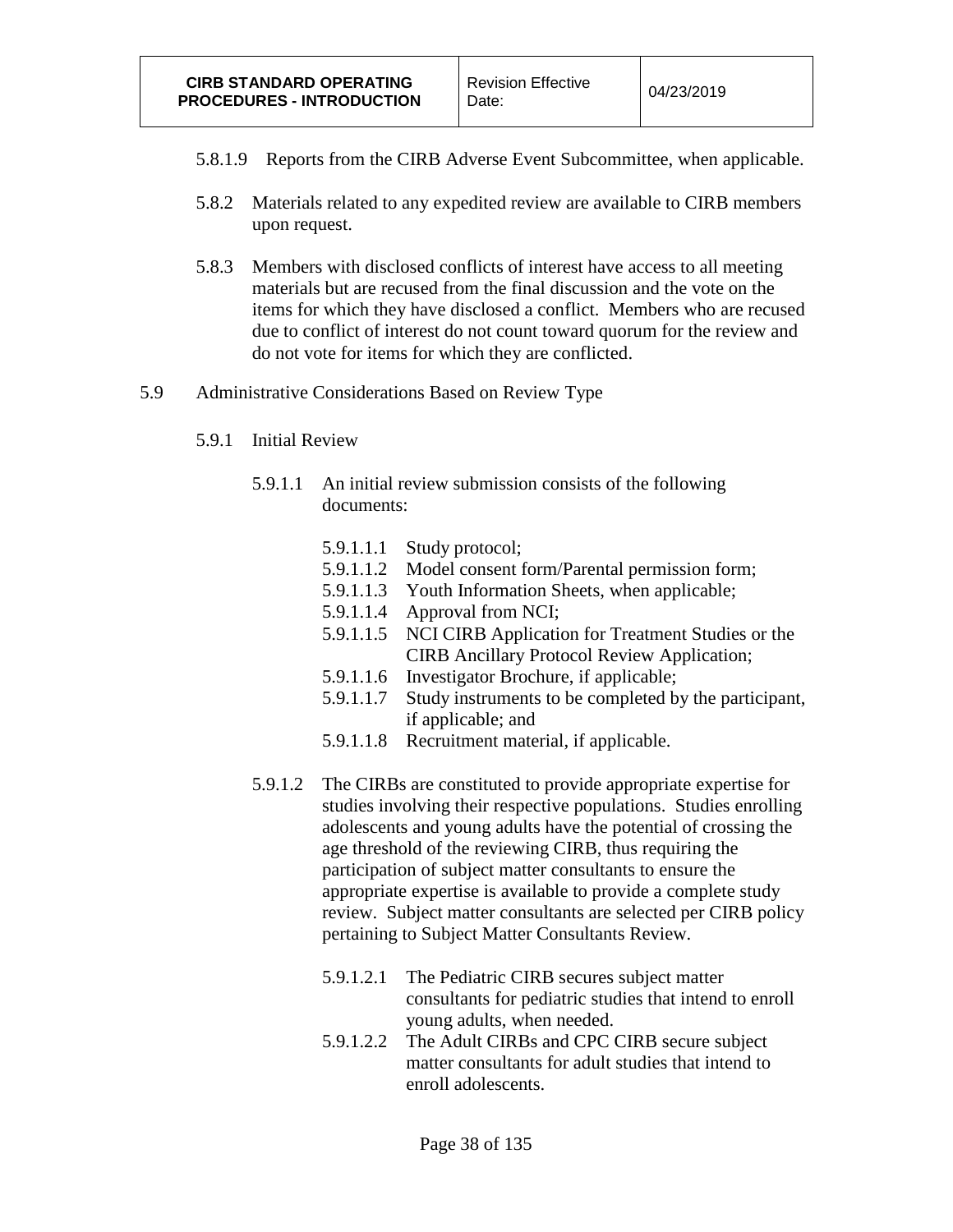5.8.1.9 Reports from the CIRB Adverse Event Subcommittee, when applicable.

5.8.2 Materials related to any expedited review are available to CIRB members upon request.

5.8.3 Members with disclosed conflicts of interest have access to all meeting materials but are recused from the final discussion and the vote on the items for which they have disclosed a conflict. Members who are recused due to conflict of interest do not count toward quorum for the review and do not vote for items for which they are conflicted.

5.9 Administrative Considerations Based on Review Type

5.9.1 Initial Review

5.9.1.1 An initial review submission consists of the following documents:

5.9.1.1.1 Study protocol;
5.9.1.1.2 Model consent form/Parental permission form;
5.9.1.1.3 Youth Information Sheets, when applicable;
5.9.1.1.4 Approval from NCI;
5.9.1.1.5 NCI CIRB Application for Treatment Studies or the CIRB Ancillary Protocol Review Application;
5.9.1.1.6 Investigator Brochure, if applicable;
5.9.1.1.7 Study instruments to be completed by the participant, if applicable; and
5.9.1.1.8 Recruitment material, if applicable.

5.9.1.2 The CIRBs are constituted to provide appropriate expertise for studies involving their respective populations. Studies enrolling adolescents and young adults have the potential of crossing the age threshold of the reviewing CIRB, thus requiring the participation of subject matter consultants to ensure the appropriate expertise is available to provide a complete study review. Subject matter consultants are selected per CIRB policy pertaining to Subject Matter Consultants Review.

5.9.1.2.1 The Pediatric CIRB secures subject matter consultants for pediatric studies that intend to enroll young adults, when needed.
5.9.1.2.2 The Adult CIRBs and CPC CIRB secure subject matter consultants for adult studies that intend to enroll adolescents.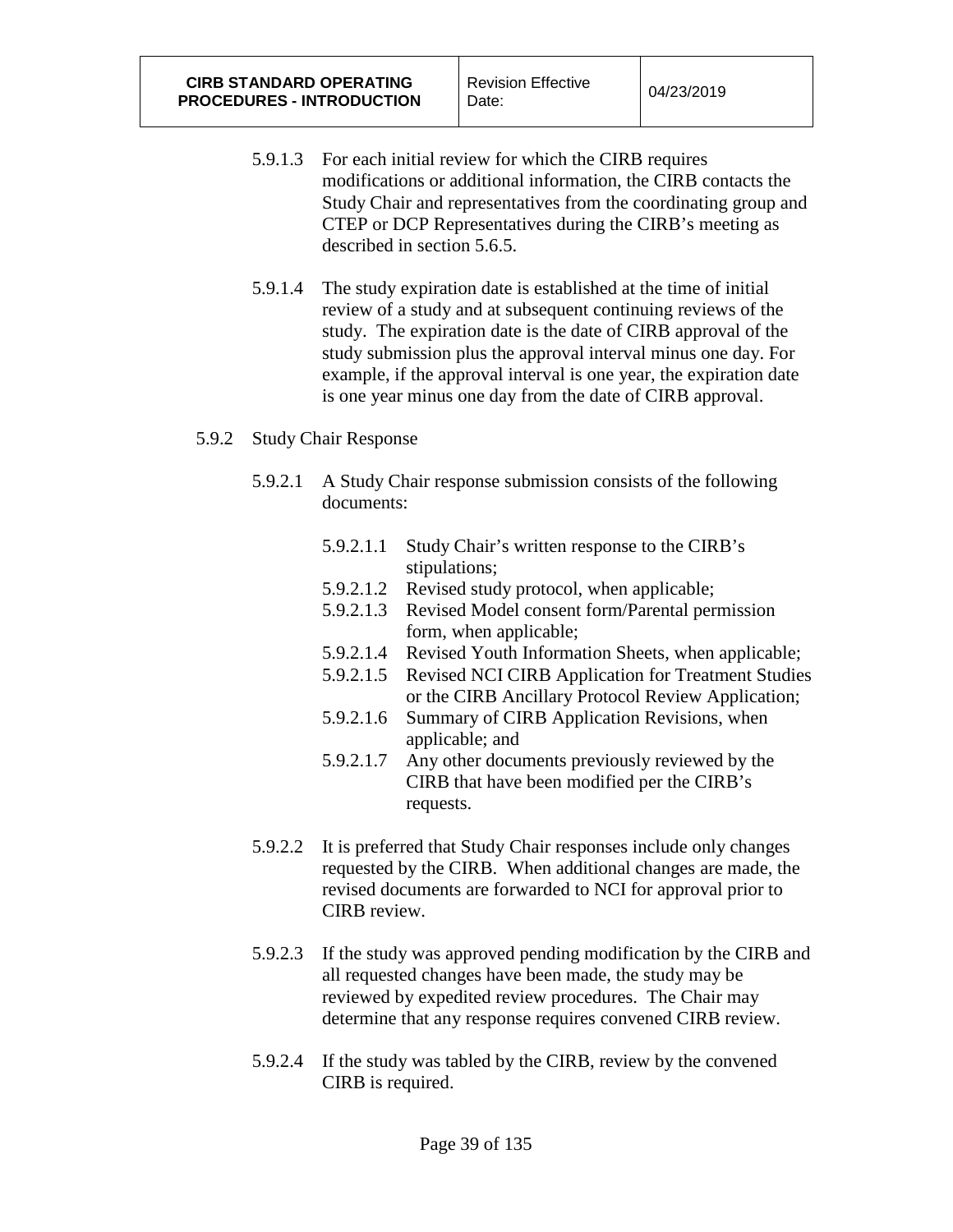5.9.1.3 For each initial review for which the CIRB requires modifications or additional information, the CIRB contacts the Study Chair and representatives from the coordinating group and CTEP or DCP Representatives during the CIRB's meeting as described in section 5.6.5.

5.9.1.4 The study expiration date is established at the time of initial review of a study and at subsequent continuing reviews of the study. The expiration date is the date of CIRB approval of the study submission plus the approval interval minus one day. For example, if the approval interval is one year, the expiration date is one year minus one day from the date of CIRB approval.

5.9.2 Study Chair Response

5.9.2.1 A Study Chair response submission consists of the following documents:

- 5.9.2.1.1 Study Chair's written response to the CIRB's stipulations;
- 5.9.2.1.2 Revised study protocol, when applicable;
- 5.9.2.1.3 Revised Model consent form/Parental permission form, when applicable;
- 5.9.2.1.4 Revised Youth Information Sheets, when applicable;
- 5.9.2.1.5 Revised NCI CIRB Application for Treatment Studies or the CIRB Ancillary Protocol Review Application;
- 5.9.2.1.6 Summary of CIRB Application Revisions, when applicable; and
- 5.9.2.1.7 Any other documents previously reviewed by the CIRB that have been modified per the CIRB's requests.

5.9.2.2 It is preferred that Study Chair responses include only changes requested by the CIRB. When additional changes are made, the revised documents are forwarded to NCI for approval prior to CIRB review.

5.9.2.3 If the study was approved pending modification by the CIRB and all requested changes have been made, the study may be reviewed by expedited review procedures. The Chair may determine that any response requires convened CIRB review.

5.9.2.4 If the study was tabled by the CIRB, review by the convened CIRB is required.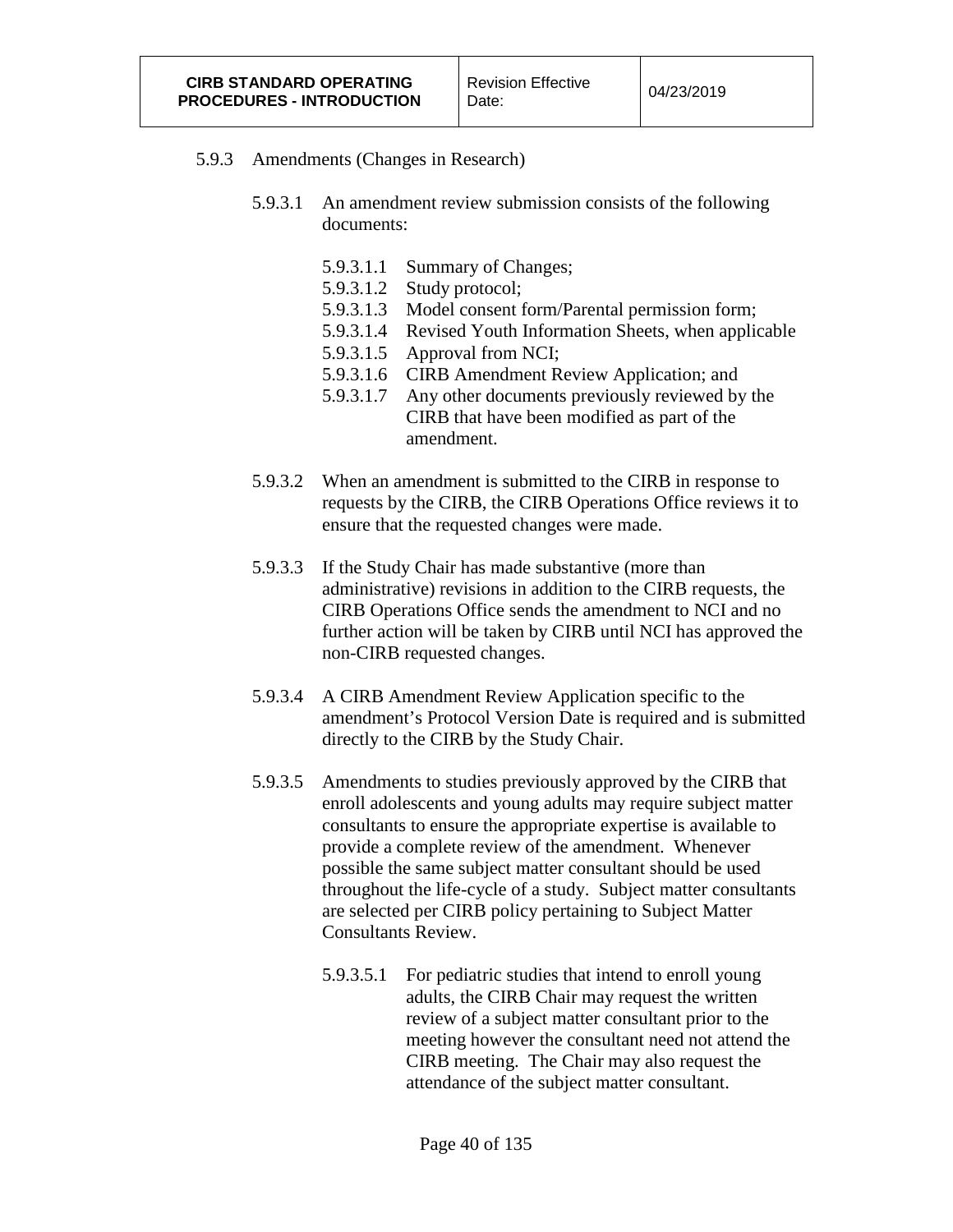5.9.3 Amendments (Changes in Research)

5.9.3.1 An amendment review submission consists of the following documents:

- 5.9.3.1.1 Summary of Changes;
- 5.9.3.1.2 Study protocol;
- 5.9.3.1.3 Model consent form/Parental permission form;
- 5.9.3.1.4 Revised Youth Information Sheets, when applicable
- 5.9.3.1.5 Approval from NCI;
- 5.9.3.1.6 CIRB Amendment Review Application; and
- 5.9.3.1.7 Any other documents previously reviewed by the CIRB that have been modified as part of the amendment.

5.9.3.2 When an amendment is submitted to the CIRB in response to requests by the CIRB, the CIRB Operations Office reviews it to ensure that the requested changes were made.

5.9.3.3 If the Study Chair has made substantive (more than administrative) revisions in addition to the CIRB requests, the CIRB Operations Office sends the amendment to NCI and no further action will be taken by CIRB until NCI has approved the non-CIRB requested changes.

5.9.3.4 A CIRB Amendment Review Application specific to the amendment's Protocol Version Date is required and is submitted directly to the CIRB by the Study Chair.

5.9.3.5 Amendments to studies previously approved by the CIRB that enroll adolescents and young adults may require subject matter consultants to ensure the appropriate expertise is available to provide a complete review of the amendment. Whenever possible the same subject matter consultant should be used throughout the life-cycle of a study. Subject matter consultants are selected per CIRB policy pertaining to Subject Matter Consultants Review.

5.9.3.5.1 For pediatric studies that intend to enroll young adults, the CIRB Chair may request the written review of a subject matter consultant prior to the meeting however the consultant need not attend the CIRB meeting. The Chair may also request the attendance of the subject matter consultant.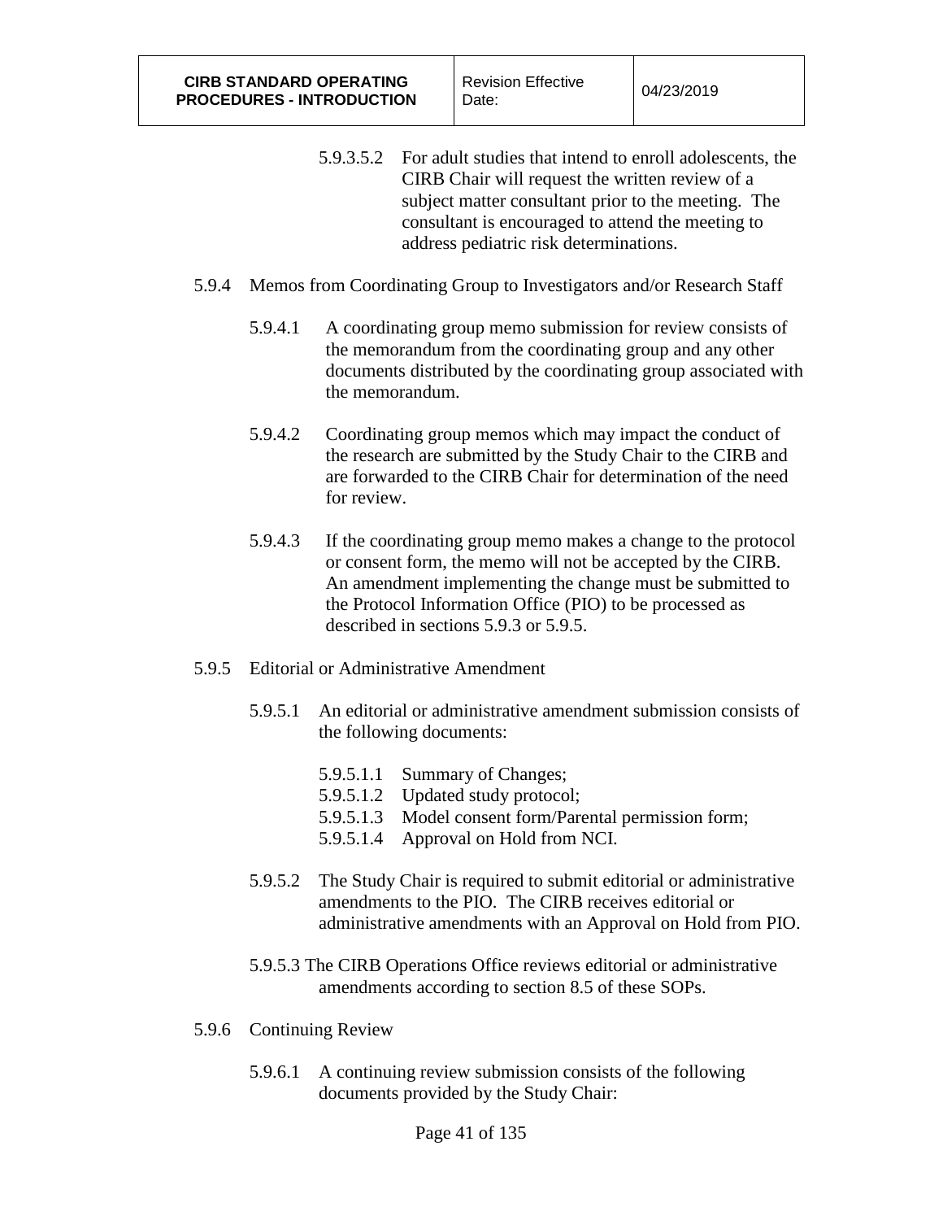5.9.3.5.2 For adult studies that intend to enroll adolescents, the CIRB Chair will request the written review of a subject matter consultant prior to the meeting. The consultant is encouraged to attend the meeting to address pediatric risk determinations.

5.9.4 Memos from Coordinating Group to Investigators and/or Research Staff

5.9.4.1 A coordinating group memo submission for review consists of the memorandum from the coordinating group and any other documents distributed by the coordinating group associated with the memorandum.

5.9.4.2 Coordinating group memos which may impact the conduct of the research are submitted by the Study Chair to the CIRB and are forwarded to the CIRB Chair for determination of the need for review.

5.9.4.3 If the coordinating group memo makes a change to the protocol or consent form, the memo will not be accepted by the CIRB. An amendment implementing the change must be submitted to the Protocol Information Office (PIO) to be processed as described in sections 5.9.3 or 5.9.5.

5.9.5 Editorial or Administrative Amendment

5.9.5.1 An editorial or administrative amendment submission consists of the following documents:

5.9.5.1.1 Summary of Changes;
5.9.5.1.2 Updated study protocol;
5.9.5.1.3 Model consent form/Parental permission form;
5.9.5.1.4 Approval on Hold from NCI.

5.9.5.2 The Study Chair is required to submit editorial or administrative amendments to the PIO. The CIRB receives editorial or administrative amendments with an Approval on Hold from PIO.

5.9.5.3 The CIRB Operations Office reviews editorial or administrative amendments according to section 8.5 of these SOPs.

5.9.6 Continuing Review

5.9.6.1 A continuing review submission consists of the following documents provided by the Study Chair: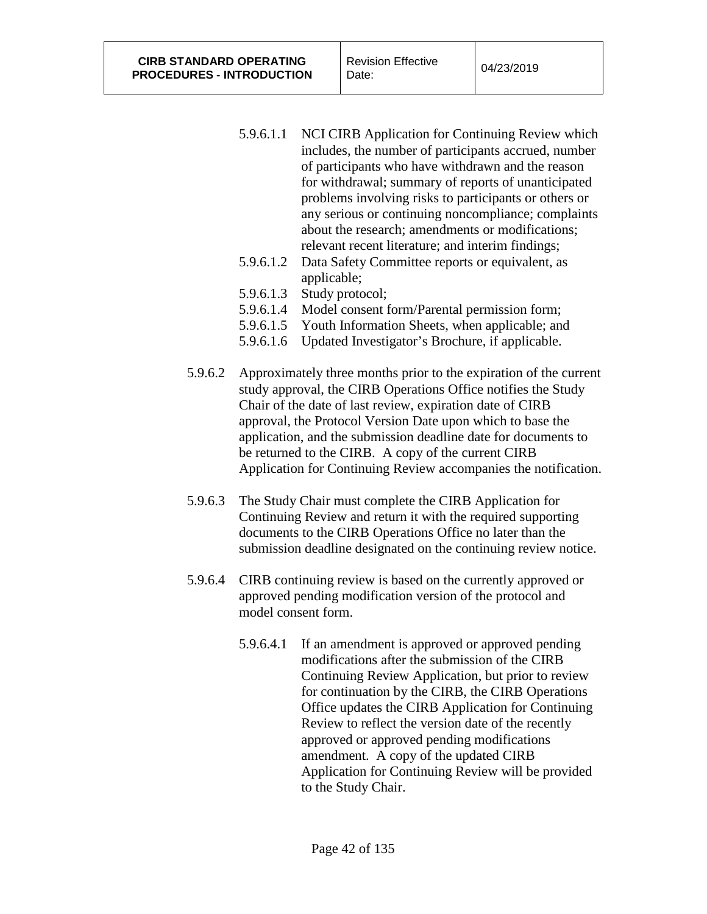5.9.6.1.1 NCI CIRB Application for Continuing Review which includes, the number of participants accrued, number of participants who have withdrawn and the reason for withdrawal; summary of reports of unanticipated problems involving risks to participants or others or any serious or continuing noncompliance; complaints about the research; amendments or modifications; relevant recent literature; and interim findings;

5.9.6.1.2 Data Safety Committee reports or equivalent, as applicable;

5.9.6.1.3 Study protocol;

5.9.6.1.4 Model consent form/Parental permission form;

5.9.6.1.5 Youth Information Sheets, when applicable; and

5.9.6.1.6 Updated Investigator's Brochure, if applicable.

5.9.6.2 Approximately three months prior to the expiration of the current study approval, the CIRB Operations Office notifies the Study Chair of the date of last review, expiration date of CIRB approval, the Protocol Version Date upon which to base the application, and the submission deadline date for documents to be returned to the CIRB. A copy of the current CIRB Application for Continuing Review accompanies the notification.

5.9.6.3 The Study Chair must complete the CIRB Application for Continuing Review and return it with the required supporting documents to the CIRB Operations Office no later than the submission deadline designated on the continuing review notice.

5.9.6.4 CIRB continuing review is based on the currently approved or approved pending modification version of the protocol and model consent form.

5.9.6.4.1 If an amendment is approved or approved pending modifications after the submission of the CIRB Continuing Review Application, but prior to review for continuation by the CIRB, the CIRB Operations Office updates the CIRB Application for Continuing Review to reflect the version date of the recently approved or approved pending modifications amendment. A copy of the updated CIRB Application for Continuing Review will be provided to the Study Chair.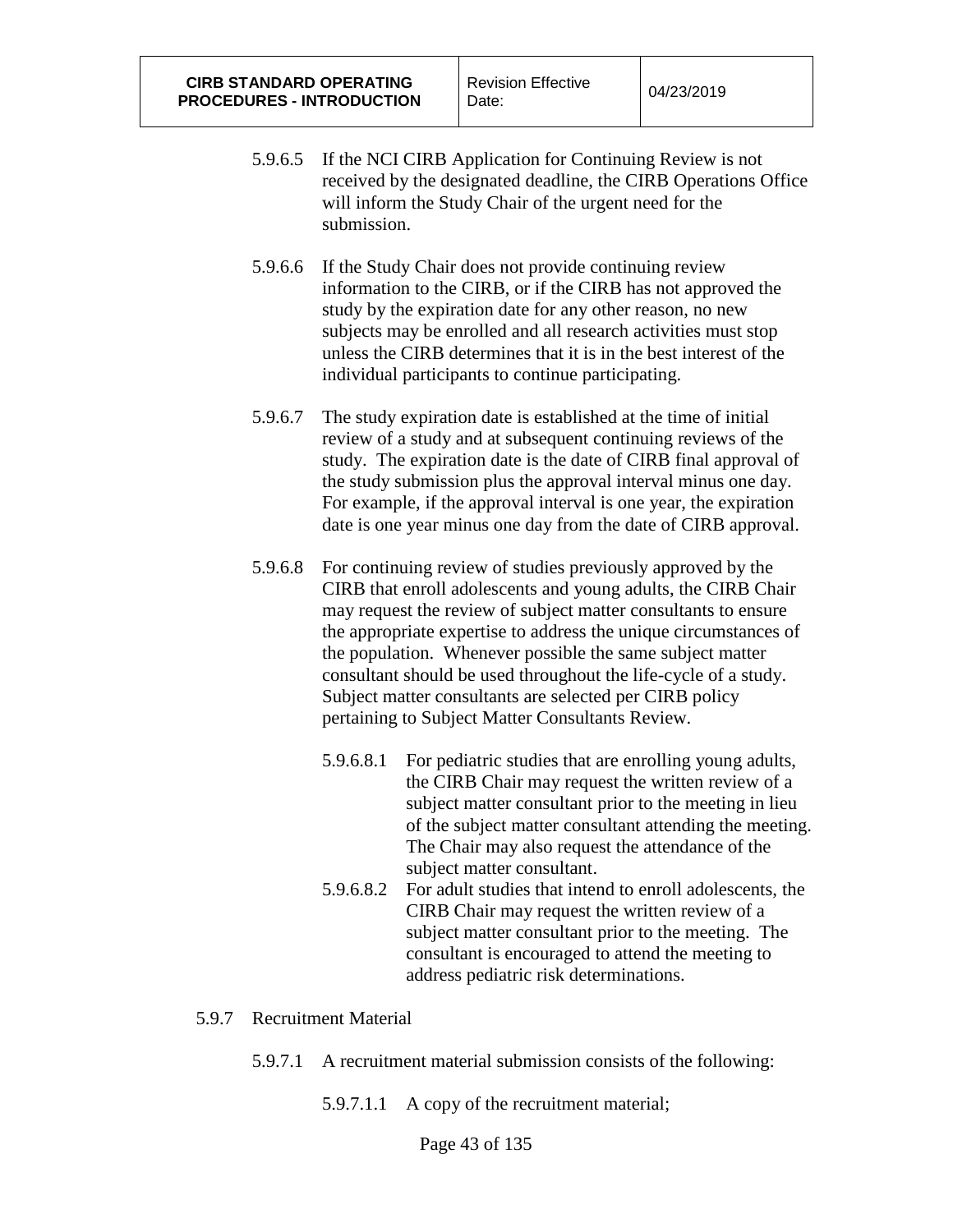5.9.6.5 If the NCI CIRB Application for Continuing Review is not received by the designated deadline, the CIRB Operations Office will inform the Study Chair of the urgent need for the submission.

5.9.6.6 If the Study Chair does not provide continuing review information to the CIRB, or if the CIRB has not approved the study by the expiration date for any other reason, no new subjects may be enrolled and all research activities must stop unless the CIRB determines that it is in the best interest of the individual participants to continue participating.

5.9.6.7 The study expiration date is established at the time of initial review of a study and at subsequent continuing reviews of the study. The expiration date is the date of CIRB final approval of the study submission plus the approval interval minus one day. For example, if the approval interval is one year, the expiration date is one year minus one day from the date of CIRB approval.

5.9.6.8 For continuing review of studies previously approved by the CIRB that enroll adolescents and young adults, the CIRB Chair may request the review of subject matter consultants to ensure the appropriate expertise to address the unique circumstances of the population. Whenever possible the same subject matter consultant should be used throughout the life-cycle of a study. Subject matter consultants are selected per CIRB policy pertaining to Subject Matter Consultants Review.

5.9.6.8.1 For pediatric studies that are enrolling young adults, the CIRB Chair may request the written review of a subject matter consultant prior to the meeting in lieu of the subject matter consultant attending the meeting. The Chair may also request the attendance of the subject matter consultant.

5.9.6.8.2 For adult studies that intend to enroll adolescents, the CIRB Chair may request the written review of a subject matter consultant prior to the meeting. The consultant is encouraged to attend the meeting to address pediatric risk determinations.

5.9.7 Recruitment Material

5.9.7.1 A recruitment material submission consists of the following:

5.9.7.1.1 A copy of the recruitment material;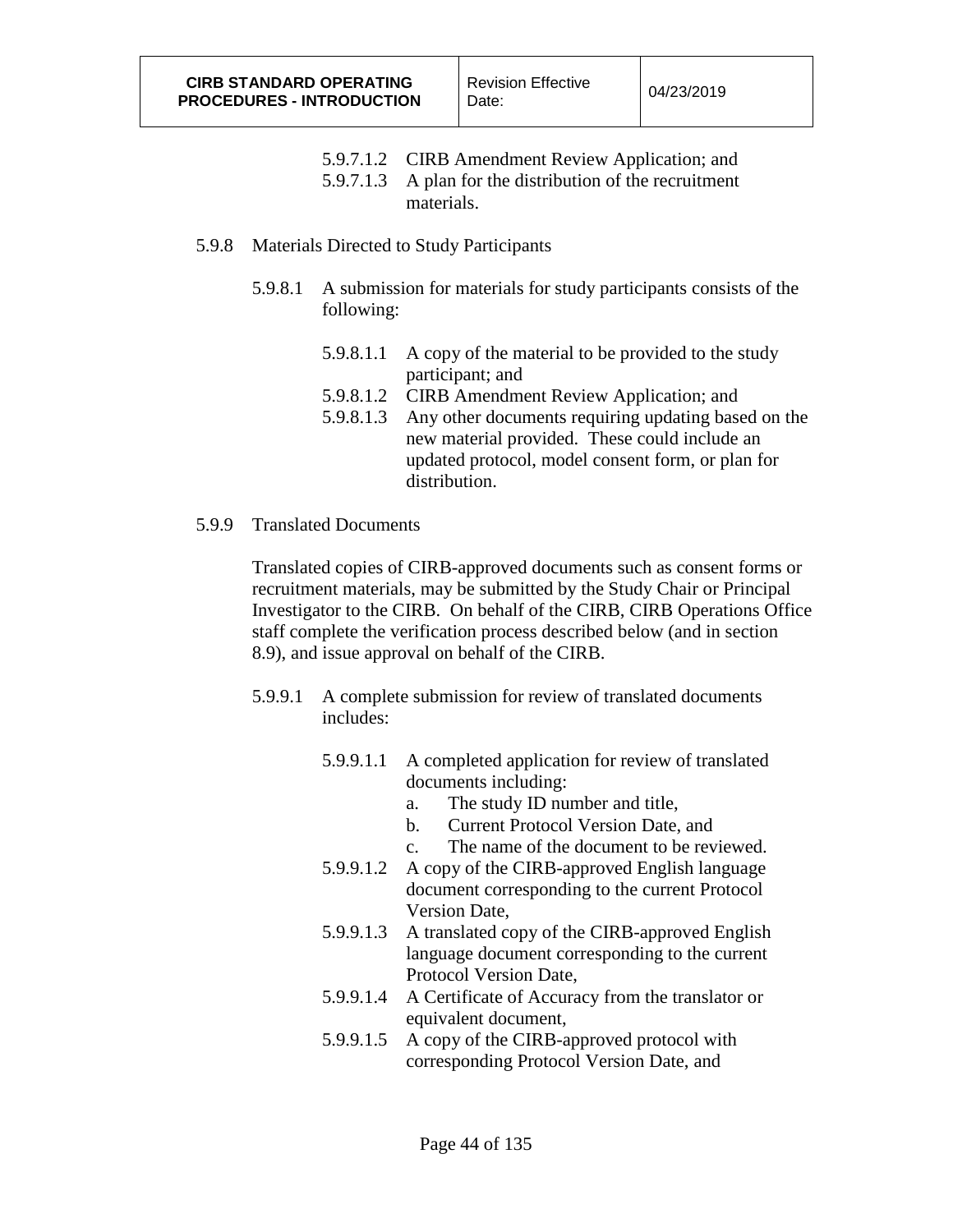5.9.7.1.2 CIRB Amendment Review Application; and

5.9.7.1.3 A plan for the distribution of the recruitment materials.

5.9.8 Materials Directed to Study Participants

5.9.8.1 A submission for materials for study participants consists of the following:

5.9.8.1.1 A copy of the material to be provided to the study participant; and

5.9.8.1.2 CIRB Amendment Review Application; and

5.9.8.1.3 Any other documents requiring updating based on the new material provided. These could include an updated protocol, model consent form, or plan for distribution.

5.9.9 Translated Documents

Translated copies of CIRB-approved documents such as consent forms or recruitment materials, may be submitted by the Study Chair or Principal Investigator to the CIRB. On behalf of the CIRB, CIRB Operations Office staff complete the verification process described below (and in section 8.9), and issue approval on behalf of the CIRB.

5.9.9.1 A complete submission for review of translated documents includes:

5.9.9.1.1 A completed application for review of translated documents including:

a. The study ID number and title,
b. Current Protocol Version Date, and
c. The name of the document to be reviewed.

5.9.9.1.2 A copy of the CIRB-approved English language document corresponding to the current Protocol Version Date,

5.9.9.1.3 A translated copy of the CIRB-approved English language document corresponding to the current Protocol Version Date,

5.9.9.1.4 A Certificate of Accuracy from the translator or equivalent document,

5.9.9.1.5 A copy of the CIRB-approved protocol with corresponding Protocol Version Date, and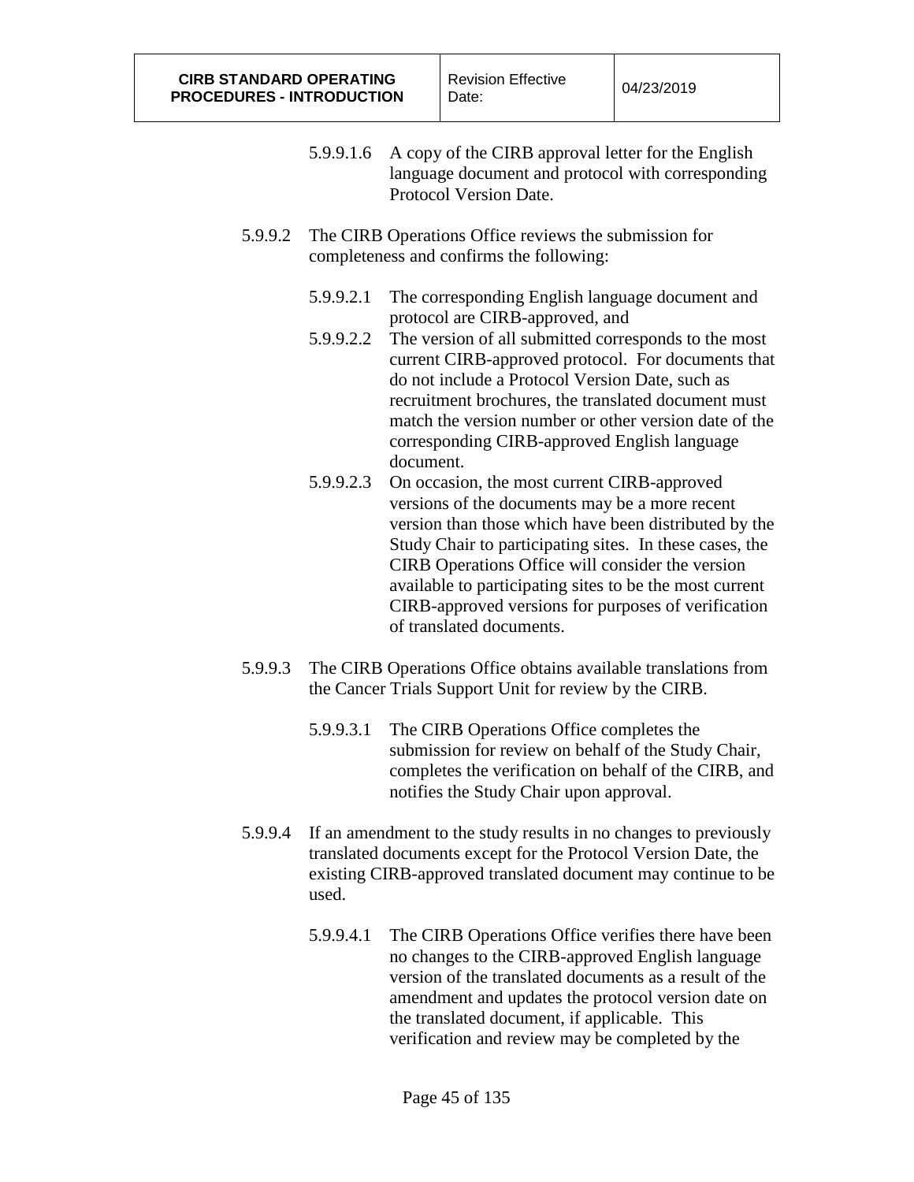5.9.9.1.6 A copy of the CIRB approval letter for the English language document and protocol with corresponding Protocol Version Date.

5.9.9.2 The CIRB Operations Office reviews the submission for completeness and confirms the following:

5.9.9.2.1 The corresponding English language document and protocol are CIRB-approved, and

5.9.9.2.2 The version of all submitted corresponds to the most current CIRB-approved protocol. For documents that do not include a Protocol Version Date, such as recruitment brochures, the translated document must match the version number or other version date of the corresponding CIRB-approved English language document.

5.9.9.2.3 On occasion, the most current CIRB-approved versions of the documents may be a more recent version than those which have been distributed by the Study Chair to participating sites. In these cases, the CIRB Operations Office will consider the version available to participating sites to be the most current CIRB-approved versions for purposes of verification of translated documents.

5.9.9.3 The CIRB Operations Office obtains available translations from the Cancer Trials Support Unit for review by the CIRB.

5.9.9.3.1 The CIRB Operations Office completes the submission for review on behalf of the Study Chair, completes the verification on behalf of the CIRB, and notifies the Study Chair upon approval.

5.9.9.4 If an amendment to the study results in no changes to previously translated documents except for the Protocol Version Date, the existing CIRB-approved translated document may continue to be used.

5.9.9.4.1 The CIRB Operations Office verifies there have been no changes to the CIRB-approved English language version of the translated documents as a result of the amendment and updates the protocol version date on the translated document, if applicable. This verification and review may be completed by the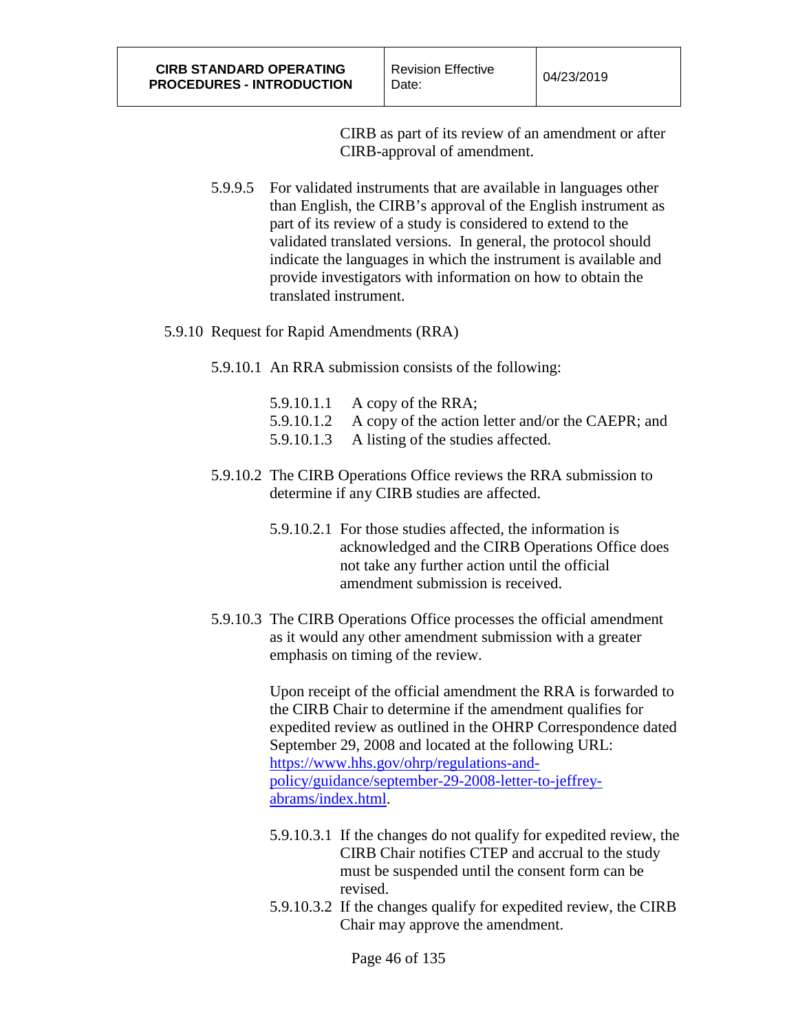CIRB as part of its review of an amendment or after CIRB-approval of amendment.

5.9.9.5 For validated instruments that are available in languages other than English, the CIRB's approval of the English instrument as part of its review of a study is considered to extend to the validated translated versions. In general, the protocol should indicate the languages in which the instrument is available and provide investigators with information on how to obtain the translated instrument.

5.9.10 Request for Rapid Amendments (RRA)

5.9.10.1 An RRA submission consists of the following:

5.9.10.1.1 A copy of the RRA;
5.9.10.1.2 A copy of the action letter and/or the CAEPR; and
5.9.10.1.3 A listing of the studies affected.

5.9.10.2 The CIRB Operations Office reviews the RRA submission to determine if any CIRB studies are affected.

5.9.10.2.1 For those studies affected, the information is acknowledged and the CIRB Operations Office does not take any further action until the official amendment submission is received.

5.9.10.3 The CIRB Operations Office processes the official amendment as it would any other amendment submission with a greater emphasis on timing of the review.

Upon receipt of the official amendment the RRA is forwarded to the CIRB Chair to determine if the amendment qualifies for expedited review as outlined in the OHRP Correspondence dated September 29, 2008 and located at the following URL: [https://www.hhs.gov/ohrp/regulations-and-policy/guidance/september-29-2008-letter-to-jeffrey-abrams/index.html](https://www.hhs.gov/ohrp/regulations-and-policy/guidance/september-29-2008-letter-to-jeffrey-abrams/index.html).

5.9.10.3.1 If the changes do not qualify for expedited review, the CIRB Chair notifies CTEP and accrual to the study must be suspended until the consent form can be revised.
5.9.10.3.2 If the changes qualify for expedited review, the CIRB Chair may approve the amendment.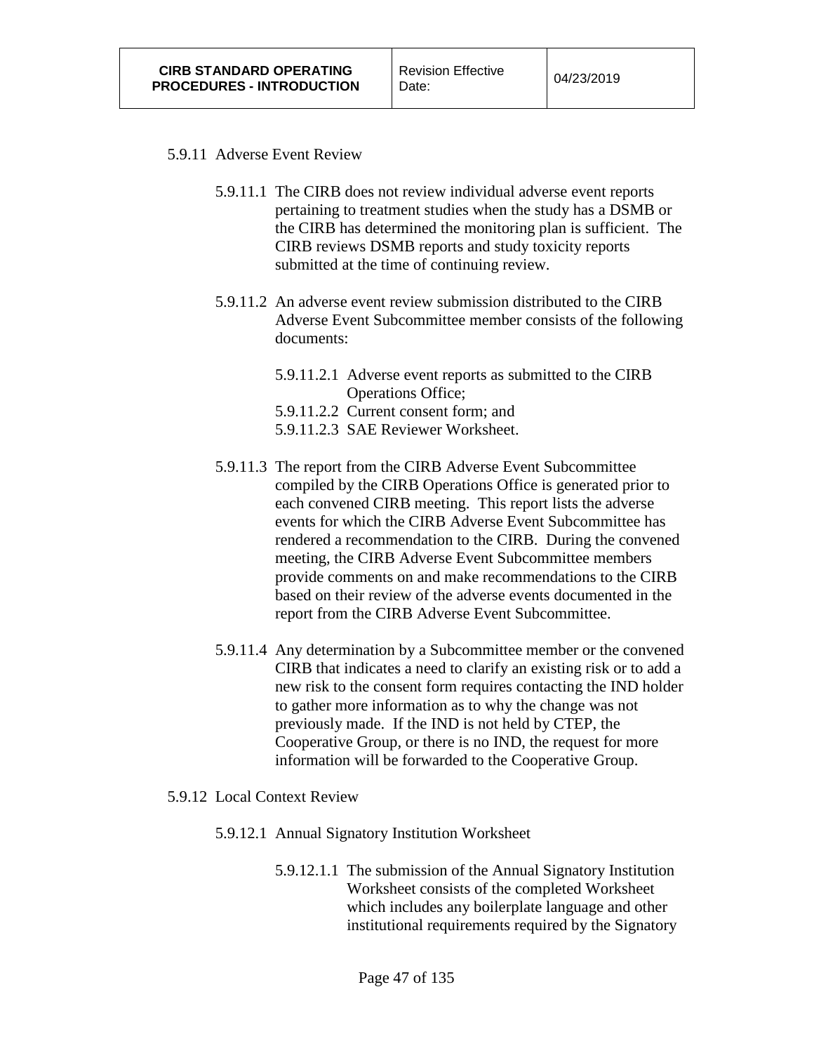5.9.11 Adverse Event Review

5.9.11.1 The CIRB does not review individual adverse event reports pertaining to treatment studies when the study has a DSMB or the CIRB has determined the monitoring plan is sufficient. The CIRB reviews DSMB reports and study toxicity reports submitted at the time of continuing review.

5.9.11.2 An adverse event review submission distributed to the CIRB Adverse Event Subcommittee member consists of the following documents:

5.9.11.2.1 Adverse event reports as submitted to the CIRB Operations Office;
5.9.11.2.2 Current consent form; and
5.9.11.2.3 SAE Reviewer Worksheet.

5.9.11.3 The report from the CIRB Adverse Event Subcommittee compiled by the CIRB Operations Office is generated prior to each convened CIRB meeting. This report lists the adverse events for which the CIRB Adverse Event Subcommittee has rendered a recommendation to the CIRB. During the convened meeting, the CIRB Adverse Event Subcommittee members provide comments on and make recommendations to the CIRB based on their review of the adverse events documented in the report from the CIRB Adverse Event Subcommittee.

5.9.11.4 Any determination by a Subcommittee member or the convened CIRB that indicates a need to clarify an existing risk or to add a new risk to the consent form requires contacting the IND holder to gather more information as to why the change was not previously made. If the IND is not held by CTEP, the Cooperative Group, or there is no IND, the request for more information will be forwarded to the Cooperative Group.

5.9.12 Local Context Review

5.9.12.1 Annual Signatory Institution Worksheet

5.9.12.1.1 The submission of the Annual Signatory Institution Worksheet consists of the completed Worksheet which includes any boilerplate language and other institutional requirements required by the Signatory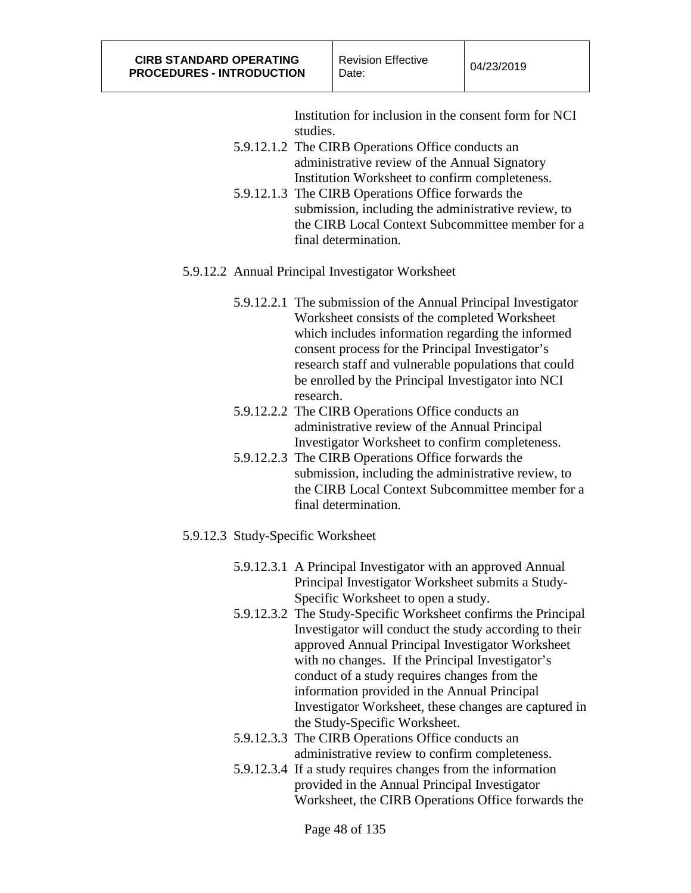Institution for inclusion in the consent form for NCI studies.

5.9.12.1.2 The CIRB Operations Office conducts an administrative review of the Annual Signatory Institution Worksheet to confirm completeness.

5.9.12.1.3 The CIRB Operations Office forwards the submission, including the administrative review, to the CIRB Local Context Subcommittee member for a final determination.

5.9.12.2 Annual Principal Investigator Worksheet

5.9.12.2.1 The submission of the Annual Principal Investigator Worksheet consists of the completed Worksheet which includes information regarding the informed consent process for the Principal Investigator's research staff and vulnerable populations that could be enrolled by the Principal Investigator into NCI research.

5.9.12.2.2 The CIRB Operations Office conducts an administrative review of the Annual Principal Investigator Worksheet to confirm completeness.

5.9.12.2.3 The CIRB Operations Office forwards the submission, including the administrative review, to the CIRB Local Context Subcommittee member for a final determination.

5.9.12.3 Study-Specific Worksheet

5.9.12.3.1 A Principal Investigator with an approved Annual Principal Investigator Worksheet submits a Study-Specific Worksheet to open a study.

5.9.12.3.2 The Study-Specific Worksheet confirms the Principal Investigator will conduct the study according to their approved Annual Principal Investigator Worksheet with no changes. If the Principal Investigator's conduct of a study requires changes from the information provided in the Annual Principal Investigator Worksheet, these changes are captured in the Study-Specific Worksheet.

5.9.12.3.3 The CIRB Operations Office conducts an administrative review to confirm completeness.

5.9.12.3.4 If a study requires changes from the information provided in the Annual Principal Investigator Worksheet, the CIRB Operations Office forwards the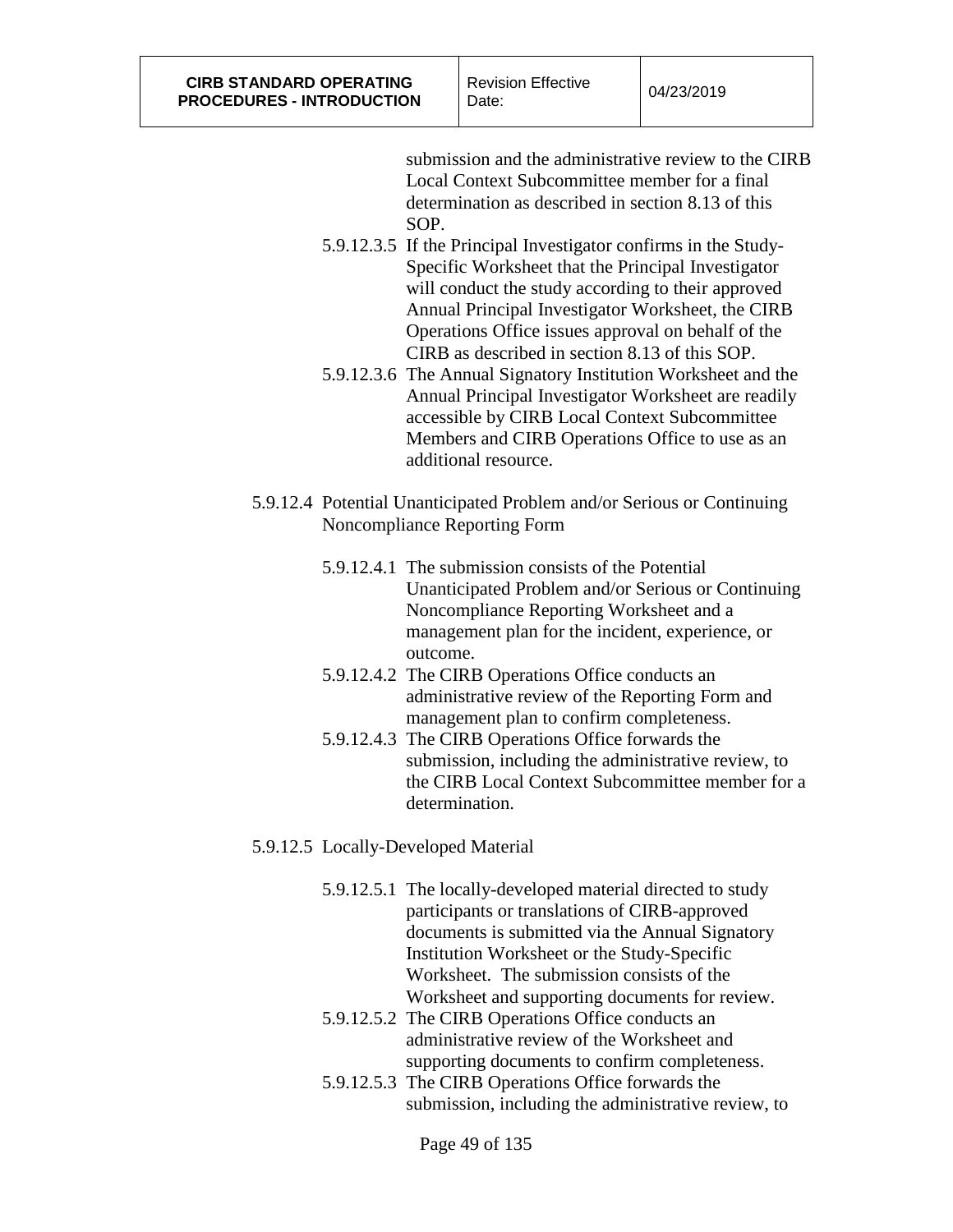submission and the administrative review to the CIRB Local Context Subcommittee member for a final determination as described in section 8.13 of this SOP.

5.9.12.3.5 If the Principal Investigator confirms in the Study-Specific Worksheet that the Principal Investigator will conduct the study according to their approved Annual Principal Investigator Worksheet, the CIRB Operations Office issues approval on behalf of the CIRB as described in section 8.13 of this SOP.

5.9.12.3.6 The Annual Signatory Institution Worksheet and the Annual Principal Investigator Worksheet are readily accessible by CIRB Local Context Subcommittee Members and CIRB Operations Office to use as an additional resource.

5.9.12.4 Potential Unanticipated Problem and/or Serious or Continuing Noncompliance Reporting Form

5.9.12.4.1 The submission consists of the Potential Unanticipated Problem and/or Serious or Continuing Noncompliance Reporting Worksheet and a management plan for the incident, experience, or outcome.

5.9.12.4.2 The CIRB Operations Office conducts an administrative review of the Reporting Form and management plan to confirm completeness.

5.9.12.4.3 The CIRB Operations Office forwards the submission, including the administrative review, to the CIRB Local Context Subcommittee member for a determination.

5.9.12.5 Locally-Developed Material

5.9.12.5.1 The locally-developed material directed to study participants or translations of CIRB-approved documents is submitted via the Annual Signatory Institution Worksheet or the Study-Specific Worksheet. The submission consists of the Worksheet and supporting documents for review.

5.9.12.5.2 The CIRB Operations Office conducts an administrative review of the Worksheet and supporting documents to confirm completeness.

5.9.12.5.3 The CIRB Operations Office forwards the submission, including the administrative review, to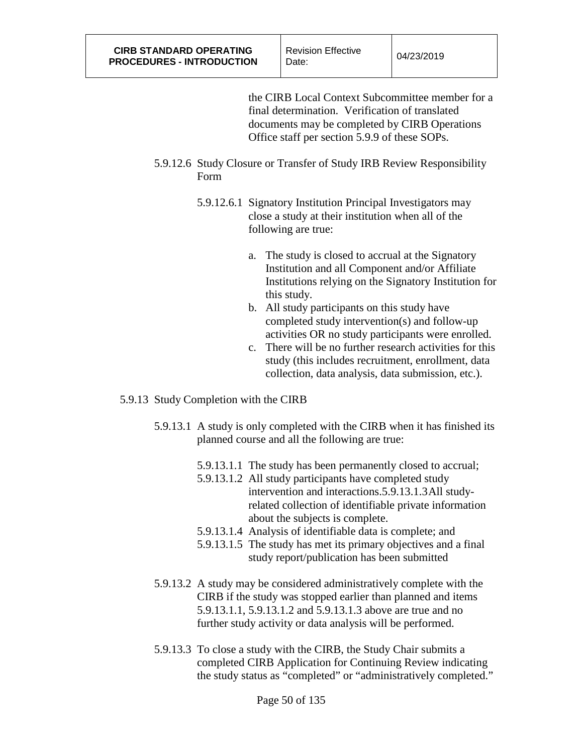the CIRB Local Context Subcommittee member for a final determination. Verification of translated documents may be completed by CIRB Operations Office staff per section 5.9.9 of these SOPs.

5.9.12.6 Study Closure or Transfer of Study IRB Review Responsibility Form

5.9.12.6.1 Signatory Institution Principal Investigators may close a study at their institution when all of the following are true:

a. The study is closed to accrual at the Signatory Institution and all Component and/or Affiliate Institutions relying on the Signatory Institution for this study.
b. All study participants on this study have completed study intervention(s) and follow-up activities OR no study participants were enrolled.
c. There will be no further research activities for this study (this includes recruitment, enrollment, data collection, data analysis, data submission, etc.).

5.9.13 Study Completion with the CIRB

5.9.13.1 A study is only completed with the CIRB when it has finished its planned course and all the following are true:

5.9.13.1.1 The study has been permanently closed to accrual;
5.9.13.1.2 All study participants have completed study intervention and interactions.5.9.13.1.3All study-related collection of identifiable private information about the subjects is complete.
5.9.13.1.4 Analysis of identifiable data is complete; and
5.9.13.1.5 The study has met its primary objectives and a final study report/publication has been submitted

5.9.13.2 A study may be considered administratively complete with the CIRB if the study was stopped earlier than planned and items 5.9.13.1.1, 5.9.13.1.2 and 5.9.13.1.3 above are true and no further study activity or data analysis will be performed.

5.9.13.3 To close a study with the CIRB, the Study Chair submits a completed CIRB Application for Continuing Review indicating the study status as "completed" or "administratively completed."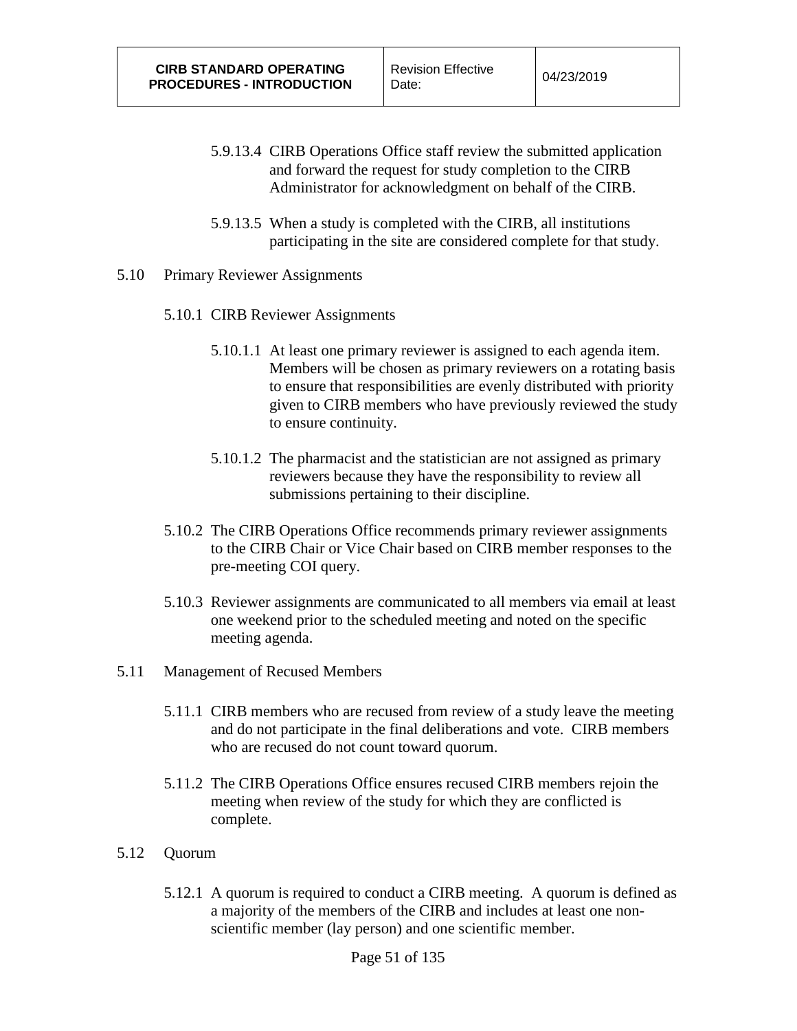5.9.13.4 CIRB Operations Office staff review the submitted application and forward the request for study completion to the CIRB Administrator for acknowledgment on behalf of the CIRB.

5.9.13.5 When a study is completed with the CIRB, all institutions participating in the site are considered complete for that study.

5.10 Primary Reviewer Assignments

5.10.1 CIRB Reviewer Assignments

5.10.1.1 At least one primary reviewer is assigned to each agenda item. Members will be chosen as primary reviewers on a rotating basis to ensure that responsibilities are evenly distributed with priority given to CIRB members who have previously reviewed the study to ensure continuity.

5.10.1.2 The pharmacist and the statistician are not assigned as primary reviewers because they have the responsibility to review all submissions pertaining to their discipline.

5.10.2 The CIRB Operations Office recommends primary reviewer assignments to the CIRB Chair or Vice Chair based on CIRB member responses to the pre-meeting COI query.

5.10.3 Reviewer assignments are communicated to all members via email at least one weekend prior to the scheduled meeting and noted on the specific meeting agenda.

5.11 Management of Recused Members

5.11.1 CIRB members who are recused from review of a study leave the meeting and do not participate in the final deliberations and vote. CIRB members who are recused do not count toward quorum.

5.11.2 The CIRB Operations Office ensures recused CIRB members rejoin the meeting when review of the study for which they are conflicted is complete.

5.12 Quorum

5.12.1 A quorum is required to conduct a CIRB meeting. A quorum is defined as a majority of the members of the CIRB and includes at least one non-scientific member (lay person) and one scientific member.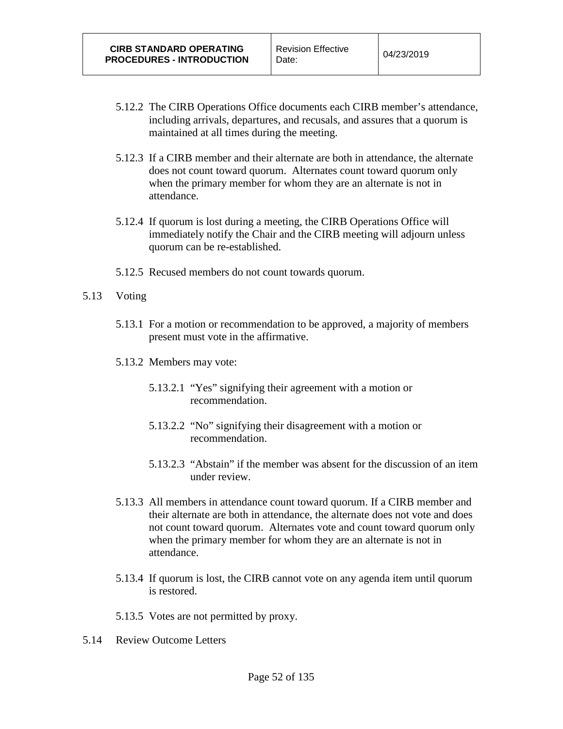5.12.2 The CIRB Operations Office documents each CIRB member's attendance, including arrivals, departures, and recusals, and assures that a quorum is maintained at all times during the meeting.

5.12.3 If a CIRB member and their alternate are both in attendance, the alternate does not count toward quorum. Alternates count toward quorum only when the primary member for whom they are an alternate is not in attendance.

5.12.4 If quorum is lost during a meeting, the CIRB Operations Office will immediately notify the Chair and the CIRB meeting will adjourn unless quorum can be re-established.

5.12.5 Recused members do not count towards quorum.

## 5.13 Voting

5.13.1 For a motion or recommendation to be approved, a majority of members present must vote in the affirmative.

5.13.2 Members may vote:

5.13.2.1 "Yes" signifying their agreement with a motion or recommendation.

5.13.2.2 "No" signifying their disagreement with a motion or recommendation.

5.13.2.3 "Abstain" if the member was absent for the discussion of an item under review.

5.13.3 All members in attendance count toward quorum. If a CIRB member and their alternate are both in attendance, the alternate does not vote and does not count toward quorum. Alternates vote and count toward quorum only when the primary member for whom they are an alternate is not in attendance.

5.13.4 If quorum is lost, the CIRB cannot vote on any agenda item until quorum is restored.

5.13.5 Votes are not permitted by proxy.

## 5.14 Review Outcome Letters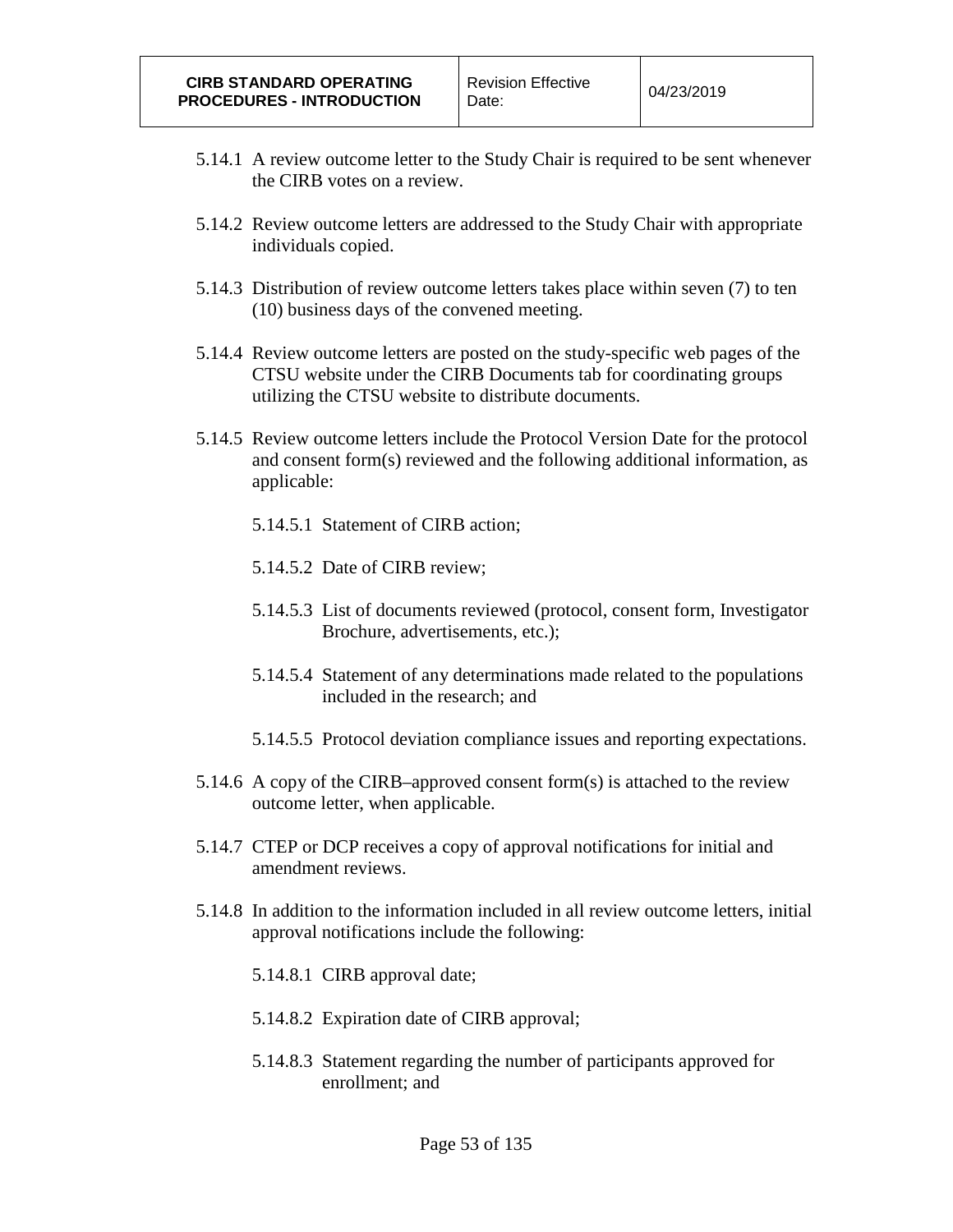5.14.1 A review outcome letter to the Study Chair is required to be sent whenever the CIRB votes on a review.

5.14.2 Review outcome letters are addressed to the Study Chair with appropriate individuals copied.

5.14.3 Distribution of review outcome letters takes place within seven (7) to ten (10) business days of the convened meeting.

5.14.4 Review outcome letters are posted on the study-specific web pages of the CTSU website under the CIRB Documents tab for coordinating groups utilizing the CTSU website to distribute documents.

5.14.5 Review outcome letters include the Protocol Version Date for the protocol and consent form(s) reviewed and the following additional information, as applicable:

5.14.5.1 Statement of CIRB action;

5.14.5.2 Date of CIRB review;

5.14.5.3 List of documents reviewed (protocol, consent form, Investigator Brochure, advertisements, etc.);

5.14.5.4 Statement of any determinations made related to the populations included in the research; and

5.14.5.5 Protocol deviation compliance issues and reporting expectations.

5.14.6 A copy of the CIRB–approved consent form(s) is attached to the review outcome letter, when applicable.

5.14.7 CTEP or DCP receives a copy of approval notifications for initial and amendment reviews.

5.14.8 In addition to the information included in all review outcome letters, initial approval notifications include the following:

5.14.8.1 CIRB approval date;

5.14.8.2 Expiration date of CIRB approval;

5.14.8.3 Statement regarding the number of participants approved for enrollment; and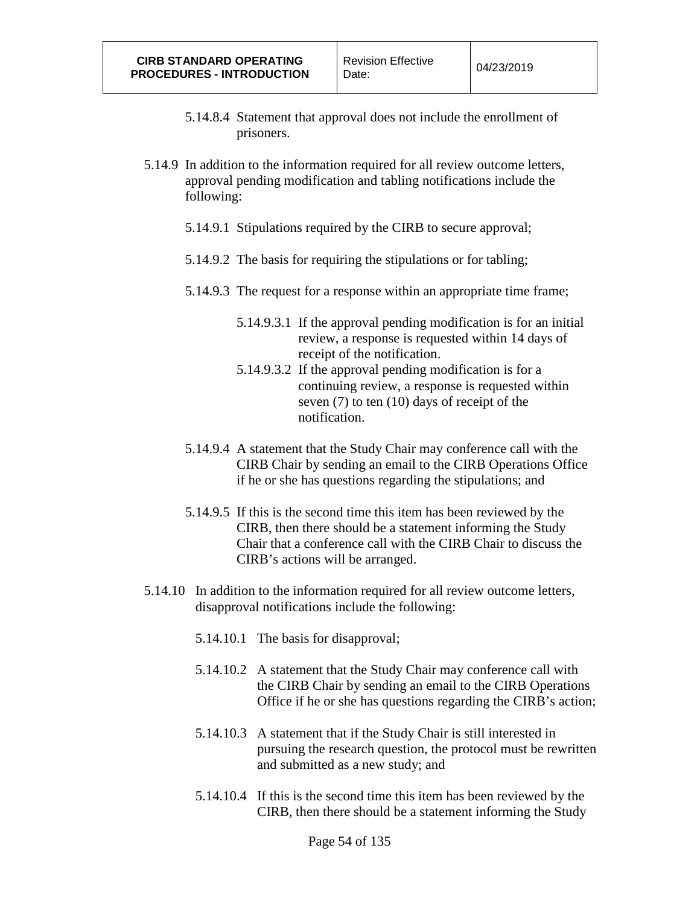5.14.8.4 Statement that approval does not include the enrollment of prisoners.

5.14.9 In addition to the information required for all review outcome letters, approval pending modification and tabling notifications include the following:

5.14.9.1 Stipulations required by the CIRB to secure approval;

5.14.9.2 The basis for requiring the stipulations or for tabling;

5.14.9.3 The request for a response within an appropriate time frame;

5.14.9.3.1 If the approval pending modification is for an initial review, a response is requested within 14 days of receipt of the notification.

5.14.9.3.2 If the approval pending modification is for a continuing review, a response is requested within seven (7) to ten (10) days of receipt of the notification.

5.14.9.4 A statement that the Study Chair may conference call with the CIRB Chair by sending an email to the CIRB Operations Office if he or she has questions regarding the stipulations; and

5.14.9.5 If this is the second time this item has been reviewed by the CIRB, then there should be a statement informing the Study Chair that a conference call with the CIRB Chair to discuss the CIRB's actions will be arranged.

5.14.10 In addition to the information required for all review outcome letters, disapproval notifications include the following:

5.14.10.1 The basis for disapproval;

5.14.10.2 A statement that the Study Chair may conference call with the CIRB Chair by sending an email to the CIRB Operations Office if he or she has questions regarding the CIRB's action;

5.14.10.3 A statement that if the Study Chair is still interested in pursuing the research question, the protocol must be rewritten and submitted as a new study; and

5.14.10.4 If this is the second time this item has been reviewed by the CIRB, then there should be a statement informing the Study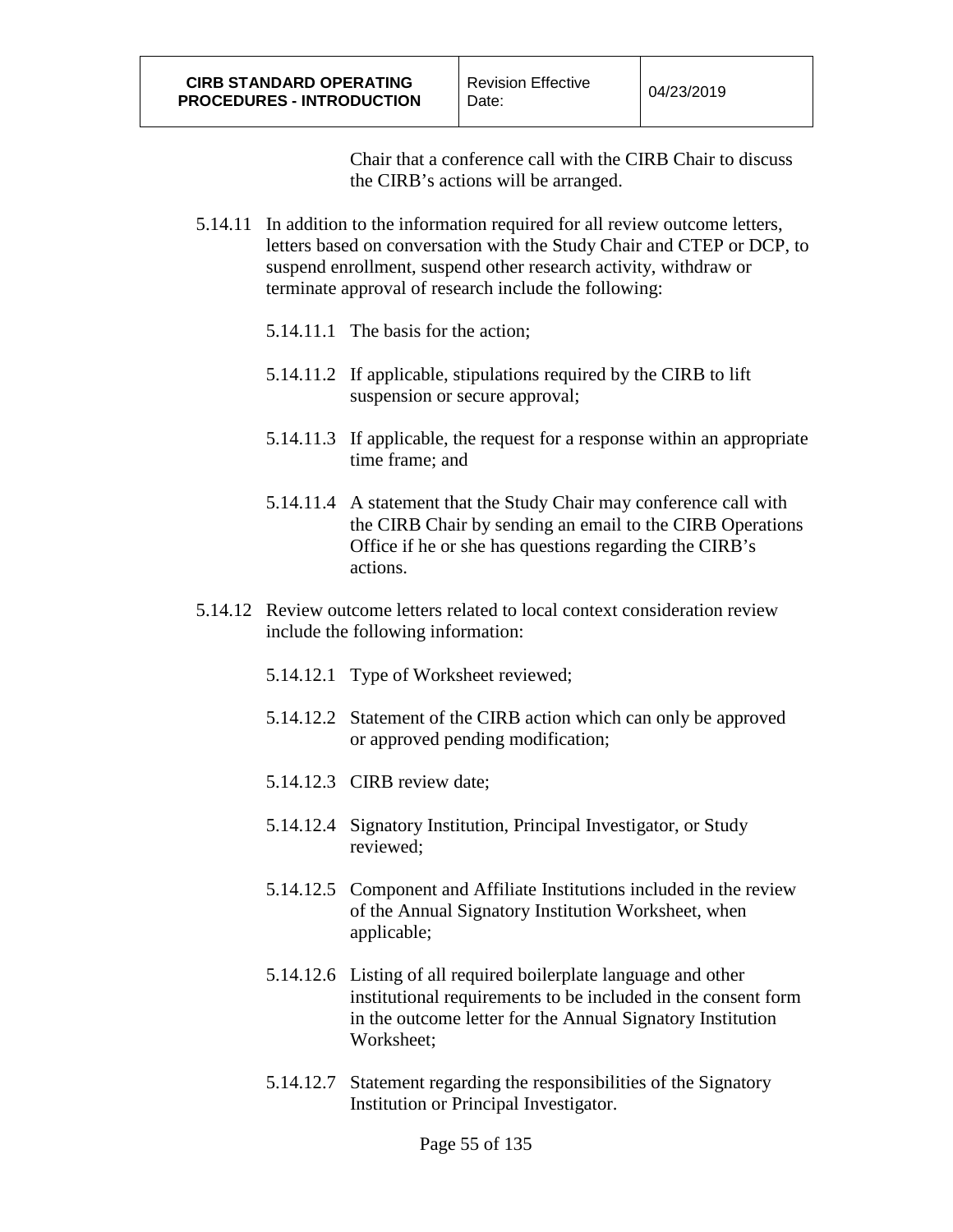Chair that a conference call with the CIRB Chair to discuss the CIRB's actions will be arranged.

5.14.11 In addition to the information required for all review outcome letters, letters based on conversation with the Study Chair and CTEP or DCP, to suspend enrollment, suspend other research activity, withdraw or terminate approval of research include the following:

5.14.11.1 The basis for the action;

5.14.11.2 If applicable, stipulations required by the CIRB to lift suspension or secure approval;

5.14.11.3 If applicable, the request for a response within an appropriate time frame; and

5.14.11.4 A statement that the Study Chair may conference call with the CIRB Chair by sending an email to the CIRB Operations Office if he or she has questions regarding the CIRB's actions.

5.14.12 Review outcome letters related to local context consideration review include the following information:

5.14.12.1 Type of Worksheet reviewed;

5.14.12.2 Statement of the CIRB action which can only be approved or approved pending modification;

5.14.12.3 CIRB review date;

5.14.12.4 Signatory Institution, Principal Investigator, or Study reviewed;

5.14.12.5 Component and Affiliate Institutions included in the review of the Annual Signatory Institution Worksheet, when applicable;

5.14.12.6 Listing of all required boilerplate language and other institutional requirements to be included in the consent form in the outcome letter for the Annual Signatory Institution Worksheet;

5.14.12.7 Statement regarding the responsibilities of the Signatory Institution or Principal Investigator.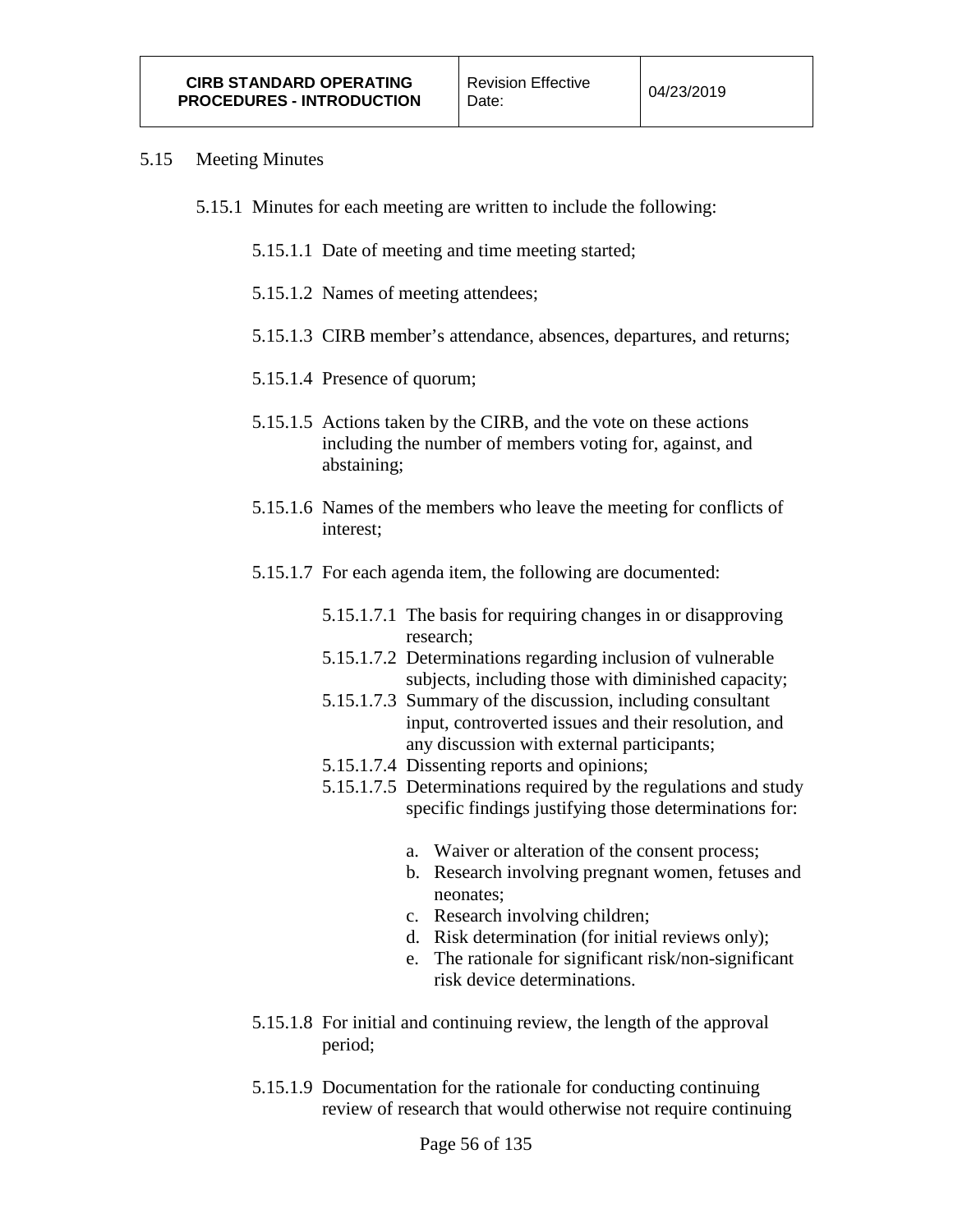## 5.15 Meeting Minutes

5.15.1 Minutes for each meeting are written to include the following:

5.15.1.1 Date of meeting and time meeting started;

5.15.1.2 Names of meeting attendees;

5.15.1.3 CIRB member's attendance, absences, departures, and returns;

5.15.1.4 Presence of quorum;

5.15.1.5 Actions taken by the CIRB, and the vote on these actions including the number of members voting for, against, and abstaining;

5.15.1.6 Names of the members who leave the meeting for conflicts of interest;

5.15.1.7 For each agenda item, the following are documented:

5.15.1.7.1 The basis for requiring changes in or disapproving research;

5.15.1.7.2 Determinations regarding inclusion of vulnerable subjects, including those with diminished capacity;

5.15.1.7.3 Summary of the discussion, including consultant input, controverted issues and their resolution, and any discussion with external participants;

5.15.1.7.4 Dissenting reports and opinions;

5.15.1.7.5 Determinations required by the regulations and study specific findings justifying those determinations for:

a. Waiver or alteration of the consent process;
b. Research involving pregnant women, fetuses and neonates;
c. Research involving children;
d. Risk determination (for initial reviews only);
e. The rationale for significant risk/non-significant risk device determinations.

5.15.1.8 For initial and continuing review, the length of the approval period;

5.15.1.9 Documentation for the rationale for conducting continuing review of research that would otherwise not require continuing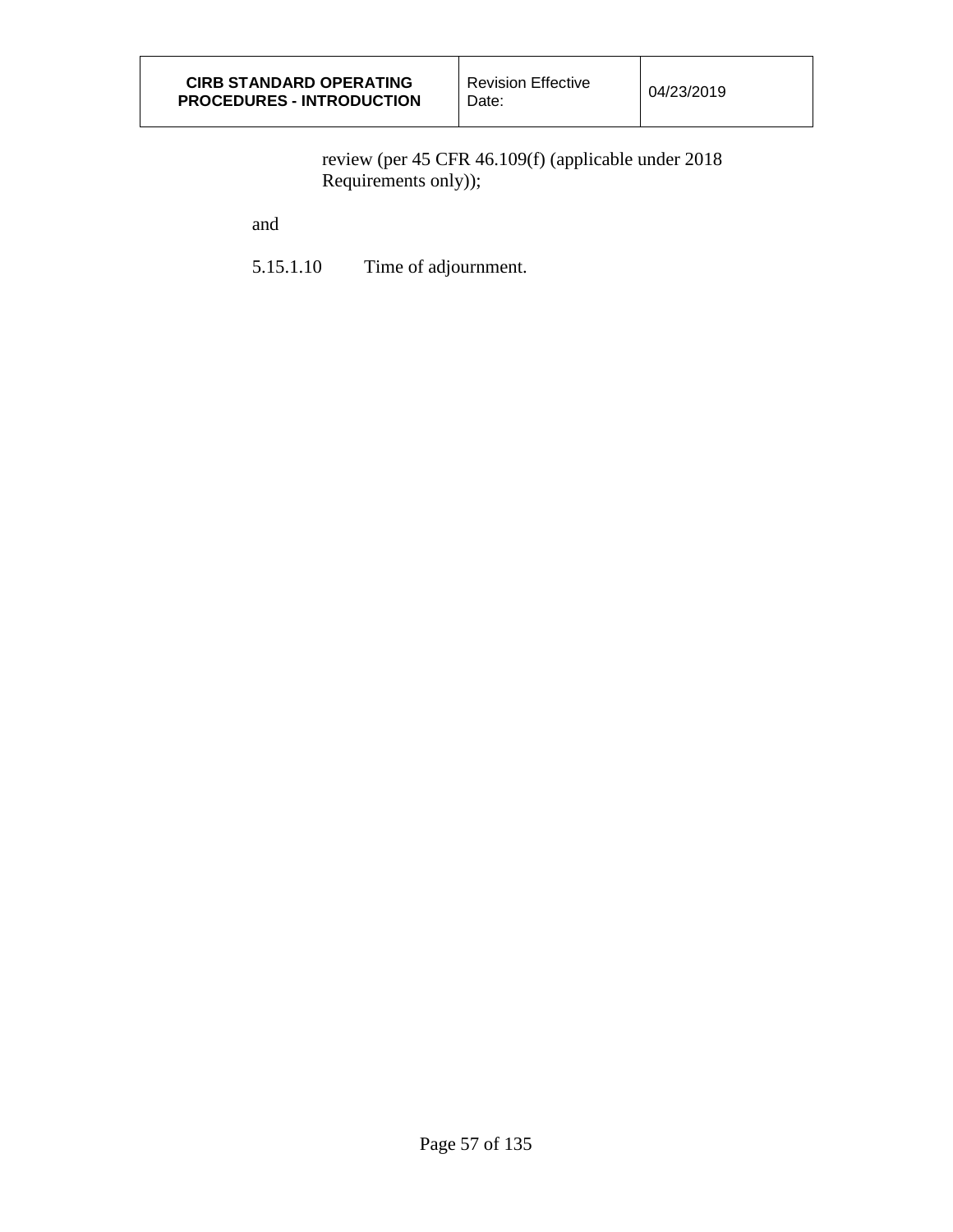review (per 45 CFR 46.109(f) (applicable under 2018 Requirements only));

and

5.15.1.10 Time of adjournment.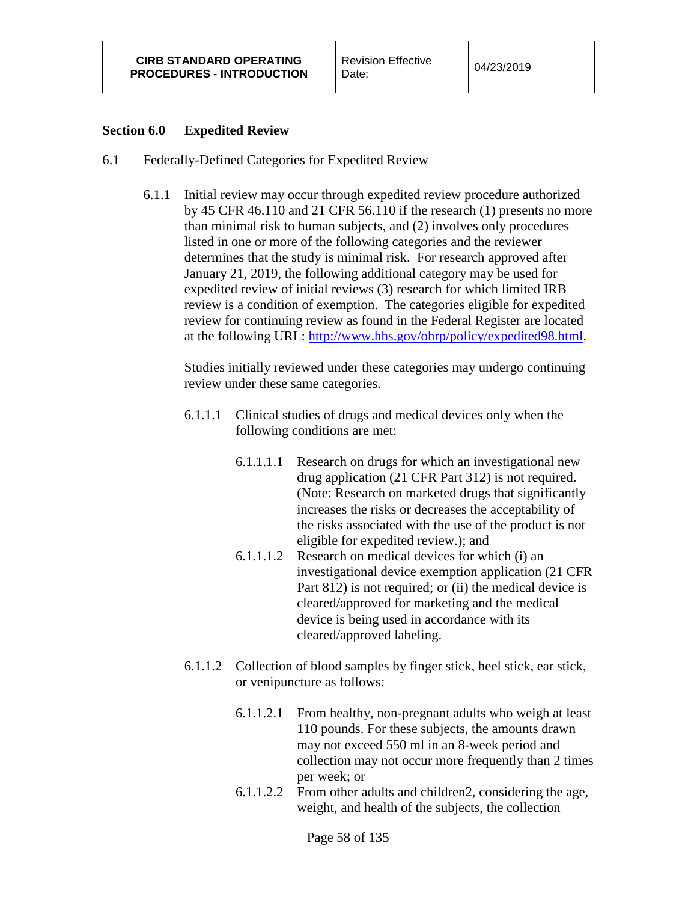## Section 6.0 Expedited Review

6.1 Federally-Defined Categories for Expedited Review

6.1.1 Initial review may occur through expedited review procedure authorized by 45 CFR 46.110 and 21 CFR 56.110 if the research (1) presents no more than minimal risk to human subjects, and (2) involves only procedures listed in one or more of the following categories and the reviewer determines that the study is minimal risk. For research approved after January 21, 2019, the following additional category may be used for expedited review of initial reviews (3) research for which limited IRB review is a condition of exemption. The categories eligible for expedited review for continuing review as found in the Federal Register are located at the following URL: [http://www.hhs.gov/ohrp/policy/expedited98.html](http://www.hhs.gov/ohrp/policy/expedited98.html).

Studies initially reviewed under these categories may undergo continuing review under these same categories.

6.1.1.1 Clinical studies of drugs and medical devices only when the following conditions are met:

6.1.1.1.1 Research on drugs for which an investigational new drug application (21 CFR Part 312) is not required. (Note: Research on marketed drugs that significantly increases the risks or decreases the acceptability of the risks associated with the use of the product is not eligible for expedited review.); and

6.1.1.1.2 Research on medical devices for which (i) an investigational device exemption application (21 CFR Part 812) is not required; or (ii) the medical device is cleared/approved for marketing and the medical device is being used in accordance with its cleared/approved labeling.

6.1.1.2 Collection of blood samples by finger stick, heel stick, ear stick, or venipuncture as follows:

6.1.1.2.1 From healthy, non-pregnant adults who weigh at least 110 pounds. For these subjects, the amounts drawn may not exceed 550 ml in an 8-week period and collection may not occur more frequently than 2 times per week; or

6.1.1.2.2 From other adults and children2, considering the age, weight, and health of the subjects, the collection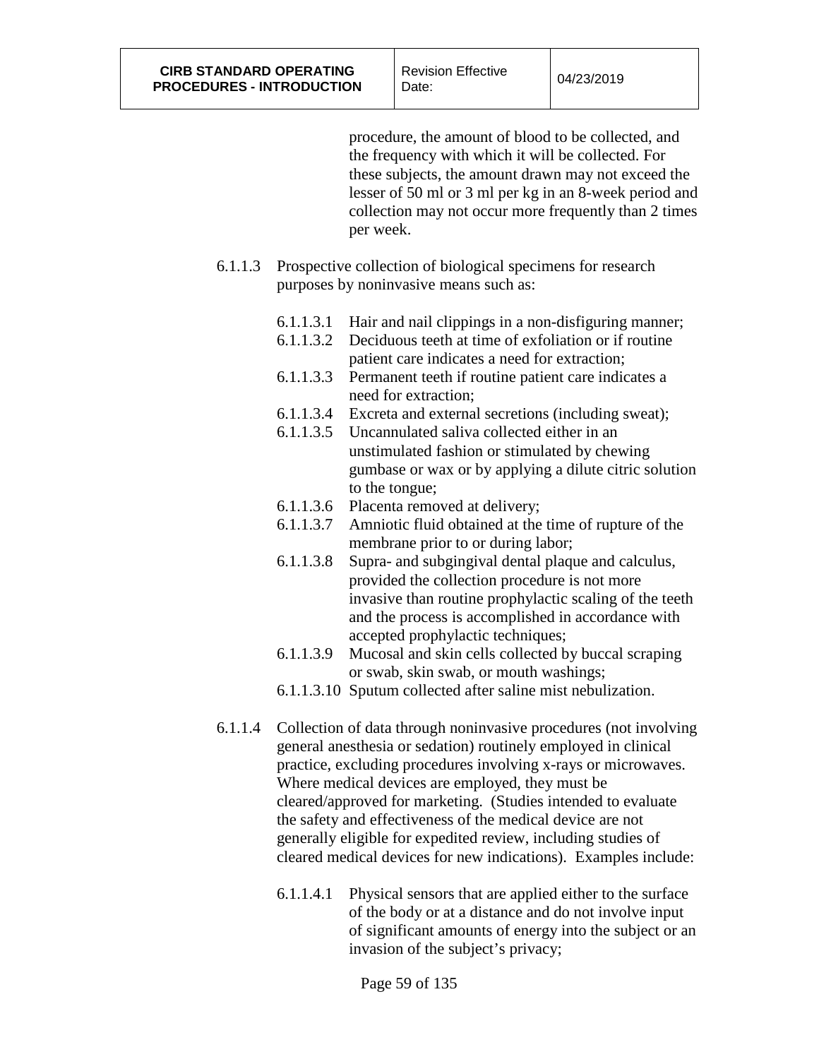procedure, the amount of blood to be collected, and the frequency with which it will be collected. For these subjects, the amount drawn may not exceed the lesser of 50 ml or 3 ml per kg in an 8-week period and collection may not occur more frequently than 2 times per week.

6.1.1.3 Prospective collection of biological specimens for research purposes by noninvasive means such as:

- 6.1.1.3.1 Hair and nail clippings in a non-disfiguring manner;
- 6.1.1.3.2 Deciduous teeth at time of exfoliation or if routine patient care indicates a need for extraction;
- 6.1.1.3.3 Permanent teeth if routine patient care indicates a need for extraction;
- 6.1.1.3.4 Excreta and external secretions (including sweat);
- 6.1.1.3.5 Uncannulated saliva collected either in an unstimulated fashion or stimulated by chewing gumbase or wax or by applying a dilute citric solution to the tongue;
- 6.1.1.3.6 Placenta removed at delivery;
- 6.1.1.3.7 Amniotic fluid obtained at the time of rupture of the membrane prior to or during labor;
- 6.1.1.3.8 Supra- and subgingival dental plaque and calculus, provided the collection procedure is not more invasive than routine prophylactic scaling of the teeth and the process is accomplished in accordance with accepted prophylactic techniques;
- 6.1.1.3.9 Mucosal and skin cells collected by buccal scraping or swab, skin swab, or mouth washings;
- 6.1.1.3.10 Sputum collected after saline mist nebulization.

6.1.1.4 Collection of data through noninvasive procedures (not involving general anesthesia or sedation) routinely employed in clinical practice, excluding procedures involving x-rays or microwaves. Where medical devices are employed, they must be cleared/approved for marketing. (Studies intended to evaluate the safety and effectiveness of the medical device are not generally eligible for expedited review, including studies of cleared medical devices for new indications). Examples include:

- 6.1.1.4.1 Physical sensors that are applied either to the surface of the body or at a distance and do not involve input of significant amounts of energy into the subject or an invasion of the subject's privacy;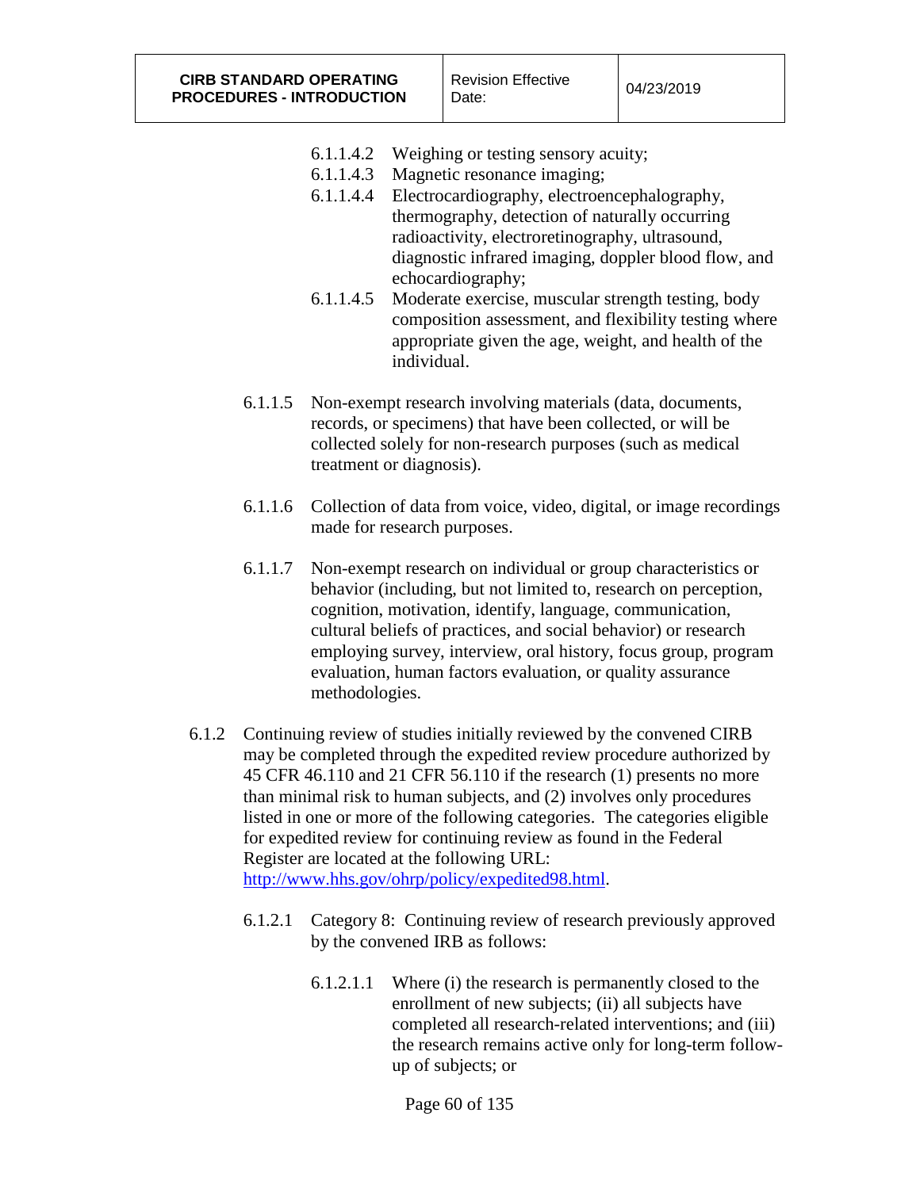6.1.1.4.2 Weighing or testing sensory acuity;

6.1.1.4.3 Magnetic resonance imaging;

6.1.1.4.4 Electrocardiography, electroencephalography, thermography, detection of naturally occurring radioactivity, electroretinography, ultrasound, diagnostic infrared imaging, doppler blood flow, and echocardiography;

6.1.1.4.5 Moderate exercise, muscular strength testing, body composition assessment, and flexibility testing where appropriate given the age, weight, and health of the individual.

6.1.1.5 Non-exempt research involving materials (data, documents, records, or specimens) that have been collected, or will be collected solely for non-research purposes (such as medical treatment or diagnosis).

6.1.1.6 Collection of data from voice, video, digital, or image recordings made for research purposes.

6.1.1.7 Non-exempt research on individual or group characteristics or behavior (including, but not limited to, research on perception, cognition, motivation, identify, language, communication, cultural beliefs of practices, and social behavior) or research employing survey, interview, oral history, focus group, program evaluation, human factors evaluation, or quality assurance methodologies.

6.1.2 Continuing review of studies initially reviewed by the convened CIRB may be completed through the expedited review procedure authorized by 45 CFR 46.110 and 21 CFR 56.110 if the research (1) presents no more than minimal risk to human subjects, and (2) involves only procedures listed in one or more of the following categories. The categories eligible for expedited review for continuing review as found in the Federal Register are located at the following URL: http://www.hhs.gov/ohrp/policy/expedited98.html.

6.1.2.1 Category 8: Continuing review of research previously approved by the convened IRB as follows:

6.1.2.1.1 Where (i) the research is permanently closed to the enrollment of new subjects; (ii) all subjects have completed all research-related interventions; and (iii) the research remains active only for long-term follow-up of subjects; or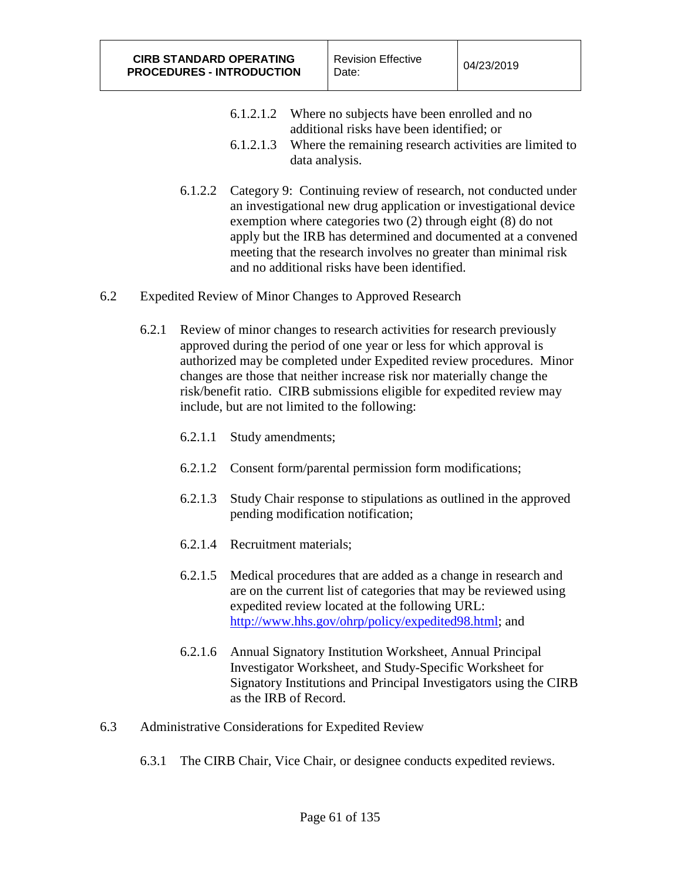6.1.2.1.2 Where no subjects have been enrolled and no additional risks have been identified; or

6.1.2.1.3 Where the remaining research activities are limited to data analysis.

6.1.2.2 Category 9: Continuing review of research, not conducted under an investigational new drug application or investigational device exemption where categories two (2) through eight (8) do not apply but the IRB has determined and documented at a convened meeting that the research involves no greater than minimal risk and no additional risks have been identified.

6.2 Expedited Review of Minor Changes to Approved Research

6.2.1 Review of minor changes to research activities for research previously approved during the period of one year or less for which approval is authorized may be completed under Expedited review procedures. Minor changes are those that neither increase risk nor materially change the risk/benefit ratio. CIRB submissions eligible for expedited review may include, but are not limited to the following:

6.2.1.1 Study amendments;

6.2.1.2 Consent form/parental permission form modifications;

6.2.1.3 Study Chair response to stipulations as outlined in the approved pending modification notification;

6.2.1.4 Recruitment materials;

6.2.1.5 Medical procedures that are added as a change in research and are on the current list of categories that may be reviewed using expedited review located at the following URL: [http://www.hhs.gov/ohrp/policy/expedited98.html](http://www.hhs.gov/ohrp/policy/expedited98.html); and

6.2.1.6 Annual Signatory Institution Worksheet, Annual Principal Investigator Worksheet, and Study-Specific Worksheet for Signatory Institutions and Principal Investigators using the CIRB as the IRB of Record.

6.3 Administrative Considerations for Expedited Review

6.3.1 The CIRB Chair, Vice Chair, or designee conducts expedited reviews.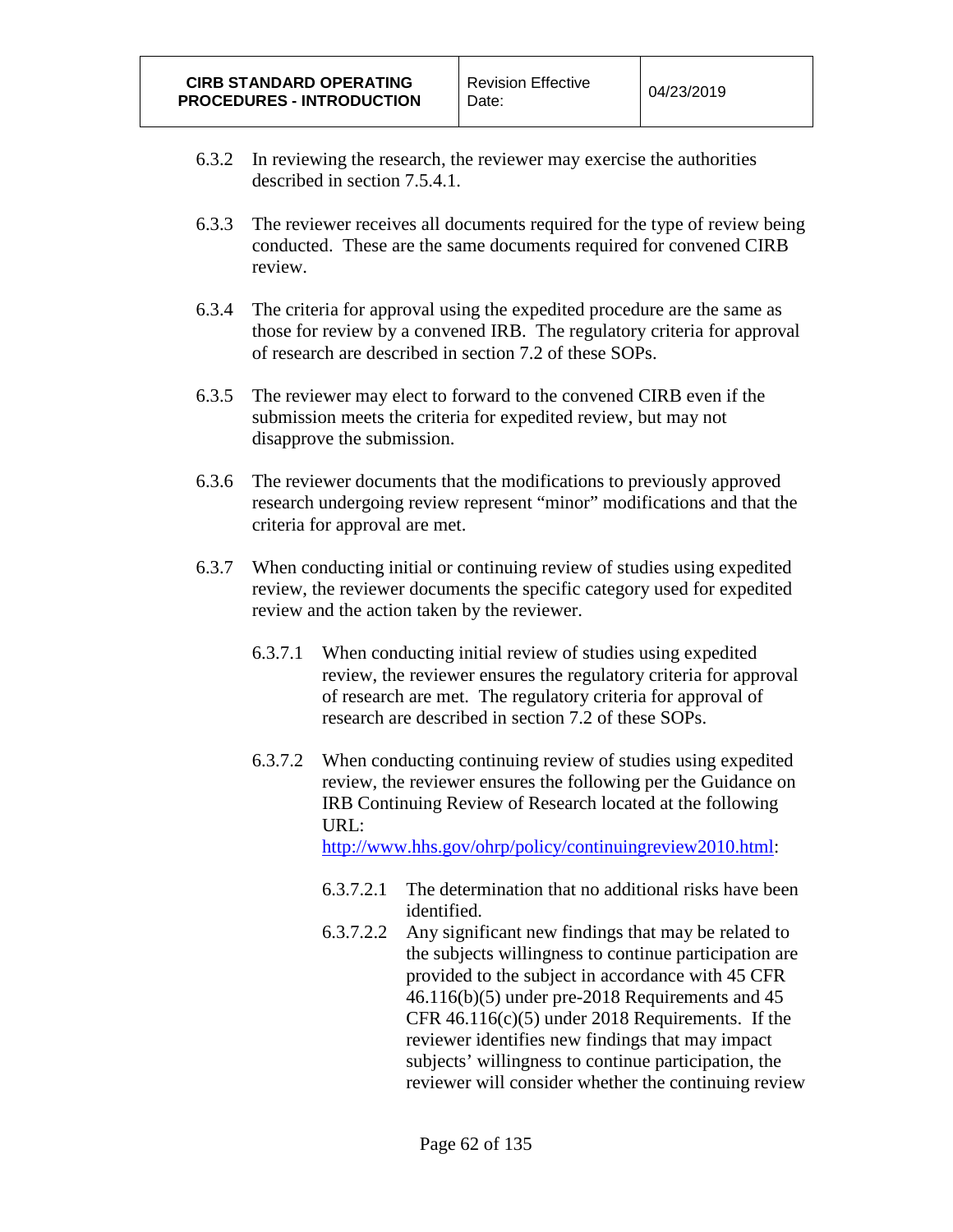6.3.2 In reviewing the research, the reviewer may exercise the authorities described in section 7.5.4.1.

6.3.3 The reviewer receives all documents required for the type of review being conducted. These are the same documents required for convened CIRB review.

6.3.4 The criteria for approval using the expedited procedure are the same as those for review by a convened IRB. The regulatory criteria for approval of research are described in section 7.2 of these SOPs.

6.3.5 The reviewer may elect to forward to the convened CIRB even if the submission meets the criteria for expedited review, but may not disapprove the submission.

6.3.6 The reviewer documents that the modifications to previously approved research undergoing review represent "minor" modifications and that the criteria for approval are met.

6.3.7 When conducting initial or continuing review of studies using expedited review, the reviewer documents the specific category used for expedited review and the action taken by the reviewer.

  6.3.7.1 When conducting initial review of studies using expedited review, the reviewer ensures the regulatory criteria for approval of research are met. The regulatory criteria for approval of research are described in section 7.2 of these SOPs.

  6.3.7.2 When conducting continuing review of studies using expedited review, the reviewer ensures the following per the Guidance on IRB Continuing Review of Research located at the following URL: [http://www.hhs.gov/ohrp/policy/continuingreview2010.html](http://www.hhs.gov/ohrp/policy/continuingreview2010.html):

    6.3.7.2.1 The determination that no additional risks have been identified.

    6.3.7.2.2 Any significant new findings that may be related to the subjects willingness to continue participation are provided to the subject in accordance with 45 CFR 46.116(b)(5) under pre-2018 Requirements and 45 CFR 46.116(c)(5) under 2018 Requirements. If the reviewer identifies new findings that may impact subjects' willingness to continue participation, the reviewer will consider whether the continuing review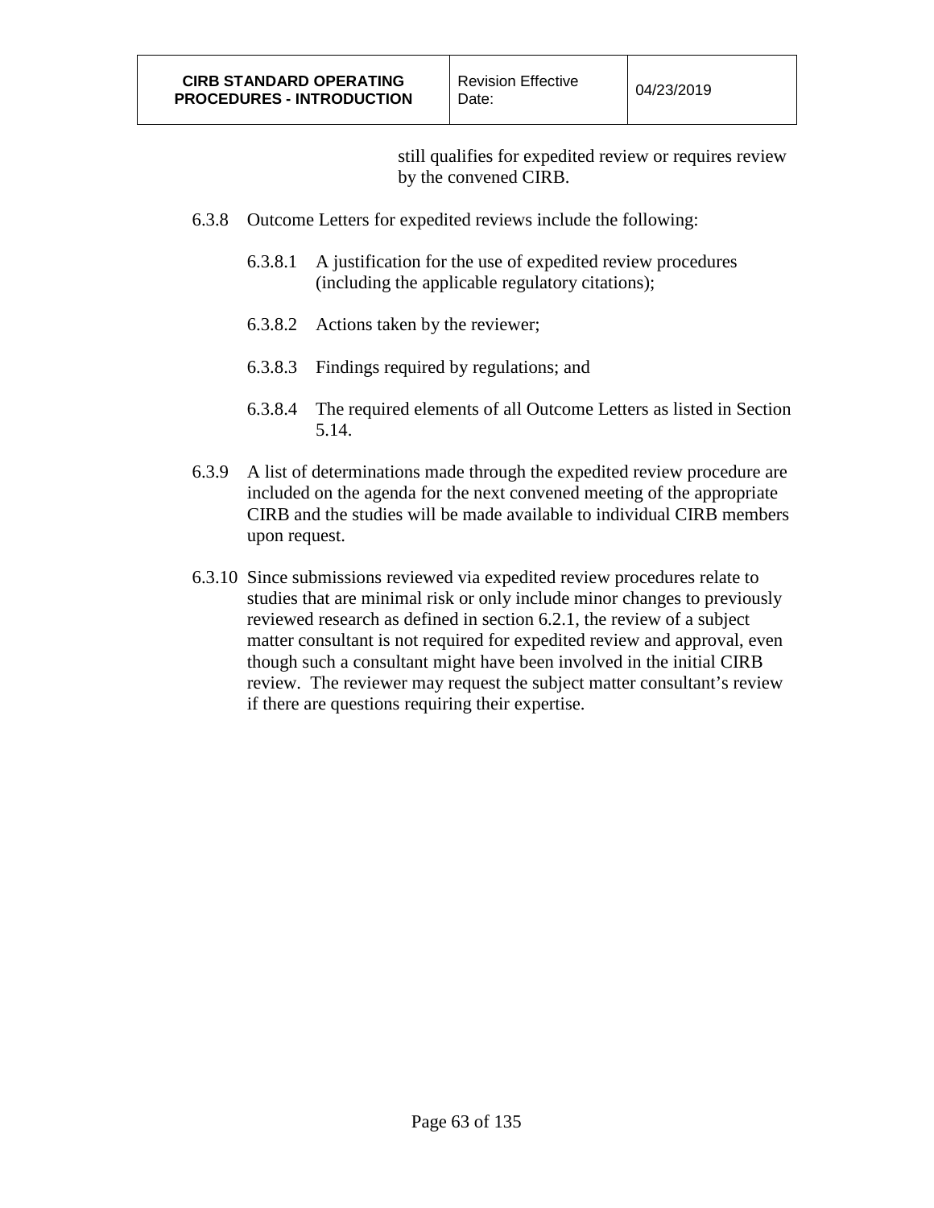still qualifies for expedited review or requires review by the convened CIRB.

6.3.8 Outcome Letters for expedited reviews include the following:

- 6.3.8.1 A justification for the use of expedited review procedures (including the applicable regulatory citations);
- 6.3.8.2 Actions taken by the reviewer;
- 6.3.8.3 Findings required by regulations; and
- 6.3.8.4 The required elements of all Outcome Letters as listed in Section 5.14.

6.3.9 A list of determinations made through the expedited review procedure are included on the agenda for the next convened meeting of the appropriate CIRB and the studies will be made available to individual CIRB members upon request.

6.3.10 Since submissions reviewed via expedited review procedures relate to studies that are minimal risk or only include minor changes to previously reviewed research as defined in section 6.2.1, the review of a subject matter consultant is not required for expedited review and approval, even though such a consultant might have been involved in the initial CIRB review. The reviewer may request the subject matter consultant's review if there are questions requiring their expertise.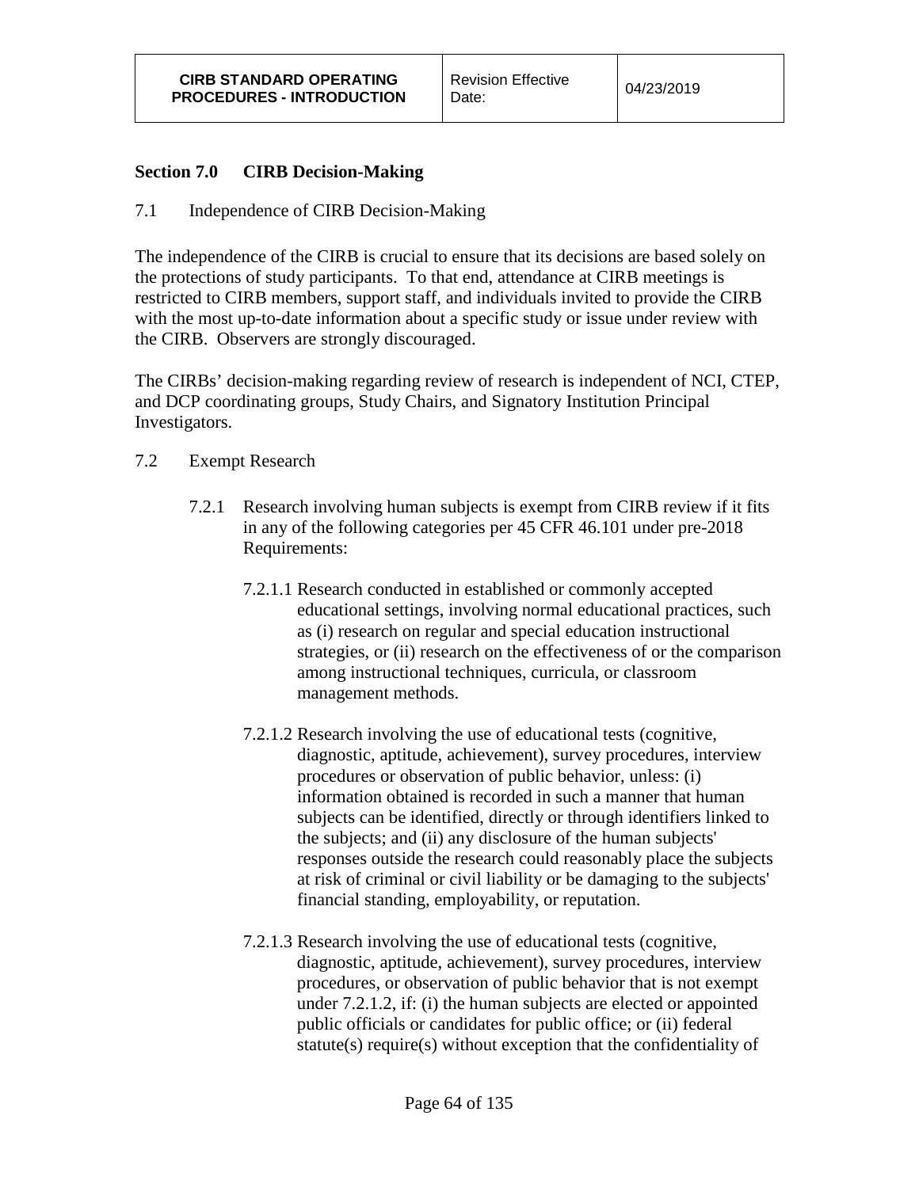## Section 7.0 CIRB Decision-Making

7.1 Independence of CIRB Decision-Making

The independence of the CIRB is crucial to ensure that its decisions are based solely on the protections of study participants. To that end, attendance at CIRB meetings is restricted to CIRB members, support staff, and individuals invited to provide the CIRB with the most up-to-date information about a specific study or issue under review with the CIRB. Observers are strongly discouraged.

The CIRBs' decision-making regarding review of research is independent of NCI, CTEP, and DCP coordinating groups, Study Chairs, and Signatory Institution Principal Investigators.

7.2 Exempt Research

7.2.1 Research involving human subjects is exempt from CIRB review if it fits in any of the following categories per 45 CFR 46.101 under pre-2018 Requirements:

7.2.1.1 Research conducted in established or commonly accepted educational settings, involving normal educational practices, such as (i) research on regular and special education instructional strategies, or (ii) research on the effectiveness of or the comparison among instructional techniques, curricula, or classroom management methods.

7.2.1.2 Research involving the use of educational tests (cognitive, diagnostic, aptitude, achievement), survey procedures, interview procedures or observation of public behavior, unless: (i) information obtained is recorded in such a manner that human subjects can be identified, directly or through identifiers linked to the subjects; and (ii) any disclosure of the human subjects' responses outside the research could reasonably place the subjects at risk of criminal or civil liability or be damaging to the subjects' financial standing, employability, or reputation.

7.2.1.3 Research involving the use of educational tests (cognitive, diagnostic, aptitude, achievement), survey procedures, interview procedures, or observation of public behavior that is not exempt under 7.2.1.2, if: (i) the human subjects are elected or appointed public officials or candidates for public office; or (ii) federal statute(s) require(s) without exception that the confidentiality of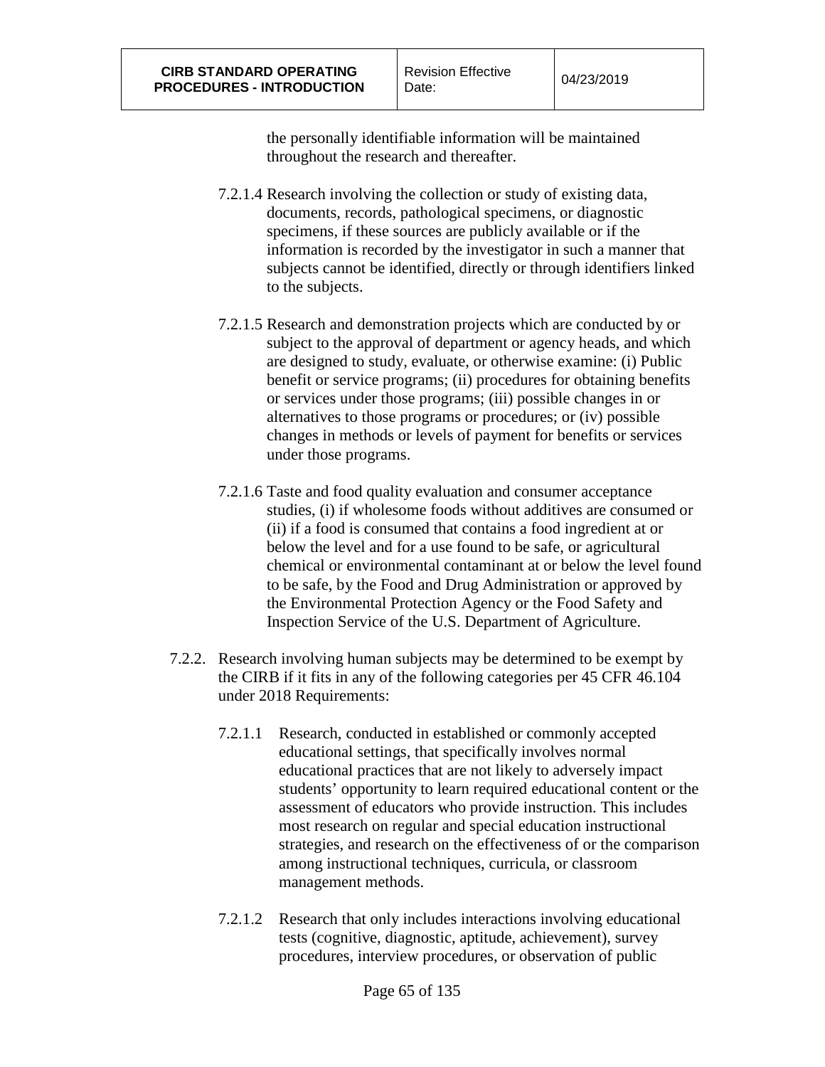the personally identifiable information will be maintained throughout the research and thereafter.

7.2.1.4 Research involving the collection or study of existing data, documents, records, pathological specimens, or diagnostic specimens, if these sources are publicly available or if the information is recorded by the investigator in such a manner that subjects cannot be identified, directly or through identifiers linked to the subjects.

7.2.1.5 Research and demonstration projects which are conducted by or subject to the approval of department or agency heads, and which are designed to study, evaluate, or otherwise examine: (i) Public benefit or service programs; (ii) procedures for obtaining benefits or services under those programs; (iii) possible changes in or alternatives to those programs or procedures; or (iv) possible changes in methods or levels of payment for benefits or services under those programs.

7.2.1.6 Taste and food quality evaluation and consumer acceptance studies, (i) if wholesome foods without additives are consumed or (ii) if a food is consumed that contains a food ingredient at or below the level and for a use found to be safe, or agricultural chemical or environmental contaminant at or below the level found to be safe, by the Food and Drug Administration or approved by the Environmental Protection Agency or the Food Safety and Inspection Service of the U.S. Department of Agriculture.

7.2.2. Research involving human subjects may be determined to be exempt by the CIRB if it fits in any of the following categories per 45 CFR 46.104 under 2018 Requirements:

7.2.1.1 Research, conducted in established or commonly accepted educational settings, that specifically involves normal educational practices that are not likely to adversely impact students' opportunity to learn required educational content or the assessment of educators who provide instruction. This includes most research on regular and special education instructional strategies, and research on the effectiveness of or the comparison among instructional techniques, curricula, or classroom management methods.

7.2.1.2 Research that only includes interactions involving educational tests (cognitive, diagnostic, aptitude, achievement), survey procedures, interview procedures, or observation of public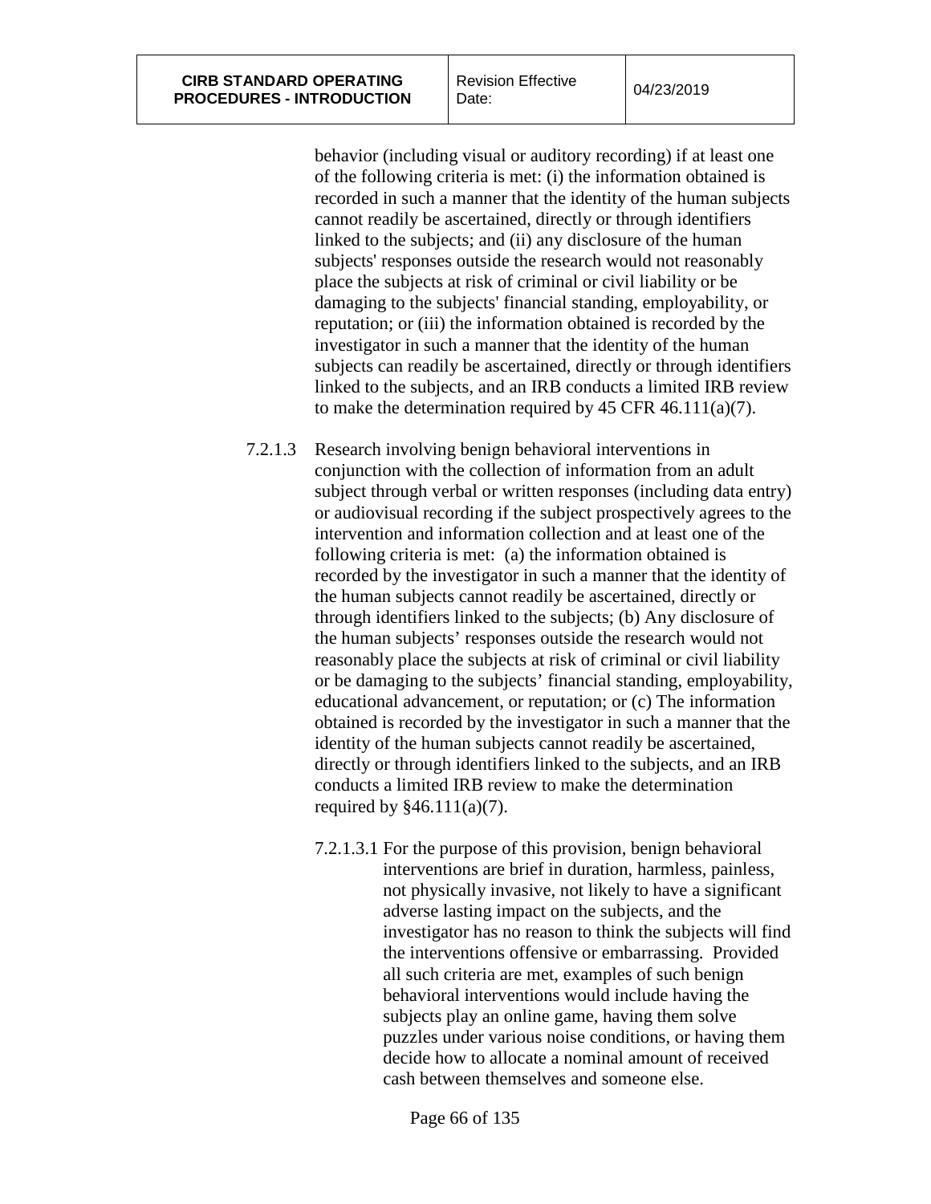behavior (including visual or auditory recording) if at least one of the following criteria is met: (i) the information obtained is recorded in such a manner that the identity of the human subjects cannot readily be ascertained, directly or through identifiers linked to the subjects; and (ii) any disclosure of the human subjects' responses outside the research would not reasonably place the subjects at risk of criminal or civil liability or be damaging to the subjects' financial standing, employability, or reputation; or (iii) the information obtained is recorded by the investigator in such a manner that the identity of the human subjects can readily be ascertained, directly or through identifiers linked to the subjects, and an IRB conducts a limited IRB review to make the determination required by 45 CFR 46.111(a)(7).

7.2.1.3 Research involving benign behavioral interventions in conjunction with the collection of information from an adult subject through verbal or written responses (including data entry) or audiovisual recording if the subject prospectively agrees to the intervention and information collection and at least one of the following criteria is met: (a) the information obtained is recorded by the investigator in such a manner that the identity of the human subjects cannot readily be ascertained, directly or through identifiers linked to the subjects; (b) Any disclosure of the human subjects' responses outside the research would not reasonably place the subjects at risk of criminal or civil liability or be damaging to the subjects' financial standing, employability, educational advancement, or reputation; or (c) The information obtained is recorded by the investigator in such a manner that the identity of the human subjects cannot readily be ascertained, directly or through identifiers linked to the subjects, and an IRB conducts a limited IRB review to make the determination required by §46.111(a)(7).

7.2.1.3.1 For the purpose of this provision, benign behavioral interventions are brief in duration, harmless, painless, not physically invasive, not likely to have a significant adverse lasting impact on the subjects, and the investigator has no reason to think the subjects will find the interventions offensive or embarrassing. Provided all such criteria are met, examples of such benign behavioral interventions would include having the subjects play an online game, having them solve puzzles under various noise conditions, or having them decide how to allocate a nominal amount of received cash between themselves and someone else.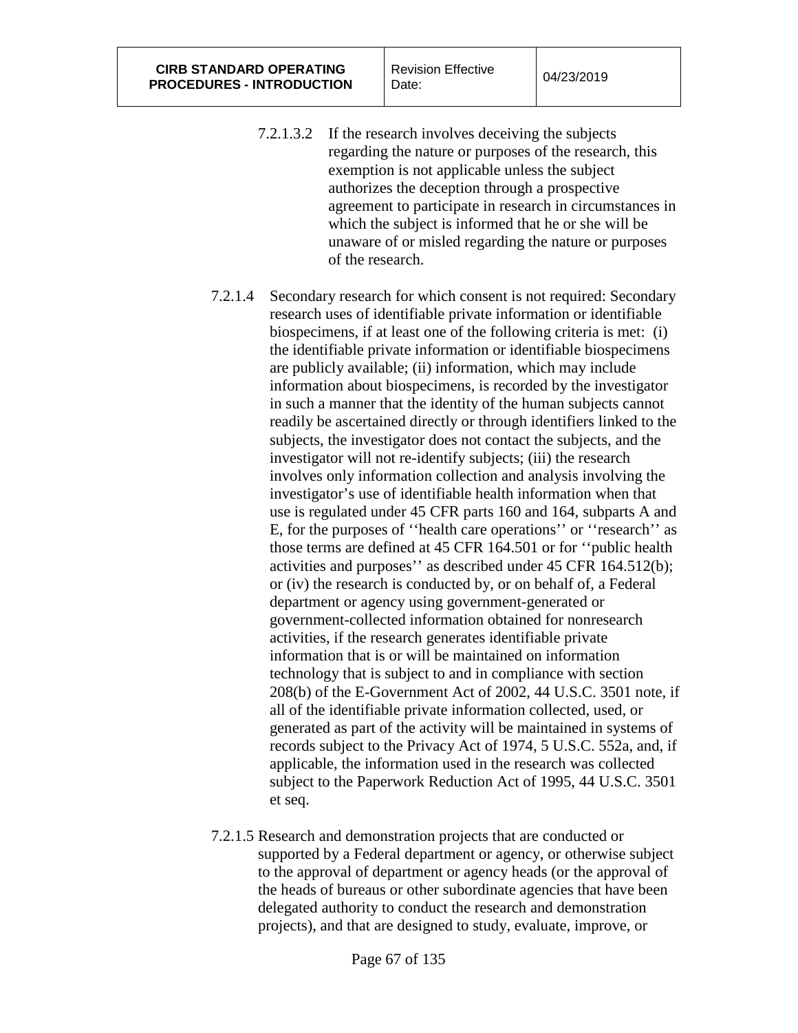7.2.1.3.2 If the research involves deceiving the subjects regarding the nature or purposes of the research, this exemption is not applicable unless the subject authorizes the deception through a prospective agreement to participate in research in circumstances in which the subject is informed that he or she will be unaware of or misled regarding the nature or purposes of the research.

7.2.1.4 Secondary research for which consent is not required: Secondary research uses of identifiable private information or identifiable biospecimens, if at least one of the following criteria is met: (i) the identifiable private information or identifiable biospecimens are publicly available; (ii) information, which may include information about biospecimens, is recorded by the investigator in such a manner that the identity of the human subjects cannot readily be ascertained directly or through identifiers linked to the subjects, the investigator does not contact the subjects, and the investigator will not re-identify subjects; (iii) the research involves only information collection and analysis involving the investigator's use of identifiable health information when that use is regulated under 45 CFR parts 160 and 164, subparts A and E, for the purposes of ''health care operations'' or ''research'' as those terms are defined at 45 CFR 164.501 or for ''public health activities and purposes'' as described under 45 CFR 164.512(b); or (iv) the research is conducted by, or on behalf of, a Federal department or agency using government-generated or government-collected information obtained for nonresearch activities, if the research generates identifiable private information that is or will be maintained on information technology that is subject to and in compliance with section 208(b) of the E-Government Act of 2002, 44 U.S.C. 3501 note, if all of the identifiable private information collected, used, or generated as part of the activity will be maintained in systems of records subject to the Privacy Act of 1974, 5 U.S.C. 552a, and, if applicable, the information used in the research was collected subject to the Paperwork Reduction Act of 1995, 44 U.S.C. 3501 et seq.

7.2.1.5 Research and demonstration projects that are conducted or supported by a Federal department or agency, or otherwise subject to the approval of department or agency heads (or the approval of the heads of bureaus or other subordinate agencies that have been delegated authority to conduct the research and demonstration projects), and that are designed to study, evaluate, improve, or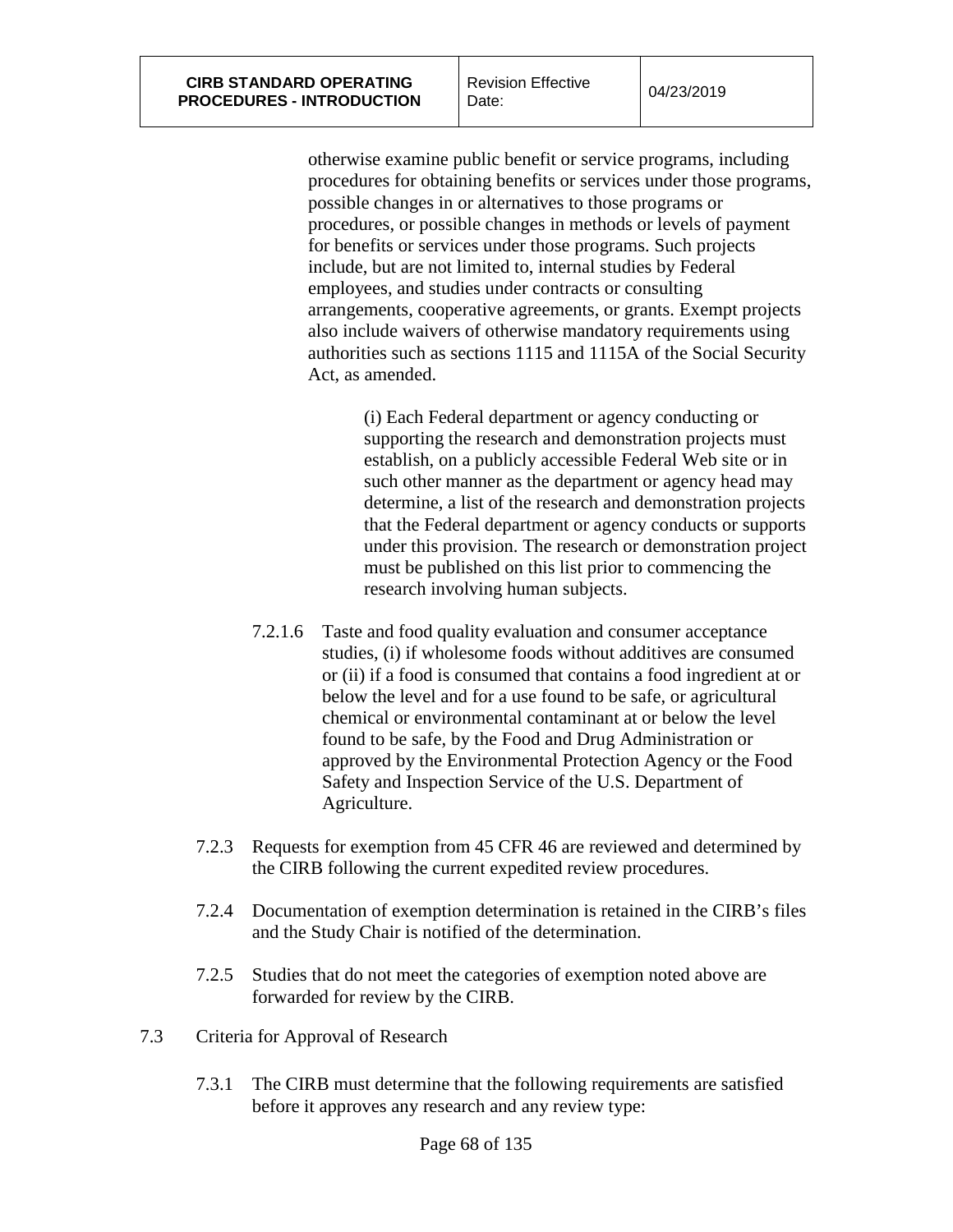otherwise examine public benefit or service programs, including procedures for obtaining benefits or services under those programs, possible changes in or alternatives to those programs or procedures, or possible changes in methods or levels of payment for benefits or services under those programs. Such projects include, but are not limited to, internal studies by Federal employees, and studies under contracts or consulting arrangements, cooperative agreements, or grants. Exempt projects also include waivers of otherwise mandatory requirements using authorities such as sections 1115 and 1115A of the Social Security Act, as amended.

(i) Each Federal department or agency conducting or supporting the research and demonstration projects must establish, on a publicly accessible Federal Web site or in such other manner as the department or agency head may determine, a list of the research and demonstration projects that the Federal department or agency conducts or supports under this provision. The research or demonstration project must be published on this list prior to commencing the research involving human subjects.

7.2.1.6 Taste and food quality evaluation and consumer acceptance studies, (i) if wholesome foods without additives are consumed or (ii) if a food is consumed that contains a food ingredient at or below the level and for a use found to be safe, or agricultural chemical or environmental contaminant at or below the level found to be safe, by the Food and Drug Administration or approved by the Environmental Protection Agency or the Food Safety and Inspection Service of the U.S. Department of Agriculture.

7.2.3 Requests for exemption from 45 CFR 46 are reviewed and determined by the CIRB following the current expedited review procedures.

7.2.4 Documentation of exemption determination is retained in the CIRB's files and the Study Chair is notified of the determination.

7.2.5 Studies that do not meet the categories of exemption noted above are forwarded for review by the CIRB.

7.3 Criteria for Approval of Research

7.3.1 The CIRB must determine that the following requirements are satisfied before it approves any research and any review type: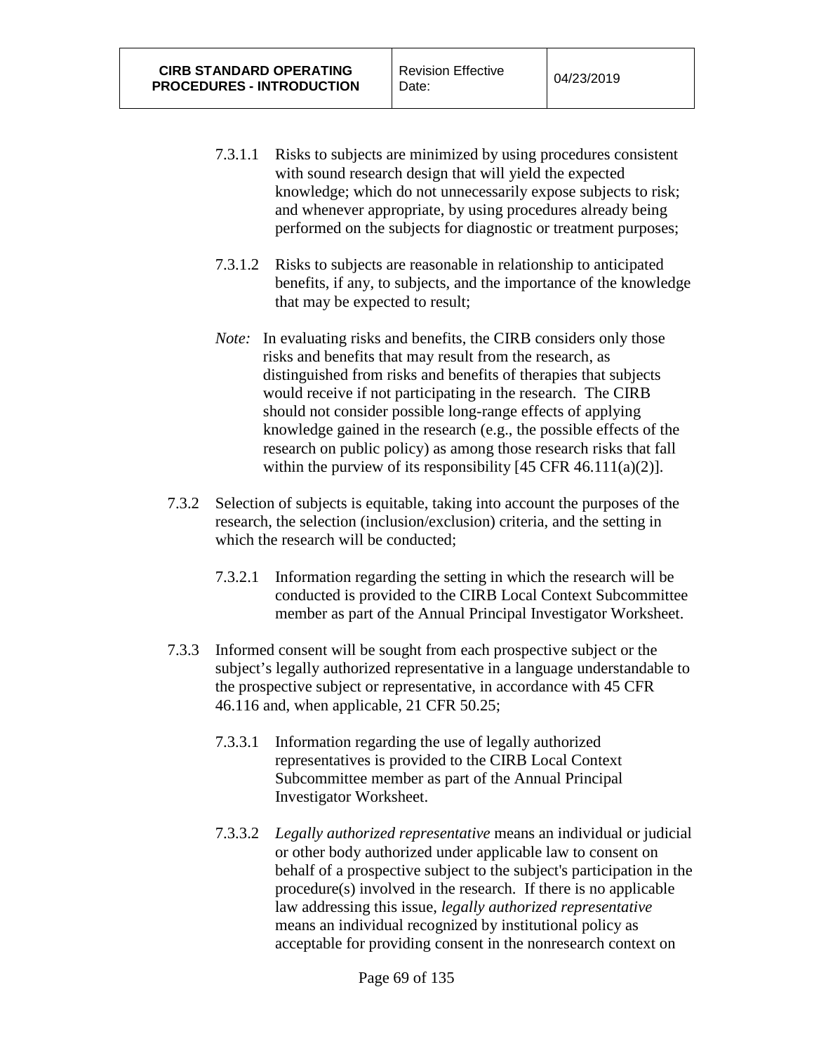7.3.1.1 Risks to subjects are minimized by using procedures consistent with sound research design that will yield the expected knowledge; which do not unnecessarily expose subjects to risk; and whenever appropriate, by using procedures already being performed on the subjects for diagnostic or treatment purposes;

7.3.1.2 Risks to subjects are reasonable in relationship to anticipated benefits, if any, to subjects, and the importance of the knowledge that may be expected to result;

*Note:* In evaluating risks and benefits, the CIRB considers only those risks and benefits that may result from the research, as distinguished from risks and benefits of therapies that subjects would receive if not participating in the research. The CIRB should not consider possible long-range effects of applying knowledge gained in the research (e.g., the possible effects of the research on public policy) as among those research risks that fall within the purview of its responsibility [45 CFR 46.111(a)(2)].

7.3.2 Selection of subjects is equitable, taking into account the purposes of the research, the selection (inclusion/exclusion) criteria, and the setting in which the research will be conducted;

7.3.2.1 Information regarding the setting in which the research will be conducted is provided to the CIRB Local Context Subcommittee member as part of the Annual Principal Investigator Worksheet.

7.3.3 Informed consent will be sought from each prospective subject or the subject's legally authorized representative in a language understandable to the prospective subject or representative, in accordance with 45 CFR 46.116 and, when applicable, 21 CFR 50.25;

7.3.3.1 Information regarding the use of legally authorized representatives is provided to the CIRB Local Context Subcommittee member as part of the Annual Principal Investigator Worksheet.

7.3.3.2 *Legally authorized representative* means an individual or judicial or other body authorized under applicable law to consent on behalf of a prospective subject to the subject's participation in the procedure(s) involved in the research. If there is no applicable law addressing this issue, *legally authorized representative* means an individual recognized by institutional policy as acceptable for providing consent in the nonresearch context on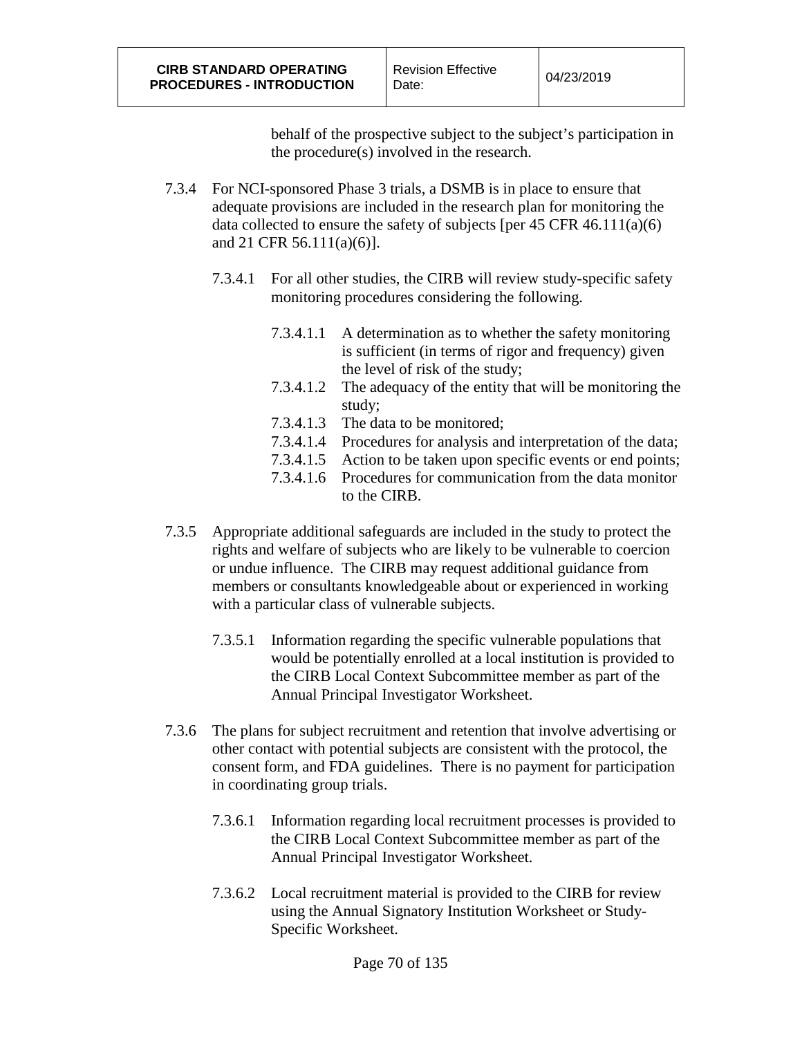behalf of the prospective subject to the subject's participation in the procedure(s) involved in the research.

7.3.4 For NCI-sponsored Phase 3 trials, a DSMB is in place to ensure that adequate provisions are included in the research plan for monitoring the data collected to ensure the safety of subjects [per 45 CFR 46.111(a)(6) and 21 CFR 56.111(a)(6)].

7.3.4.1 For all other studies, the CIRB will review study-specific safety monitoring procedures considering the following.

7.3.4.1.1 A determination as to whether the safety monitoring is sufficient (in terms of rigor and frequency) given the level of risk of the study;

7.3.4.1.2 The adequacy of the entity that will be monitoring the study;

7.3.4.1.3 The data to be monitored;

7.3.4.1.4 Procedures for analysis and interpretation of the data;

7.3.4.1.5 Action to be taken upon specific events or end points;

7.3.4.1.6 Procedures for communication from the data monitor to the CIRB.

7.3.5 Appropriate additional safeguards are included in the study to protect the rights and welfare of subjects who are likely to be vulnerable to coercion or undue influence. The CIRB may request additional guidance from members or consultants knowledgeable about or experienced in working with a particular class of vulnerable subjects.

7.3.5.1 Information regarding the specific vulnerable populations that would be potentially enrolled at a local institution is provided to the CIRB Local Context Subcommittee member as part of the Annual Principal Investigator Worksheet.

7.3.6 The plans for subject recruitment and retention that involve advertising or other contact with potential subjects are consistent with the protocol, the consent form, and FDA guidelines. There is no payment for participation in coordinating group trials.

7.3.6.1 Information regarding local recruitment processes is provided to the CIRB Local Context Subcommittee member as part of the Annual Principal Investigator Worksheet.

7.3.6.2 Local recruitment material is provided to the CIRB for review using the Annual Signatory Institution Worksheet or Study-Specific Worksheet.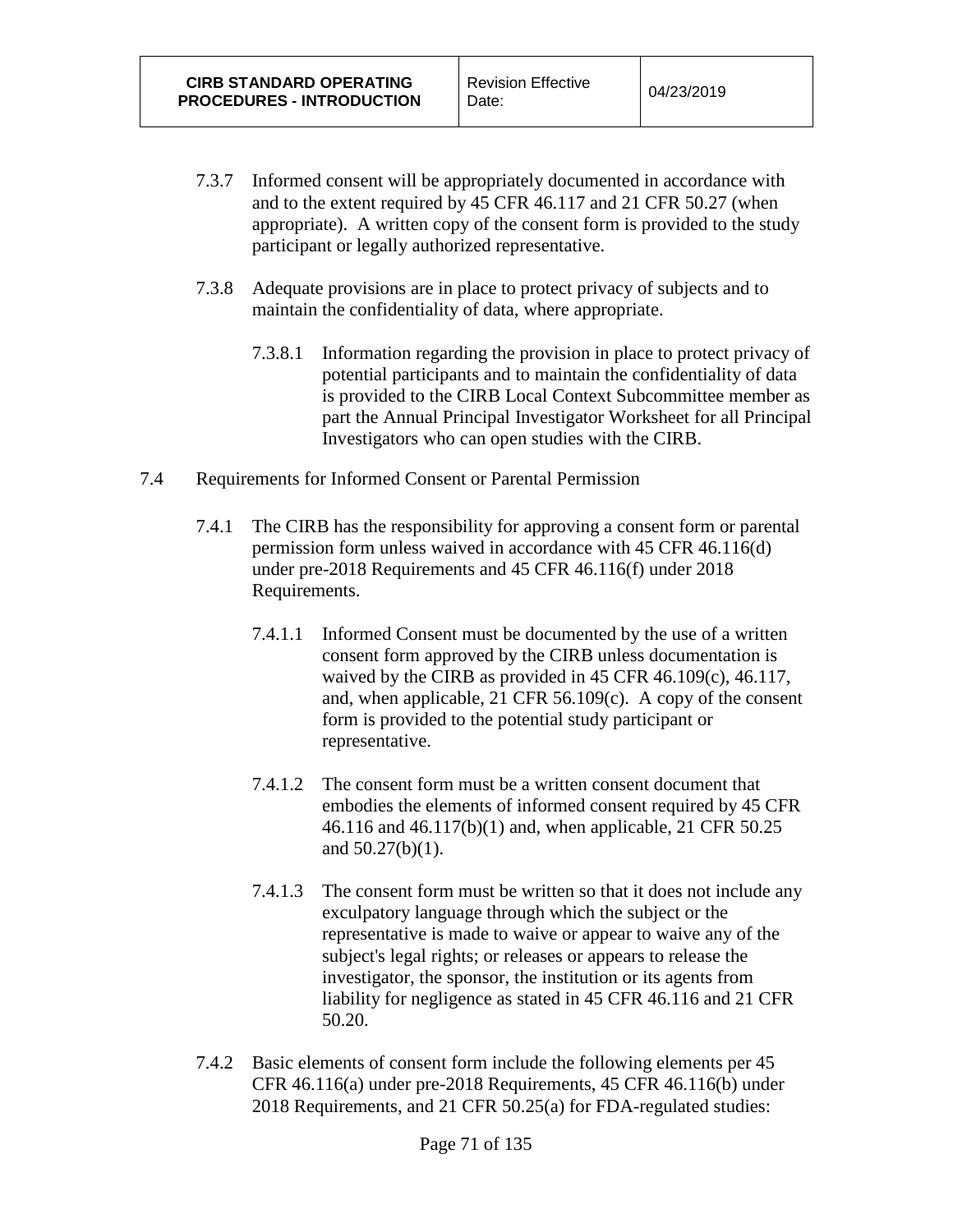7.3.7 Informed consent will be appropriately documented in accordance with and to the extent required by 45 CFR 46.117 and 21 CFR 50.27 (when appropriate). A written copy of the consent form is provided to the study participant or legally authorized representative.

7.3.8 Adequate provisions are in place to protect privacy of subjects and to maintain the confidentiality of data, where appropriate.

7.3.8.1 Information regarding the provision in place to protect privacy of potential participants and to maintain the confidentiality of data is provided to the CIRB Local Context Subcommittee member as part the Annual Principal Investigator Worksheet for all Principal Investigators who can open studies with the CIRB.

7.4 Requirements for Informed Consent or Parental Permission

7.4.1 The CIRB has the responsibility for approving a consent form or parental permission form unless waived in accordance with 45 CFR 46.116(d) under pre-2018 Requirements and 45 CFR 46.116(f) under 2018 Requirements.

7.4.1.1 Informed Consent must be documented by the use of a written consent form approved by the CIRB unless documentation is waived by the CIRB as provided in 45 CFR 46.109(c), 46.117, and, when applicable, 21 CFR 56.109(c). A copy of the consent form is provided to the potential study participant or representative.

7.4.1.2 The consent form must be a written consent document that embodies the elements of informed consent required by 45 CFR 46.116 and 46.117(b)(1) and, when applicable, 21 CFR 50.25 and 50.27(b)(1).

7.4.1.3 The consent form must be written so that it does not include any exculpatory language through which the subject or the representative is made to waive or appear to waive any of the subject's legal rights; or releases or appears to release the investigator, the sponsor, the institution or its agents from liability for negligence as stated in 45 CFR 46.116 and 21 CFR 50.20.

7.4.2 Basic elements of consent form include the following elements per 45 CFR 46.116(a) under pre-2018 Requirements, 45 CFR 46.116(b) under 2018 Requirements, and 21 CFR 50.25(a) for FDA-regulated studies: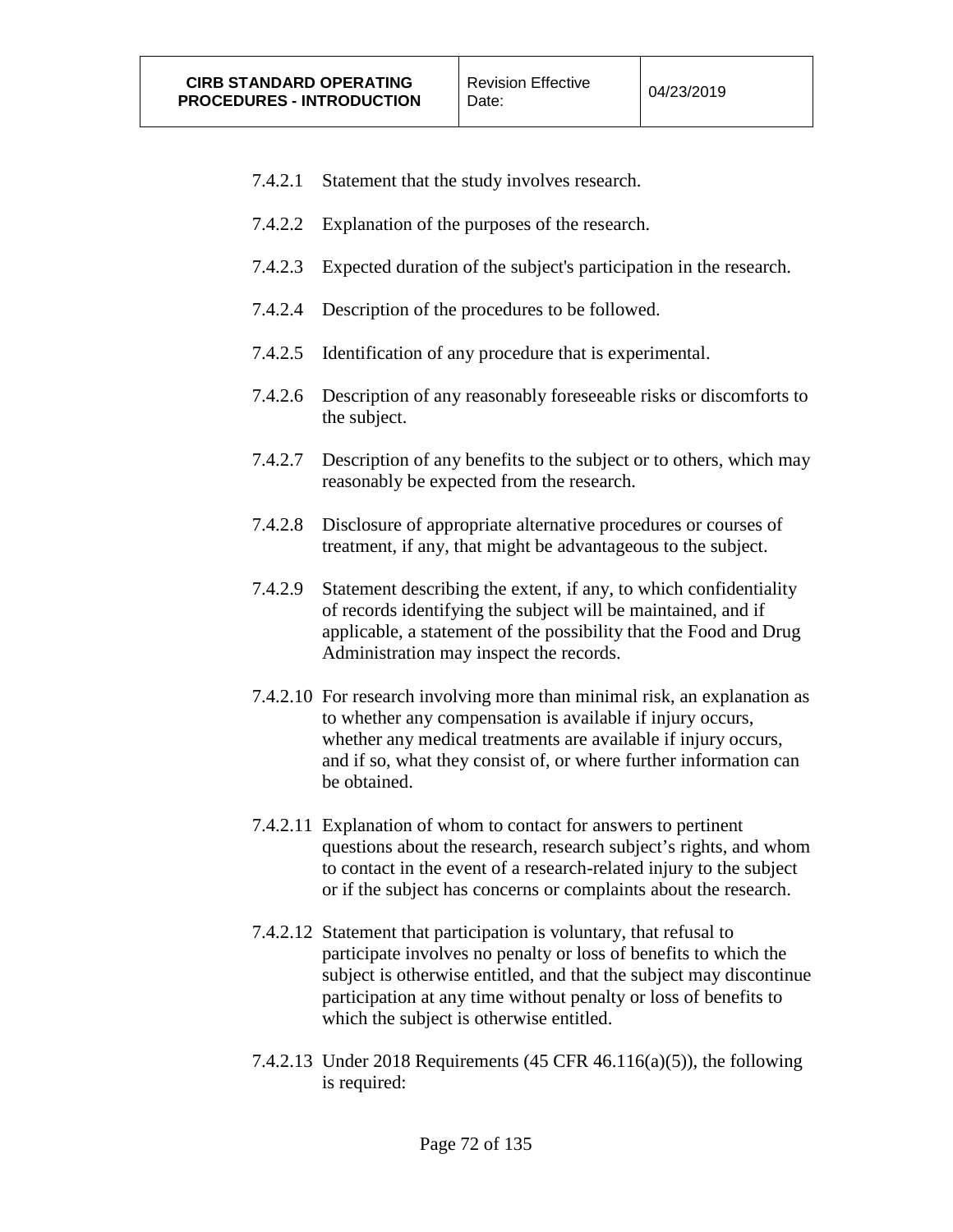7.4.2.1 Statement that the study involves research.

7.4.2.2 Explanation of the purposes of the research.

7.4.2.3 Expected duration of the subject's participation in the research.

7.4.2.4 Description of the procedures to be followed.

7.4.2.5 Identification of any procedure that is experimental.

7.4.2.6 Description of any reasonably foreseeable risks or discomforts to the subject.

7.4.2.7 Description of any benefits to the subject or to others, which may reasonably be expected from the research.

7.4.2.8 Disclosure of appropriate alternative procedures or courses of treatment, if any, that might be advantageous to the subject.

7.4.2.9 Statement describing the extent, if any, to which confidentiality of records identifying the subject will be maintained, and if applicable, a statement of the possibility that the Food and Drug Administration may inspect the records.

7.4.2.10 For research involving more than minimal risk, an explanation as to whether any compensation is available if injury occurs, whether any medical treatments are available if injury occurs, and if so, what they consist of, or where further information can be obtained.

7.4.2.11 Explanation of whom to contact for answers to pertinent questions about the research, research subject's rights, and whom to contact in the event of a research-related injury to the subject or if the subject has concerns or complaints about the research.

7.4.2.12 Statement that participation is voluntary, that refusal to participate involves no penalty or loss of benefits to which the subject is otherwise entitled, and that the subject may discontinue participation at any time without penalty or loss of benefits to which the subject is otherwise entitled.

7.4.2.13 Under 2018 Requirements (45 CFR 46.116(a)(5)), the following is required: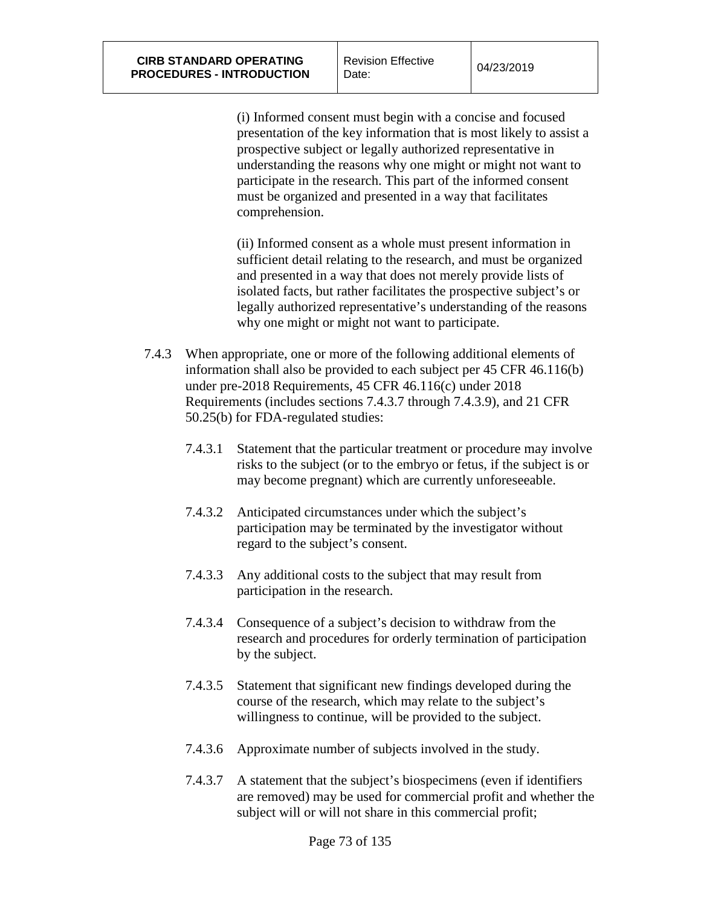(i) Informed consent must begin with a concise and focused presentation of the key information that is most likely to assist a prospective subject or legally authorized representative in understanding the reasons why one might or might not want to participate in the research. This part of the informed consent must be organized and presented in a way that facilitates comprehension.

(ii) Informed consent as a whole must present information in sufficient detail relating to the research, and must be organized and presented in a way that does not merely provide lists of isolated facts, but rather facilitates the prospective subject's or legally authorized representative's understanding of the reasons why one might or might not want to participate.

7.4.3 When appropriate, one or more of the following additional elements of information shall also be provided to each subject per 45 CFR 46.116(b) under pre-2018 Requirements, 45 CFR 46.116(c) under 2018 Requirements (includes sections 7.4.3.7 through 7.4.3.9), and 21 CFR 50.25(b) for FDA-regulated studies:

7.4.3.1 Statement that the particular treatment or procedure may involve risks to the subject (or to the embryo or fetus, if the subject is or may become pregnant) which are currently unforeseeable.

7.4.3.2 Anticipated circumstances under which the subject's participation may be terminated by the investigator without regard to the subject's consent.

7.4.3.3 Any additional costs to the subject that may result from participation in the research.

7.4.3.4 Consequence of a subject's decision to withdraw from the research and procedures for orderly termination of participation by the subject.

7.4.3.5 Statement that significant new findings developed during the course of the research, which may relate to the subject's willingness to continue, will be provided to the subject.

7.4.3.6 Approximate number of subjects involved in the study.

7.4.3.7 A statement that the subject's biospecimens (even if identifiers are removed) may be used for commercial profit and whether the subject will or will not share in this commercial profit;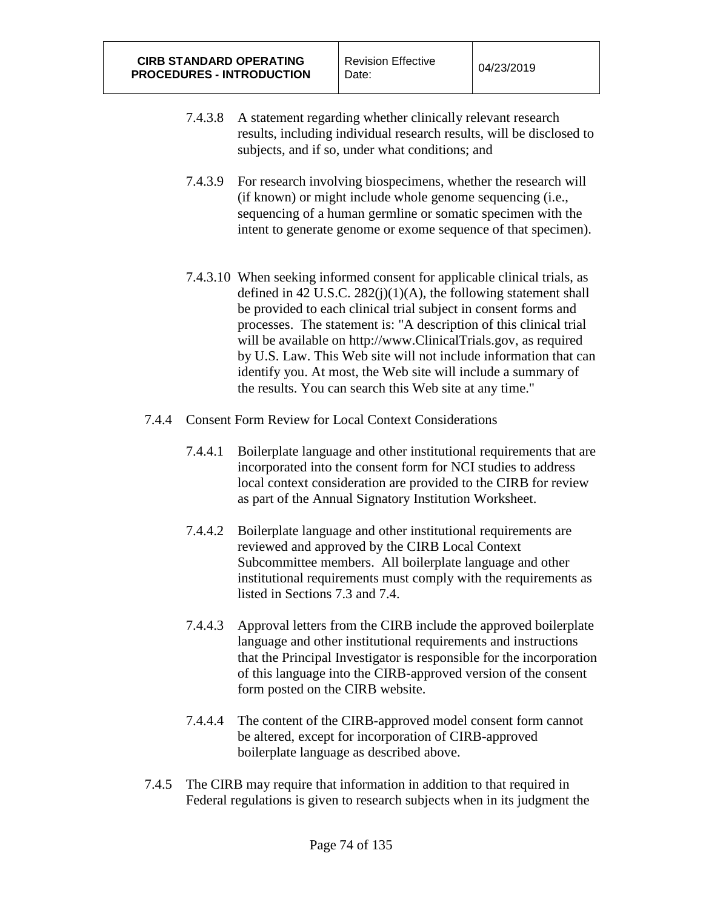7.4.3.8 A statement regarding whether clinically relevant research results, including individual research results, will be disclosed to subjects, and if so, under what conditions; and

7.4.3.9 For research involving biospecimens, whether the research will (if known) or might include whole genome sequencing (i.e., sequencing of a human germline or somatic specimen with the intent to generate genome or exome sequence of that specimen).

7.4.3.10 When seeking informed consent for applicable clinical trials, as defined in 42 U.S.C. 282(j)(1)(A), the following statement shall be provided to each clinical trial subject in consent forms and processes. The statement is: "A description of this clinical trial will be available on http://www.ClinicalTrials.gov, as required by U.S. Law. This Web site will not include information that can identify you. At most, the Web site will include a summary of the results. You can search this Web site at any time."

7.4.4 Consent Form Review for Local Context Considerations

7.4.4.1 Boilerplate language and other institutional requirements that are incorporated into the consent form for NCI studies to address local context consideration are provided to the CIRB for review as part of the Annual Signatory Institution Worksheet.

7.4.4.2 Boilerplate language and other institutional requirements are reviewed and approved by the CIRB Local Context Subcommittee members. All boilerplate language and other institutional requirements must comply with the requirements as listed in Sections 7.3 and 7.4.

7.4.4.3 Approval letters from the CIRB include the approved boilerplate language and other institutional requirements and instructions that the Principal Investigator is responsible for the incorporation of this language into the CIRB-approved version of the consent form posted on the CIRB website.

7.4.4.4 The content of the CIRB-approved model consent form cannot be altered, except for incorporation of CIRB-approved boilerplate language as described above.

7.4.5 The CIRB may require that information in addition to that required in Federal regulations is given to research subjects when in its judgment the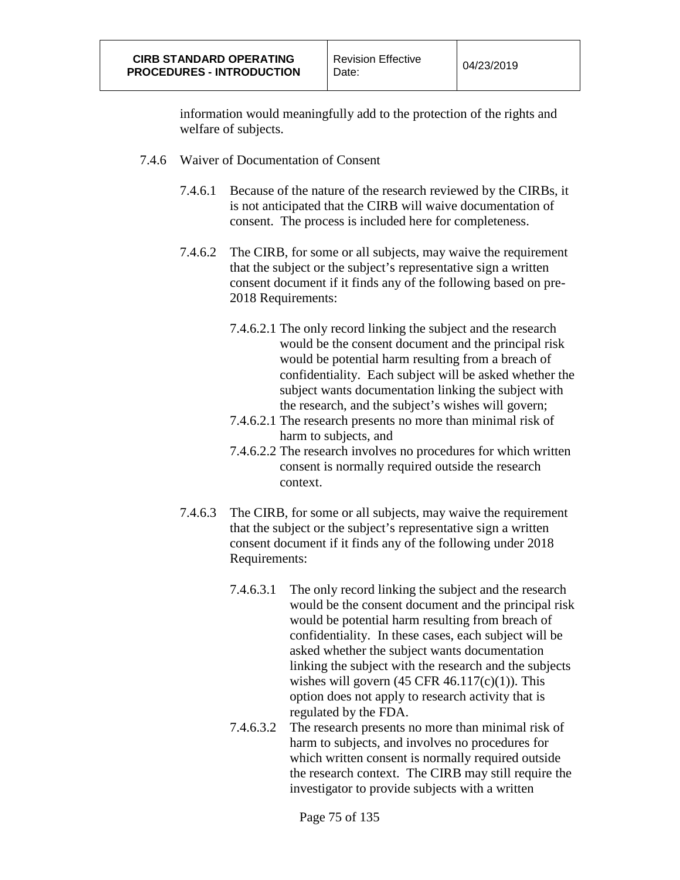information would meaningfully add to the protection of the rights and welfare of subjects.

7.4.6 Waiver of Documentation of Consent

7.4.6.1 Because of the nature of the research reviewed by the CIRBs, it is not anticipated that the CIRB will waive documentation of consent. The process is included here for completeness.

7.4.6.2 The CIRB, for some or all subjects, may waive the requirement that the subject or the subject's representative sign a written consent document if it finds any of the following based on pre-2018 Requirements:

7.4.6.2.1 The only record linking the subject and the research would be the consent document and the principal risk would be potential harm resulting from a breach of confidentiality. Each subject will be asked whether the subject wants documentation linking the subject with the research, and the subject's wishes will govern;

7.4.6.2.1 The research presents no more than minimal risk of harm to subjects, and

7.4.6.2.2 The research involves no procedures for which written consent is normally required outside the research context.

7.4.6.3 The CIRB, for some or all subjects, may waive the requirement that the subject or the subject's representative sign a written consent document if it finds any of the following under 2018 Requirements:

7.4.6.3.1 The only record linking the subject and the research would be the consent document and the principal risk would be potential harm resulting from breach of confidentiality. In these cases, each subject will be asked whether the subject wants documentation linking the subject with the research and the subjects wishes will govern (45 CFR 46.117(c)(1)). This option does not apply to research activity that is regulated by the FDA.

7.4.6.3.2 The research presents no more than minimal risk of harm to subjects, and involves no procedures for which written consent is normally required outside the research context. The CIRB may still require the investigator to provide subjects with a written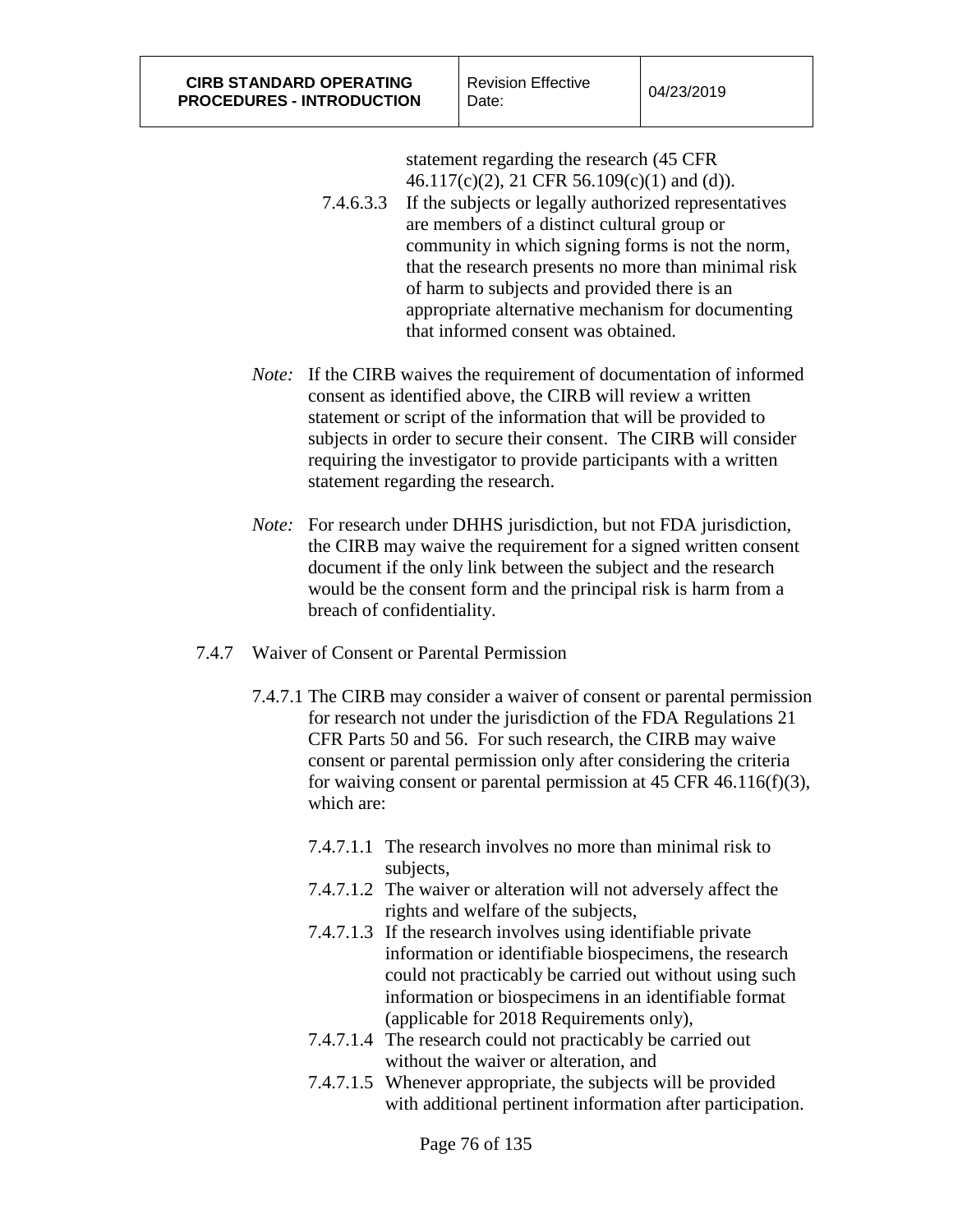statement regarding the research (45 CFR 46.117(c)(2), 21 CFR 56.109(c)(1) and (d)).

7.4.6.3.3 If the subjects or legally authorized representatives are members of a distinct cultural group or community in which signing forms is not the norm, that the research presents no more than minimal risk of harm to subjects and provided there is an appropriate alternative mechanism for documenting that informed consent was obtained.

*Note:* If the CIRB waives the requirement of documentation of informed consent as identified above, the CIRB will review a written statement or script of the information that will be provided to subjects in order to secure their consent. The CIRB will consider requiring the investigator to provide participants with a written statement regarding the research.

*Note:* For research under DHHS jurisdiction, but not FDA jurisdiction, the CIRB may waive the requirement for a signed written consent document if the only link between the subject and the research would be the consent form and the principal risk is harm from a breach of confidentiality.

7.4.7 Waiver of Consent or Parental Permission

7.4.7.1 The CIRB may consider a waiver of consent or parental permission for research not under the jurisdiction of the FDA Regulations 21 CFR Parts 50 and 56. For such research, the CIRB may waive consent or parental permission only after considering the criteria for waiving consent or parental permission at 45 CFR 46.116(f)(3), which are:

7.4.7.1.1 The research involves no more than minimal risk to subjects,

7.4.7.1.2 The waiver or alteration will not adversely affect the rights and welfare of the subjects,

7.4.7.1.3 If the research involves using identifiable private information or identifiable biospecimens, the research could not practicably be carried out without using such information or biospecimens in an identifiable format (applicable for 2018 Requirements only),

7.4.7.1.4 The research could not practicably be carried out without the waiver or alteration, and

7.4.7.1.5 Whenever appropriate, the subjects will be provided with additional pertinent information after participation.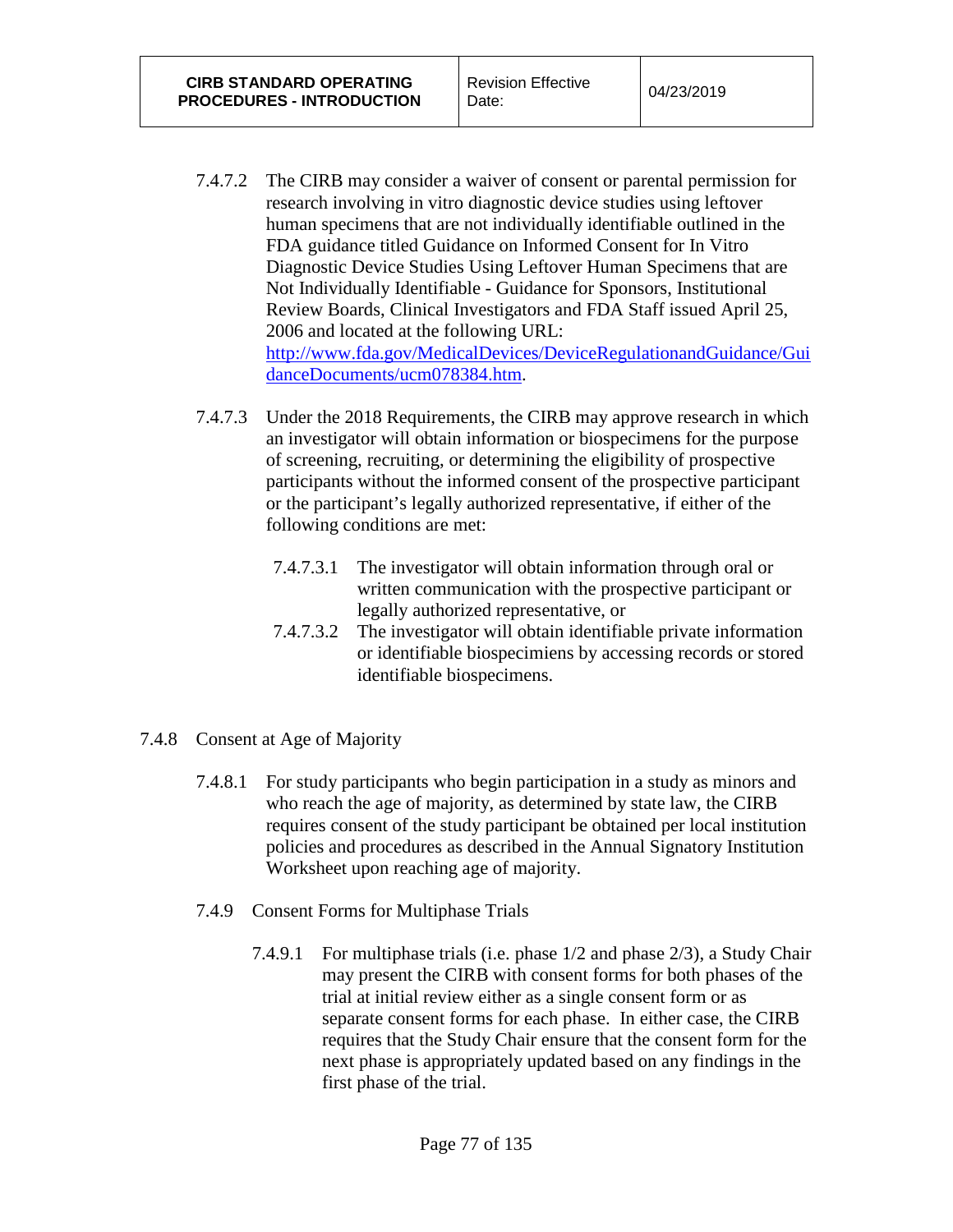7.4.7.2 The CIRB may consider a waiver of consent or parental permission for research involving in vitro diagnostic device studies using leftover human specimens that are not individually identifiable outlined in the FDA guidance titled Guidance on Informed Consent for In Vitro Diagnostic Device Studies Using Leftover Human Specimens that are Not Individually Identifiable - Guidance for Sponsors, Institutional Review Boards, Clinical Investigators and FDA Staff issued April 25, 2006 and located at the following URL: [http://www.fda.gov/MedicalDevices/DeviceRegulationandGuidance/GuidanceDocuments/ucm078384.htm](http://www.fda.gov/MedicalDevices/DeviceRegulationandGuidance/GuidanceDocuments/ucm078384.htm).

7.4.7.3 Under the 2018 Requirements, the CIRB may approve research in which an investigator will obtain information or biospecimens for the purpose of screening, recruiting, or determining the eligibility of prospective participants without the informed consent of the prospective participant or the participant's legally authorized representative, if either of the following conditions are met:

7.4.7.3.1 The investigator will obtain information through oral or written communication with the prospective participant or legally authorized representative, or

7.4.7.3.2 The investigator will obtain identifiable private information or identifiable biospecimiens by accessing records or stored identifiable biospecimens.

7.4.8 Consent at Age of Majority

7.4.8.1 For study participants who begin participation in a study as minors and who reach the age of majority, as determined by state law, the CIRB requires consent of the study participant be obtained per local institution policies and procedures as described in the Annual Signatory Institution Worksheet upon reaching age of majority.

7.4.9 Consent Forms for Multiphase Trials

7.4.9.1 For multiphase trials (i.e. phase 1/2 and phase 2/3), a Study Chair may present the CIRB with consent forms for both phases of the trial at initial review either as a single consent form or as separate consent forms for each phase. In either case, the CIRB requires that the Study Chair ensure that the consent form for the next phase is appropriately updated based on any findings in the first phase of the trial.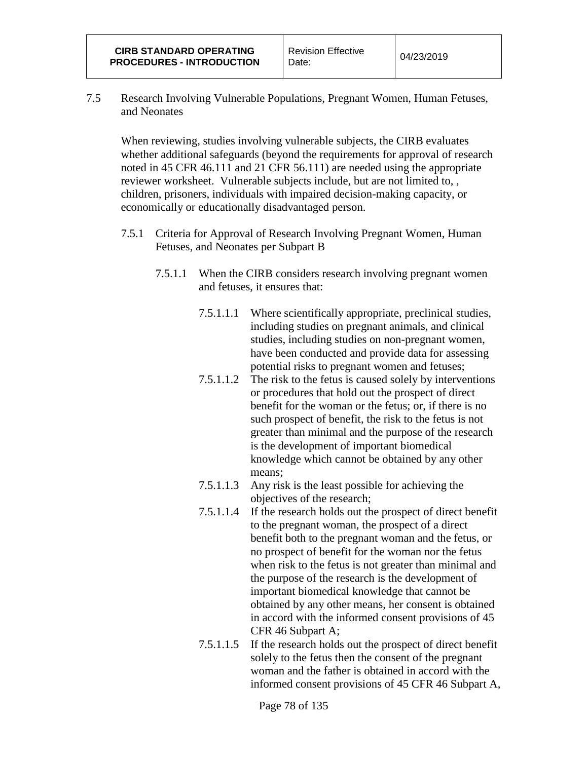7.5 Research Involving Vulnerable Populations, Pregnant Women, Human Fetuses, and Neonates

When reviewing, studies involving vulnerable subjects, the CIRB evaluates whether additional safeguards (beyond the requirements for approval of research noted in 45 CFR 46.111 and 21 CFR 56.111) are needed using the appropriate reviewer worksheet. Vulnerable subjects include, but are not limited to, , children, prisoners, individuals with impaired decision-making capacity, or economically or educationally disadvantaged person.

7.5.1 Criteria for Approval of Research Involving Pregnant Women, Human Fetuses, and Neonates per Subpart B

7.5.1.1 When the CIRB considers research involving pregnant women and fetuses, it ensures that:

7.5.1.1.1 Where scientifically appropriate, preclinical studies, including studies on pregnant animals, and clinical studies, including studies on non-pregnant women, have been conducted and provide data for assessing potential risks to pregnant women and fetuses;

7.5.1.1.2 The risk to the fetus is caused solely by interventions or procedures that hold out the prospect of direct benefit for the woman or the fetus; or, if there is no such prospect of benefit, the risk to the fetus is not greater than minimal and the purpose of the research is the development of important biomedical knowledge which cannot be obtained by any other means;

7.5.1.1.3 Any risk is the least possible for achieving the objectives of the research;

7.5.1.1.4 If the research holds out the prospect of direct benefit to the pregnant woman, the prospect of a direct benefit both to the pregnant woman and the fetus, or no prospect of benefit for the woman nor the fetus when risk to the fetus is not greater than minimal and the purpose of the research is the development of important biomedical knowledge that cannot be obtained by any other means, her consent is obtained in accord with the informed consent provisions of 45 CFR 46 Subpart A;

7.5.1.1.5 If the research holds out the prospect of direct benefit solely to the fetus then the consent of the pregnant woman and the father is obtained in accord with the informed consent provisions of 45 CFR 46 Subpart A,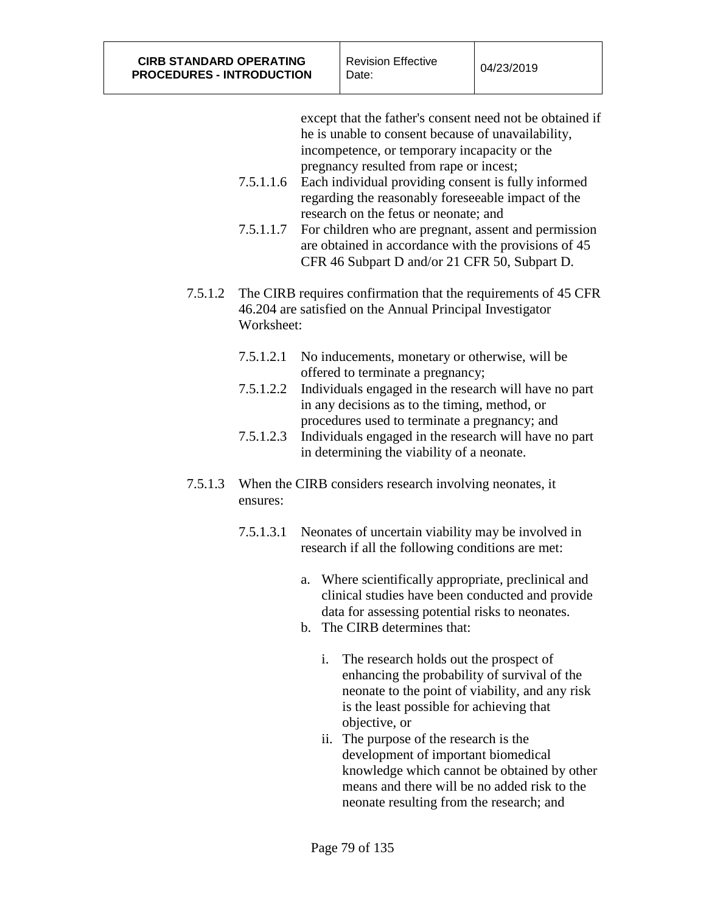except that the father's consent need not be obtained if he is unable to consent because of unavailability, incompetence, or temporary incapacity or the pregnancy resulted from rape or incest;

7.5.1.1.6 Each individual providing consent is fully informed regarding the reasonably foreseeable impact of the research on the fetus or neonate; and

7.5.1.1.7 For children who are pregnant, assent and permission are obtained in accordance with the provisions of 45 CFR 46 Subpart D and/or 21 CFR 50, Subpart D.

7.5.1.2 The CIRB requires confirmation that the requirements of 45 CFR 46.204 are satisfied on the Annual Principal Investigator Worksheet:

7.5.1.2.1 No inducements, monetary or otherwise, will be offered to terminate a pregnancy;

7.5.1.2.2 Individuals engaged in the research will have no part in any decisions as to the timing, method, or procedures used to terminate a pregnancy; and

7.5.1.2.3 Individuals engaged in the research will have no part in determining the viability of a neonate.

7.5.1.3 When the CIRB considers research involving neonates, it ensures:

7.5.1.3.1 Neonates of uncertain viability may be involved in research if all the following conditions are met:

a. Where scientifically appropriate, preclinical and clinical studies have been conducted and provide data for assessing potential risks to neonates.
b. The CIRB determines that:
   i. The research holds out the prospect of enhancing the probability of survival of the neonate to the point of viability, and any risk is the least possible for achieving that objective, or
   ii. The purpose of the research is the development of important biomedical knowledge which cannot be obtained by other means and there will be no added risk to the neonate resulting from the research; and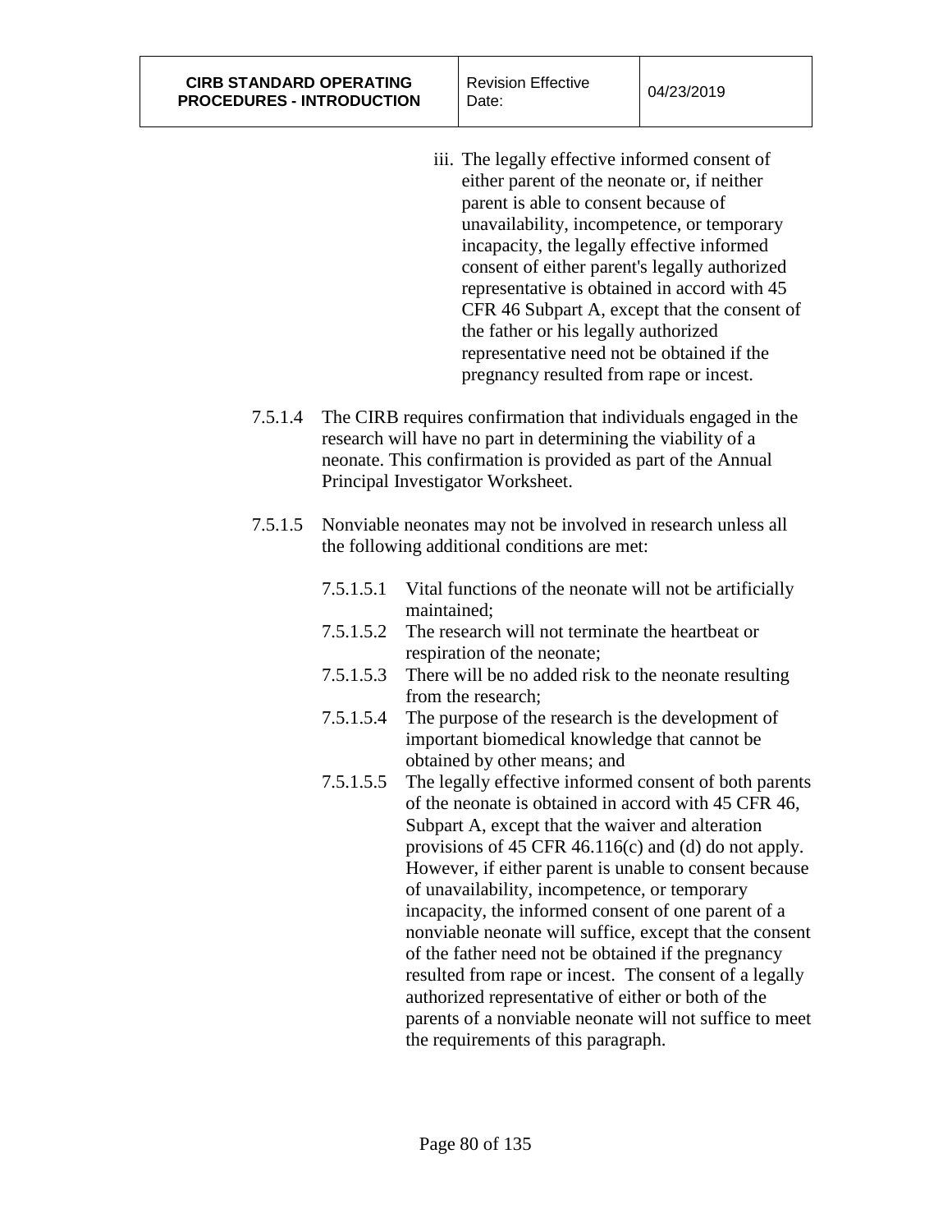iii. The legally effective informed consent of either parent of the neonate or, if neither parent is able to consent because of unavailability, incompetence, or temporary incapacity, the legally effective informed consent of either parent's legally authorized representative is obtained in accord with 45 CFR 46 Subpart A, except that the consent of the father or his legally authorized representative need not be obtained if the pregnancy resulted from rape or incest.

7.5.1.4 The CIRB requires confirmation that individuals engaged in the research will have no part in determining the viability of a neonate. This confirmation is provided as part of the Annual Principal Investigator Worksheet.

7.5.1.5 Nonviable neonates may not be involved in research unless all the following additional conditions are met:

7.5.1.5.1 Vital functions of the neonate will not be artificially maintained;

7.5.1.5.2 The research will not terminate the heartbeat or respiration of the neonate;

7.5.1.5.3 There will be no added risk to the neonate resulting from the research;

7.5.1.5.4 The purpose of the research is the development of important biomedical knowledge that cannot be obtained by other means; and

7.5.1.5.5 The legally effective informed consent of both parents of the neonate is obtained in accord with 45 CFR 46, Subpart A, except that the waiver and alteration provisions of 45 CFR 46.116(c) and (d) do not apply. However, if either parent is unable to consent because of unavailability, incompetence, or temporary incapacity, the informed consent of one parent of a nonviable neonate will suffice, except that the consent of the father need not be obtained if the pregnancy resulted from rape or incest. The consent of a legally authorized representative of either or both of the parents of a nonviable neonate will not suffice to meet the requirements of this paragraph.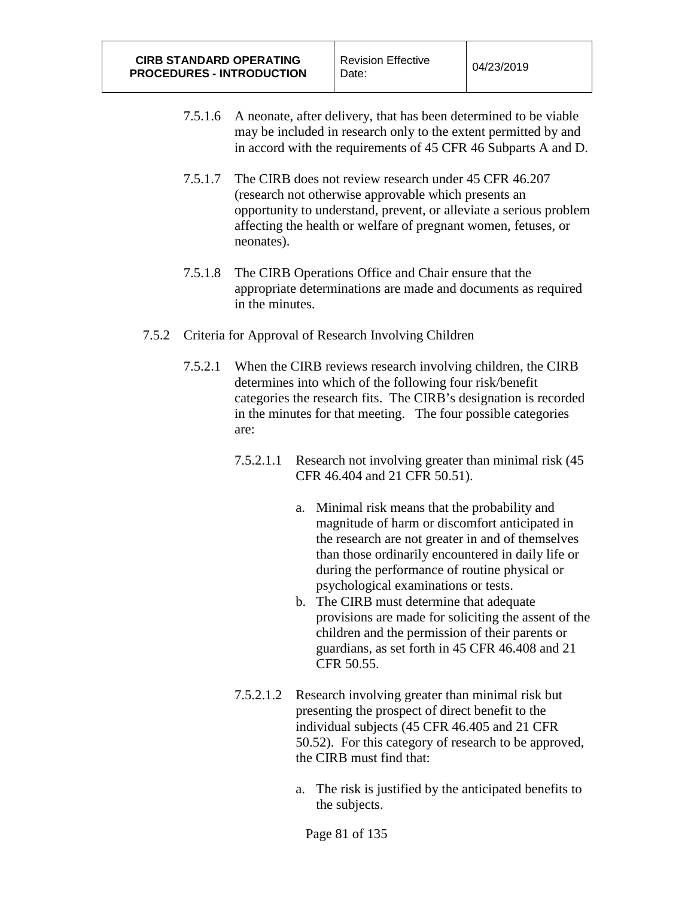7.5.1.6 A neonate, after delivery, that has been determined to be viable may be included in research only to the extent permitted by and in accord with the requirements of 45 CFR 46 Subparts A and D.

7.5.1.7 The CIRB does not review research under 45 CFR 46.207 (research not otherwise approvable which presents an opportunity to understand, prevent, or alleviate a serious problem affecting the health or welfare of pregnant women, fetuses, or neonates).

7.5.1.8 The CIRB Operations Office and Chair ensure that the appropriate determinations are made and documents as required in the minutes.

7.5.2 Criteria for Approval of Research Involving Children

7.5.2.1 When the CIRB reviews research involving children, the CIRB determines into which of the following four risk/benefit categories the research fits. The CIRB's designation is recorded in the minutes for that meeting. The four possible categories are:

7.5.2.1.1 Research not involving greater than minimal risk (45 CFR 46.404 and 21 CFR 50.51).

a. Minimal risk means that the probability and magnitude of harm or discomfort anticipated in the research are not greater in and of themselves than those ordinarily encountered in daily life or during the performance of routine physical or psychological examinations or tests.
b. The CIRB must determine that adequate provisions are made for soliciting the assent of the children and the permission of their parents or guardians, as set forth in 45 CFR 46.408 and 21 CFR 50.55.

7.5.2.1.2 Research involving greater than minimal risk but presenting the prospect of direct benefit to the individual subjects (45 CFR 46.405 and 21 CFR 50.52). For this category of research to be approved, the CIRB must find that:

a. The risk is justified by the anticipated benefits to the subjects.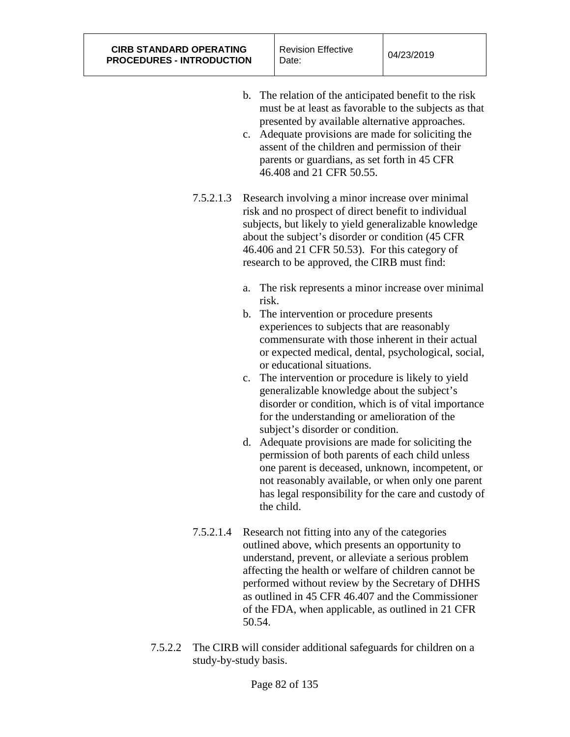b. The relation of the anticipated benefit to the risk must be at least as favorable to the subjects as that presented by available alternative approaches.

c. Adequate provisions are made for soliciting the assent of the children and permission of their parents or guardians, as set forth in 45 CFR 46.408 and 21 CFR 50.55.

7.5.2.1.3 Research involving a minor increase over minimal risk and no prospect of direct benefit to individual subjects, but likely to yield generalizable knowledge about the subject's disorder or condition (45 CFR 46.406 and 21 CFR 50.53). For this category of research to be approved, the CIRB must find:

a. The risk represents a minor increase over minimal risk.

b. The intervention or procedure presents experiences to subjects that are reasonably commensurate with those inherent in their actual or expected medical, dental, psychological, social, or educational situations.

c. The intervention or procedure is likely to yield generalizable knowledge about the subject's disorder or condition, which is of vital importance for the understanding or amelioration of the subject's disorder or condition.

d. Adequate provisions are made for soliciting the permission of both parents of each child unless one parent is deceased, unknown, incompetent, or not reasonably available, or when only one parent has legal responsibility for the care and custody of the child.

7.5.2.1.4 Research not fitting into any of the categories outlined above, which presents an opportunity to understand, prevent, or alleviate a serious problem affecting the health or welfare of children cannot be performed without review by the Secretary of DHHS as outlined in 45 CFR 46.407 and the Commissioner of the FDA, when applicable, as outlined in 21 CFR 50.54.

7.5.2.2 The CIRB will consider additional safeguards for children on a study-by-study basis.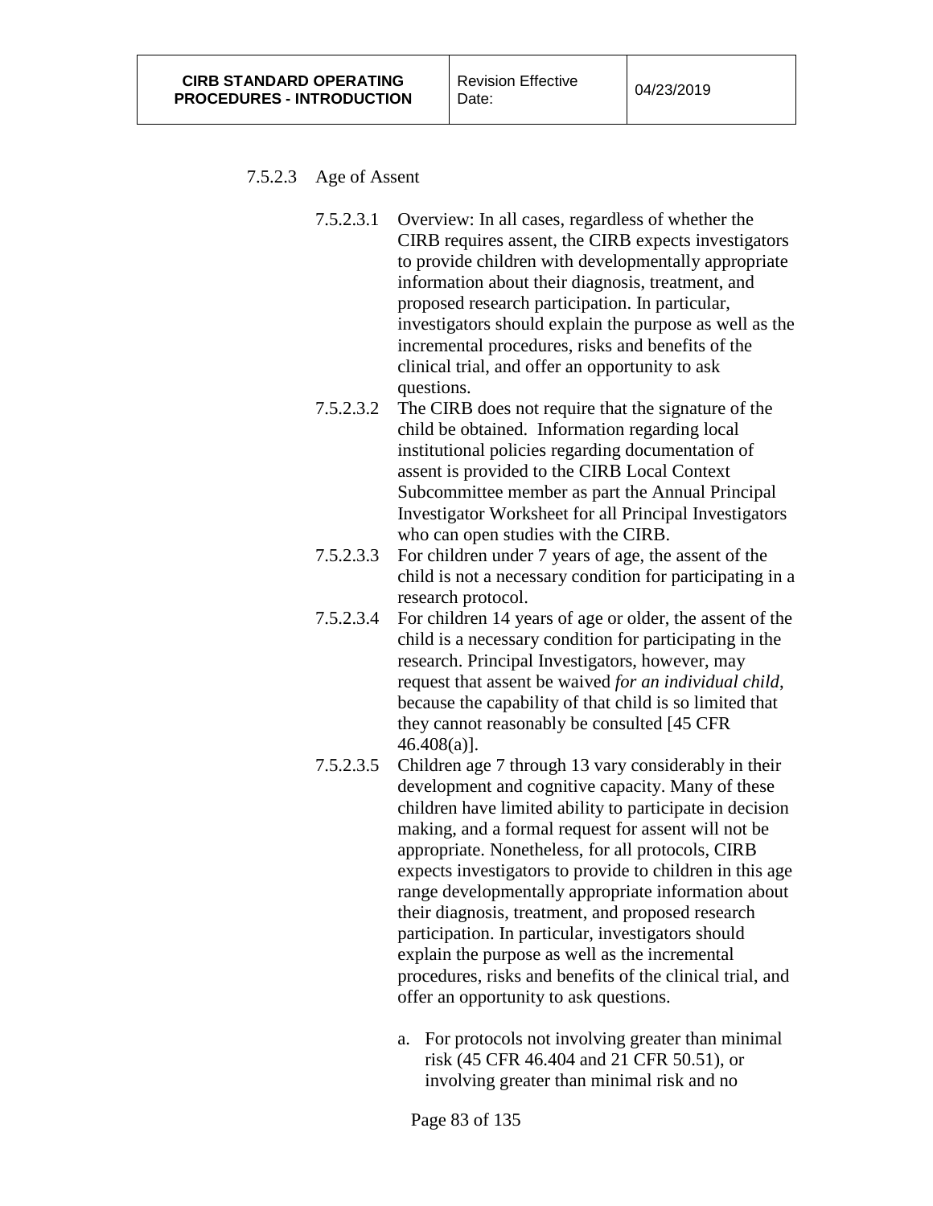#### 7.5.2.3 Age of Assent

7.5.2.3.1 Overview: In all cases, regardless of whether the CIRB requires assent, the CIRB expects investigators to provide children with developmentally appropriate information about their diagnosis, treatment, and proposed research participation. In particular, investigators should explain the purpose as well as the incremental procedures, risks and benefits of the clinical trial, and offer an opportunity to ask questions.

7.5.2.3.2 The CIRB does not require that the signature of the child be obtained. Information regarding local institutional policies regarding documentation of assent is provided to the CIRB Local Context Subcommittee member as part the Annual Principal Investigator Worksheet for all Principal Investigators who can open studies with the CIRB.

7.5.2.3.3 For children under 7 years of age, the assent of the child is not a necessary condition for participating in a research protocol.

7.5.2.3.4 For children 14 years of age or older, the assent of the child is a necessary condition for participating in the research. Principal Investigators, however, may request that assent be waived *for an individual child*, because the capability of that child is so limited that they cannot reasonably be consulted [45 CFR 46.408(a)].

7.5.2.3.5 Children age 7 through 13 vary considerably in their development and cognitive capacity. Many of these children have limited ability to participate in decision making, and a formal request for assent will not be appropriate. Nonetheless, for all protocols, CIRB expects investigators to provide to children in this age range developmentally appropriate information about their diagnosis, treatment, and proposed research participation. In particular, investigators should explain the purpose as well as the incremental procedures, risks and benefits of the clinical trial, and offer an opportunity to ask questions.

a. For protocols not involving greater than minimal risk (45 CFR 46.404 and 21 CFR 50.51), or involving greater than minimal risk and no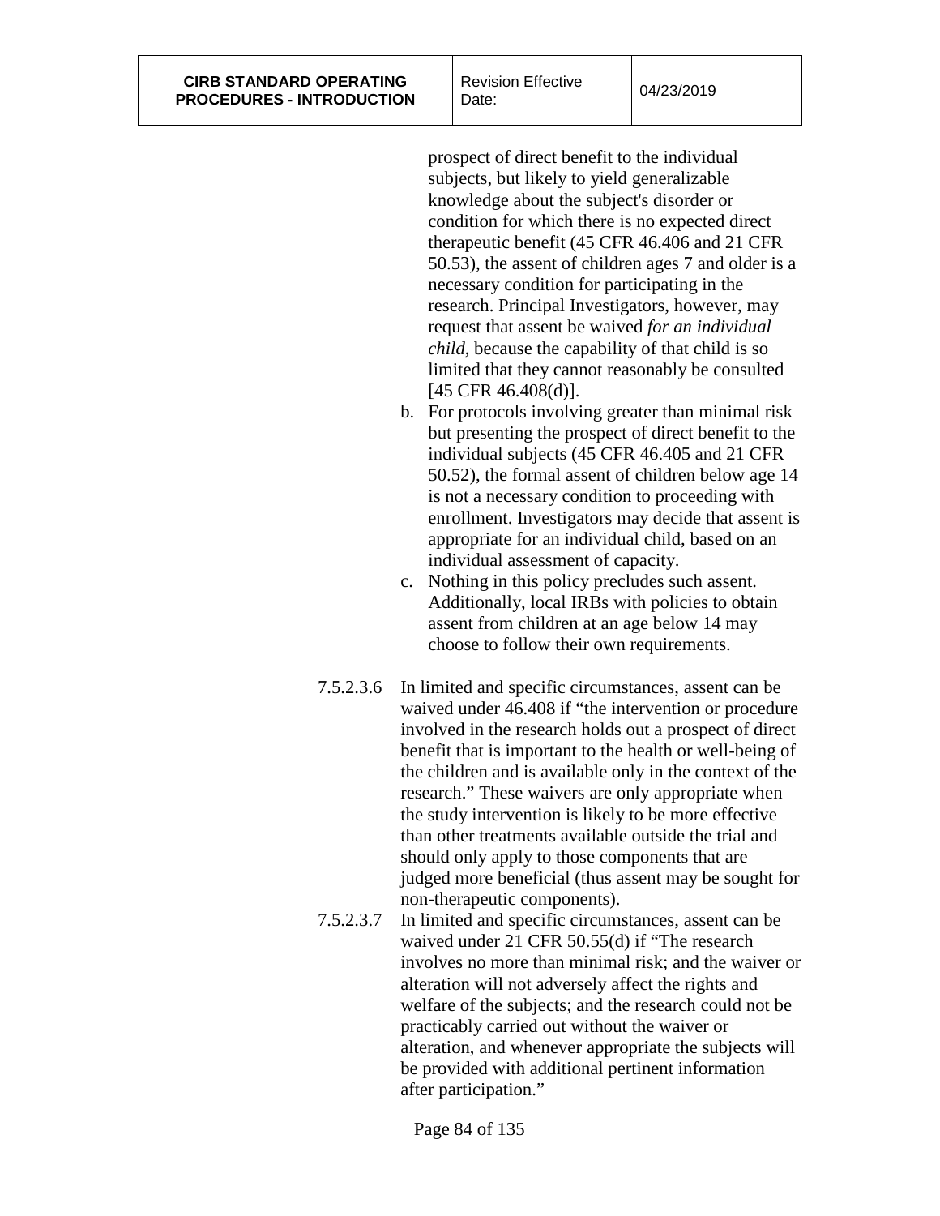prospect of direct benefit to the individual subjects, but likely to yield generalizable knowledge about the subject's disorder or condition for which there is no expected direct therapeutic benefit (45 CFR 46.406 and 21 CFR 50.53), the assent of children ages 7 and older is a necessary condition for participating in the research. Principal Investigators, however, may request that assent be waived *for an individual child*, because the capability of that child is so limited that they cannot reasonably be consulted [45 CFR 46.408(d)].

b. For protocols involving greater than minimal risk but presenting the prospect of direct benefit to the individual subjects (45 CFR 46.405 and 21 CFR 50.52), the formal assent of children below age 14 is not a necessary condition to proceeding with enrollment. Investigators may decide that assent is appropriate for an individual child, based on an individual assessment of capacity.

c. Nothing in this policy precludes such assent. Additionally, local IRBs with policies to obtain assent from children at an age below 14 may choose to follow their own requirements.

7.5.2.3.6 In limited and specific circumstances, assent can be waived under 46.408 if "the intervention or procedure involved in the research holds out a prospect of direct benefit that is important to the health or well-being of the children and is available only in the context of the research." These waivers are only appropriate when the study intervention is likely to be more effective than other treatments available outside the trial and should only apply to those components that are judged more beneficial (thus assent may be sought for non-therapeutic components).

7.5.2.3.7 In limited and specific circumstances, assent can be waived under 21 CFR 50.55(d) if "The research involves no more than minimal risk; and the waiver or alteration will not adversely affect the rights and welfare of the subjects; and the research could not be practicably carried out without the waiver or alteration, and whenever appropriate the subjects will be provided with additional pertinent information after participation."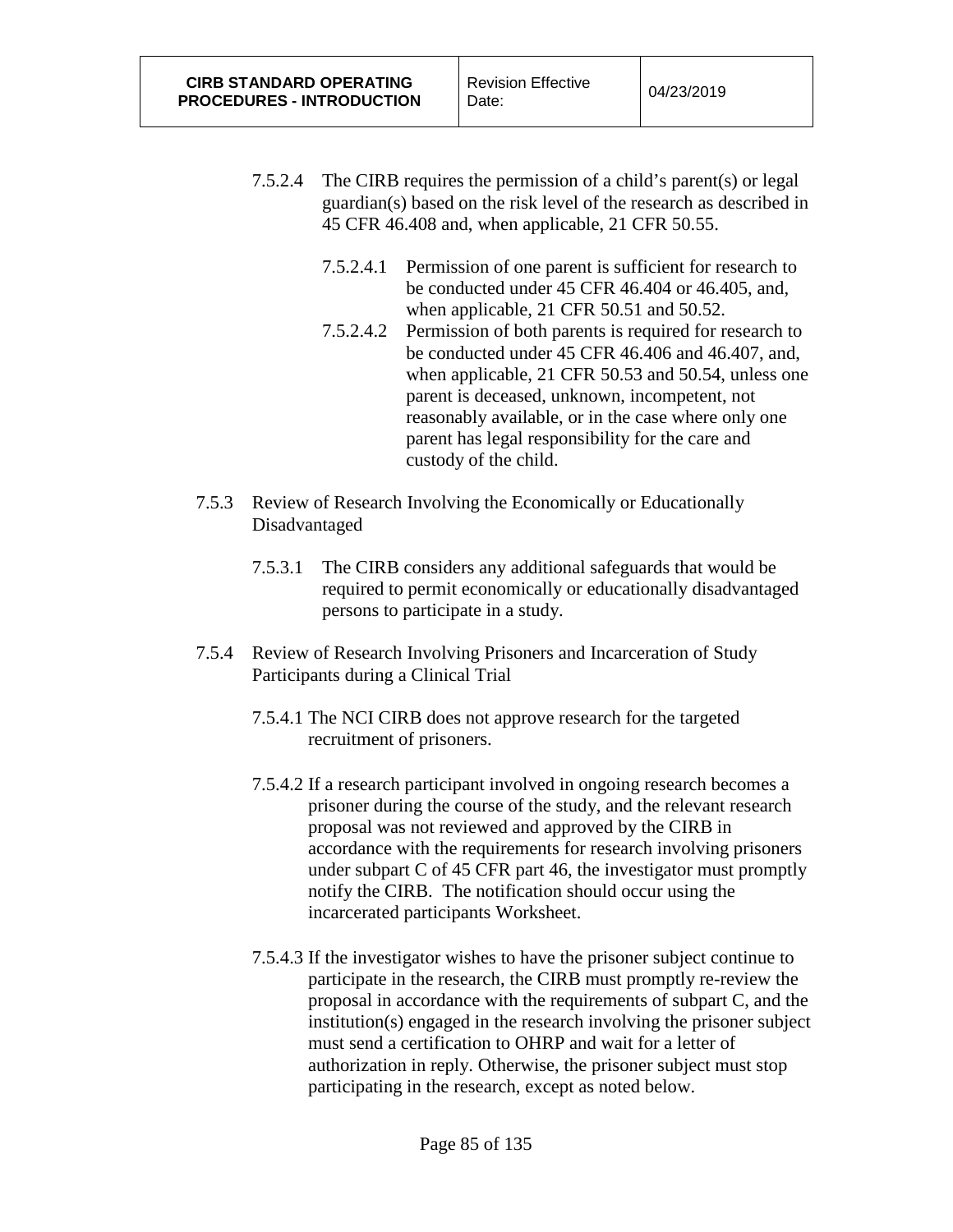7.5.2.4 The CIRB requires the permission of a child's parent(s) or legal guardian(s) based on the risk level of the research as described in 45 CFR 46.408 and, when applicable, 21 CFR 50.55.

7.5.2.4.1 Permission of one parent is sufficient for research to be conducted under 45 CFR 46.404 or 46.405, and, when applicable, 21 CFR 50.51 and 50.52.

7.5.2.4.2 Permission of both parents is required for research to be conducted under 45 CFR 46.406 and 46.407, and, when applicable, 21 CFR 50.53 and 50.54, unless one parent is deceased, unknown, incompetent, not reasonably available, or in the case where only one parent has legal responsibility for the care and custody of the child.

7.5.3 Review of Research Involving the Economically or Educationally Disadvantaged

7.5.3.1 The CIRB considers any additional safeguards that would be required to permit economically or educationally disadvantaged persons to participate in a study.

7.5.4 Review of Research Involving Prisoners and Incarceration of Study Participants during a Clinical Trial

7.5.4.1 The NCI CIRB does not approve research for the targeted recruitment of prisoners.

7.5.4.2 If a research participant involved in ongoing research becomes a prisoner during the course of the study, and the relevant research proposal was not reviewed and approved by the CIRB in accordance with the requirements for research involving prisoners under subpart C of 45 CFR part 46, the investigator must promptly notify the CIRB. The notification should occur using the incarcerated participants Worksheet.

7.5.4.3 If the investigator wishes to have the prisoner subject continue to participate in the research, the CIRB must promptly re-review the proposal in accordance with the requirements of subpart C, and the institution(s) engaged in the research involving the prisoner subject must send a certification to OHRP and wait for a letter of authorization in reply. Otherwise, the prisoner subject must stop participating in the research, except as noted below.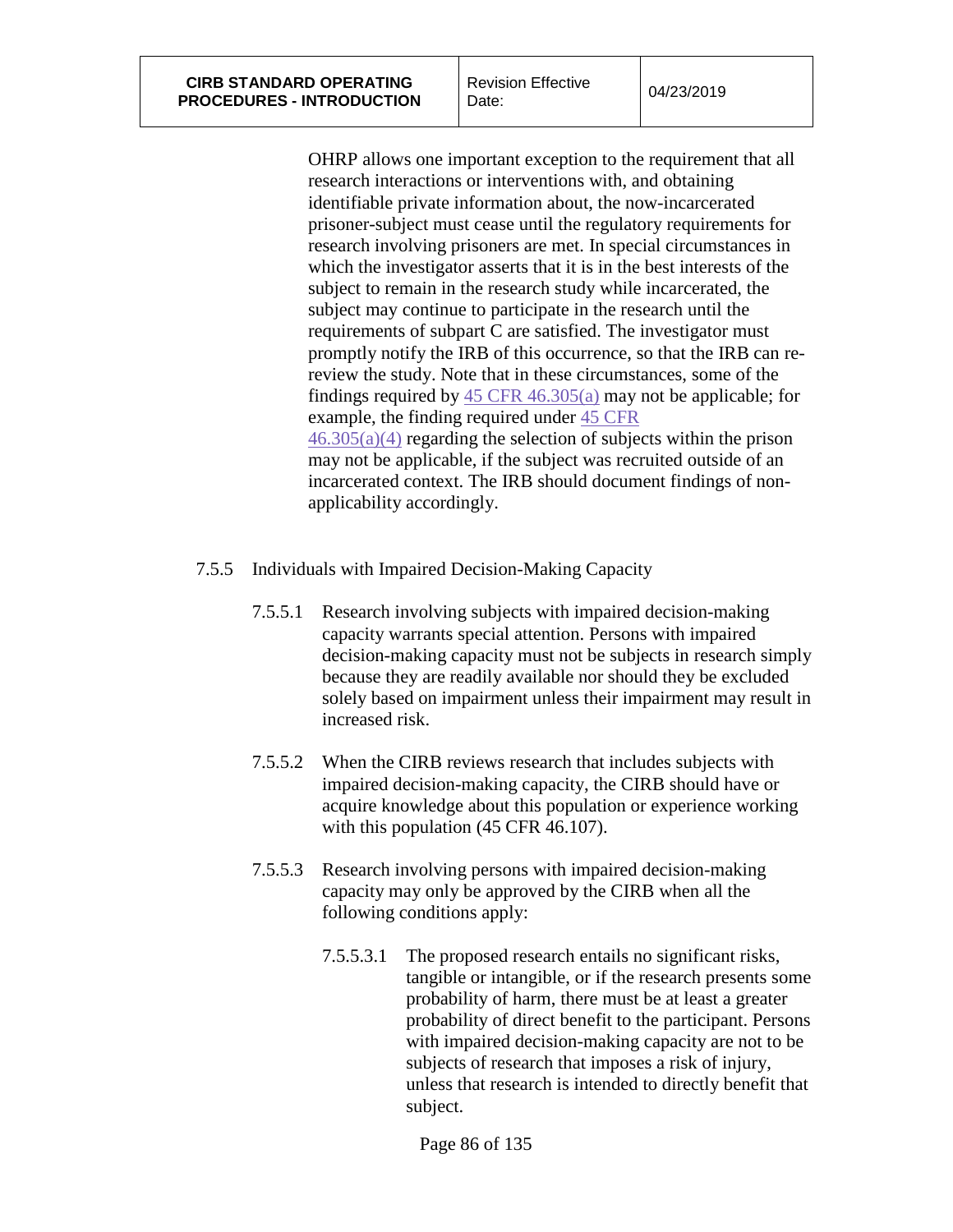OHRP allows one important exception to the requirement that all research interactions or interventions with, and obtaining identifiable private information about, the now-incarcerated prisoner-subject must cease until the regulatory requirements for research involving prisoners are met. In special circumstances in which the investigator asserts that it is in the best interests of the subject to remain in the research study while incarcerated, the subject may continue to participate in the research until the requirements of subpart C are satisfied. The investigator must promptly notify the IRB of this occurrence, so that the IRB can re-review the study. Note that in these circumstances, some of the findings required by 45 CFR 46.305(a) may not be applicable; for example, the finding required under 45 CFR 46.305(a)(4) regarding the selection of subjects within the prison may not be applicable, if the subject was recruited outside of an incarcerated context. The IRB should document findings of non-applicability accordingly.

7.5.5 Individuals with Impaired Decision-Making Capacity

7.5.5.1 Research involving subjects with impaired decision-making capacity warrants special attention. Persons with impaired decision-making capacity must not be subjects in research simply because they are readily available nor should they be excluded solely based on impairment unless their impairment may result in increased risk.

7.5.5.2 When the CIRB reviews research that includes subjects with impaired decision-making capacity, the CIRB should have or acquire knowledge about this population or experience working with this population (45 CFR 46.107).

7.5.5.3 Research involving persons with impaired decision-making capacity may only be approved by the CIRB when all the following conditions apply:

7.5.5.3.1 The proposed research entails no significant risks, tangible or intangible, or if the research presents some probability of harm, there must be at least a greater probability of direct benefit to the participant. Persons with impaired decision-making capacity are not to be subjects of research that imposes a risk of injury, unless that research is intended to directly benefit that subject.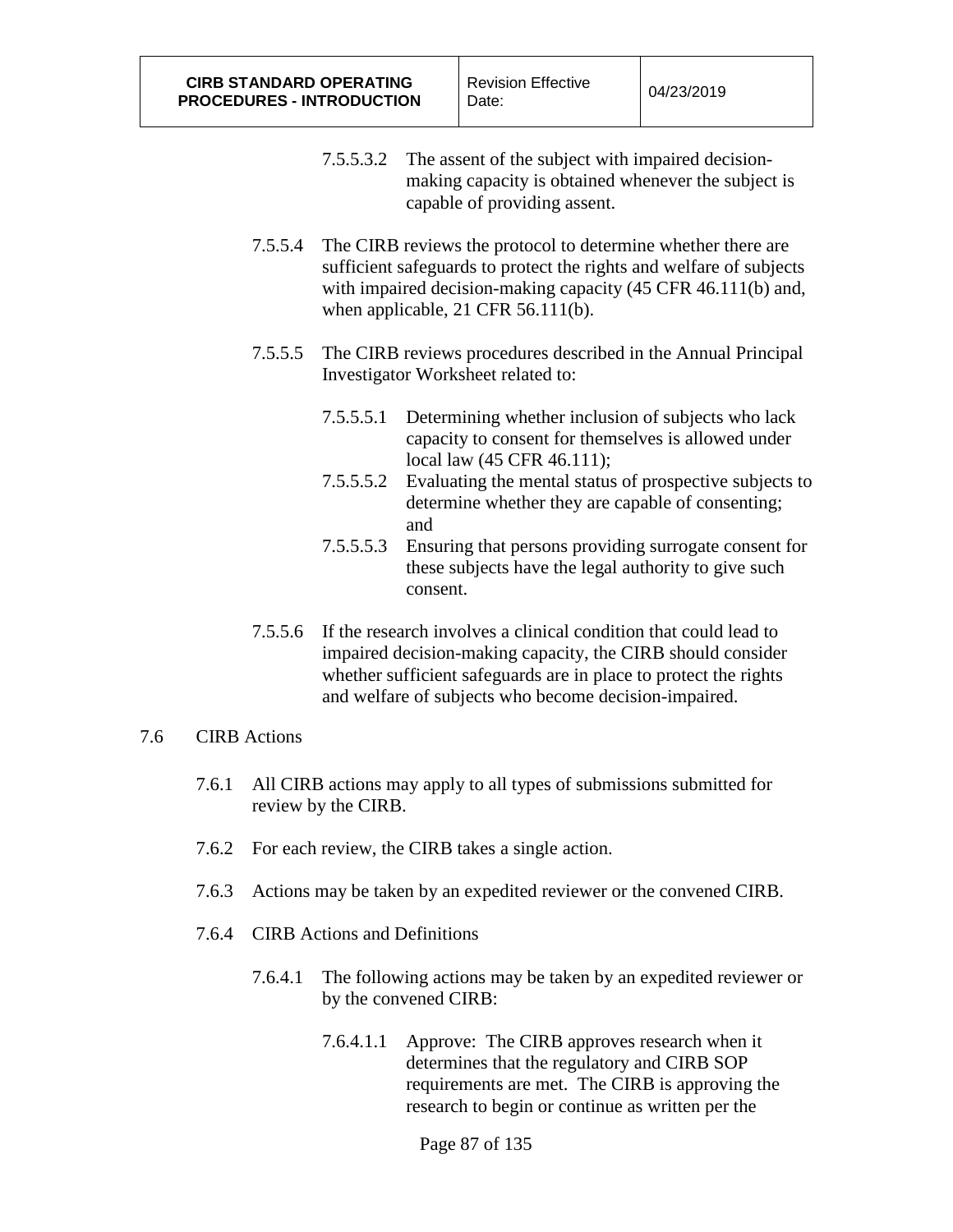7.5.5.3.2 The assent of the subject with impaired decision-making capacity is obtained whenever the subject is capable of providing assent.

7.5.5.4 The CIRB reviews the protocol to determine whether there are sufficient safeguards to protect the rights and welfare of subjects with impaired decision-making capacity (45 CFR 46.111(b) and, when applicable, 21 CFR 56.111(b).

7.5.5.5 The CIRB reviews procedures described in the Annual Principal Investigator Worksheet related to:

7.5.5.5.1 Determining whether inclusion of subjects who lack capacity to consent for themselves is allowed under local law (45 CFR 46.111);

7.5.5.5.2 Evaluating the mental status of prospective subjects to determine whether they are capable of consenting; and

7.5.5.5.3 Ensuring that persons providing surrogate consent for these subjects have the legal authority to give such consent.

7.5.5.6 If the research involves a clinical condition that could lead to impaired decision-making capacity, the CIRB should consider whether sufficient safeguards are in place to protect the rights and welfare of subjects who become decision-impaired.

## 7.6 CIRB Actions

7.6.1 All CIRB actions may apply to all types of submissions submitted for review by the CIRB.

7.6.2 For each review, the CIRB takes a single action.

7.6.3 Actions may be taken by an expedited reviewer or the convened CIRB.

7.6.4 CIRB Actions and Definitions

7.6.4.1 The following actions may be taken by an expedited reviewer or by the convened CIRB:

7.6.4.1.1 Approve: The CIRB approves research when it determines that the regulatory and CIRB SOP requirements are met. The CIRB is approving the research to begin or continue as written per the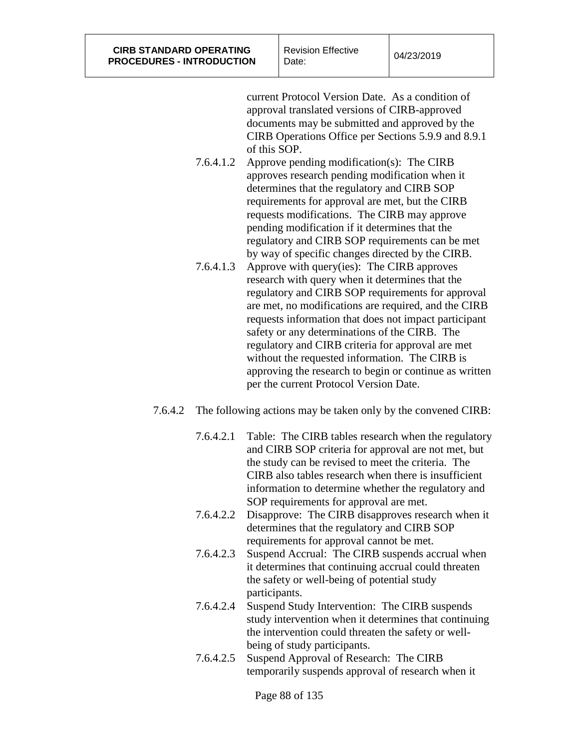current Protocol Version Date. As a condition of approval translated versions of CIRB-approved documents may be submitted and approved by the CIRB Operations Office per Sections 5.9.9 and 8.9.1 of this SOP.

7.6.4.1.2 Approve pending modification(s): The CIRB approves research pending modification when it determines that the regulatory and CIRB SOP requirements for approval are met, but the CIRB requests modifications. The CIRB may approve pending modification if it determines that the regulatory and CIRB SOP requirements can be met by way of specific changes directed by the CIRB.

7.6.4.1.3 Approve with query(ies): The CIRB approves research with query when it determines that the regulatory and CIRB SOP requirements for approval are met, no modifications are required, and the CIRB requests information that does not impact participant safety or any determinations of the CIRB. The regulatory and CIRB criteria for approval are met without the requested information. The CIRB is approving the research to begin or continue as written per the current Protocol Version Date.

7.6.4.2 The following actions may be taken only by the convened CIRB:

7.6.4.2.1 Table: The CIRB tables research when the regulatory and CIRB SOP criteria for approval are not met, but the study can be revised to meet the criteria. The CIRB also tables research when there is insufficient information to determine whether the regulatory and SOP requirements for approval are met.

7.6.4.2.2 Disapprove: The CIRB disapproves research when it determines that the regulatory and CIRB SOP requirements for approval cannot be met.

7.6.4.2.3 Suspend Accrual: The CIRB suspends accrual when it determines that continuing accrual could threaten the safety or well-being of potential study participants.

7.6.4.2.4 Suspend Study Intervention: The CIRB suspends study intervention when it determines that continuing the intervention could threaten the safety or well-being of study participants.

7.6.4.2.5 Suspend Approval of Research: The CIRB temporarily suspends approval of research when it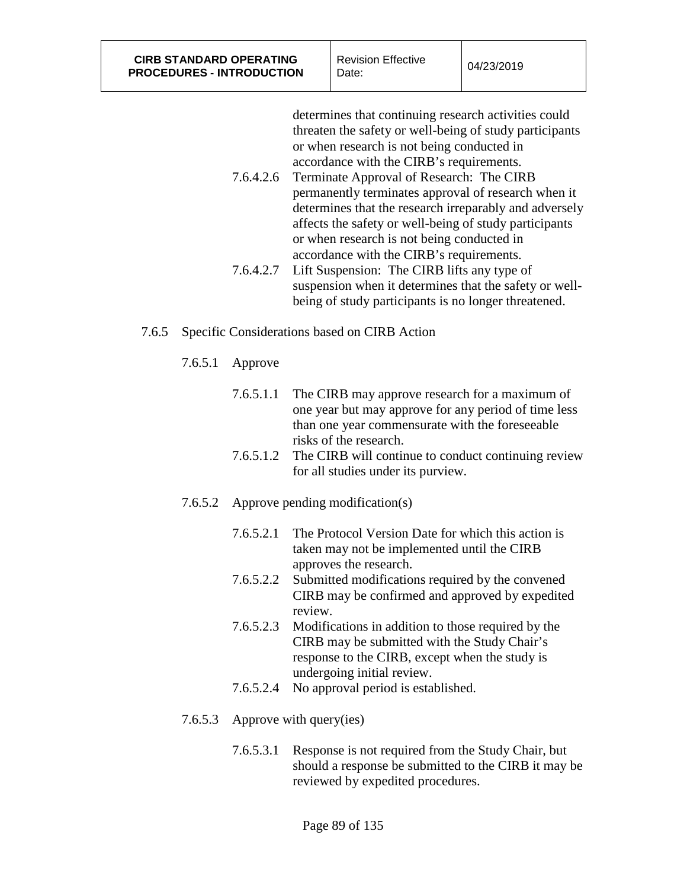determines that continuing research activities could threaten the safety or well-being of study participants or when research is not being conducted in accordance with the CIRB's requirements.

7.6.4.2.6 Terminate Approval of Research: The CIRB permanently terminates approval of research when it determines that the research irreparably and adversely affects the safety or well-being of study participants or when research is not being conducted in accordance with the CIRB's requirements.

7.6.4.2.7 Lift Suspension: The CIRB lifts any type of suspension when it determines that the safety or well-being of study participants is no longer threatened.

7.6.5 Specific Considerations based on CIRB Action

7.6.5.1 Approve

7.6.5.1.1 The CIRB may approve research for a maximum of one year but may approve for any period of time less than one year commensurate with the foreseeable risks of the research.

7.6.5.1.2 The CIRB will continue to conduct continuing review for all studies under its purview.

7.6.5.2 Approve pending modification(s)

7.6.5.2.1 The Protocol Version Date for which this action is taken may not be implemented until the CIRB approves the research.

7.6.5.2.2 Submitted modifications required by the convened CIRB may be confirmed and approved by expedited review.

7.6.5.2.3 Modifications in addition to those required by the CIRB may be submitted with the Study Chair's response to the CIRB, except when the study is undergoing initial review.

7.6.5.2.4 No approval period is established.

7.6.5.3 Approve with query(ies)

7.6.5.3.1 Response is not required from the Study Chair, but should a response be submitted to the CIRB it may be reviewed by expedited procedures.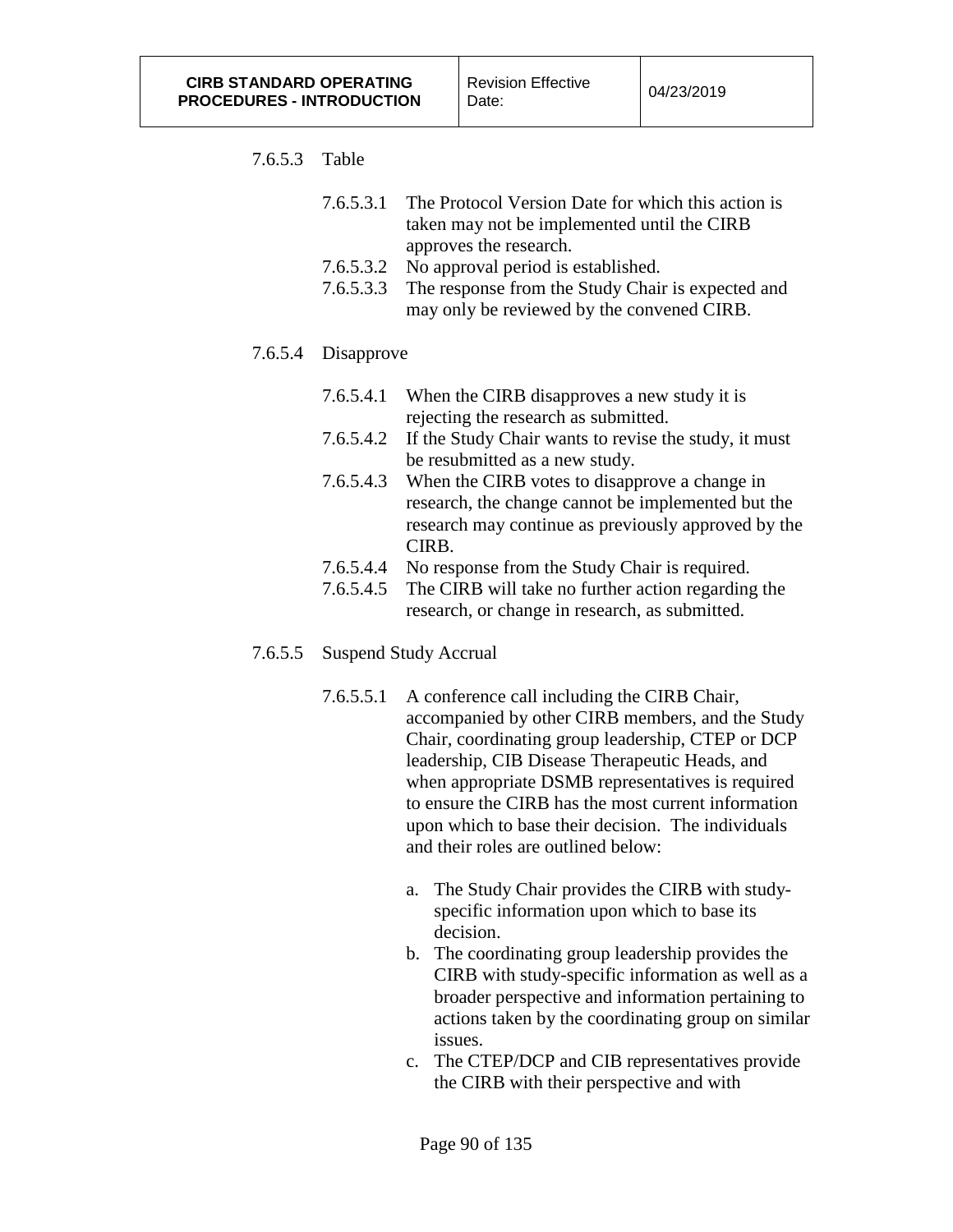7.6.5.3 Table

7.6.5.3.1 The Protocol Version Date for which this action is taken may not be implemented until the CIRB approves the research.

7.6.5.3.2 No approval period is established.

7.6.5.3.3 The response from the Study Chair is expected and may only be reviewed by the convened CIRB.

7.6.5.4 Disapprove

7.6.5.4.1 When the CIRB disapproves a new study it is rejecting the research as submitted.

7.6.5.4.2 If the Study Chair wants to revise the study, it must be resubmitted as a new study.

7.6.5.4.3 When the CIRB votes to disapprove a change in research, the change cannot be implemented but the research may continue as previously approved by the CIRB.

7.6.5.4.4 No response from the Study Chair is required.

7.6.5.4.5 The CIRB will take no further action regarding the research, or change in research, as submitted.

7.6.5.5 Suspend Study Accrual

7.6.5.5.1 A conference call including the CIRB Chair, accompanied by other CIRB members, and the Study Chair, coordinating group leadership, CTEP or DCP leadership, CIB Disease Therapeutic Heads, and when appropriate DSMB representatives is required to ensure the CIRB has the most current information upon which to base their decision. The individuals and their roles are outlined below:

a. The Study Chair provides the CIRB with study-specific information upon which to base its decision.
b. The coordinating group leadership provides the CIRB with study-specific information as well as a broader perspective and information pertaining to actions taken by the coordinating group on similar issues.
c. The CTEP/DCP and CIB representatives provide the CIRB with their perspective and with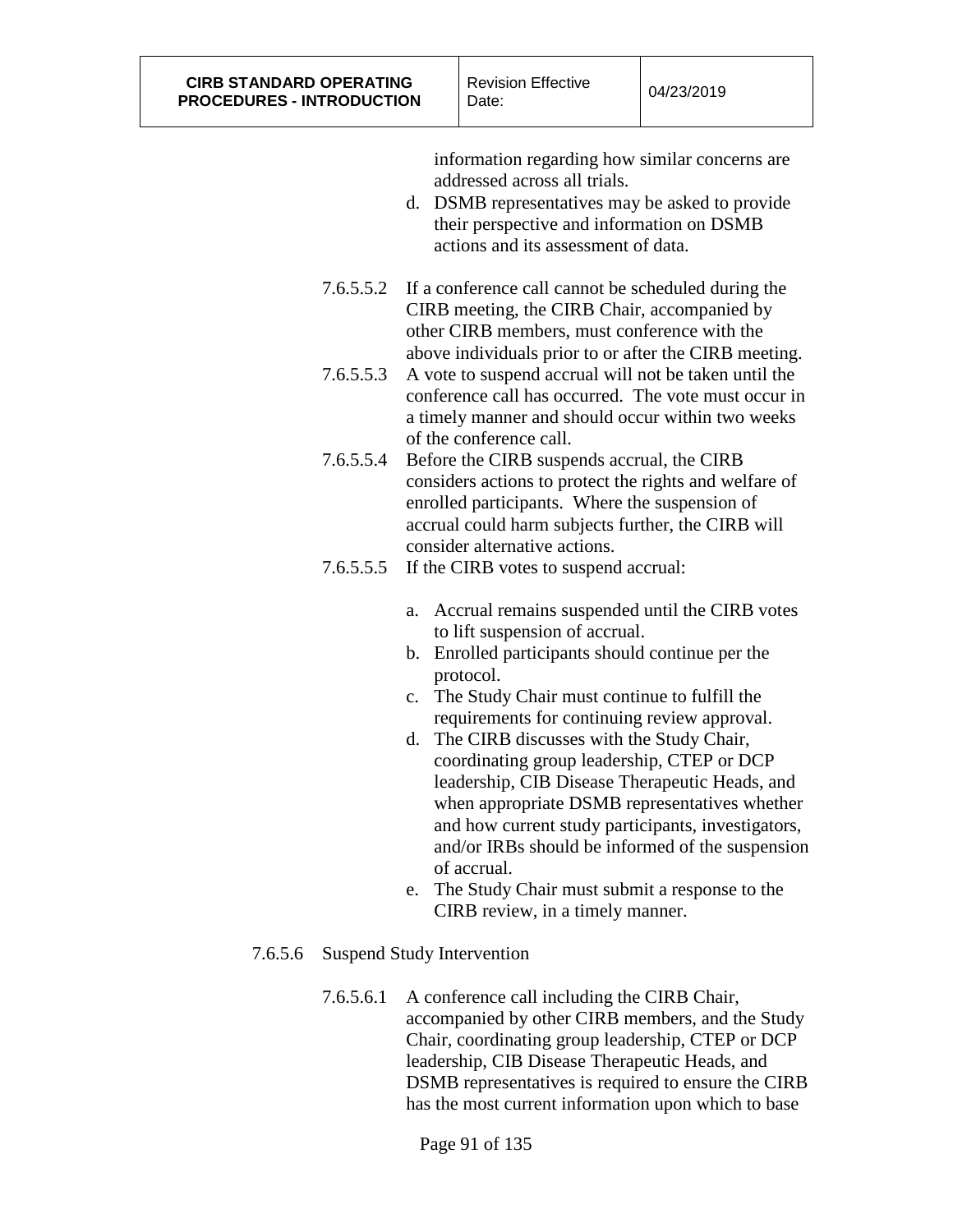information regarding how similar concerns are addressed across all trials.

d. DSMB representatives may be asked to provide their perspective and information on DSMB actions and its assessment of data.

7.6.5.5.2 If a conference call cannot be scheduled during the CIRB meeting, the CIRB Chair, accompanied by other CIRB members, must conference with the above individuals prior to or after the CIRB meeting.

7.6.5.5.3 A vote to suspend accrual will not be taken until the conference call has occurred. The vote must occur in a timely manner and should occur within two weeks of the conference call.

7.6.5.5.4 Before the CIRB suspends accrual, the CIRB considers actions to protect the rights and welfare of enrolled participants. Where the suspension of accrual could harm subjects further, the CIRB will consider alternative actions.

7.6.5.5.5 If the CIRB votes to suspend accrual:

a. Accrual remains suspended until the CIRB votes to lift suspension of accrual.
b. Enrolled participants should continue per the protocol.
c. The Study Chair must continue to fulfill the requirements for continuing review approval.
d. The CIRB discusses with the Study Chair, coordinating group leadership, CTEP or DCP leadership, CIB Disease Therapeutic Heads, and when appropriate DSMB representatives whether and how current study participants, investigators, and/or IRBs should be informed of the suspension of accrual.
e. The Study Chair must submit a response to the CIRB review, in a timely manner.

7.6.5.6 Suspend Study Intervention

7.6.5.6.1 A conference call including the CIRB Chair, accompanied by other CIRB members, and the Study Chair, coordinating group leadership, CTEP or DCP leadership, CIB Disease Therapeutic Heads, and DSMB representatives is required to ensure the CIRB has the most current information upon which to base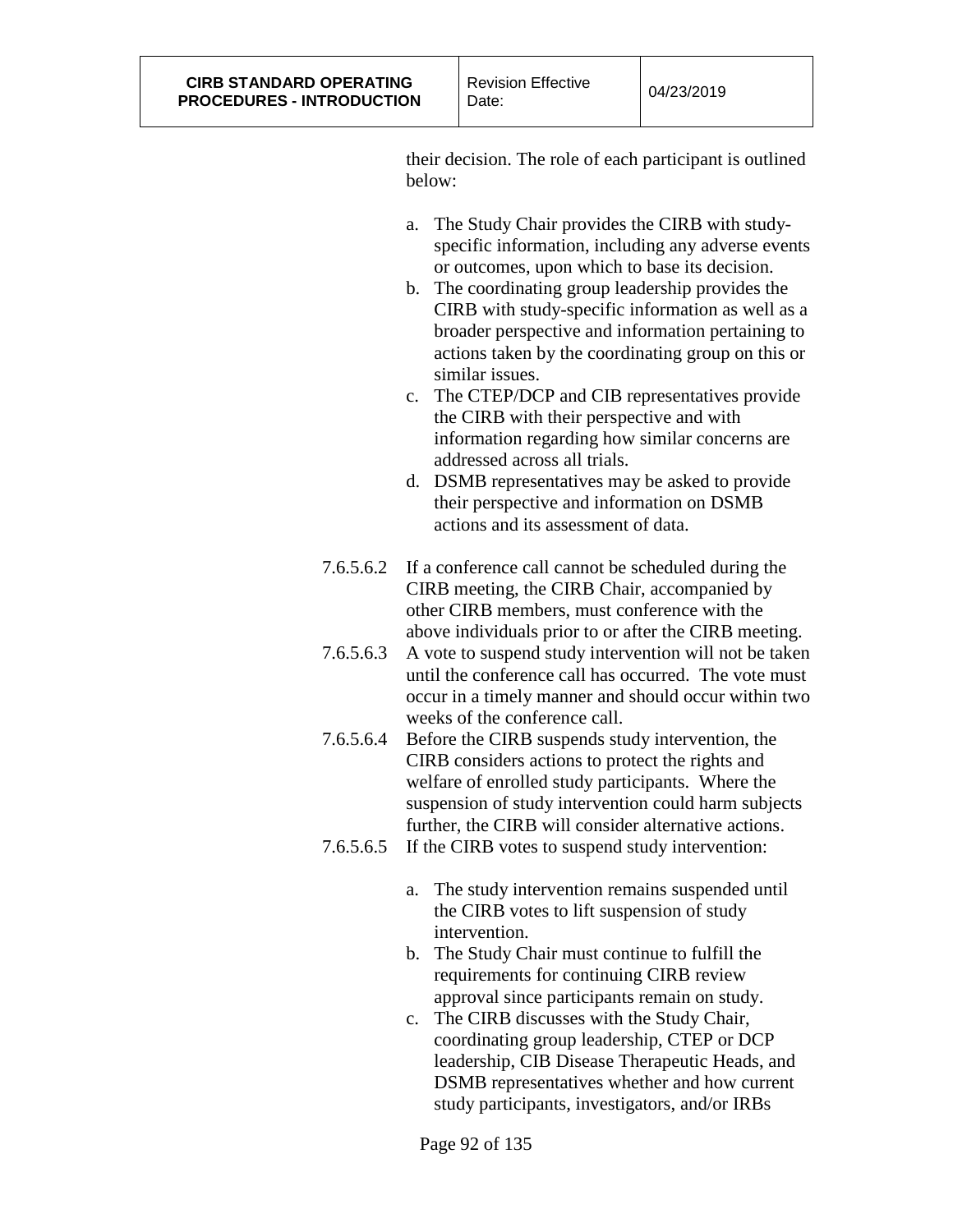their decision. The role of each participant is outlined below:

a. The Study Chair provides the CIRB with study-specific information, including any adverse events or outcomes, upon which to base its decision.
b. The coordinating group leadership provides the CIRB with study-specific information as well as a broader perspective and information pertaining to actions taken by the coordinating group on this or similar issues.
c. The CTEP/DCP and CIB representatives provide the CIRB with their perspective and with information regarding how similar concerns are addressed across all trials.
d. DSMB representatives may be asked to provide their perspective and information on DSMB actions and its assessment of data.

7.6.5.6.2 If a conference call cannot be scheduled during the CIRB meeting, the CIRB Chair, accompanied by other CIRB members, must conference with the above individuals prior to or after the CIRB meeting.

7.6.5.6.3 A vote to suspend study intervention will not be taken until the conference call has occurred. The vote must occur in a timely manner and should occur within two weeks of the conference call.

7.6.5.6.4 Before the CIRB suspends study intervention, the CIRB considers actions to protect the rights and welfare of enrolled study participants. Where the suspension of study intervention could harm subjects further, the CIRB will consider alternative actions.

7.6.5.6.5 If the CIRB votes to suspend study intervention:

a. The study intervention remains suspended until the CIRB votes to lift suspension of study intervention.
b. The Study Chair must continue to fulfill the requirements for continuing CIRB review approval since participants remain on study.
c. The CIRB discusses with the Study Chair, coordinating group leadership, CTEP or DCP leadership, CIB Disease Therapeutic Heads, and DSMB representatives whether and how current study participants, investigators, and/or IRBs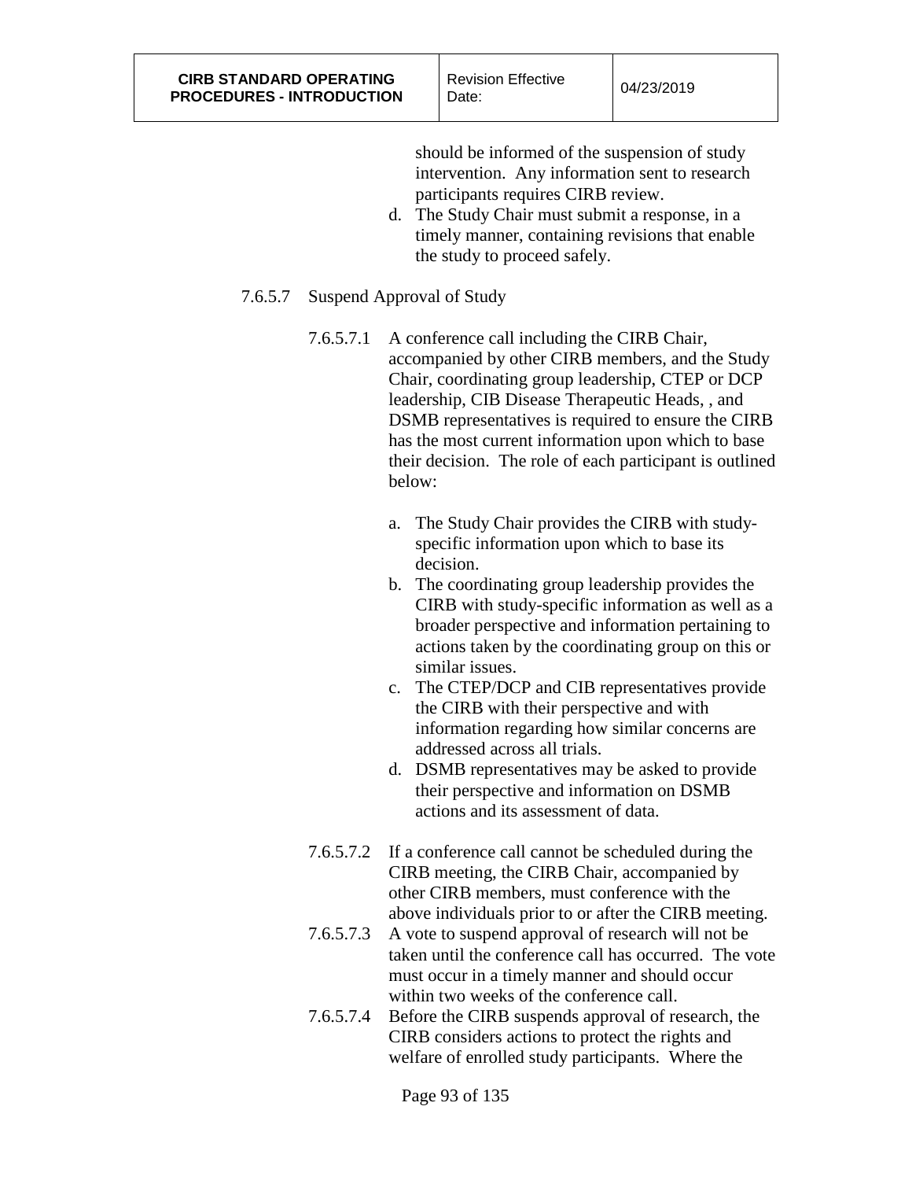should be informed of the suspension of study intervention. Any information sent to research participants requires CIRB review.

d. The Study Chair must submit a response, in a timely manner, containing revisions that enable the study to proceed safely.

7.6.5.7 Suspend Approval of Study

7.6.5.7.1 A conference call including the CIRB Chair, accompanied by other CIRB members, and the Study Chair, coordinating group leadership, CTEP or DCP leadership, CIB Disease Therapeutic Heads, , and DSMB representatives is required to ensure the CIRB has the most current information upon which to base their decision. The role of each participant is outlined below:

a. The Study Chair provides the CIRB with study-specific information upon which to base its decision.
b. The coordinating group leadership provides the CIRB with study-specific information as well as a broader perspective and information pertaining to actions taken by the coordinating group on this or similar issues.
c. The CTEP/DCP and CIB representatives provide the CIRB with their perspective and with information regarding how similar concerns are addressed across all trials.
d. DSMB representatives may be asked to provide their perspective and information on DSMB actions and its assessment of data.

7.6.5.7.2 If a conference call cannot be scheduled during the CIRB meeting, the CIRB Chair, accompanied by other CIRB members, must conference with the above individuals prior to or after the CIRB meeting.

7.6.5.7.3 A vote to suspend approval of research will not be taken until the conference call has occurred. The vote must occur in a timely manner and should occur within two weeks of the conference call.

7.6.5.7.4 Before the CIRB suspends approval of research, the CIRB considers actions to protect the rights and welfare of enrolled study participants. Where the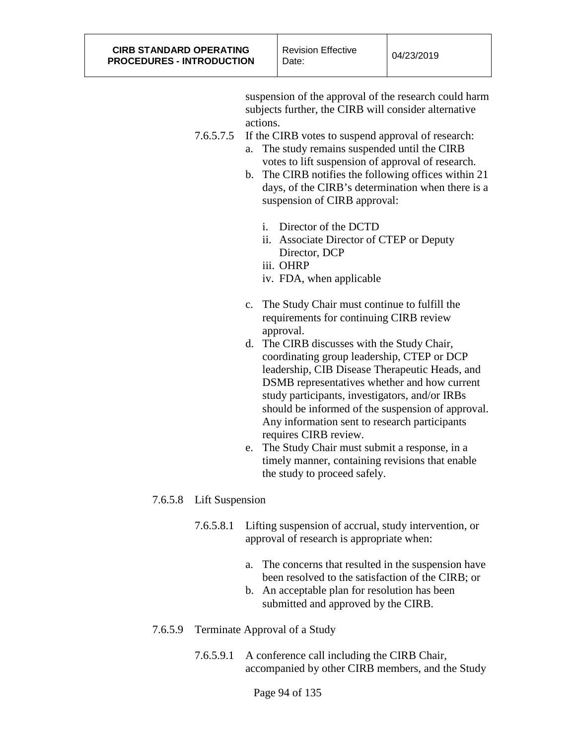suspension of the approval of the research could harm subjects further, the CIRB will consider alternative actions.

7.6.5.7.5 If the CIRB votes to suspend approval of research:

a. The study remains suspended until the CIRB votes to lift suspension of approval of research.
b. The CIRB notifies the following offices within 21 days, of the CIRB's determination when there is a suspension of CIRB approval:

    i. Director of the DCTD
    ii. Associate Director of CTEP or Deputy Director, DCP
    iii. OHRP
    iv. FDA, when applicable

c. The Study Chair must continue to fulfill the requirements for continuing CIRB review approval.
d. The CIRB discusses with the Study Chair, coordinating group leadership, CTEP or DCP leadership, CIB Disease Therapeutic Heads, and DSMB representatives whether and how current study participants, investigators, and/or IRBs should be informed of the suspension of approval. Any information sent to research participants requires CIRB review.
e. The Study Chair must submit a response, in a timely manner, containing revisions that enable the study to proceed safely.

7.6.5.8 Lift Suspension

7.6.5.8.1 Lifting suspension of accrual, study intervention, or approval of research is appropriate when:

a. The concerns that resulted in the suspension have been resolved to the satisfaction of the CIRB; or
b. An acceptable plan for resolution has been submitted and approved by the CIRB.

7.6.5.9 Terminate Approval of a Study

7.6.5.9.1 A conference call including the CIRB Chair, accompanied by other CIRB members, and the Study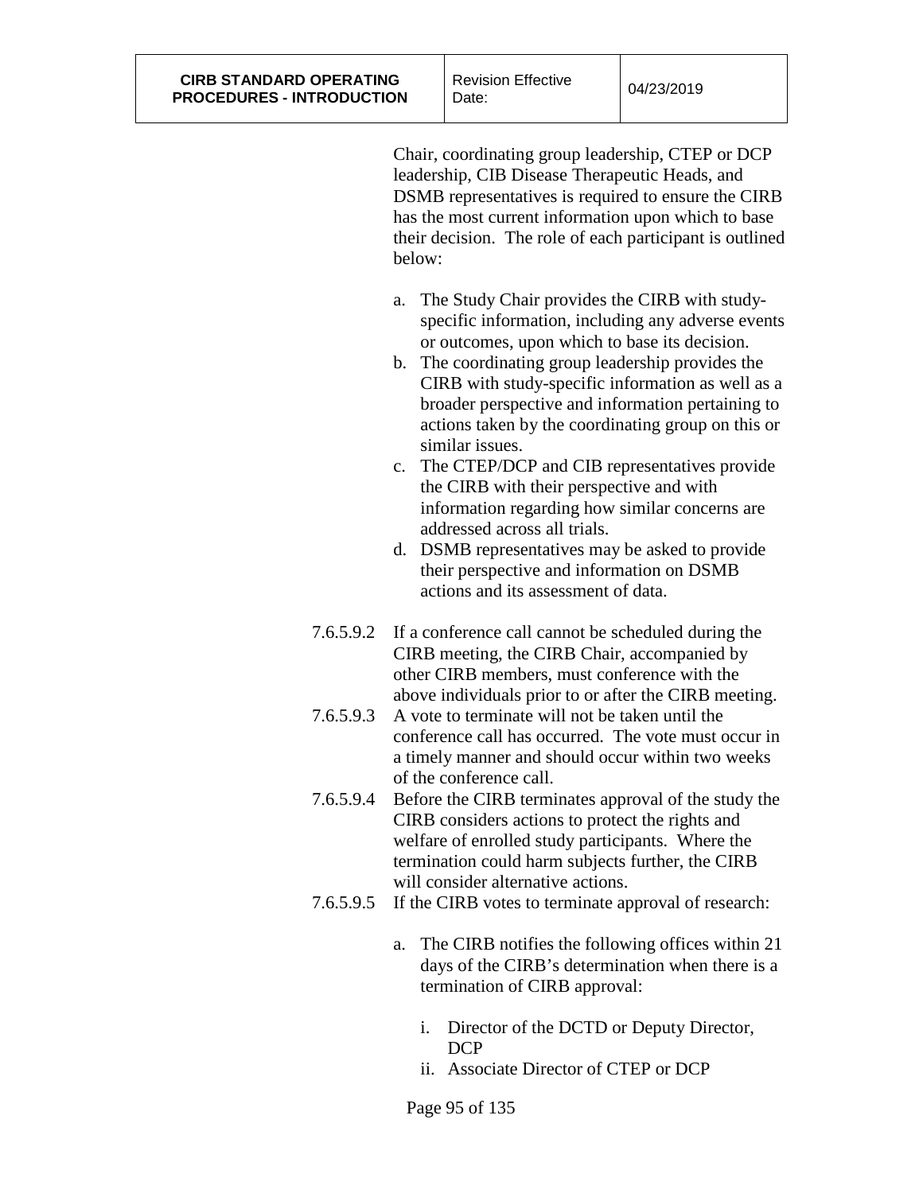Chair, coordinating group leadership, CTEP or DCP leadership, CIB Disease Therapeutic Heads, and DSMB representatives is required to ensure the CIRB has the most current information upon which to base their decision. The role of each participant is outlined below:

a. The Study Chair provides the CIRB with study-specific information, including any adverse events or outcomes, upon which to base its decision.
b. The coordinating group leadership provides the CIRB with study-specific information as well as a broader perspective and information pertaining to actions taken by the coordinating group on this or similar issues.
c. The CTEP/DCP and CIB representatives provide the CIRB with their perspective and with information regarding how similar concerns are addressed across all trials.
d. DSMB representatives may be asked to provide their perspective and information on DSMB actions and its assessment of data.

7.6.5.9.2 If a conference call cannot be scheduled during the CIRB meeting, the CIRB Chair, accompanied by other CIRB members, must conference with the above individuals prior to or after the CIRB meeting.

7.6.5.9.3 A vote to terminate will not be taken until the conference call has occurred. The vote must occur in a timely manner and should occur within two weeks of the conference call.

7.6.5.9.4 Before the CIRB terminates approval of the study the CIRB considers actions to protect the rights and welfare of enrolled study participants. Where the termination could harm subjects further, the CIRB will consider alternative actions.

7.6.5.9.5 If the CIRB votes to terminate approval of research:

a. The CIRB notifies the following offices within 21 days of the CIRB's determination when there is a termination of CIRB approval:

   i. Director of the DCTD or Deputy Director, DCP
   ii. Associate Director of CTEP or DCP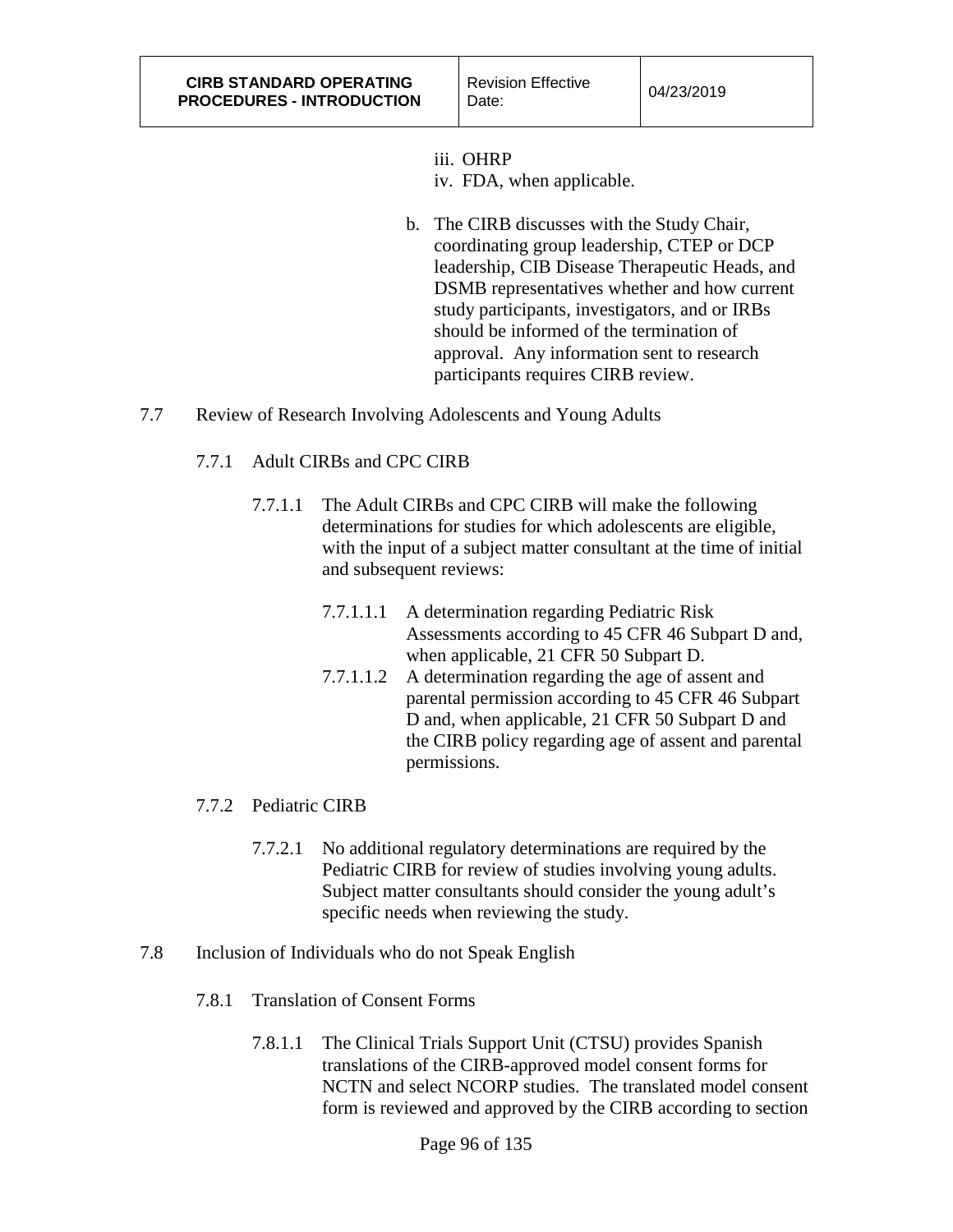iii. OHRP
iv. FDA, when applicable.

b. The CIRB discusses with the Study Chair, coordinating group leadership, CTEP or DCP leadership, CIB Disease Therapeutic Heads, and DSMB representatives whether and how current study participants, investigators, and or IRBs should be informed of the termination of approval. Any information sent to research participants requires CIRB review.

7.7 Review of Research Involving Adolescents and Young Adults

7.7.1 Adult CIRBs and CPC CIRB

7.7.1.1 The Adult CIRBs and CPC CIRB will make the following determinations for studies for which adolescents are eligible, with the input of a subject matter consultant at the time of initial and subsequent reviews:

7.7.1.1.1 A determination regarding Pediatric Risk Assessments according to 45 CFR 46 Subpart D and, when applicable, 21 CFR 50 Subpart D.

7.7.1.1.2 A determination regarding the age of assent and parental permission according to 45 CFR 46 Subpart D and, when applicable, 21 CFR 50 Subpart D and the CIRB policy regarding age of assent and parental permissions.

7.7.2 Pediatric CIRB

7.7.2.1 No additional regulatory determinations are required by the Pediatric CIRB for review of studies involving young adults. Subject matter consultants should consider the young adult's specific needs when reviewing the study.

7.8 Inclusion of Individuals who do not Speak English

7.8.1 Translation of Consent Forms

7.8.1.1 The Clinical Trials Support Unit (CTSU) provides Spanish translations of the CIRB-approved model consent forms for NCTN and select NCORP studies. The translated model consent form is reviewed and approved by the CIRB according to section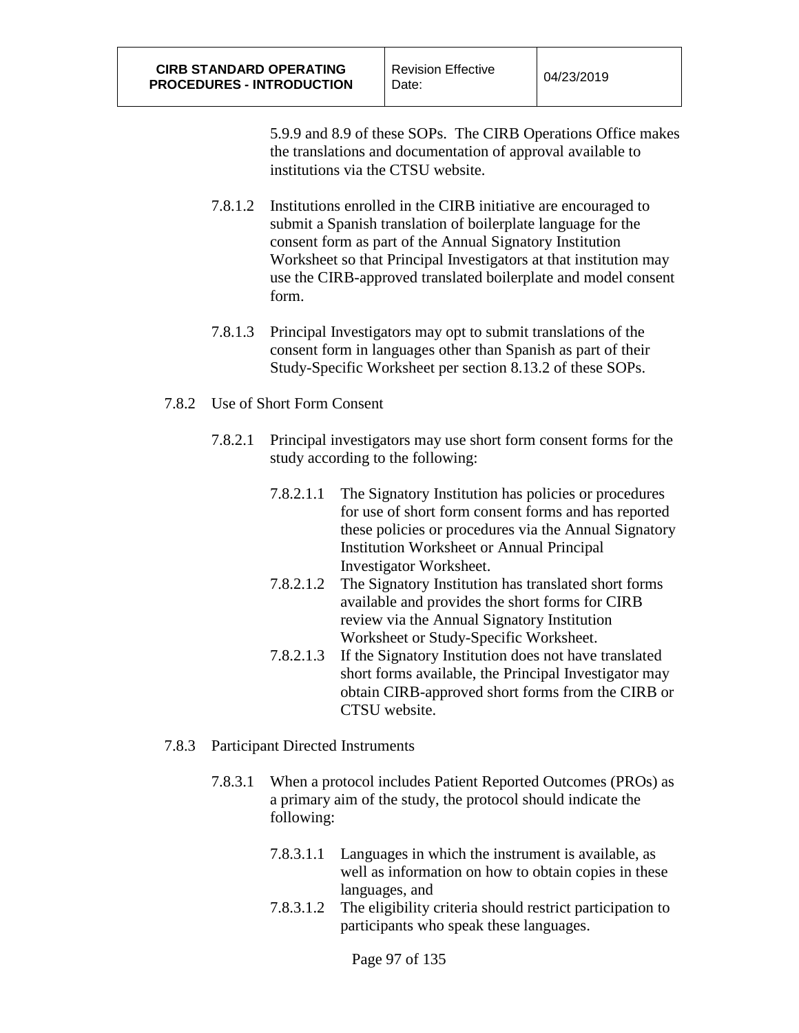5.9.9 and 8.9 of these SOPs. The CIRB Operations Office makes the translations and documentation of approval available to institutions via the CTSU website.

7.8.1.2 Institutions enrolled in the CIRB initiative are encouraged to submit a Spanish translation of boilerplate language for the consent form as part of the Annual Signatory Institution Worksheet so that Principal Investigators at that institution may use the CIRB-approved translated boilerplate and model consent form.

7.8.1.3 Principal Investigators may opt to submit translations of the consent form in languages other than Spanish as part of their Study-Specific Worksheet per section 8.13.2 of these SOPs.

7.8.2 Use of Short Form Consent

7.8.2.1 Principal investigators may use short form consent forms for the study according to the following:

7.8.2.1.1 The Signatory Institution has policies or procedures for use of short form consent forms and has reported these policies or procedures via the Annual Signatory Institution Worksheet or Annual Principal Investigator Worksheet.

7.8.2.1.2 The Signatory Institution has translated short forms available and provides the short forms for CIRB review via the Annual Signatory Institution Worksheet or Study-Specific Worksheet.

7.8.2.1.3 If the Signatory Institution does not have translated short forms available, the Principal Investigator may obtain CIRB-approved short forms from the CIRB or CTSU website.

7.8.3 Participant Directed Instruments

7.8.3.1 When a protocol includes Patient Reported Outcomes (PROs) as a primary aim of the study, the protocol should indicate the following:

7.8.3.1.1 Languages in which the instrument is available, as well as information on how to obtain copies in these languages, and

7.8.3.1.2 The eligibility criteria should restrict participation to participants who speak these languages.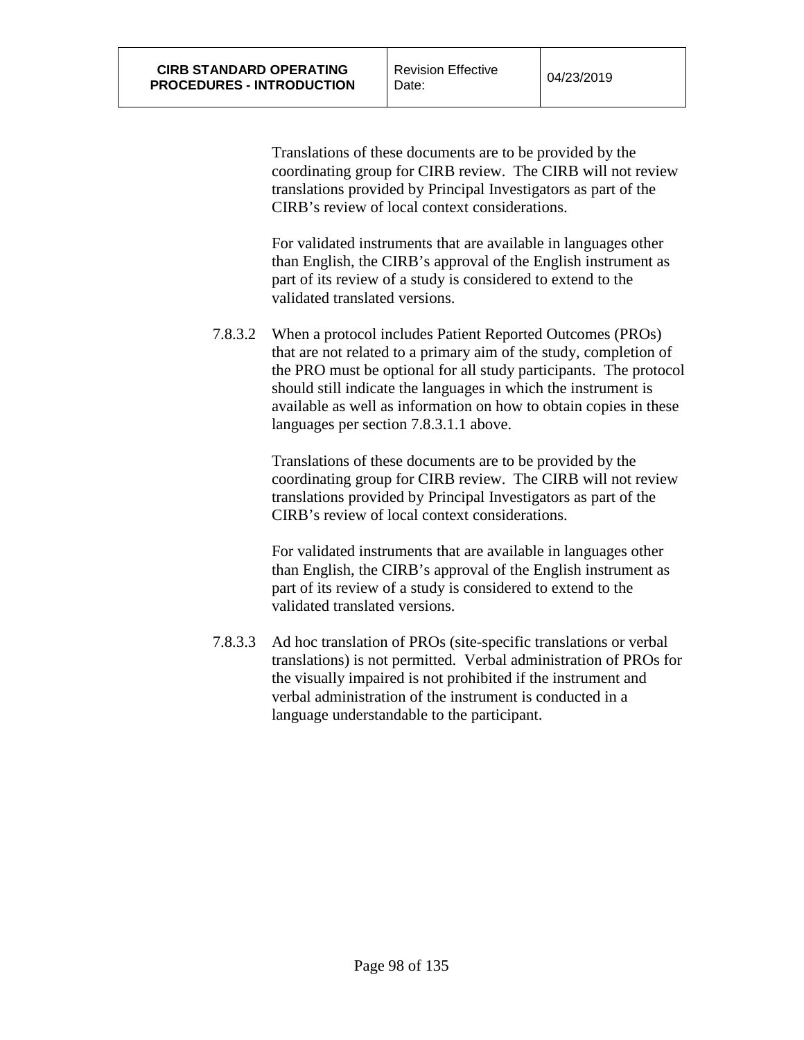Translations of these documents are to be provided by the coordinating group for CIRB review. The CIRB will not review translations provided by Principal Investigators as part of the CIRB's review of local context considerations.

For validated instruments that are available in languages other than English, the CIRB's approval of the English instrument as part of its review of a study is considered to extend to the validated translated versions.

7.8.3.2 When a protocol includes Patient Reported Outcomes (PROs) that are not related to a primary aim of the study, completion of the PRO must be optional for all study participants. The protocol should still indicate the languages in which the instrument is available as well as information on how to obtain copies in these languages per section 7.8.3.1.1 above.

Translations of these documents are to be provided by the coordinating group for CIRB review. The CIRB will not review translations provided by Principal Investigators as part of the CIRB's review of local context considerations.

For validated instruments that are available in languages other than English, the CIRB's approval of the English instrument as part of its review of a study is considered to extend to the validated translated versions.

7.8.3.3 Ad hoc translation of PROs (site-specific translations or verbal translations) is not permitted. Verbal administration of PROs for the visually impaired is not prohibited if the instrument and verbal administration of the instrument is conducted in a language understandable to the participant.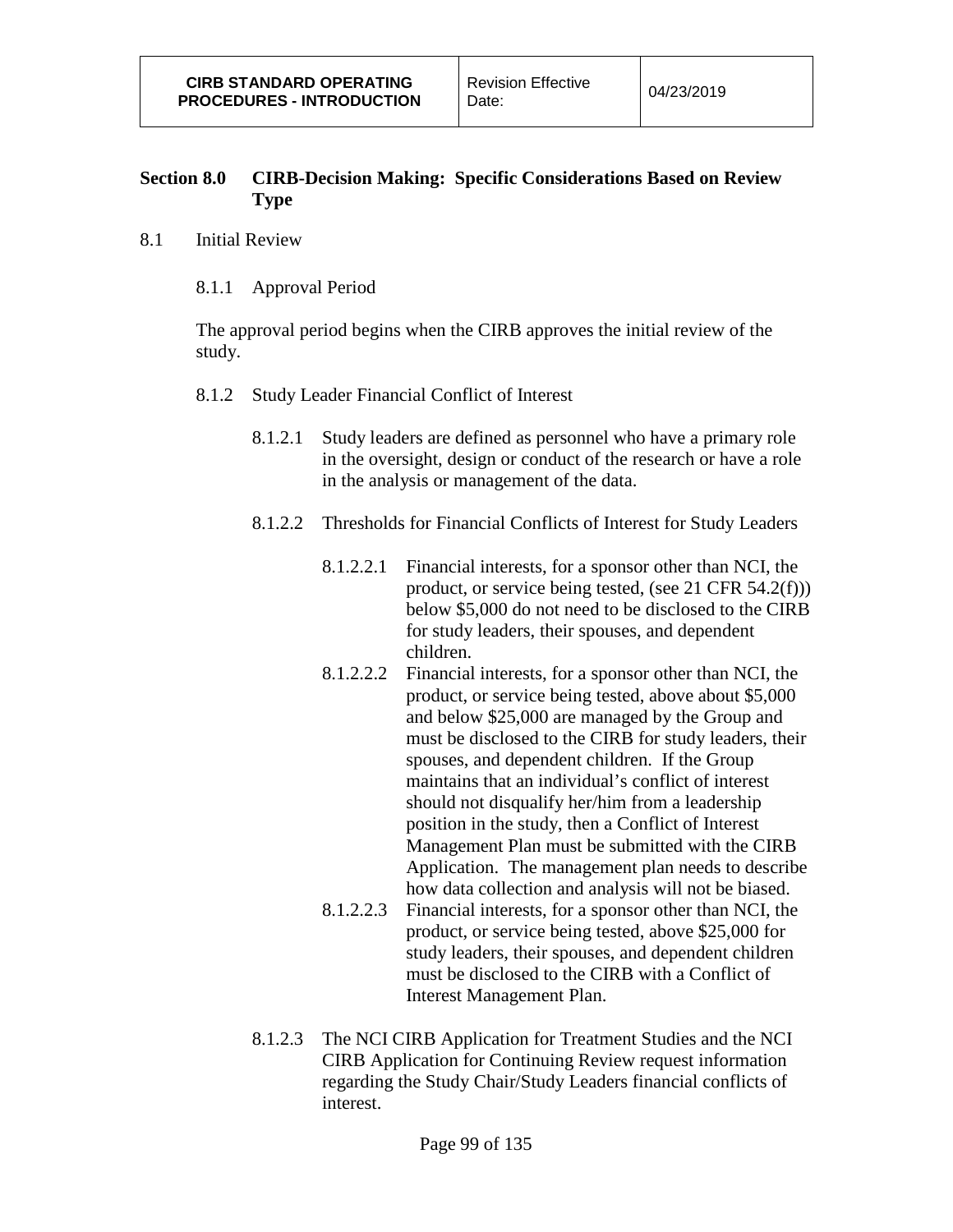## Section 8.0 CIRB-Decision Making: Specific Considerations Based on Review Type

8.1 Initial Review

8.1.1 Approval Period

The approval period begins when the CIRB approves the initial review of the study.

8.1.2 Study Leader Financial Conflict of Interest

8.1.2.1 Study leaders are defined as personnel who have a primary role in the oversight, design or conduct of the research or have a role in the analysis or management of the data.

8.1.2.2 Thresholds for Financial Conflicts of Interest for Study Leaders

8.1.2.2.1 Financial interests, for a sponsor other than NCI, the product, or service being tested, (see 21 CFR 54.2(f))) below $5,000 do not need to be disclosed to the CIRB for study leaders, their spouses, and dependent children.

8.1.2.2.2 Financial interests, for a sponsor other than NCI, the product, or service being tested, above about $5,000 and below $25,000 are managed by the Group and must be disclosed to the CIRB for study leaders, their spouses, and dependent children. If the Group maintains that an individual's conflict of interest should not disqualify her/him from a leadership position in the study, then a Conflict of Interest Management Plan must be submitted with the CIRB Application. The management plan needs to describe how data collection and analysis will not be biased.

8.1.2.2.3 Financial interests, for a sponsor other than NCI, the product, or service being tested, above $25,000 for study leaders, their spouses, and dependent children must be disclosed to the CIRB with a Conflict of Interest Management Plan.

8.1.2.3 The NCI CIRB Application for Treatment Studies and the NCI CIRB Application for Continuing Review request information regarding the Study Chair/Study Leaders financial conflicts of interest.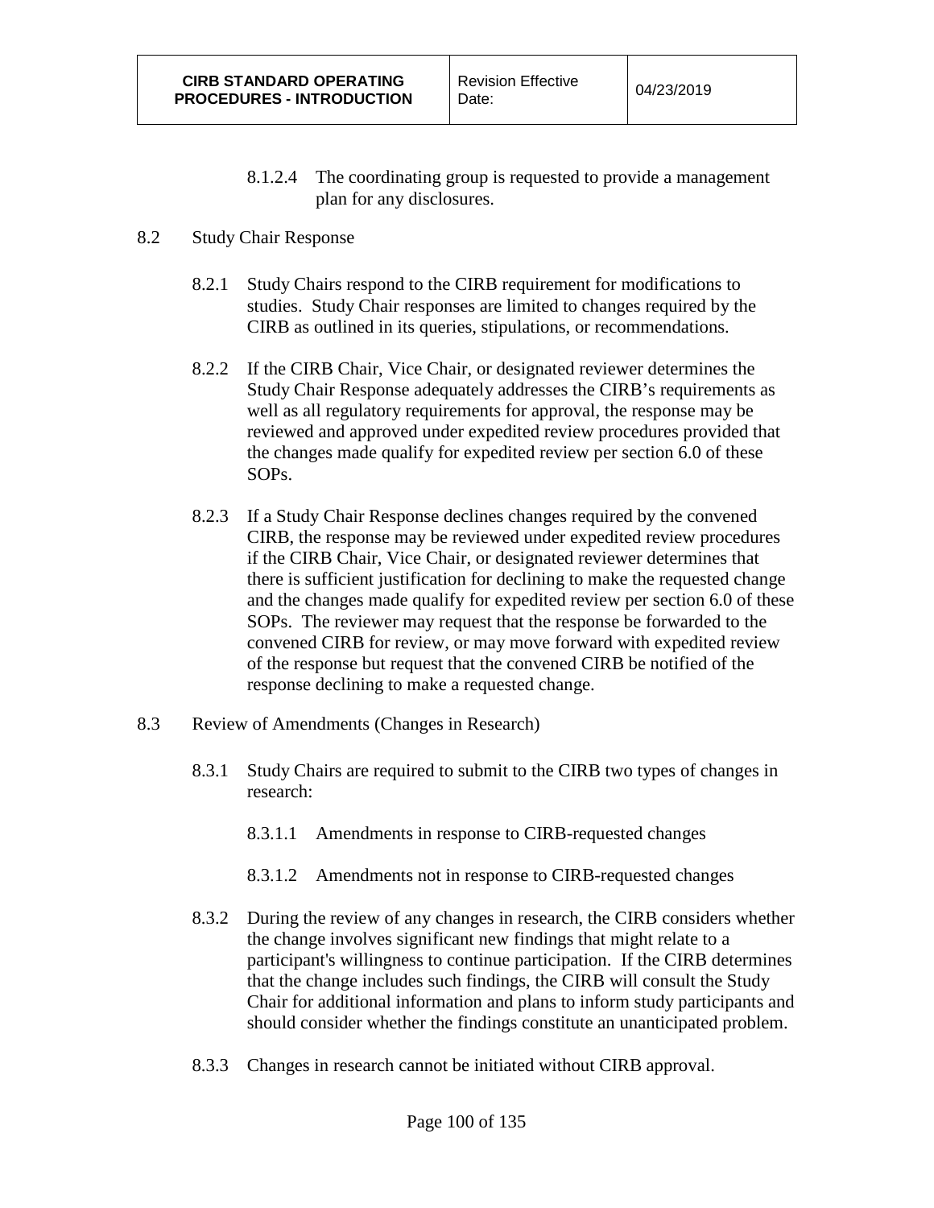8.1.2.4 The coordinating group is requested to provide a management plan for any disclosures.

8.2 Study Chair Response

8.2.1 Study Chairs respond to the CIRB requirement for modifications to studies. Study Chair responses are limited to changes required by the CIRB as outlined in its queries, stipulations, or recommendations.

8.2.2 If the CIRB Chair, Vice Chair, or designated reviewer determines the Study Chair Response adequately addresses the CIRB's requirements as well as all regulatory requirements for approval, the response may be reviewed and approved under expedited review procedures provided that the changes made qualify for expedited review per section 6.0 of these SOPs.

8.2.3 If a Study Chair Response declines changes required by the convened CIRB, the response may be reviewed under expedited review procedures if the CIRB Chair, Vice Chair, or designated reviewer determines that there is sufficient justification for declining to make the requested change and the changes made qualify for expedited review per section 6.0 of these SOPs. The reviewer may request that the response be forwarded to the convened CIRB for review, or may move forward with expedited review of the response but request that the convened CIRB be notified of the response declining to make a requested change.

8.3 Review of Amendments (Changes in Research)

8.3.1 Study Chairs are required to submit to the CIRB two types of changes in research:

8.3.1.1 Amendments in response to CIRB-requested changes

8.3.1.2 Amendments not in response to CIRB-requested changes

8.3.2 During the review of any changes in research, the CIRB considers whether the change involves significant new findings that might relate to a participant's willingness to continue participation. If the CIRB determines that the change includes such findings, the CIRB will consult the Study Chair for additional information and plans to inform study participants and should consider whether the findings constitute an unanticipated problem.

8.3.3 Changes in research cannot be initiated without CIRB approval.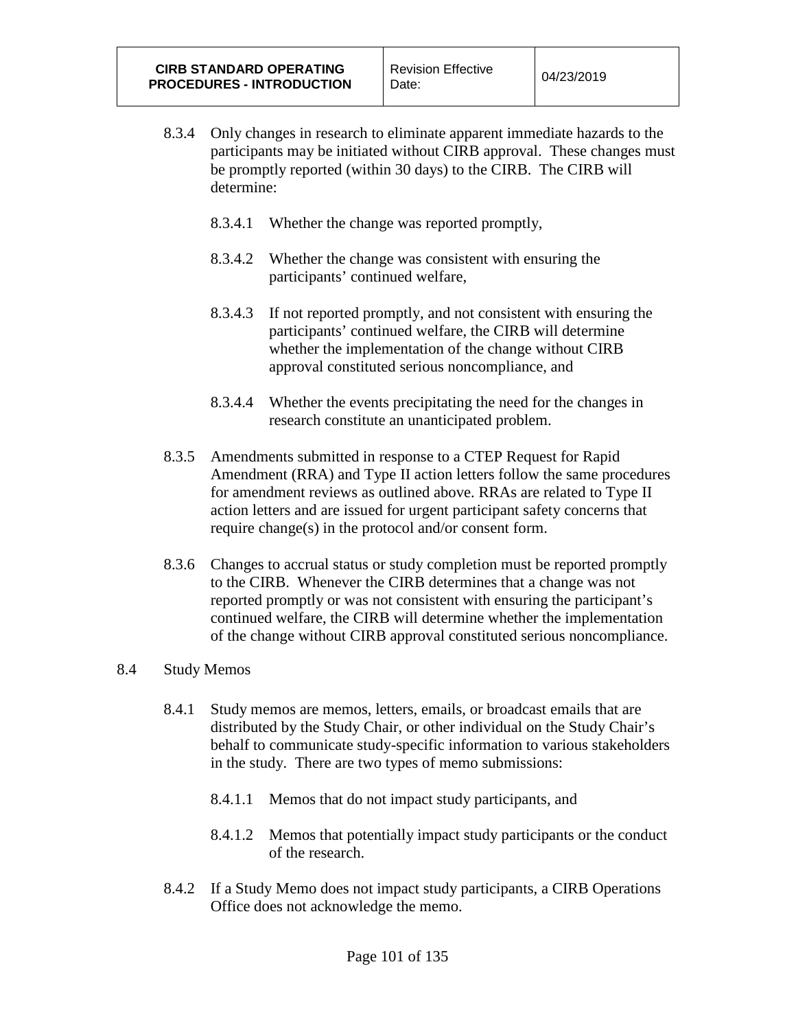8.3.4 Only changes in research to eliminate apparent immediate hazards to the participants may be initiated without CIRB approval. These changes must be promptly reported (within 30 days) to the CIRB. The CIRB will determine:

8.3.4.1 Whether the change was reported promptly,

8.3.4.2 Whether the change was consistent with ensuring the participants' continued welfare,

8.3.4.3 If not reported promptly, and not consistent with ensuring the participants' continued welfare, the CIRB will determine whether the implementation of the change without CIRB approval constituted serious noncompliance, and

8.3.4.4 Whether the events precipitating the need for the changes in research constitute an unanticipated problem.

8.3.5 Amendments submitted in response to a CTEP Request for Rapid Amendment (RRA) and Type II action letters follow the same procedures for amendment reviews as outlined above. RRAs are related to Type II action letters and are issued for urgent participant safety concerns that require change(s) in the protocol and/or consent form.

8.3.6 Changes to accrual status or study completion must be reported promptly to the CIRB. Whenever the CIRB determines that a change was not reported promptly or was not consistent with ensuring the participant's continued welfare, the CIRB will determine whether the implementation of the change without CIRB approval constituted serious noncompliance.

8.4 Study Memos

8.4.1 Study memos are memos, letters, emails, or broadcast emails that are distributed by the Study Chair, or other individual on the Study Chair's behalf to communicate study-specific information to various stakeholders in the study. There are two types of memo submissions:

8.4.1.1 Memos that do not impact study participants, and

8.4.1.2 Memos that potentially impact study participants or the conduct of the research.

8.4.2 If a Study Memo does not impact study participants, a CIRB Operations Office does not acknowledge the memo.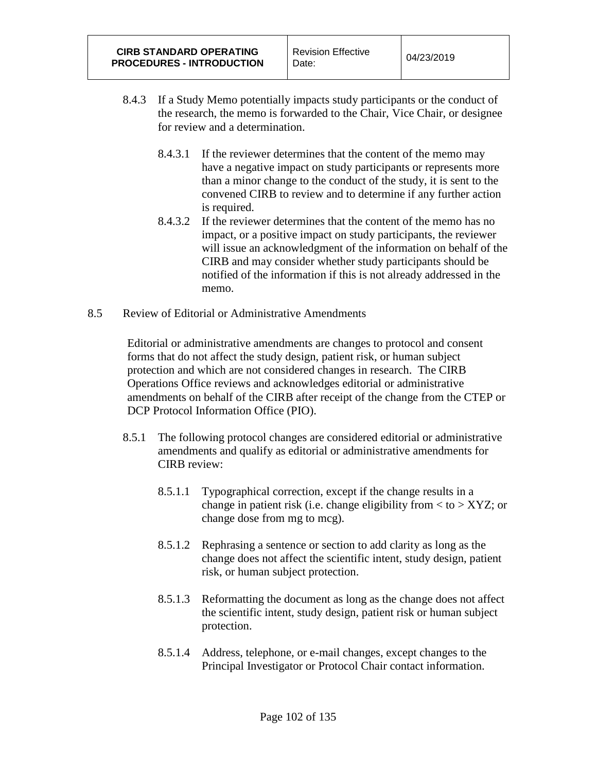8.4.3 If a Study Memo potentially impacts study participants or the conduct of the research, the memo is forwarded to the Chair, Vice Chair, or designee for review and a determination.

8.4.3.1 If the reviewer determines that the content of the memo may have a negative impact on study participants or represents more than a minor change to the conduct of the study, it is sent to the convened CIRB to review and to determine if any further action is required.

8.4.3.2 If the reviewer determines that the content of the memo has no impact, or a positive impact on study participants, the reviewer will issue an acknowledgment of the information on behalf of the CIRB and may consider whether study participants should be notified of the information if this is not already addressed in the memo.

8.5 Review of Editorial or Administrative Amendments

Editorial or administrative amendments are changes to protocol and consent forms that do not affect the study design, patient risk, or human subject protection and which are not considered changes in research. The CIRB Operations Office reviews and acknowledges editorial or administrative amendments on behalf of the CIRB after receipt of the change from the CTEP or DCP Protocol Information Office (PIO).

8.5.1 The following protocol changes are considered editorial or administrative amendments and qualify as editorial or administrative amendments for CIRB review:

8.5.1.1 Typographical correction, except if the change results in a change in patient risk (i.e. change eligibility from < to > XYZ; or change dose from mg to mcg).

8.5.1.2 Rephrasing a sentence or section to add clarity as long as the change does not affect the scientific intent, study design, patient risk, or human subject protection.

8.5.1.3 Reformatting the document as long as the change does not affect the scientific intent, study design, patient risk or human subject protection.

8.5.1.4 Address, telephone, or e-mail changes, except changes to the Principal Investigator or Protocol Chair contact information.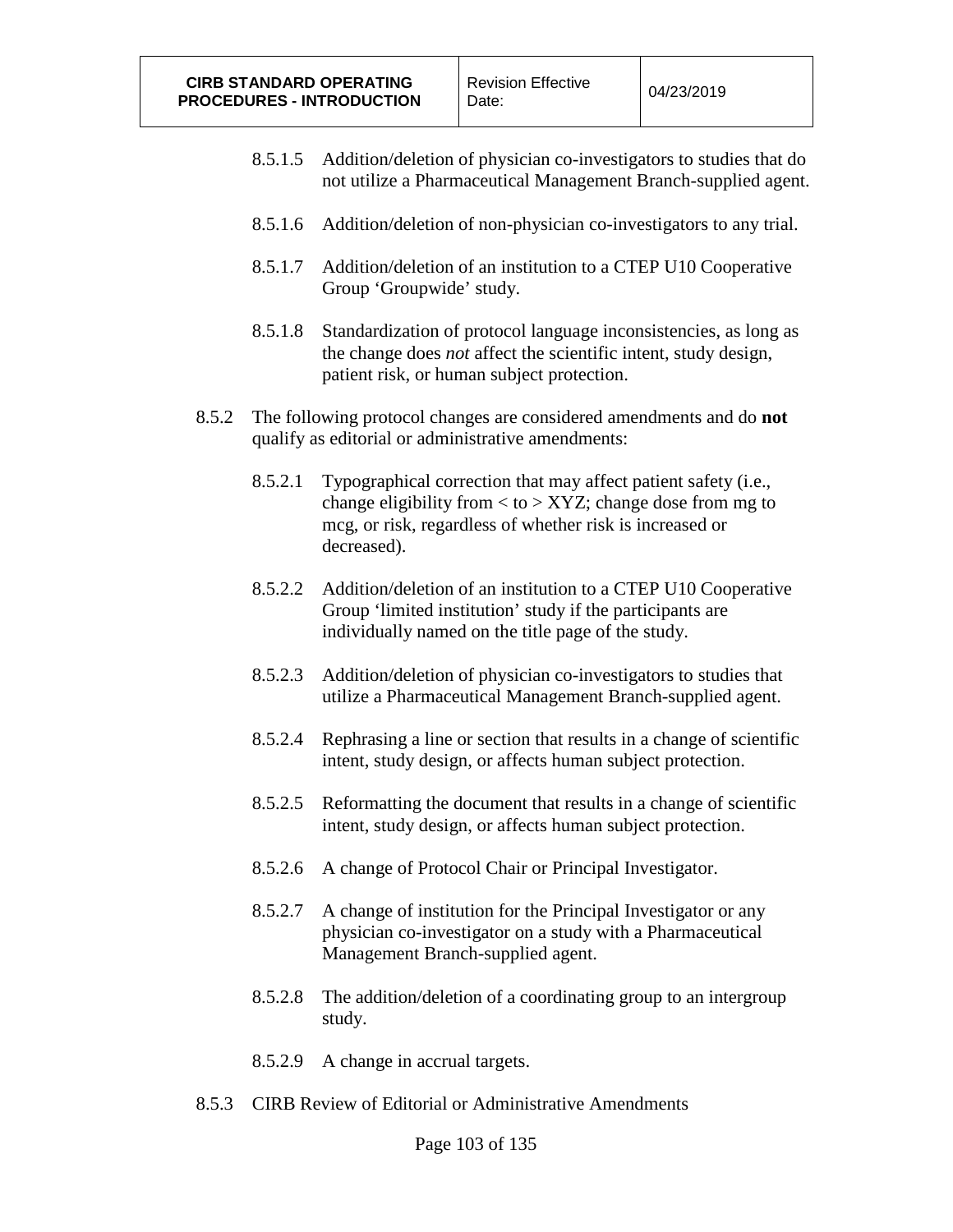8.5.1.5 Addition/deletion of physician co-investigators to studies that do not utilize a Pharmaceutical Management Branch-supplied agent.

8.5.1.6 Addition/deletion of non-physician co-investigators to any trial.

8.5.1.7 Addition/deletion of an institution to a CTEP U10 Cooperative Group 'Groupwide' study.

8.5.1.8 Standardization of protocol language inconsistencies, as long as the change does *not* affect the scientific intent, study design, patient risk, or human subject protection.

8.5.2 The following protocol changes are considered amendments and do **not** qualify as editorial or administrative amendments:

8.5.2.1 Typographical correction that may affect patient safety (i.e., change eligibility from < to > XYZ; change dose from mg to mcg, or risk, regardless of whether risk is increased or decreased).

8.5.2.2 Addition/deletion of an institution to a CTEP U10 Cooperative Group 'limited institution' study if the participants are individually named on the title page of the study.

8.5.2.3 Addition/deletion of physician co-investigators to studies that utilize a Pharmaceutical Management Branch-supplied agent.

8.5.2.4 Rephrasing a line or section that results in a change of scientific intent, study design, or affects human subject protection.

8.5.2.5 Reformatting the document that results in a change of scientific intent, study design, or affects human subject protection.

8.5.2.6 A change of Protocol Chair or Principal Investigator.

8.5.2.7 A change of institution for the Principal Investigator or any physician co-investigator on a study with a Pharmaceutical Management Branch-supplied agent.

8.5.2.8 The addition/deletion of a coordinating group to an intergroup study.

8.5.2.9 A change in accrual targets.

8.5.3 CIRB Review of Editorial or Administrative Amendments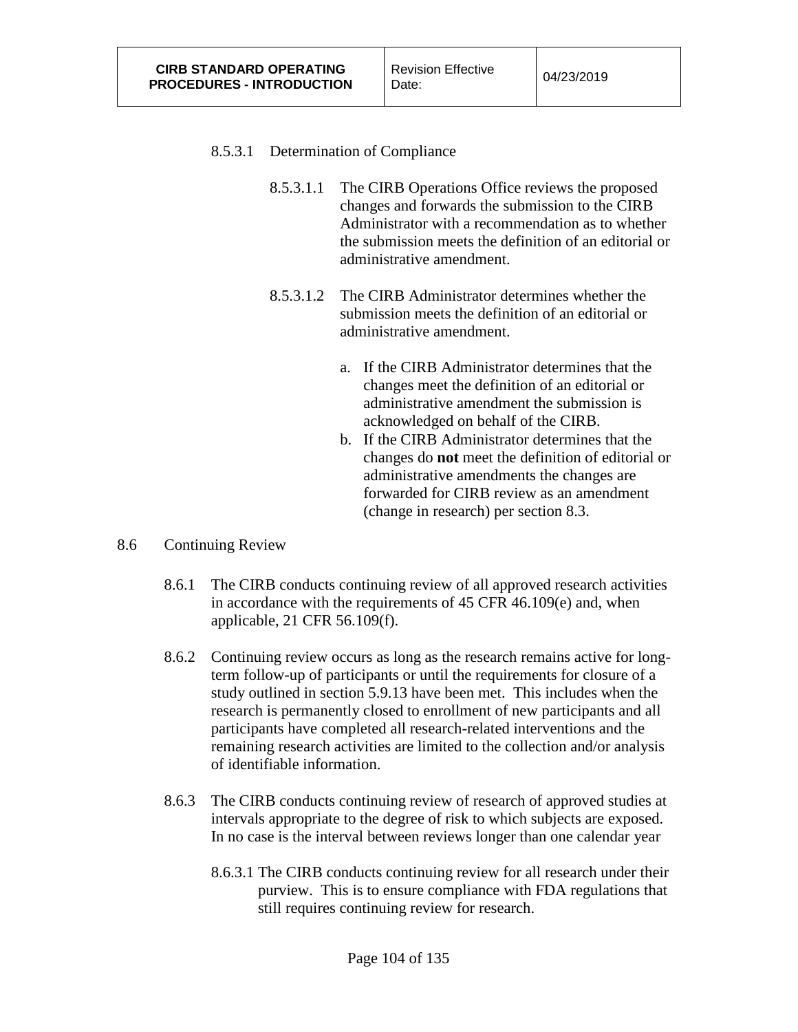8.5.3.1 Determination of Compliance

8.5.3.1.1 The CIRB Operations Office reviews the proposed changes and forwards the submission to the CIRB Administrator with a recommendation as to whether the submission meets the definition of an editorial or administrative amendment.

8.5.3.1.2 The CIRB Administrator determines whether the submission meets the definition of an editorial or administrative amendment.

a. If the CIRB Administrator determines that the changes meet the definition of an editorial or administrative amendment the submission is acknowledged on behalf of the CIRB.
b. If the CIRB Administrator determines that the changes do **not** meet the definition of editorial or administrative amendments the changes are forwarded for CIRB review as an amendment (change in research) per section 8.3.

8.6 Continuing Review

8.6.1 The CIRB conducts continuing review of all approved research activities in accordance with the requirements of 45 CFR 46.109(e) and, when applicable, 21 CFR 56.109(f).

8.6.2 Continuing review occurs as long as the research remains active for long-term follow-up of participants or until the requirements for closure of a study outlined in section 5.9.13 have been met. This includes when the research is permanently closed to enrollment of new participants and all participants have completed all research-related interventions and the remaining research activities are limited to the collection and/or analysis of identifiable information.

8.6.3 The CIRB conducts continuing review of research of approved studies at intervals appropriate to the degree of risk to which subjects are exposed. In no case is the interval between reviews longer than one calendar year

8.6.3.1 The CIRB conducts continuing review for all research under their purview. This is to ensure compliance with FDA regulations that still requires continuing review for research.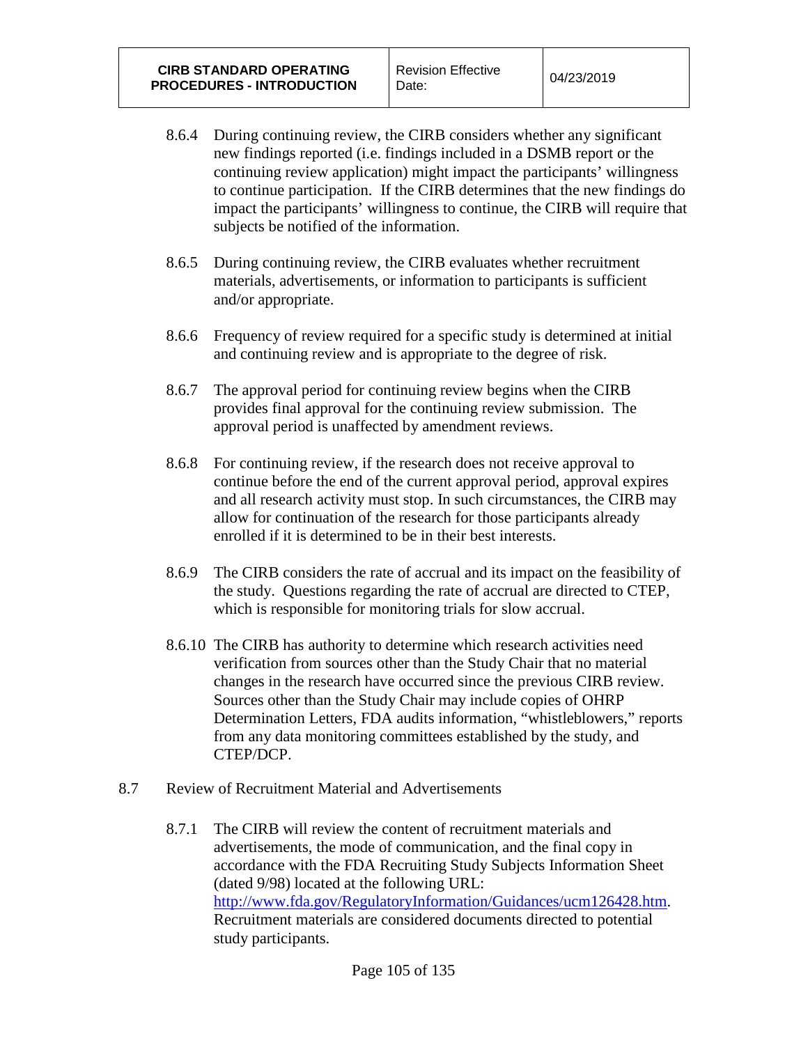8.6.4 During continuing review, the CIRB considers whether any significant new findings reported (i.e. findings included in a DSMB report or the continuing review application) might impact the participants' willingness to continue participation. If the CIRB determines that the new findings do impact the participants' willingness to continue, the CIRB will require that subjects be notified of the information.

8.6.5 During continuing review, the CIRB evaluates whether recruitment materials, advertisements, or information to participants is sufficient and/or appropriate.

8.6.6 Frequency of review required for a specific study is determined at initial and continuing review and is appropriate to the degree of risk.

8.6.7 The approval period for continuing review begins when the CIRB provides final approval for the continuing review submission. The approval period is unaffected by amendment reviews.

8.6.8 For continuing review, if the research does not receive approval to continue before the end of the current approval period, approval expires and all research activity must stop. In such circumstances, the CIRB may allow for continuation of the research for those participants already enrolled if it is determined to be in their best interests.

8.6.9 The CIRB considers the rate of accrual and its impact on the feasibility of the study. Questions regarding the rate of accrual are directed to CTEP, which is responsible for monitoring trials for slow accrual.

8.6.10 The CIRB has authority to determine which research activities need verification from sources other than the Study Chair that no material changes in the research have occurred since the previous CIRB review. Sources other than the Study Chair may include copies of OHRP Determination Letters, FDA audits information, "whistleblowers," reports from any data monitoring committees established by the study, and CTEP/DCP.

8.7 Review of Recruitment Material and Advertisements

8.7.1 The CIRB will review the content of recruitment materials and advertisements, the mode of communication, and the final copy in accordance with the FDA Recruiting Study Subjects Information Sheet (dated 9/98) located at the following URL: http://www.fda.gov/RegulatoryInformation/Guidances/ucm126428.htm. Recruitment materials are considered documents directed to potential study participants.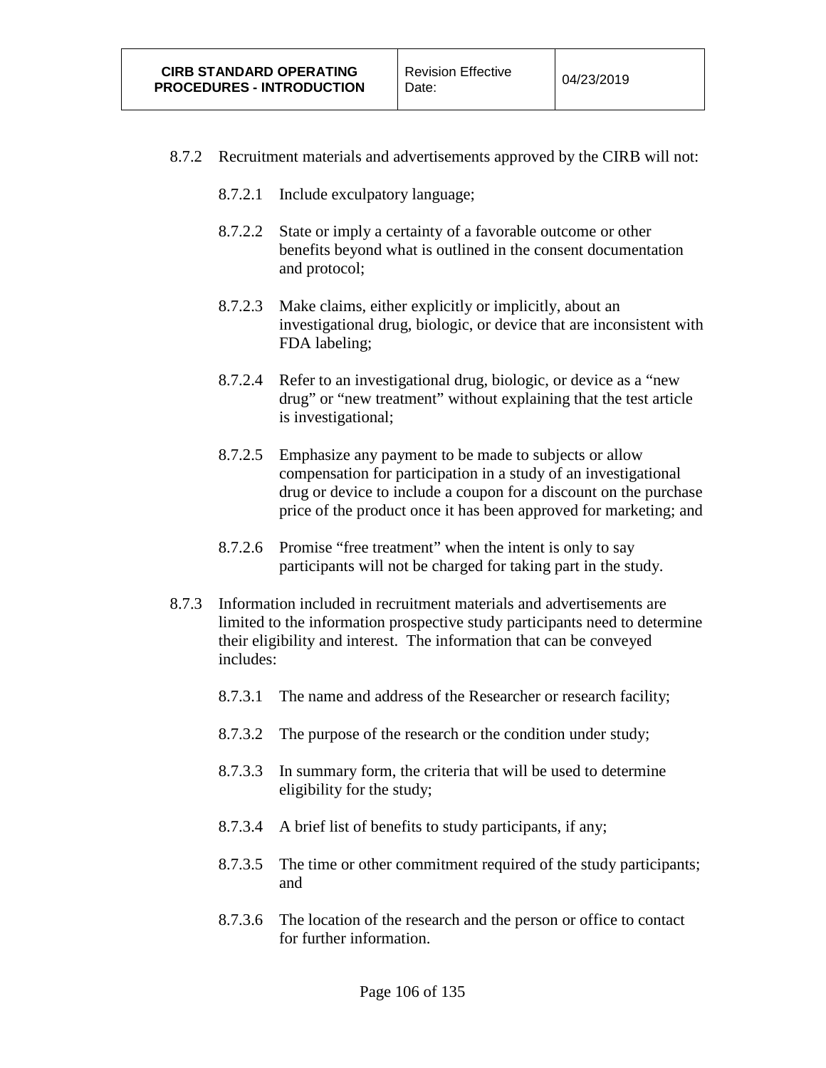8.7.2 Recruitment materials and advertisements approved by the CIRB will not:

- 8.7.2.1 Include exculpatory language;
- 8.7.2.2 State or imply a certainty of a favorable outcome or other benefits beyond what is outlined in the consent documentation and protocol;
- 8.7.2.3 Make claims, either explicitly or implicitly, about an investigational drug, biologic, or device that are inconsistent with FDA labeling;
- 8.7.2.4 Refer to an investigational drug, biologic, or device as a "new drug" or "new treatment" without explaining that the test article is investigational;
- 8.7.2.5 Emphasize any payment to be made to subjects or allow compensation for participation in a study of an investigational drug or device to include a coupon for a discount on the purchase price of the product once it has been approved for marketing; and
- 8.7.2.6 Promise "free treatment" when the intent is only to say participants will not be charged for taking part in the study.

8.7.3 Information included in recruitment materials and advertisements are limited to the information prospective study participants need to determine their eligibility and interest. The information that can be conveyed includes:

- 8.7.3.1 The name and address of the Researcher or research facility;
- 8.7.3.2 The purpose of the research or the condition under study;
- 8.7.3.3 In summary form, the criteria that will be used to determine eligibility for the study;
- 8.7.3.4 A brief list of benefits to study participants, if any;
- 8.7.3.5 The time or other commitment required of the study participants; and
- 8.7.3.6 The location of the research and the person or office to contact for further information.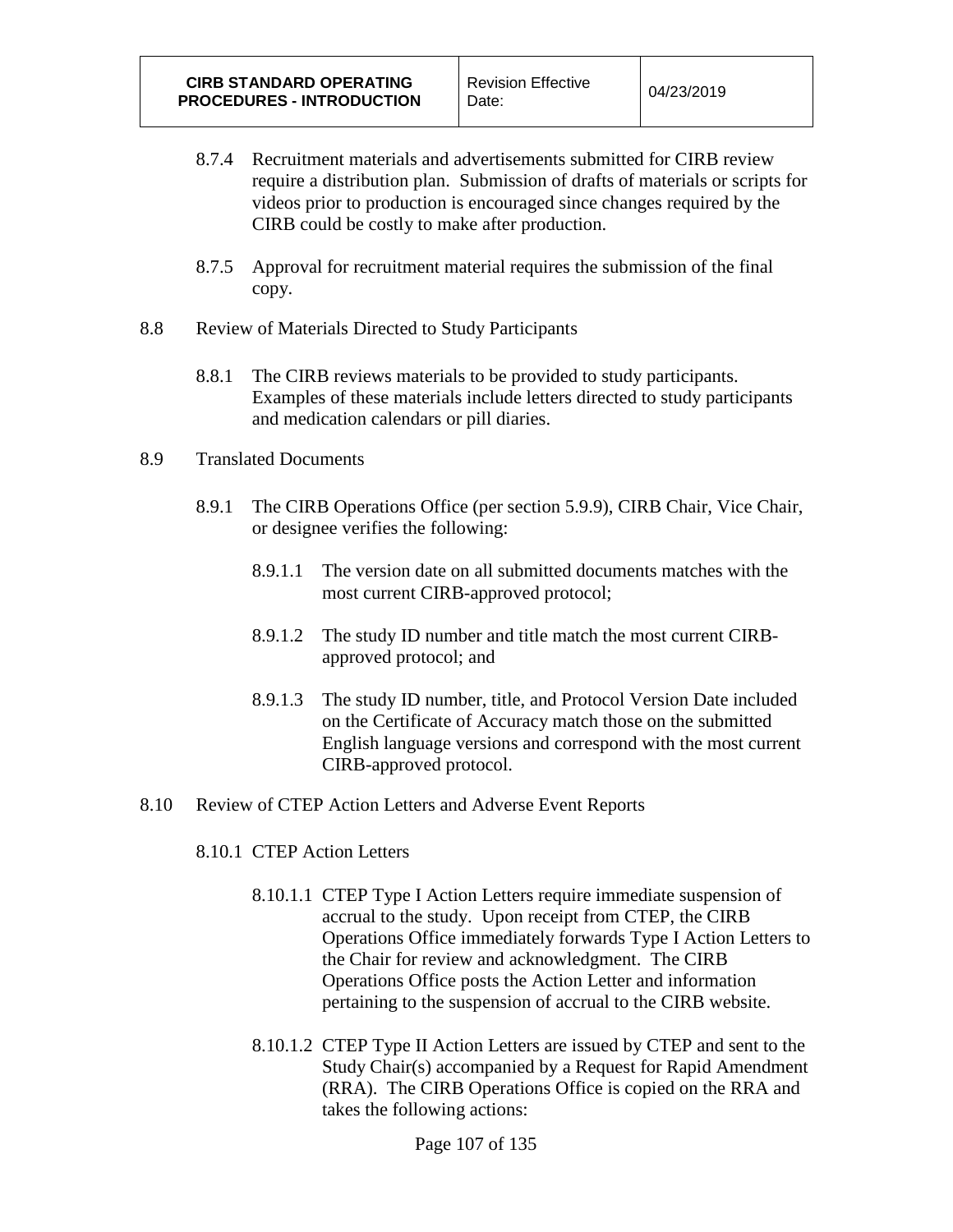8.7.4 Recruitment materials and advertisements submitted for CIRB review require a distribution plan. Submission of drafts of materials or scripts for videos prior to production is encouraged since changes required by the CIRB could be costly to make after production.

8.7.5 Approval for recruitment material requires the submission of the final copy.

8.8 Review of Materials Directed to Study Participants

8.8.1 The CIRB reviews materials to be provided to study participants. Examples of these materials include letters directed to study participants and medication calendars or pill diaries.

8.9 Translated Documents

8.9.1 The CIRB Operations Office (per section 5.9.9), CIRB Chair, Vice Chair, or designee verifies the following:

8.9.1.1 The version date on all submitted documents matches with the most current CIRB-approved protocol;

8.9.1.2 The study ID number and title match the most current CIRB-approved protocol; and

8.9.1.3 The study ID number, title, and Protocol Version Date included on the Certificate of Accuracy match those on the submitted English language versions and correspond with the most current CIRB-approved protocol.

8.10 Review of CTEP Action Letters and Adverse Event Reports

8.10.1 CTEP Action Letters

8.10.1.1 CTEP Type I Action Letters require immediate suspension of accrual to the study. Upon receipt from CTEP, the CIRB Operations Office immediately forwards Type I Action Letters to the Chair for review and acknowledgment. The CIRB Operations Office posts the Action Letter and information pertaining to the suspension of accrual to the CIRB website.

8.10.1.2 CTEP Type II Action Letters are issued by CTEP and sent to the Study Chair(s) accompanied by a Request for Rapid Amendment (RRA). The CIRB Operations Office is copied on the RRA and takes the following actions: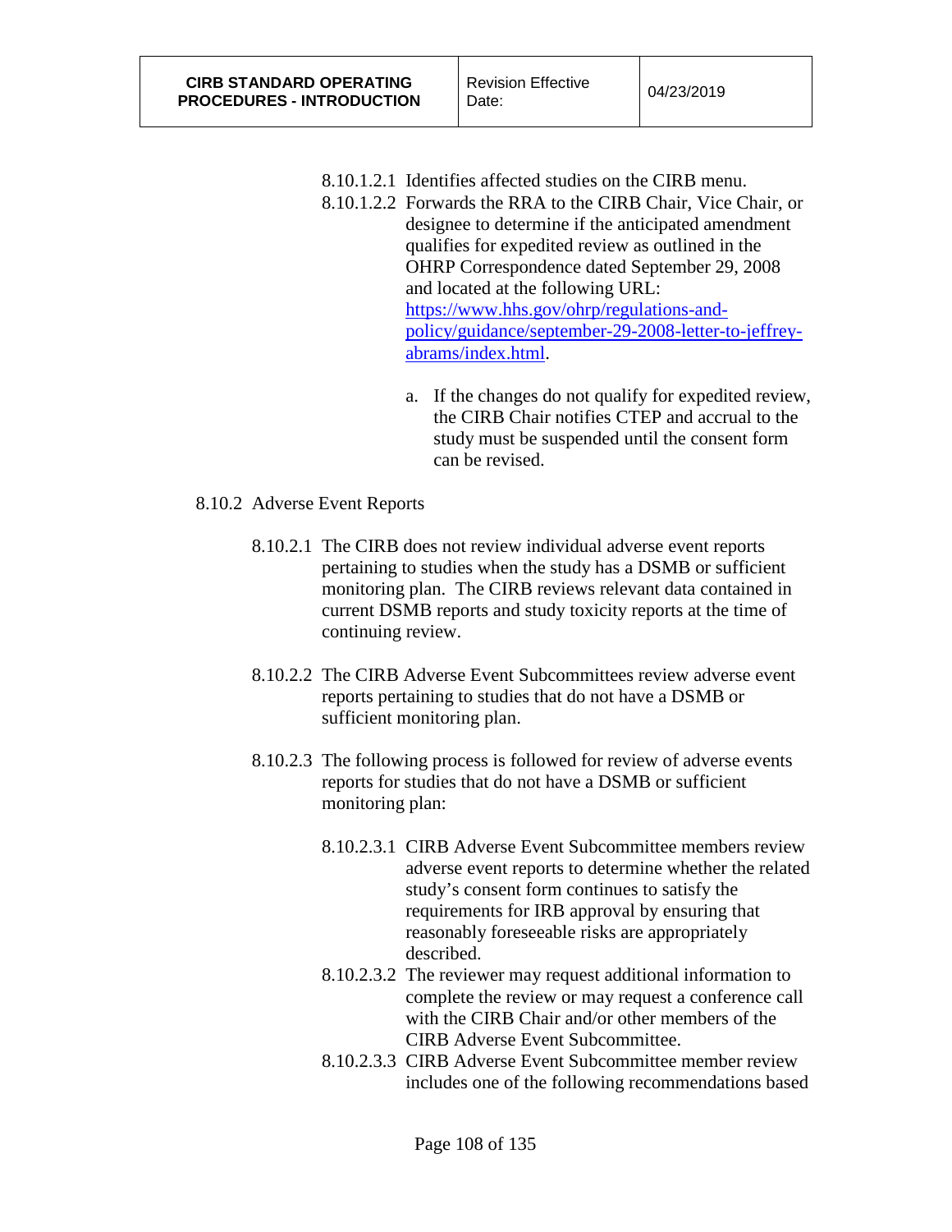8.10.1.2.1 Identifies affected studies on the CIRB menu.

8.10.1.2.2 Forwards the RRA to the CIRB Chair, Vice Chair, or designee to determine if the anticipated amendment qualifies for expedited review as outlined in the OHRP Correspondence dated September 29, 2008 and located at the following URL: [https://www.hhs.gov/ohrp/regulations-and-policy/guidance/september-29-2008-letter-to-jeffrey-abrams/index.html](https://www.hhs.gov/ohrp/regulations-and-policy/guidance/september-29-2008-letter-to-jeffrey-abrams/index.html).

a. If the changes do not qualify for expedited review, the CIRB Chair notifies CTEP and accrual to the study must be suspended until the consent form can be revised.

8.10.2 Adverse Event Reports

8.10.2.1 The CIRB does not review individual adverse event reports pertaining to studies when the study has a DSMB or sufficient monitoring plan. The CIRB reviews relevant data contained in current DSMB reports and study toxicity reports at the time of continuing review.

8.10.2.2 The CIRB Adverse Event Subcommittees review adverse event reports pertaining to studies that do not have a DSMB or sufficient monitoring plan.

8.10.2.3 The following process is followed for review of adverse events reports for studies that do not have a DSMB or sufficient monitoring plan:

8.10.2.3.1 CIRB Adverse Event Subcommittee members review adverse event reports to determine whether the related study's consent form continues to satisfy the requirements for IRB approval by ensuring that reasonably foreseeable risks are appropriately described.

8.10.2.3.2 The reviewer may request additional information to complete the review or may request a conference call with the CIRB Chair and/or other members of the CIRB Adverse Event Subcommittee.

8.10.2.3.3 CIRB Adverse Event Subcommittee member review includes one of the following recommendations based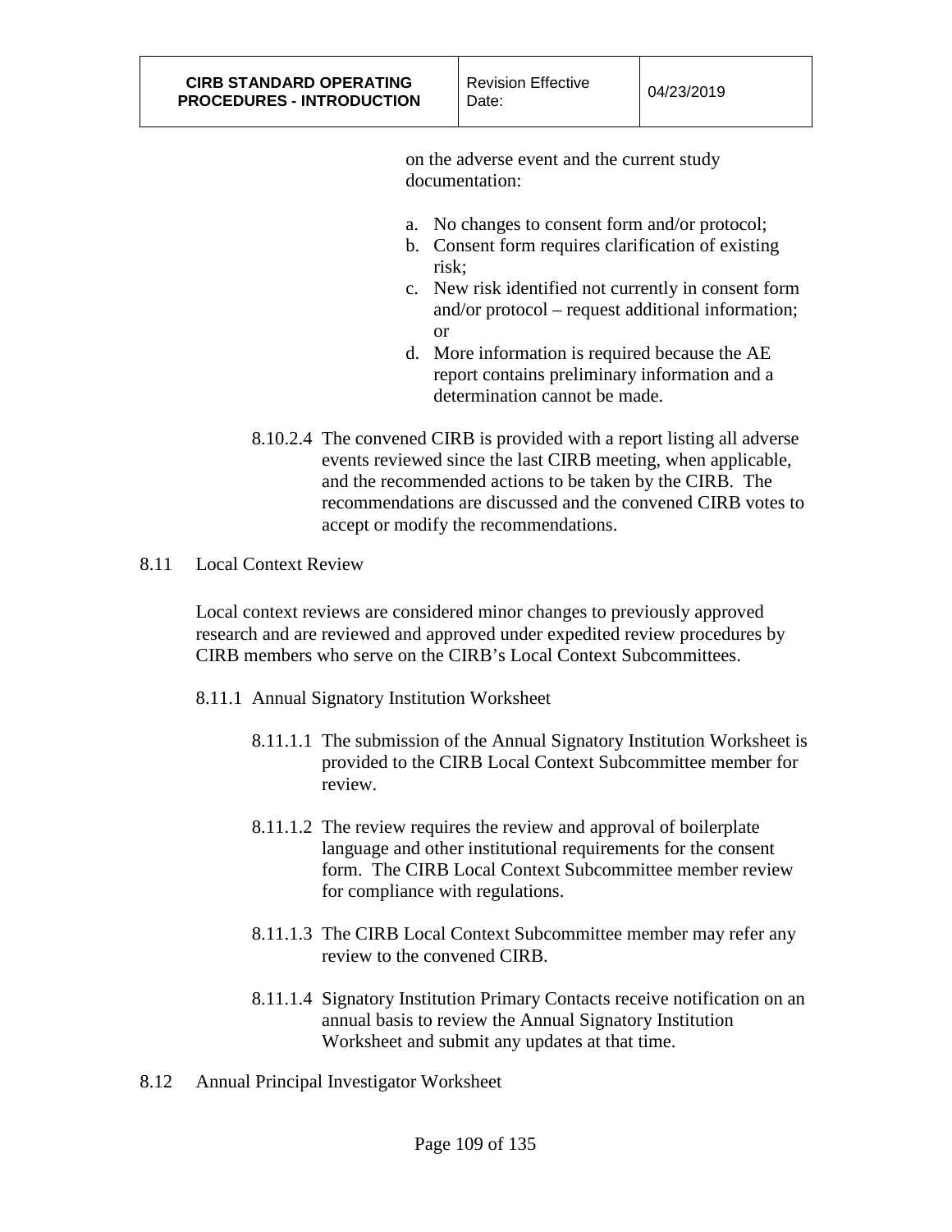on the adverse event and the current study documentation:

a. No changes to consent form and/or protocol;
b. Consent form requires clarification of existing risk;
c. New risk identified not currently in consent form and/or protocol – request additional information; or
d. More information is required because the AE report contains preliminary information and a determination cannot be made.

8.10.2.4 The convened CIRB is provided with a report listing all adverse events reviewed since the last CIRB meeting, when applicable, and the recommended actions to be taken by the CIRB. The recommendations are discussed and the convened CIRB votes to accept or modify the recommendations.

8.11 Local Context Review

Local context reviews are considered minor changes to previously approved research and are reviewed and approved under expedited review procedures by CIRB members who serve on the CIRB's Local Context Subcommittees.

8.11.1 Annual Signatory Institution Worksheet

8.11.1.1 The submission of the Annual Signatory Institution Worksheet is provided to the CIRB Local Context Subcommittee member for review.

8.11.1.2 The review requires the review and approval of boilerplate language and other institutional requirements for the consent form. The CIRB Local Context Subcommittee member review for compliance with regulations.

8.11.1.3 The CIRB Local Context Subcommittee member may refer any review to the convened CIRB.

8.11.1.4 Signatory Institution Primary Contacts receive notification on an annual basis to review the Annual Signatory Institution Worksheet and submit any updates at that time.

8.12 Annual Principal Investigator Worksheet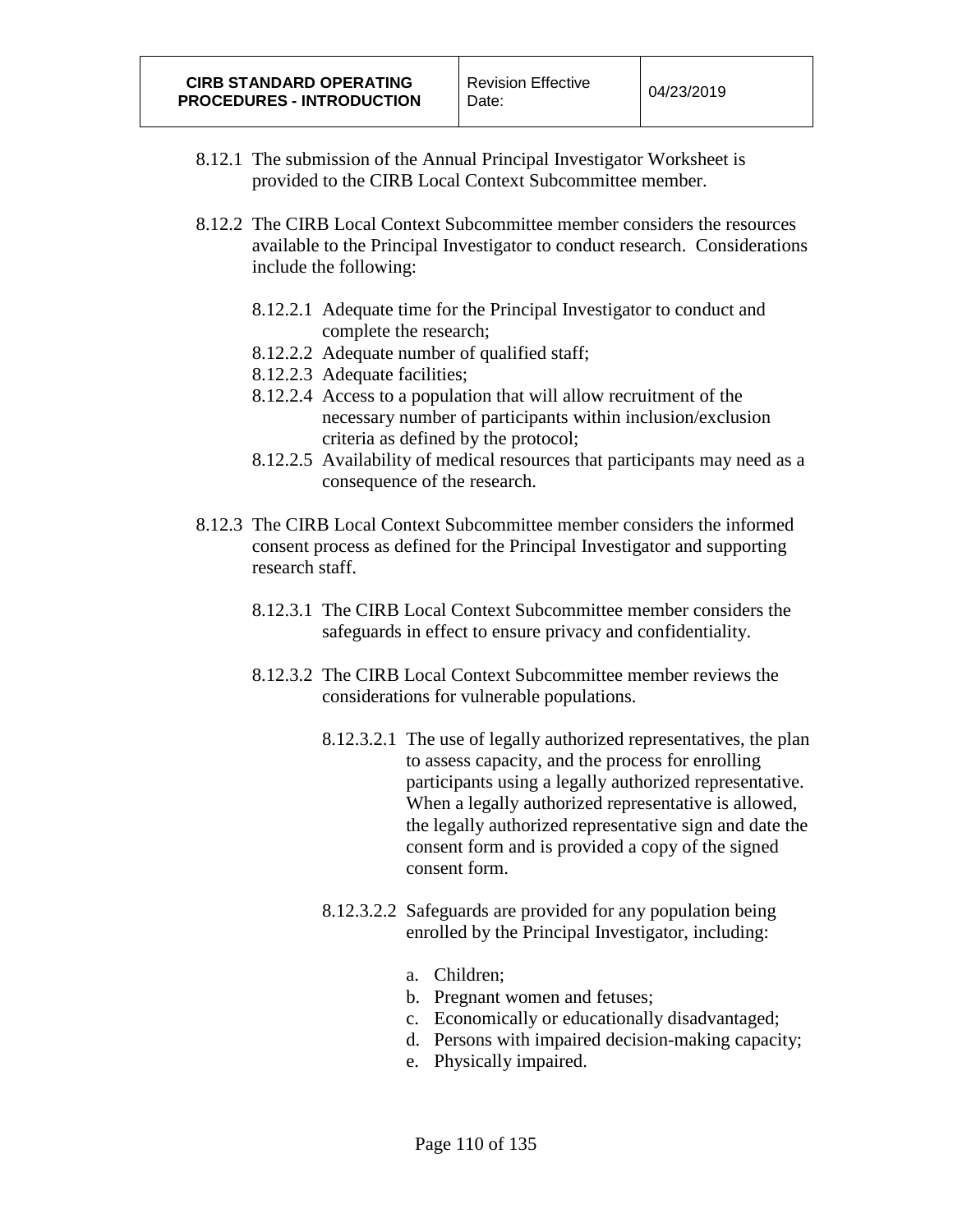8.12.1 The submission of the Annual Principal Investigator Worksheet is provided to the CIRB Local Context Subcommittee member.

8.12.2 The CIRB Local Context Subcommittee member considers the resources available to the Principal Investigator to conduct research. Considerations include the following:

- 8.12.2.1 Adequate time for the Principal Investigator to conduct and complete the research;
- 8.12.2.2 Adequate number of qualified staff;
- 8.12.2.3 Adequate facilities;
- 8.12.2.4 Access to a population that will allow recruitment of the necessary number of participants within inclusion/exclusion criteria as defined by the protocol;
- 8.12.2.5 Availability of medical resources that participants may need as a consequence of the research.

8.12.3 The CIRB Local Context Subcommittee member considers the informed consent process as defined for the Principal Investigator and supporting research staff.

8.12.3.1 The CIRB Local Context Subcommittee member considers the safeguards in effect to ensure privacy and confidentiality.

8.12.3.2 The CIRB Local Context Subcommittee member reviews the considerations for vulnerable populations.

8.12.3.2.1 The use of legally authorized representatives, the plan to assess capacity, and the process for enrolling participants using a legally authorized representative. When a legally authorized representative is allowed, the legally authorized representative sign and date the consent form and is provided a copy of the signed consent form.

8.12.3.2.2 Safeguards are provided for any population being enrolled by the Principal Investigator, including:

a. Children;
b. Pregnant women and fetuses;
c. Economically or educationally disadvantaged;
d. Persons with impaired decision-making capacity;
e. Physically impaired.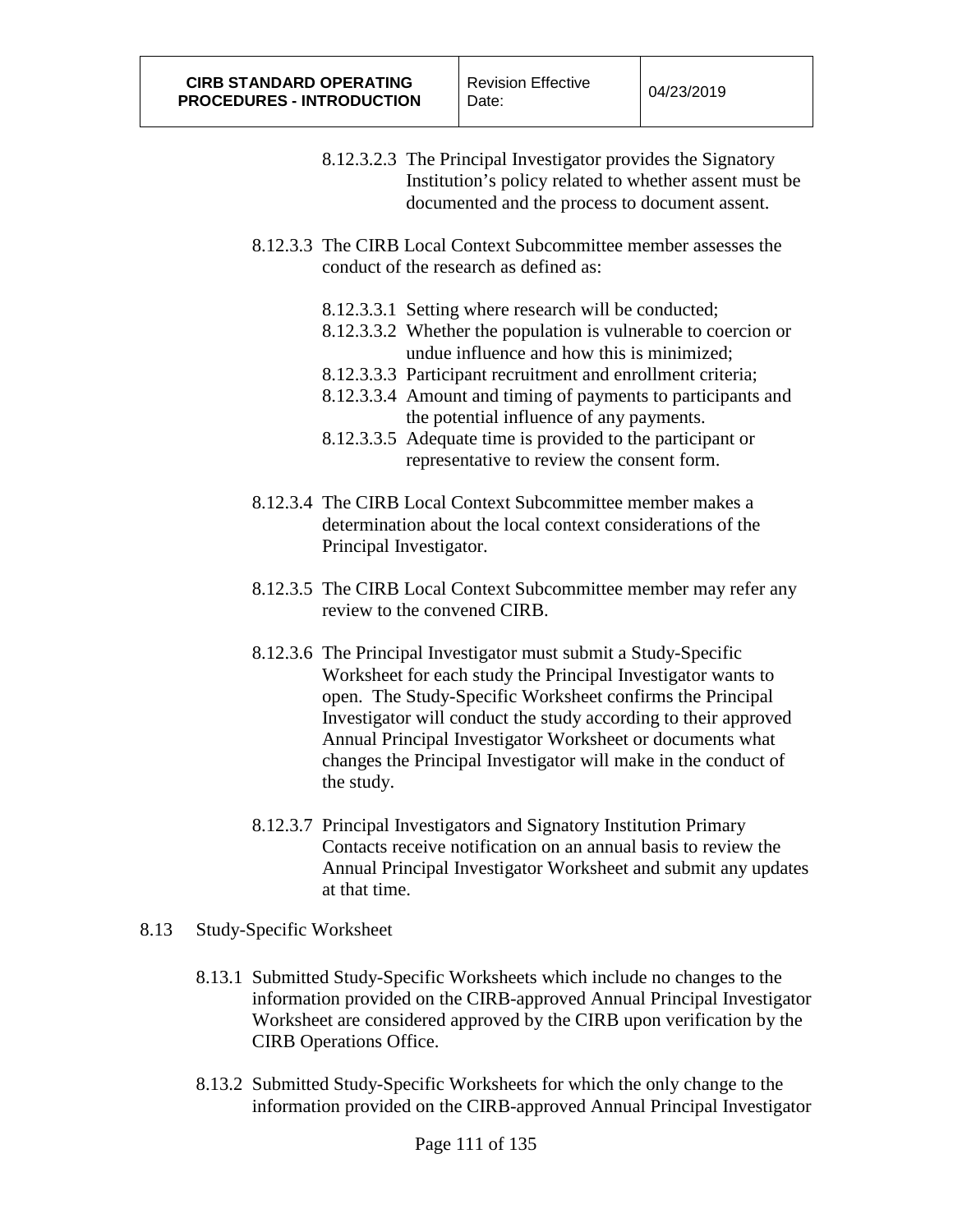8.12.3.2.3 The Principal Investigator provides the Signatory Institution's policy related to whether assent must be documented and the process to document assent.

8.12.3.3 The CIRB Local Context Subcommittee member assesses the conduct of the research as defined as:

8.12.3.3.1 Setting where research will be conducted;
8.12.3.3.2 Whether the population is vulnerable to coercion or undue influence and how this is minimized;
8.12.3.3.3 Participant recruitment and enrollment criteria;
8.12.3.3.4 Amount and timing of payments to participants and the potential influence of any payments.
8.12.3.3.5 Adequate time is provided to the participant or representative to review the consent form.

8.12.3.4 The CIRB Local Context Subcommittee member makes a determination about the local context considerations of the Principal Investigator.

8.12.3.5 The CIRB Local Context Subcommittee member may refer any review to the convened CIRB.

8.12.3.6 The Principal Investigator must submit a Study-Specific Worksheet for each study the Principal Investigator wants to open. The Study-Specific Worksheet confirms the Principal Investigator will conduct the study according to their approved Annual Principal Investigator Worksheet or documents what changes the Principal Investigator will make in the conduct of the study.

8.12.3.7 Principal Investigators and Signatory Institution Primary Contacts receive notification on an annual basis to review the Annual Principal Investigator Worksheet and submit any updates at that time.

## 8.13 Study-Specific Worksheet

8.13.1 Submitted Study-Specific Worksheets which include no changes to the information provided on the CIRB-approved Annual Principal Investigator Worksheet are considered approved by the CIRB upon verification by the CIRB Operations Office.

8.13.2 Submitted Study-Specific Worksheets for which the only change to the information provided on the CIRB-approved Annual Principal Investigator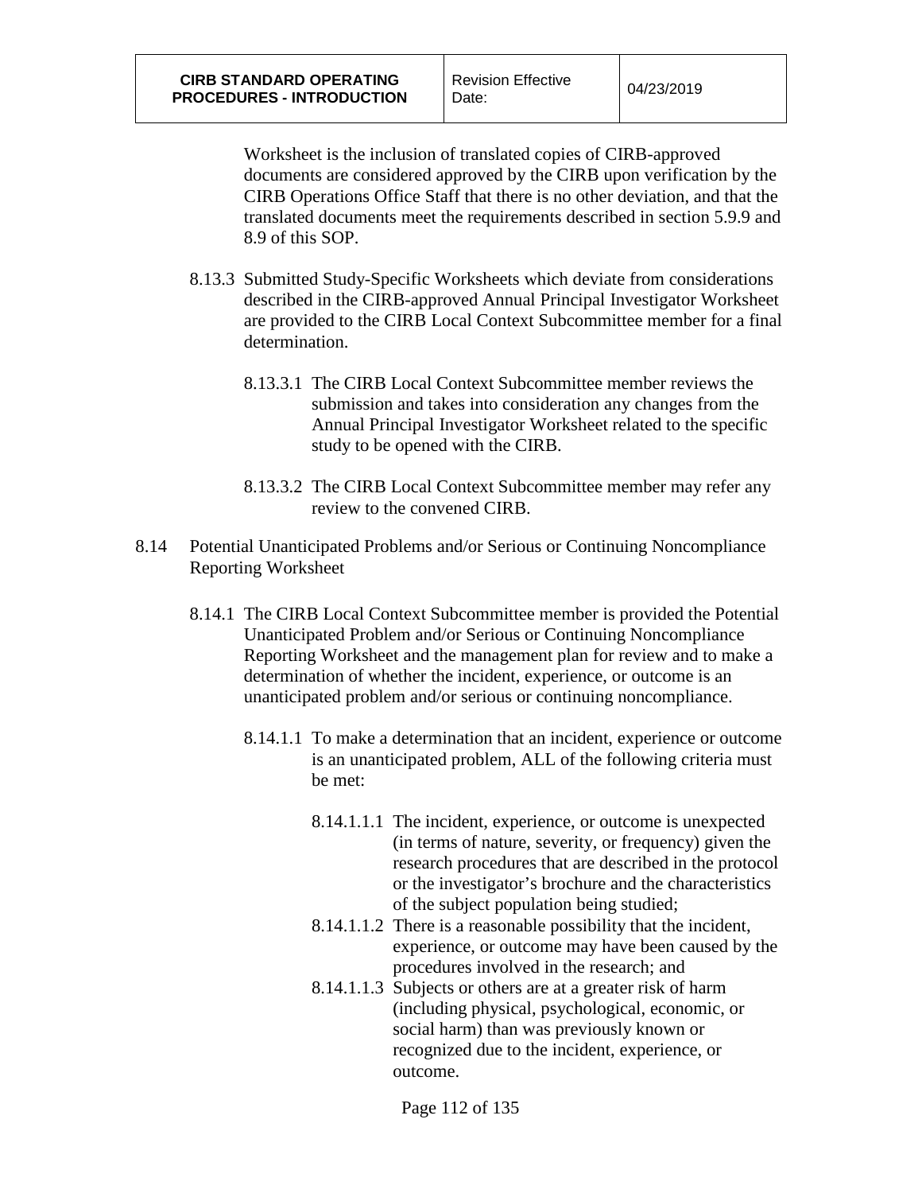Worksheet is the inclusion of translated copies of CIRB-approved documents are considered approved by the CIRB upon verification by the CIRB Operations Office Staff that there is no other deviation, and that the translated documents meet the requirements described in section 5.9.9 and 8.9 of this SOP.

8.13.3 Submitted Study-Specific Worksheets which deviate from considerations described in the CIRB-approved Annual Principal Investigator Worksheet are provided to the CIRB Local Context Subcommittee member for a final determination.

8.13.3.1 The CIRB Local Context Subcommittee member reviews the submission and takes into consideration any changes from the Annual Principal Investigator Worksheet related to the specific study to be opened with the CIRB.

8.13.3.2 The CIRB Local Context Subcommittee member may refer any review to the convened CIRB.

8.14 Potential Unanticipated Problems and/or Serious or Continuing Noncompliance Reporting Worksheet

8.14.1 The CIRB Local Context Subcommittee member is provided the Potential Unanticipated Problem and/or Serious or Continuing Noncompliance Reporting Worksheet and the management plan for review and to make a determination of whether the incident, experience, or outcome is an unanticipated problem and/or serious or continuing noncompliance.

8.14.1.1 To make a determination that an incident, experience or outcome is an unanticipated problem, ALL of the following criteria must be met:

8.14.1.1.1 The incident, experience, or outcome is unexpected (in terms of nature, severity, or frequency) given the research procedures that are described in the protocol or the investigator's brochure and the characteristics of the subject population being studied;

8.14.1.1.2 There is a reasonable possibility that the incident, experience, or outcome may have been caused by the procedures involved in the research; and

8.14.1.1.3 Subjects or others are at a greater risk of harm (including physical, psychological, economic, or social harm) than was previously known or recognized due to the incident, experience, or outcome.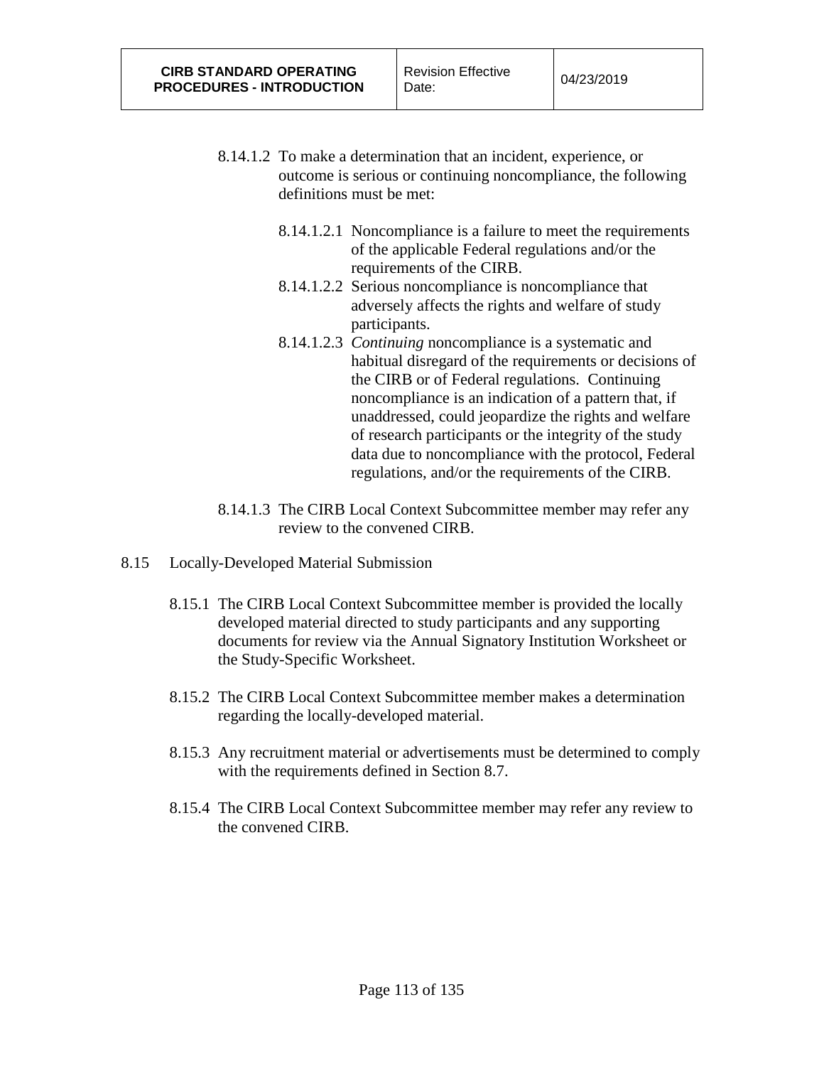8.14.1.2 To make a determination that an incident, experience, or outcome is serious or continuing noncompliance, the following definitions must be met:

8.14.1.2.1 Noncompliance is a failure to meet the requirements of the applicable Federal regulations and/or the requirements of the CIRB.

8.14.1.2.2 Serious noncompliance is noncompliance that adversely affects the rights and welfare of study participants.

8.14.1.2.3 *Continuing* noncompliance is a systematic and habitual disregard of the requirements or decisions of the CIRB or of Federal regulations. Continuing noncompliance is an indication of a pattern that, if unaddressed, could jeopardize the rights and welfare of research participants or the integrity of the study data due to noncompliance with the protocol, Federal regulations, and/or the requirements of the CIRB.

8.14.1.3 The CIRB Local Context Subcommittee member may refer any review to the convened CIRB.

## 8.15 Locally-Developed Material Submission

8.15.1 The CIRB Local Context Subcommittee member is provided the locally developed material directed to study participants and any supporting documents for review via the Annual Signatory Institution Worksheet or the Study-Specific Worksheet.

8.15.2 The CIRB Local Context Subcommittee member makes a determination regarding the locally-developed material.

8.15.3 Any recruitment material or advertisements must be determined to comply with the requirements defined in Section 8.7.

8.15.4 The CIRB Local Context Subcommittee member may refer any review to the convened CIRB.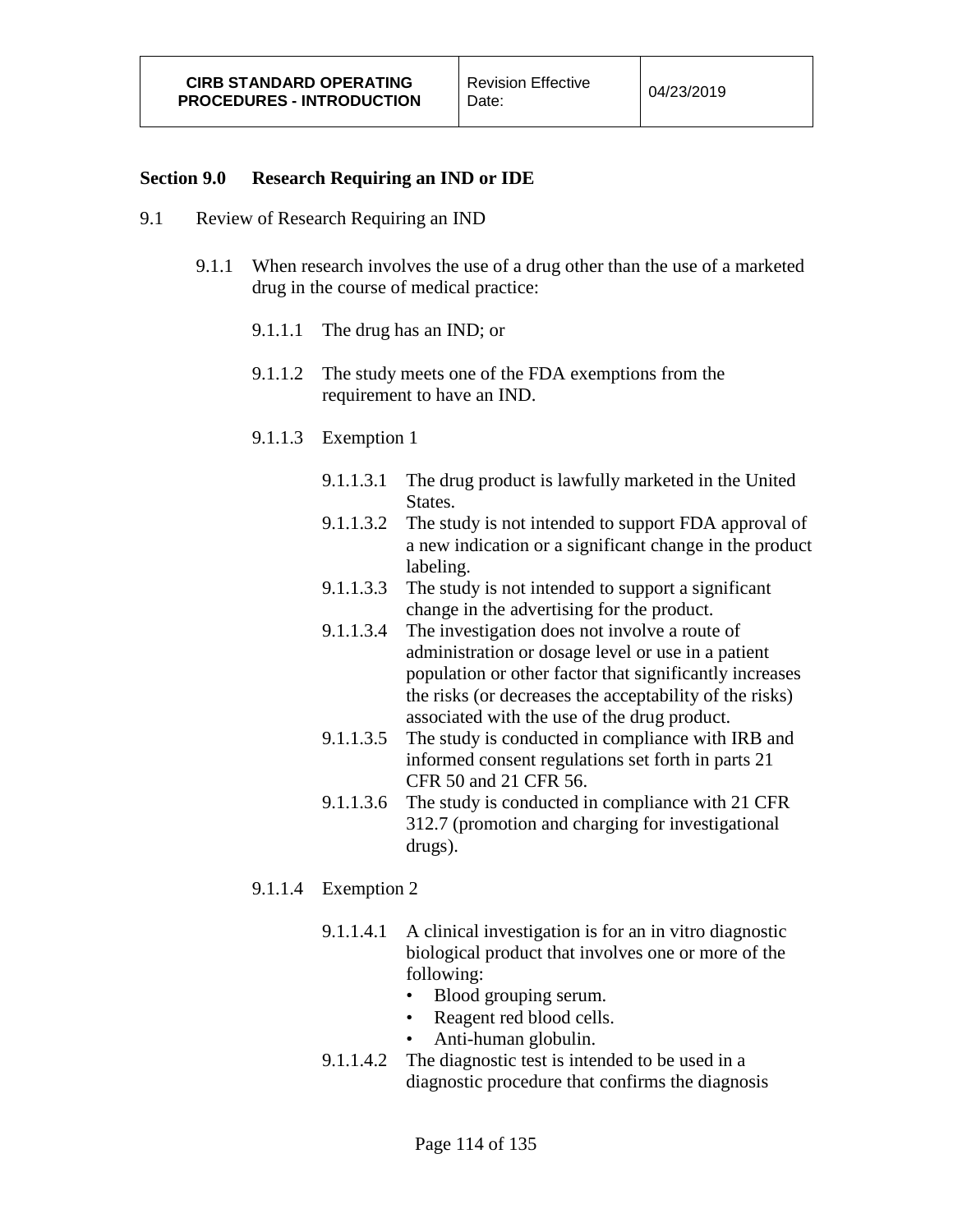## Section 9.0 Research Requiring an IND or IDE

9.1 Review of Research Requiring an IND

9.1.1 When research involves the use of a drug other than the use of a marketed drug in the course of medical practice:

9.1.1.1 The drug has an IND; or

9.1.1.2 The study meets one of the FDA exemptions from the requirement to have an IND.

9.1.1.3 Exemption 1

9.1.1.3.1 The drug product is lawfully marketed in the United States.

9.1.1.3.2 The study is not intended to support FDA approval of a new indication or a significant change in the product labeling.

9.1.1.3.3 The study is not intended to support a significant change in the advertising for the product.

9.1.1.3.4 The investigation does not involve a route of administration or dosage level or use in a patient population or other factor that significantly increases the risks (or decreases the acceptability of the risks) associated with the use of the drug product.

9.1.1.3.5 The study is conducted in compliance with IRB and informed consent regulations set forth in parts 21 CFR 50 and 21 CFR 56.

9.1.1.3.6 The study is conducted in compliance with 21 CFR 312.7 (promotion and charging for investigational drugs).

9.1.1.4 Exemption 2

9.1.1.4.1 A clinical investigation is for an in vitro diagnostic biological product that involves one or more of the following:

- Blood grouping serum.
- Reagent red blood cells.
- Anti-human globulin.

9.1.1.4.2 The diagnostic test is intended to be used in a diagnostic procedure that confirms the diagnosis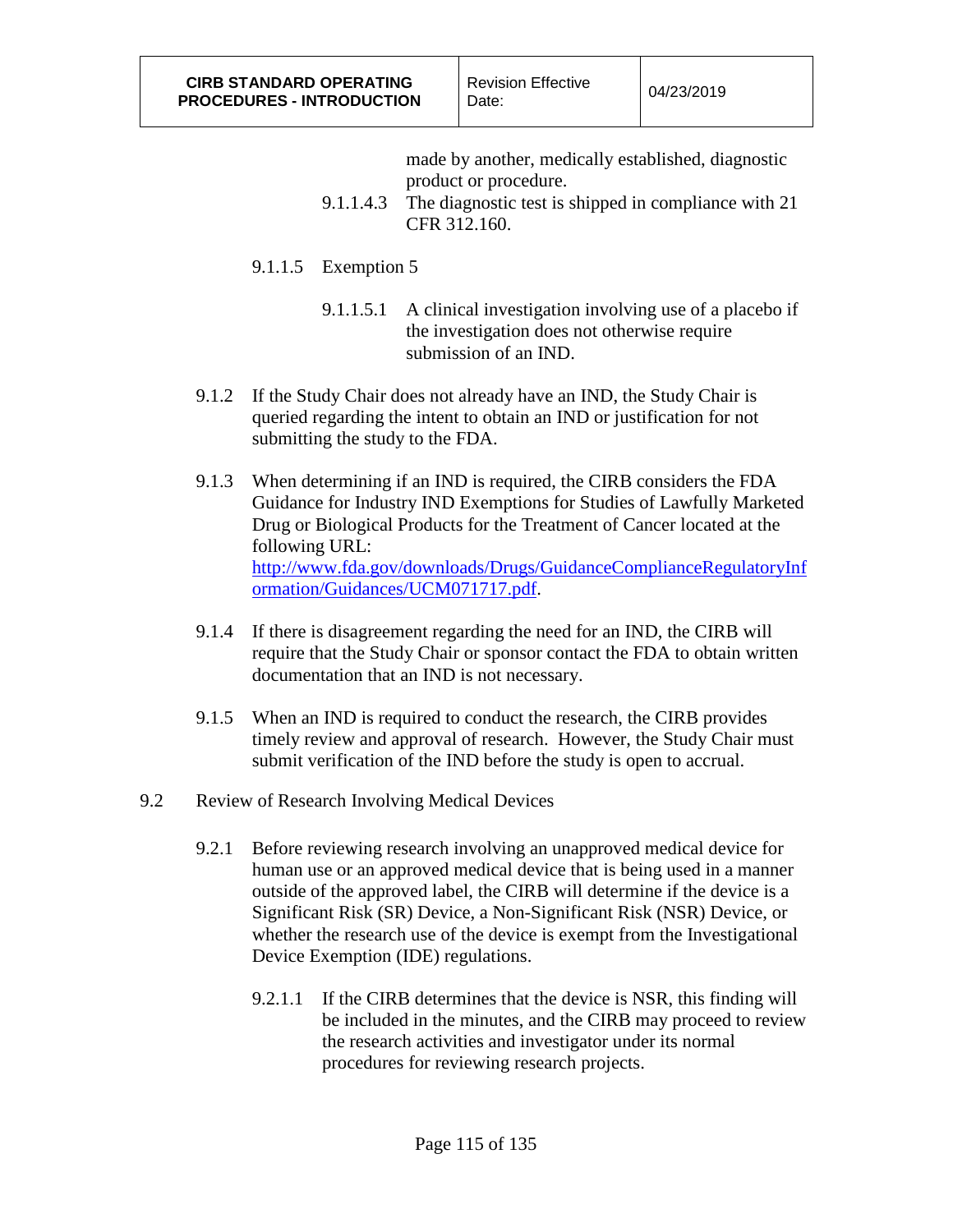made by another, medically established, diagnostic product or procedure.

9.1.1.4.3 The diagnostic test is shipped in compliance with 21 CFR 312.160.

9.1.1.5 Exemption 5

9.1.1.5.1 A clinical investigation involving use of a placebo if the investigation does not otherwise require submission of an IND.

9.1.2 If the Study Chair does not already have an IND, the Study Chair is queried regarding the intent to obtain an IND or justification for not submitting the study to the FDA.

9.1.3 When determining if an IND is required, the CIRB considers the FDA Guidance for Industry IND Exemptions for Studies of Lawfully Marketed Drug or Biological Products for the Treatment of Cancer located at the following URL: [http://www.fda.gov/downloads/Drugs/GuidanceComplianceRegulatoryInformation/Guidances/UCM071717.pdf](http://www.fda.gov/downloads/Drugs/GuidanceComplianceRegulatoryInformation/Guidances/UCM071717.pdf).

9.1.4 If there is disagreement regarding the need for an IND, the CIRB will require that the Study Chair or sponsor contact the FDA to obtain written documentation that an IND is not necessary.

9.1.5 When an IND is required to conduct the research, the CIRB provides timely review and approval of research. However, the Study Chair must submit verification of the IND before the study is open to accrual.

9.2 Review of Research Involving Medical Devices

9.2.1 Before reviewing research involving an unapproved medical device for human use or an approved medical device that is being used in a manner outside of the approved label, the CIRB will determine if the device is a Significant Risk (SR) Device, a Non-Significant Risk (NSR) Device, or whether the research use of the device is exempt from the Investigational Device Exemption (IDE) regulations.

9.2.1.1 If the CIRB determines that the device is NSR, this finding will be included in the minutes, and the CIRB may proceed to review the research activities and investigator under its normal procedures for reviewing research projects.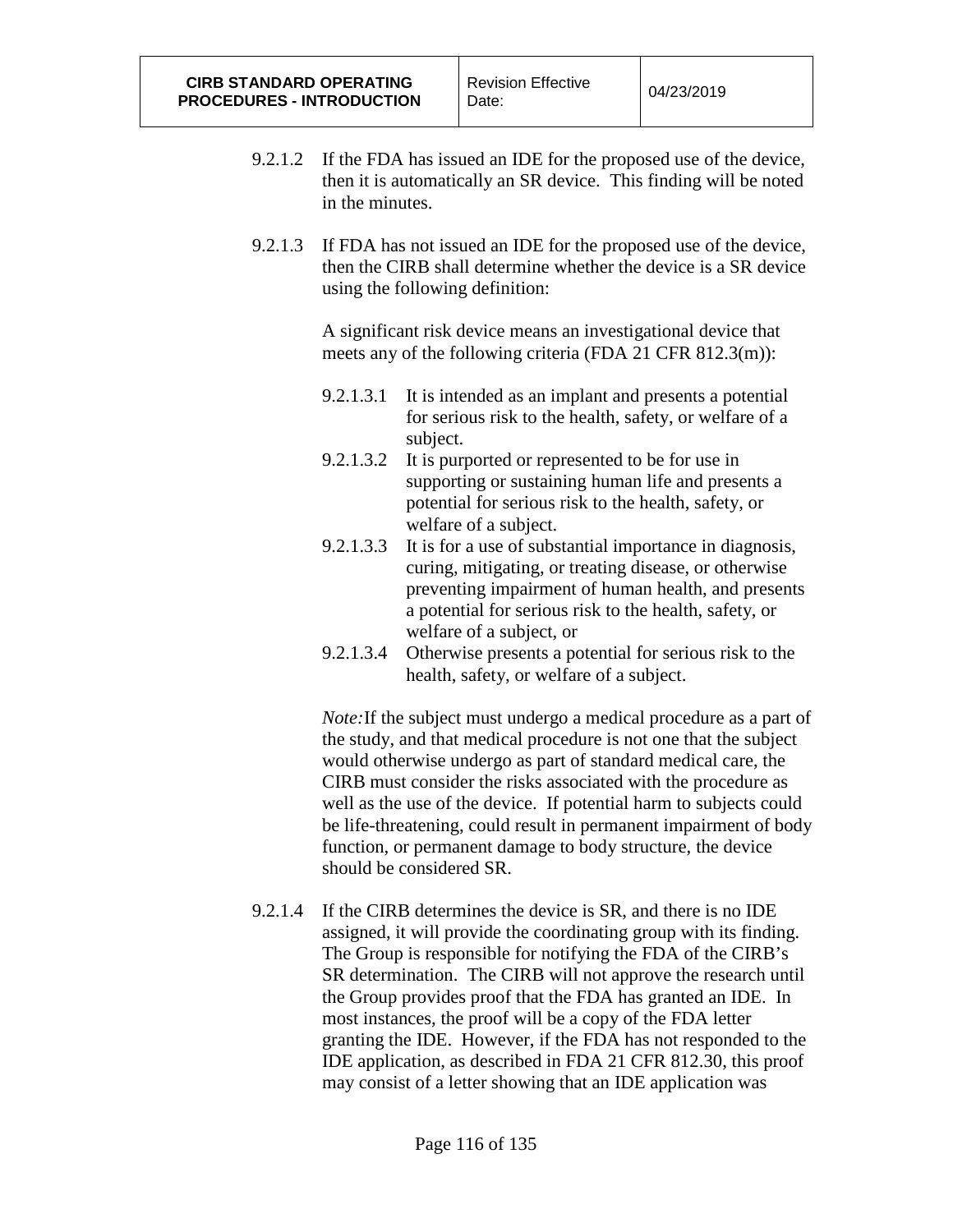9.2.1.2 If the FDA has issued an IDE for the proposed use of the device, then it is automatically an SR device. This finding will be noted in the minutes.

9.2.1.3 If FDA has not issued an IDE for the proposed use of the device, then the CIRB shall determine whether the device is a SR device using the following definition:

A significant risk device means an investigational device that meets any of the following criteria (FDA 21 CFR 812.3(m)):

9.2.1.3.1 It is intended as an implant and presents a potential for serious risk to the health, safety, or welfare of a subject.

9.2.1.3.2 It is purported or represented to be for use in supporting or sustaining human life and presents a potential for serious risk to the health, safety, or welfare of a subject.

9.2.1.3.3 It is for a use of substantial importance in diagnosis, curing, mitigating, or treating disease, or otherwise preventing impairment of human health, and presents a potential for serious risk to the health, safety, or welfare of a subject, or

9.2.1.3.4 Otherwise presents a potential for serious risk to the health, safety, or welfare of a subject.

*Note:* If the subject must undergo a medical procedure as a part of the study, and that medical procedure is not one that the subject would otherwise undergo as part of standard medical care, the CIRB must consider the risks associated with the procedure as well as the use of the device. If potential harm to subjects could be life-threatening, could result in permanent impairment of body function, or permanent damage to body structure, the device should be considered SR.

9.2.1.4 If the CIRB determines the device is SR, and there is no IDE assigned, it will provide the coordinating group with its finding. The Group is responsible for notifying the FDA of the CIRB's SR determination. The CIRB will not approve the research until the Group provides proof that the FDA has granted an IDE. In most instances, the proof will be a copy of the FDA letter granting the IDE. However, if the FDA has not responded to the IDE application, as described in FDA 21 CFR 812.30, this proof may consist of a letter showing that an IDE application was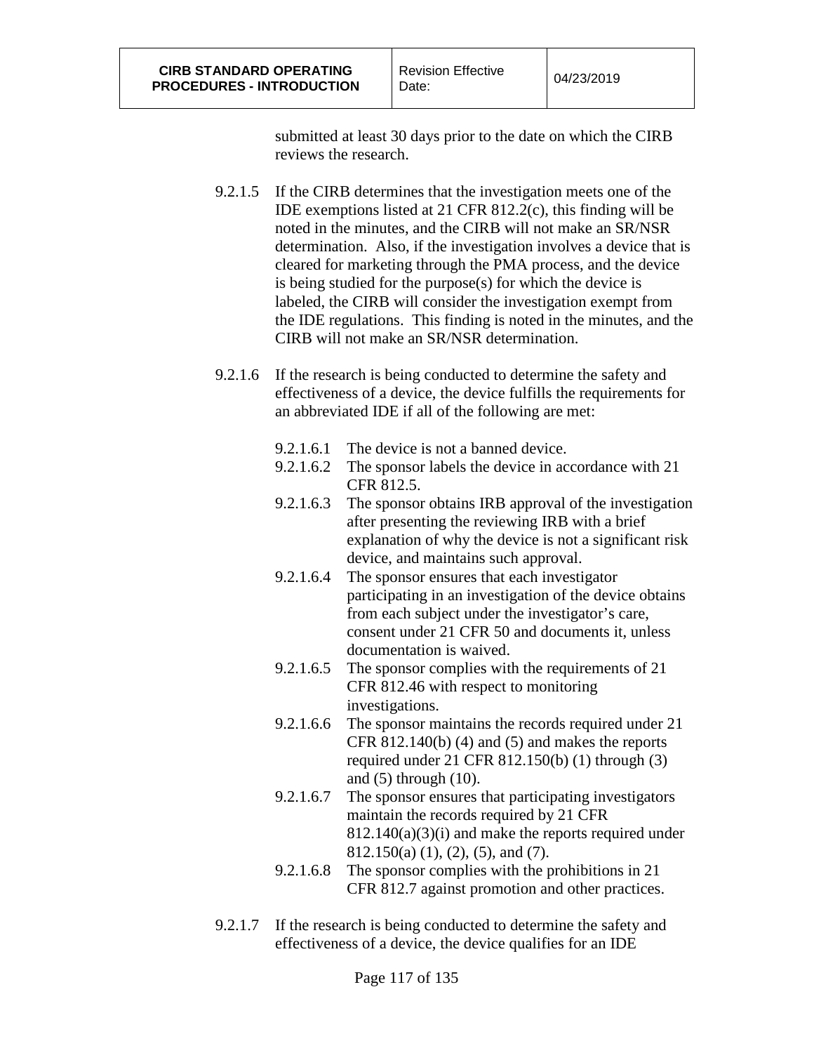submitted at least 30 days prior to the date on which the CIRB reviews the research.

9.2.1.5 If the CIRB determines that the investigation meets one of the IDE exemptions listed at 21 CFR 812.2(c), this finding will be noted in the minutes, and the CIRB will not make an SR/NSR determination. Also, if the investigation involves a device that is cleared for marketing through the PMA process, and the device is being studied for the purpose(s) for which the device is labeled, the CIRB will consider the investigation exempt from the IDE regulations. This finding is noted in the minutes, and the CIRB will not make an SR/NSR determination.

9.2.1.6 If the research is being conducted to determine the safety and effectiveness of a device, the device fulfills the requirements for an abbreviated IDE if all of the following are met:

- 9.2.1.6.1 The device is not a banned device.
- 9.2.1.6.2 The sponsor labels the device in accordance with 21 CFR 812.5.
- 9.2.1.6.3 The sponsor obtains IRB approval of the investigation after presenting the reviewing IRB with a brief explanation of why the device is not a significant risk device, and maintains such approval.
- 9.2.1.6.4 The sponsor ensures that each investigator participating in an investigation of the device obtains from each subject under the investigator's care, consent under 21 CFR 50 and documents it, unless documentation is waived.
- 9.2.1.6.5 The sponsor complies with the requirements of 21 CFR 812.46 with respect to monitoring investigations.
- 9.2.1.6.6 The sponsor maintains the records required under 21 CFR 812.140(b) (4) and (5) and makes the reports required under 21 CFR 812.150(b) (1) through (3) and (5) through (10).
- 9.2.1.6.7 The sponsor ensures that participating investigators maintain the records required by 21 CFR 812.140(a)(3)(i) and make the reports required under 812.150(a) (1), (2), (5), and (7).
- 9.2.1.6.8 The sponsor complies with the prohibitions in 21 CFR 812.7 against promotion and other practices.

9.2.1.7 If the research is being conducted to determine the safety and effectiveness of a device, the device qualifies for an IDE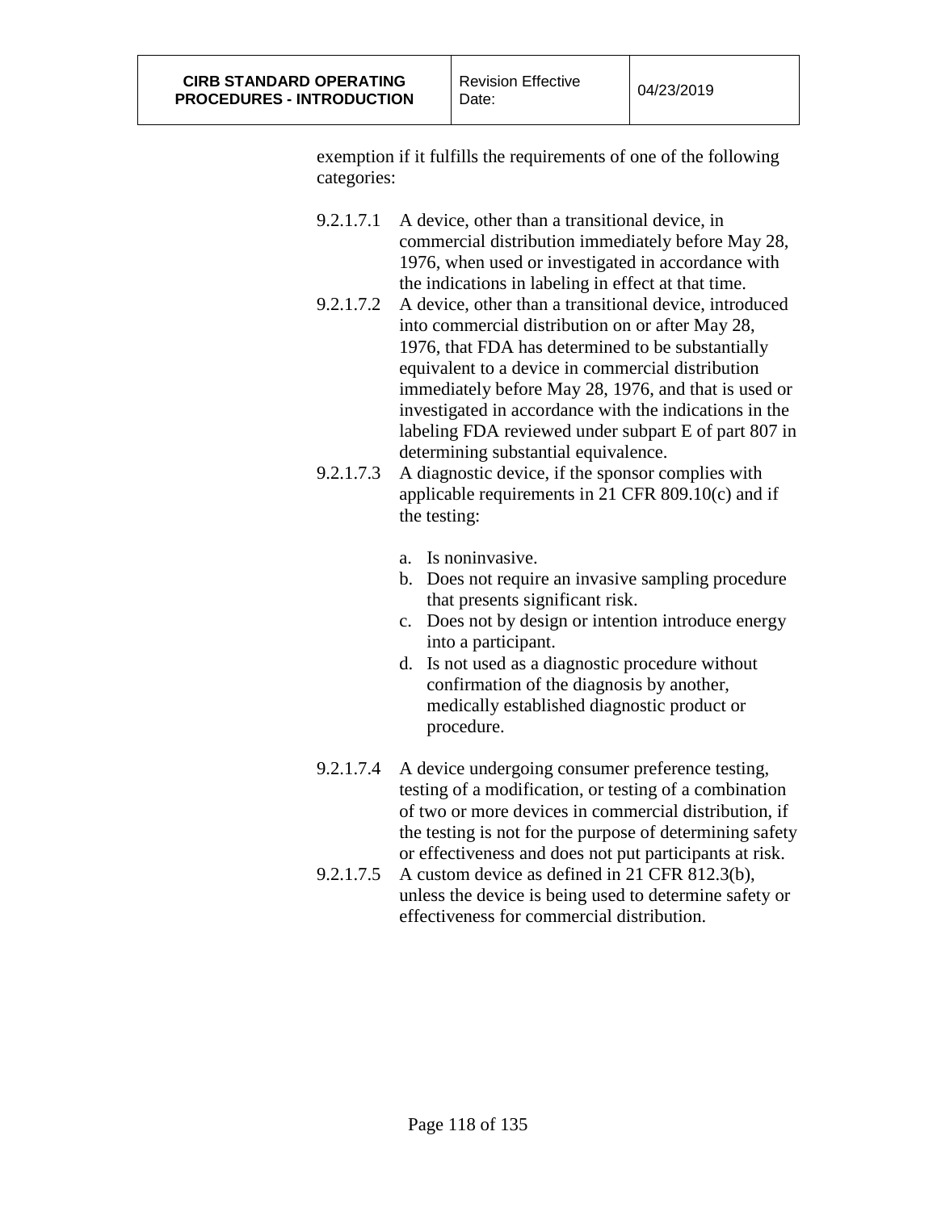exemption if it fulfills the requirements of one of the following categories:

9.2.1.7.1 A device, other than a transitional device, in commercial distribution immediately before May 28, 1976, when used or investigated in accordance with the indications in labeling in effect at that time.

9.2.1.7.2 A device, other than a transitional device, introduced into commercial distribution on or after May 28, 1976, that FDA has determined to be substantially equivalent to a device in commercial distribution immediately before May 28, 1976, and that is used or investigated in accordance with the indications in the labeling FDA reviewed under subpart E of part 807 in determining substantial equivalence.

9.2.1.7.3 A diagnostic device, if the sponsor complies with applicable requirements in 21 CFR 809.10(c) and if the testing:

a. Is noninvasive.
b. Does not require an invasive sampling procedure that presents significant risk.
c. Does not by design or intention introduce energy into a participant.
d. Is not used as a diagnostic procedure without confirmation of the diagnosis by another, medically established diagnostic product or procedure.

9.2.1.7.4 A device undergoing consumer preference testing, testing of a modification, or testing of a combination of two or more devices in commercial distribution, if the testing is not for the purpose of determining safety or effectiveness and does not put participants at risk.

9.2.1.7.5 A custom device as defined in 21 CFR 812.3(b), unless the device is being used to determine safety or effectiveness for commercial distribution.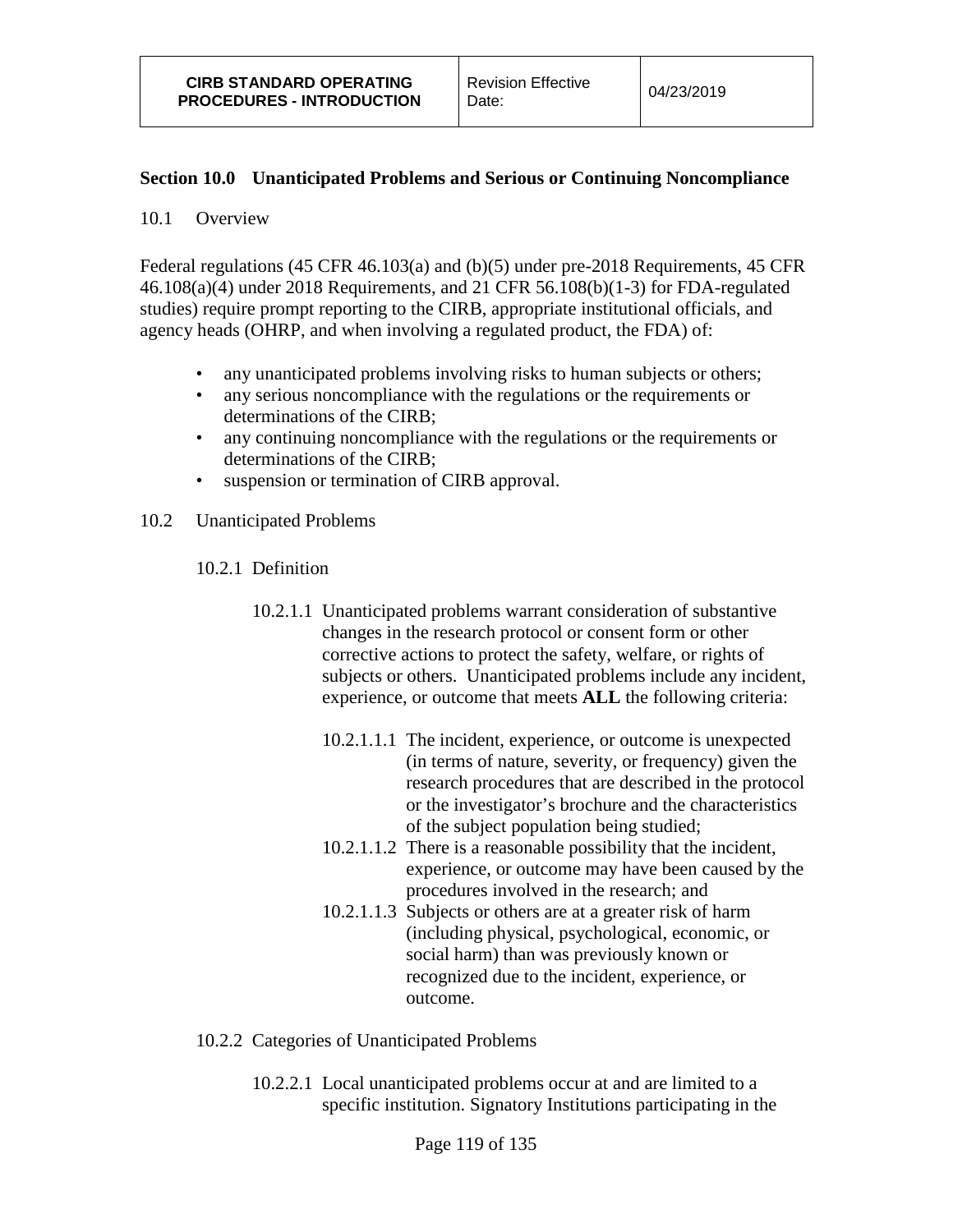## Section 10.0 Unanticipated Problems and Serious or Continuing Noncompliance

10.1 Overview

Federal regulations (45 CFR 46.103(a) and (b)(5) under pre-2018 Requirements, 45 CFR 46.108(a)(4) under 2018 Requirements, and 21 CFR 56.108(b)(1-3) for FDA-regulated studies) require prompt reporting to the CIRB, appropriate institutional officials, and agency heads (OHRP, and when involving a regulated product, the FDA) of:

- any unanticipated problems involving risks to human subjects or others;
- any serious noncompliance with the regulations or the requirements or determinations of the CIRB;
- any continuing noncompliance with the regulations or the requirements or determinations of the CIRB;
- suspension or termination of CIRB approval.

10.2 Unanticipated Problems

10.2.1 Definition

10.2.1.1 Unanticipated problems warrant consideration of substantive changes in the research protocol or consent form or other corrective actions to protect the safety, welfare, or rights of subjects or others. Unanticipated problems include any incident, experience, or outcome that meets **ALL** the following criteria:

10.2.1.1.1 The incident, experience, or outcome is unexpected (in terms of nature, severity, or frequency) given the research procedures that are described in the protocol or the investigator's brochure and the characteristics of the subject population being studied;

10.2.1.1.2 There is a reasonable possibility that the incident, experience, or outcome may have been caused by the procedures involved in the research; and

10.2.1.1.3 Subjects or others are at a greater risk of harm (including physical, psychological, economic, or social harm) than was previously known or recognized due to the incident, experience, or outcome.

10.2.2 Categories of Unanticipated Problems

10.2.2.1 Local unanticipated problems occur at and are limited to a specific institution. Signatory Institutions participating in the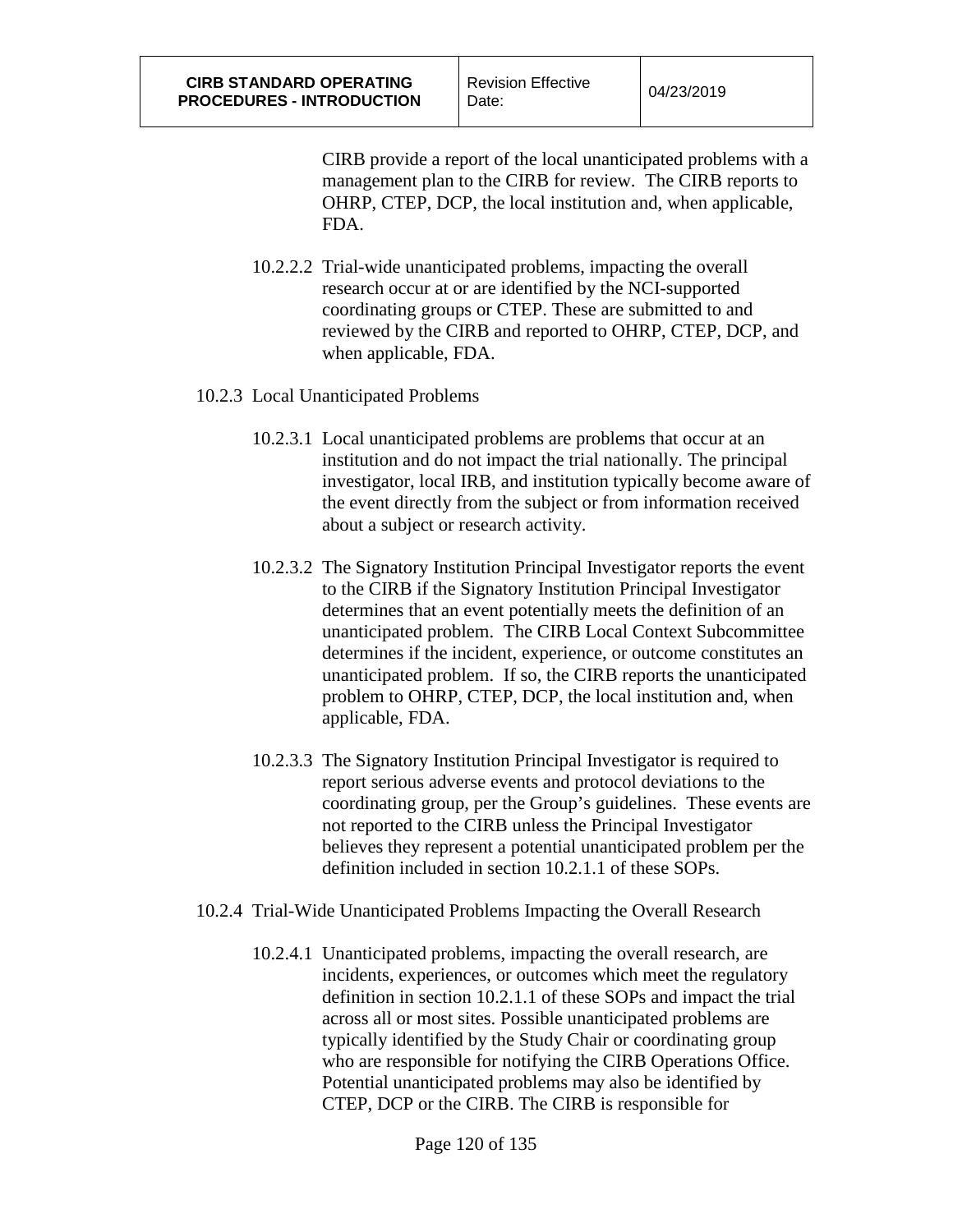CIRB provide a report of the local unanticipated problems with a management plan to the CIRB for review. The CIRB reports to OHRP, CTEP, DCP, the local institution and, when applicable, FDA.

10.2.2.2 Trial-wide unanticipated problems, impacting the overall research occur at or are identified by the NCI-supported coordinating groups or CTEP. These are submitted to and reviewed by the CIRB and reported to OHRP, CTEP, DCP, and when applicable, FDA.

10.2.3 Local Unanticipated Problems

10.2.3.1 Local unanticipated problems are problems that occur at an institution and do not impact the trial nationally. The principal investigator, local IRB, and institution typically become aware of the event directly from the subject or from information received about a subject or research activity.

10.2.3.2 The Signatory Institution Principal Investigator reports the event to the CIRB if the Signatory Institution Principal Investigator determines that an event potentially meets the definition of an unanticipated problem. The CIRB Local Context Subcommittee determines if the incident, experience, or outcome constitutes an unanticipated problem. If so, the CIRB reports the unanticipated problem to OHRP, CTEP, DCP, the local institution and, when applicable, FDA.

10.2.3.3 The Signatory Institution Principal Investigator is required to report serious adverse events and protocol deviations to the coordinating group, per the Group's guidelines. These events are not reported to the CIRB unless the Principal Investigator believes they represent a potential unanticipated problem per the definition included in section 10.2.1.1 of these SOPs.

10.2.4 Trial-Wide Unanticipated Problems Impacting the Overall Research

10.2.4.1 Unanticipated problems, impacting the overall research, are incidents, experiences, or outcomes which meet the regulatory definition in section 10.2.1.1 of these SOPs and impact the trial across all or most sites. Possible unanticipated problems are typically identified by the Study Chair or coordinating group who are responsible for notifying the CIRB Operations Office. Potential unanticipated problems may also be identified by CTEP, DCP or the CIRB. The CIRB is responsible for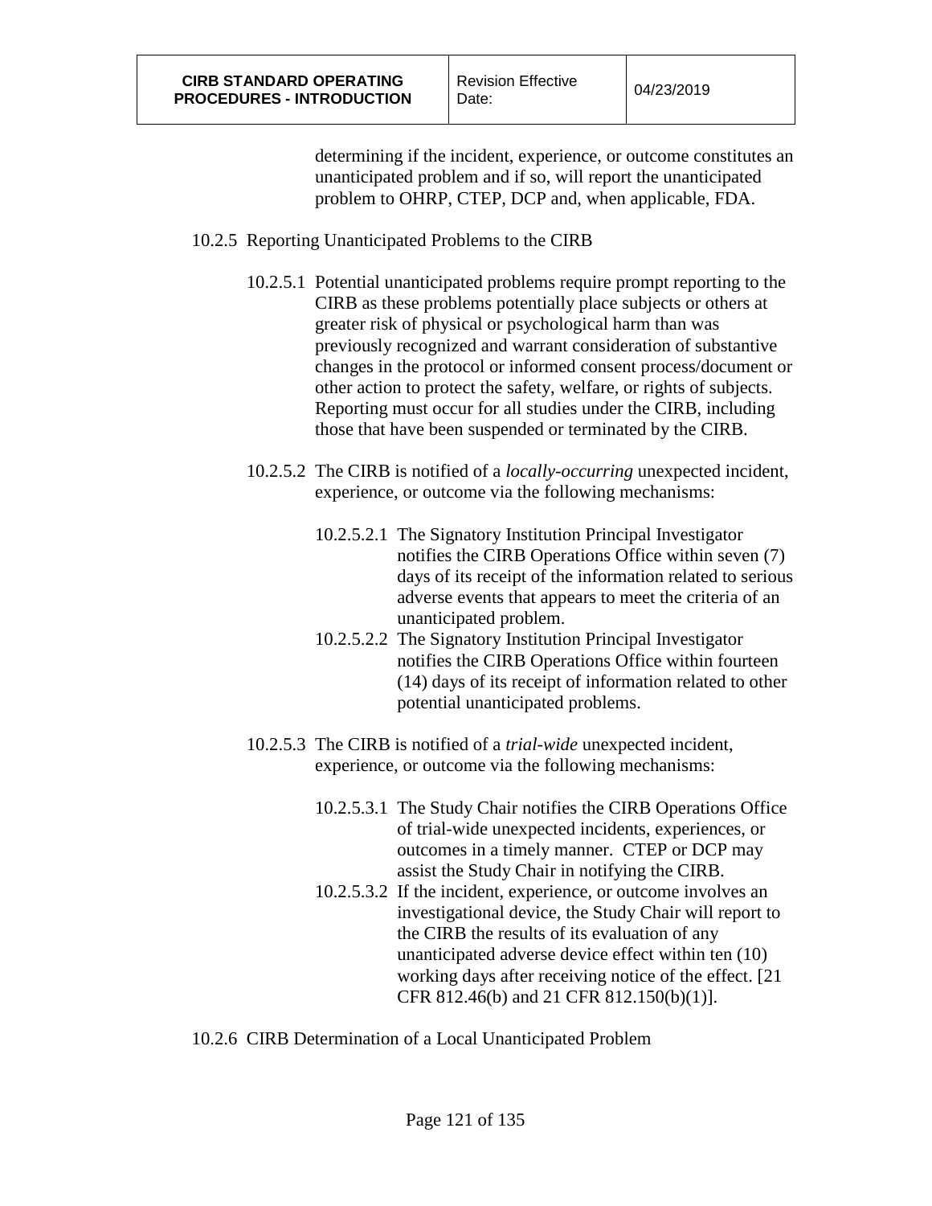determining if the incident, experience, or outcome constitutes an unanticipated problem and if so, will report the unanticipated problem to OHRP, CTEP, DCP and, when applicable, FDA.

10.2.5 Reporting Unanticipated Problems to the CIRB

10.2.5.1 Potential unanticipated problems require prompt reporting to the CIRB as these problems potentially place subjects or others at greater risk of physical or psychological harm than was previously recognized and warrant consideration of substantive changes in the protocol or informed consent process/document or other action to protect the safety, welfare, or rights of subjects. Reporting must occur for all studies under the CIRB, including those that have been suspended or terminated by the CIRB.

10.2.5.2 The CIRB is notified of a *locally-occurring* unexpected incident, experience, or outcome via the following mechanisms:

10.2.5.2.1 The Signatory Institution Principal Investigator notifies the CIRB Operations Office within seven (7) days of its receipt of the information related to serious adverse events that appears to meet the criteria of an unanticipated problem.

10.2.5.2.2 The Signatory Institution Principal Investigator notifies the CIRB Operations Office within fourteen (14) days of its receipt of information related to other potential unanticipated problems.

10.2.5.3 The CIRB is notified of a *trial-wide* unexpected incident, experience, or outcome via the following mechanisms:

10.2.5.3.1 The Study Chair notifies the CIRB Operations Office of trial-wide unexpected incidents, experiences, or outcomes in a timely manner. CTEP or DCP may assist the Study Chair in notifying the CIRB.

10.2.5.3.2 If the incident, experience, or outcome involves an investigational device, the Study Chair will report to the CIRB the results of its evaluation of any unanticipated adverse device effect within ten (10) working days after receiving notice of the effect. [21 CFR 812.46(b) and 21 CFR 812.150(b)(1)].

10.2.6 CIRB Determination of a Local Unanticipated Problem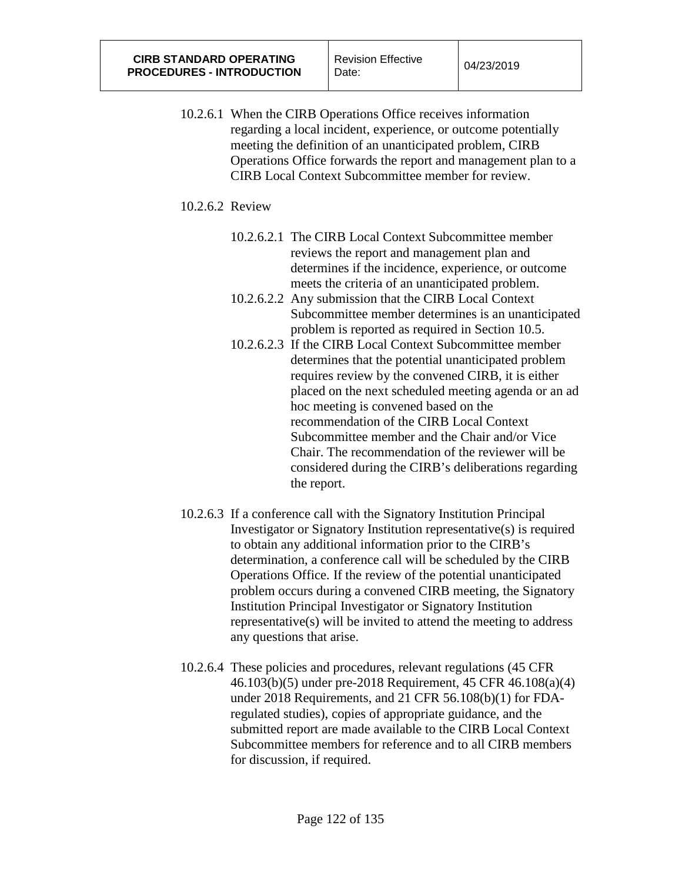10.2.6.1 When the CIRB Operations Office receives information regarding a local incident, experience, or outcome potentially meeting the definition of an unanticipated problem, CIRB Operations Office forwards the report and management plan to a CIRB Local Context Subcommittee member for review.

10.2.6.2 Review

- 10.2.6.2.1 The CIRB Local Context Subcommittee member reviews the report and management plan and determines if the incidence, experience, or outcome meets the criteria of an unanticipated problem.
- 10.2.6.2.2 Any submission that the CIRB Local Context Subcommittee member determines is an unanticipated problem is reported as required in Section 10.5.
- 10.2.6.2.3 If the CIRB Local Context Subcommittee member determines that the potential unanticipated problem requires review by the convened CIRB, it is either placed on the next scheduled meeting agenda or an ad hoc meeting is convened based on the recommendation of the CIRB Local Context Subcommittee member and the Chair and/or Vice Chair. The recommendation of the reviewer will be considered during the CIRB's deliberations regarding the report.

10.2.6.3 If a conference call with the Signatory Institution Principal Investigator or Signatory Institution representative(s) is required to obtain any additional information prior to the CIRB's determination, a conference call will be scheduled by the CIRB Operations Office. If the review of the potential unanticipated problem occurs during a convened CIRB meeting, the Signatory Institution Principal Investigator or Signatory Institution representative(s) will be invited to attend the meeting to address any questions that arise.

10.2.6.4 These policies and procedures, relevant regulations (45 CFR 46.103(b)(5) under pre-2018 Requirement, 45 CFR 46.108(a)(4) under 2018 Requirements, and 21 CFR 56.108(b)(1) for FDA-regulated studies), copies of appropriate guidance, and the submitted report are made available to the CIRB Local Context Subcommittee members for reference and to all CIRB members for discussion, if required.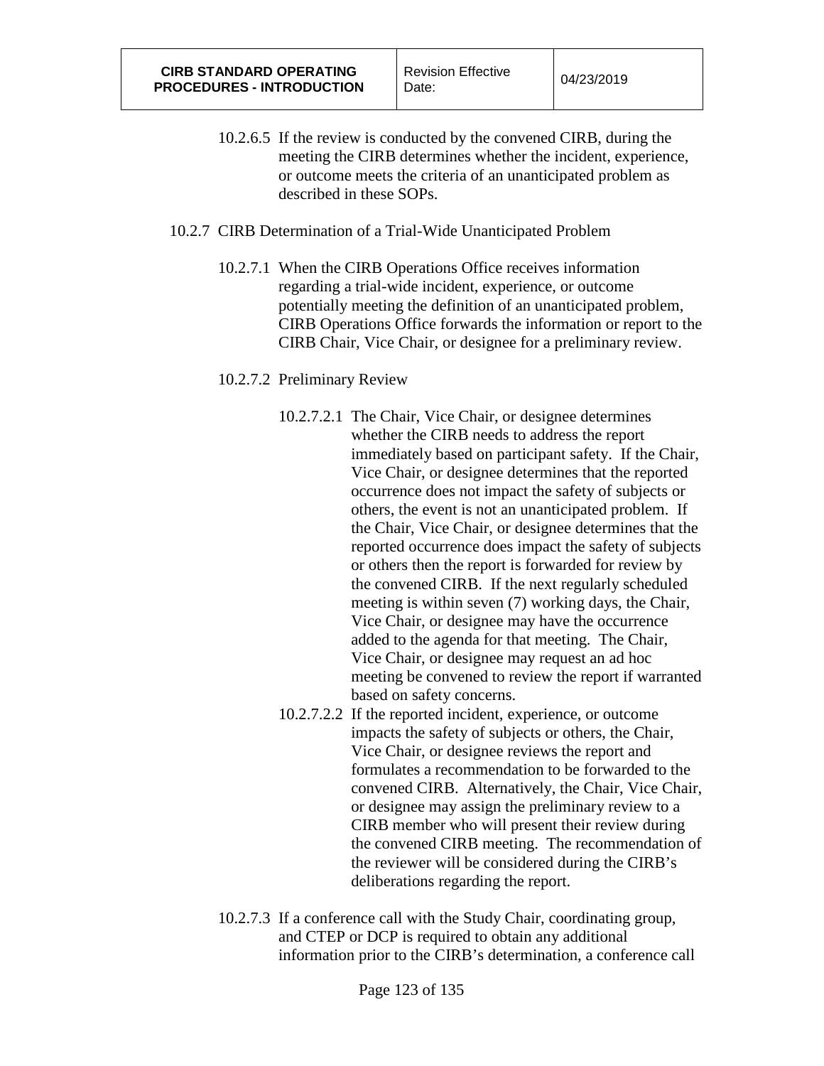10.2.6.5 If the review is conducted by the convened CIRB, during the meeting the CIRB determines whether the incident, experience, or outcome meets the criteria of an unanticipated problem as described in these SOPs.

10.2.7 CIRB Determination of a Trial-Wide Unanticipated Problem

10.2.7.1 When the CIRB Operations Office receives information regarding a trial-wide incident, experience, or outcome potentially meeting the definition of an unanticipated problem, CIRB Operations Office forwards the information or report to the CIRB Chair, Vice Chair, or designee for a preliminary review.

10.2.7.2 Preliminary Review

10.2.7.2.1 The Chair, Vice Chair, or designee determines whether the CIRB needs to address the report immediately based on participant safety. If the Chair, Vice Chair, or designee determines that the reported occurrence does not impact the safety of subjects or others, the event is not an unanticipated problem. If the Chair, Vice Chair, or designee determines that the reported occurrence does impact the safety of subjects or others then the report is forwarded for review by the convened CIRB. If the next regularly scheduled meeting is within seven (7) working days, the Chair, Vice Chair, or designee may have the occurrence added to the agenda for that meeting. The Chair, Vice Chair, or designee may request an ad hoc meeting be convened to review the report if warranted based on safety concerns.

10.2.7.2.2 If the reported incident, experience, or outcome impacts the safety of subjects or others, the Chair, Vice Chair, or designee reviews the report and formulates a recommendation to be forwarded to the convened CIRB. Alternatively, the Chair, Vice Chair, or designee may assign the preliminary review to a CIRB member who will present their review during the convened CIRB meeting. The recommendation of the reviewer will be considered during the CIRB's deliberations regarding the report.

10.2.7.3 If a conference call with the Study Chair, coordinating group, and CTEP or DCP is required to obtain any additional information prior to the CIRB's determination, a conference call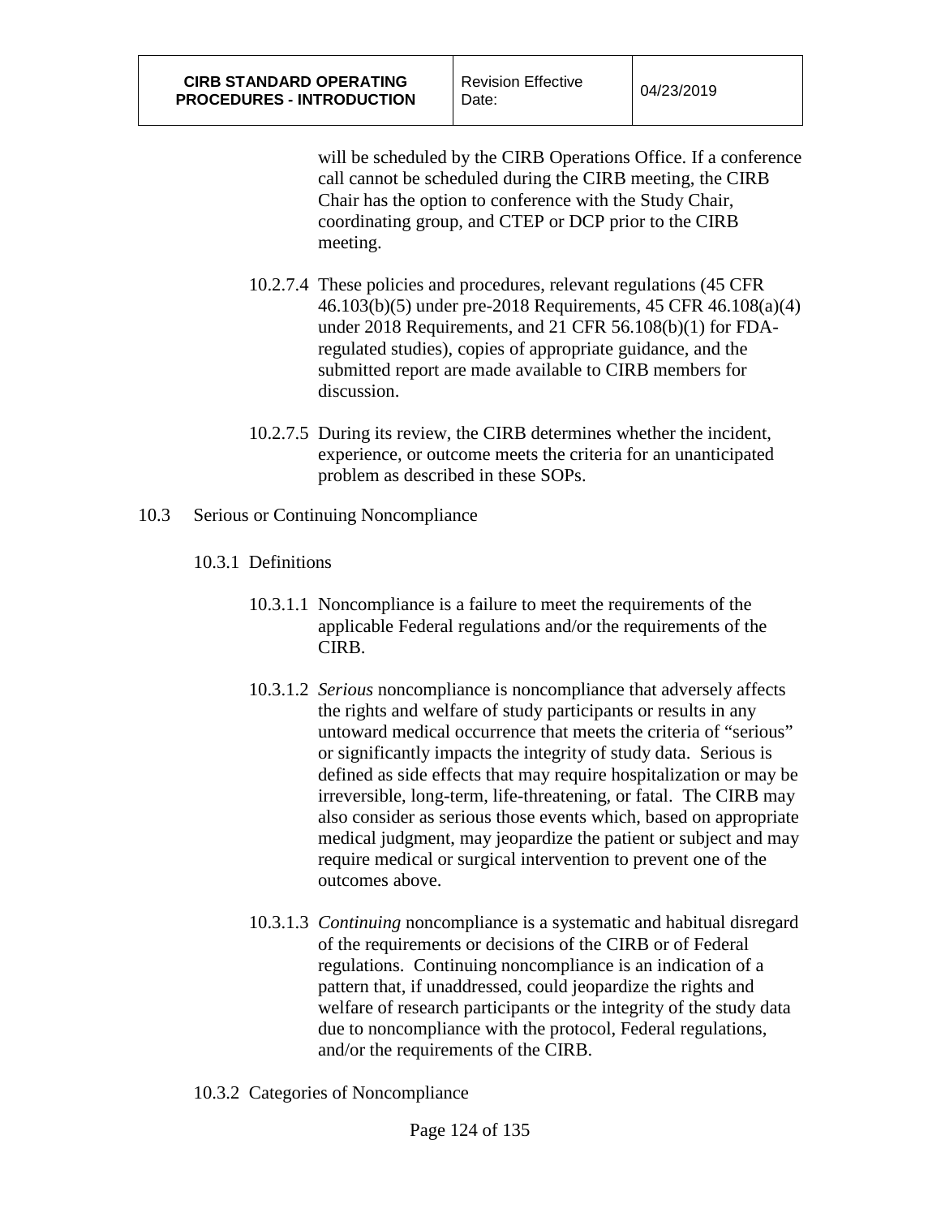will be scheduled by the CIRB Operations Office. If a conference call cannot be scheduled during the CIRB meeting, the CIRB Chair has the option to conference with the Study Chair, coordinating group, and CTEP or DCP prior to the CIRB meeting.

10.2.7.4 These policies and procedures, relevant regulations (45 CFR 46.103(b)(5) under pre-2018 Requirements, 45 CFR 46.108(a)(4) under 2018 Requirements, and 21 CFR 56.108(b)(1) for FDA-regulated studies), copies of appropriate guidance, and the submitted report are made available to CIRB members for discussion.

10.2.7.5 During its review, the CIRB determines whether the incident, experience, or outcome meets the criteria for an unanticipated problem as described in these SOPs.

10.3 Serious or Continuing Noncompliance

10.3.1 Definitions

10.3.1.1 Noncompliance is a failure to meet the requirements of the applicable Federal regulations and/or the requirements of the CIRB.

10.3.1.2 *Serious* noncompliance is noncompliance that adversely affects the rights and welfare of study participants or results in any untoward medical occurrence that meets the criteria of "serious" or significantly impacts the integrity of study data. Serious is defined as side effects that may require hospitalization or may be irreversible, long-term, life-threatening, or fatal. The CIRB may also consider as serious those events which, based on appropriate medical judgment, may jeopardize the patient or subject and may require medical or surgical intervention to prevent one of the outcomes above.

10.3.1.3 *Continuing* noncompliance is a systematic and habitual disregard of the requirements or decisions of the CIRB or of Federal regulations. Continuing noncompliance is an indication of a pattern that, if unaddressed, could jeopardize the rights and welfare of research participants or the integrity of the study data due to noncompliance with the protocol, Federal regulations, and/or the requirements of the CIRB.

10.3.2 Categories of Noncompliance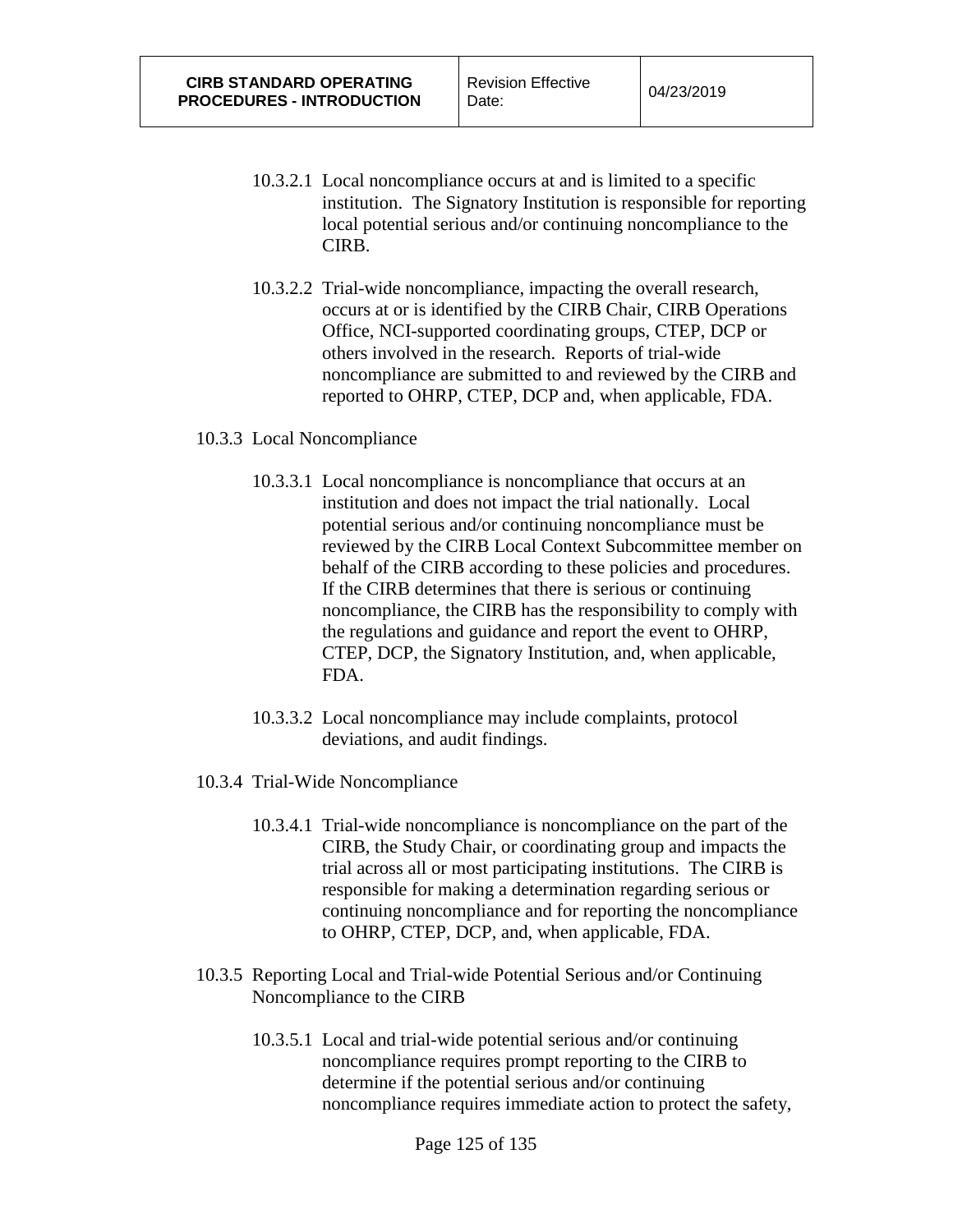10.3.2.1 Local noncompliance occurs at and is limited to a specific institution. The Signatory Institution is responsible for reporting local potential serious and/or continuing noncompliance to the CIRB.

10.3.2.2 Trial-wide noncompliance, impacting the overall research, occurs at or is identified by the CIRB Chair, CIRB Operations Office, NCI-supported coordinating groups, CTEP, DCP or others involved in the research. Reports of trial-wide noncompliance are submitted to and reviewed by the CIRB and reported to OHRP, CTEP, DCP and, when applicable, FDA.

10.3.3 Local Noncompliance

10.3.3.1 Local noncompliance is noncompliance that occurs at an institution and does not impact the trial nationally. Local potential serious and/or continuing noncompliance must be reviewed by the CIRB Local Context Subcommittee member on behalf of the CIRB according to these policies and procedures. If the CIRB determines that there is serious or continuing noncompliance, the CIRB has the responsibility to comply with the regulations and guidance and report the event to OHRP, CTEP, DCP, the Signatory Institution, and, when applicable, FDA.

10.3.3.2 Local noncompliance may include complaints, protocol deviations, and audit findings.

10.3.4 Trial-Wide Noncompliance

10.3.4.1 Trial-wide noncompliance is noncompliance on the part of the CIRB, the Study Chair, or coordinating group and impacts the trial across all or most participating institutions. The CIRB is responsible for making a determination regarding serious or continuing noncompliance and for reporting the noncompliance to OHRP, CTEP, DCP, and, when applicable, FDA.

10.3.5 Reporting Local and Trial-wide Potential Serious and/or Continuing Noncompliance to the CIRB

10.3.5.1 Local and trial-wide potential serious and/or continuing noncompliance requires prompt reporting to the CIRB to determine if the potential serious and/or continuing noncompliance requires immediate action to protect the safety,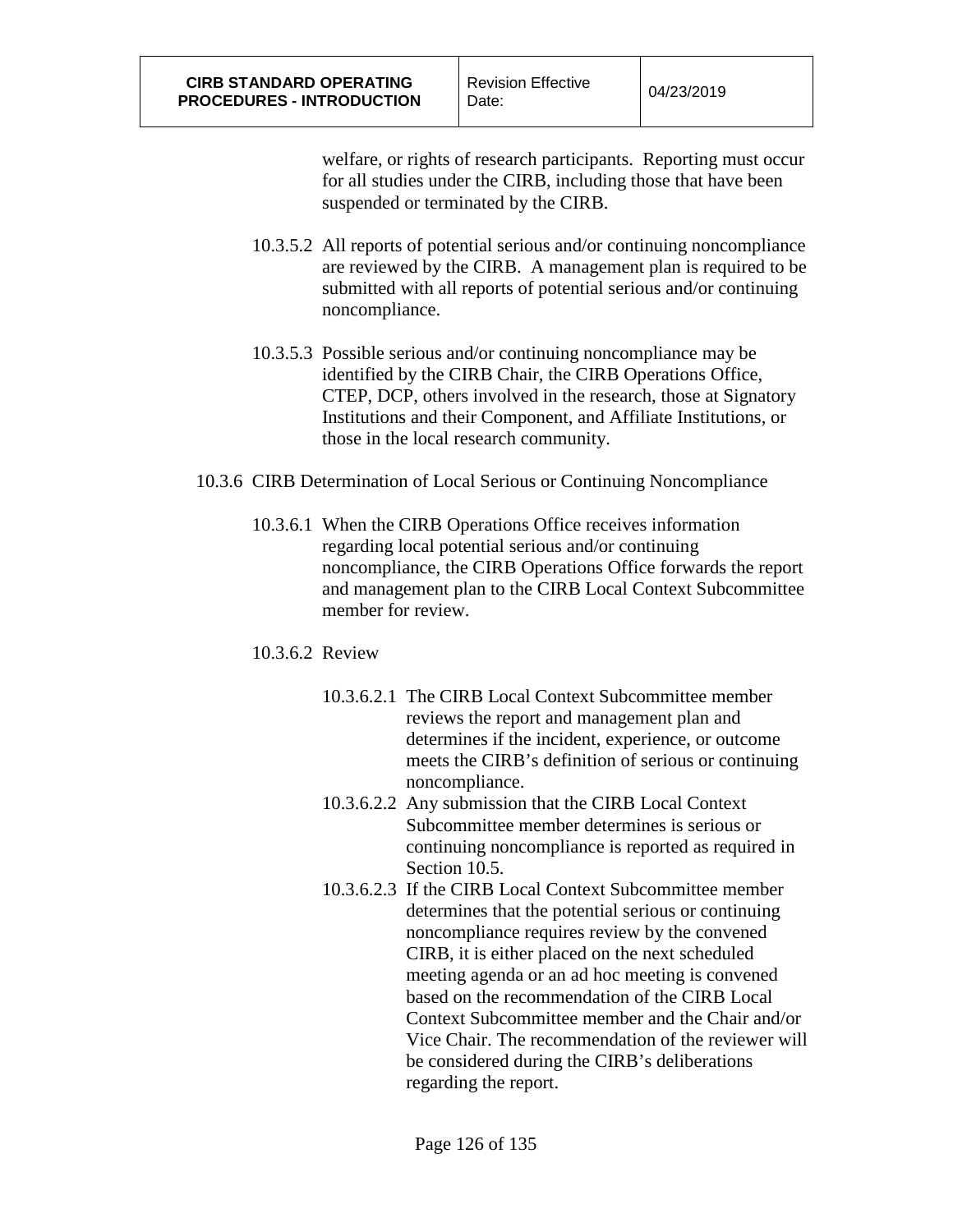welfare, or rights of research participants. Reporting must occur for all studies under the CIRB, including those that have been suspended or terminated by the CIRB.

10.3.5.2 All reports of potential serious and/or continuing noncompliance are reviewed by the CIRB. A management plan is required to be submitted with all reports of potential serious and/or continuing noncompliance.

10.3.5.3 Possible serious and/or continuing noncompliance may be identified by the CIRB Chair, the CIRB Operations Office, CTEP, DCP, others involved in the research, those at Signatory Institutions and their Component, and Affiliate Institutions, or those in the local research community.

10.3.6 CIRB Determination of Local Serious or Continuing Noncompliance

10.3.6.1 When the CIRB Operations Office receives information regarding local potential serious and/or continuing noncompliance, the CIRB Operations Office forwards the report and management plan to the CIRB Local Context Subcommittee member for review.

10.3.6.2 Review

10.3.6.2.1 The CIRB Local Context Subcommittee member reviews the report and management plan and determines if the incident, experience, or outcome meets the CIRB's definition of serious or continuing noncompliance.

10.3.6.2.2 Any submission that the CIRB Local Context Subcommittee member determines is serious or continuing noncompliance is reported as required in Section 10.5.

10.3.6.2.3 If the CIRB Local Context Subcommittee member determines that the potential serious or continuing noncompliance requires review by the convened CIRB, it is either placed on the next scheduled meeting agenda or an ad hoc meeting is convened based on the recommendation of the CIRB Local Context Subcommittee member and the Chair and/or Vice Chair. The recommendation of the reviewer will be considered during the CIRB's deliberations regarding the report.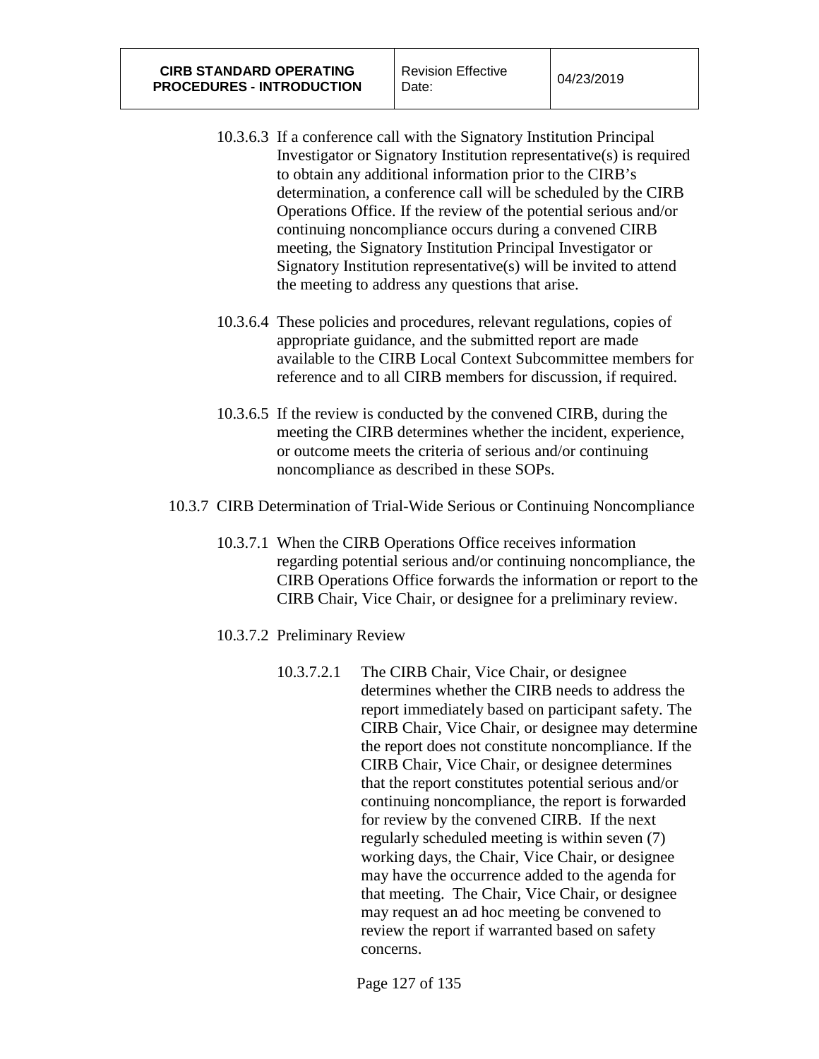10.3.6.3 If a conference call with the Signatory Institution Principal Investigator or Signatory Institution representative(s) is required to obtain any additional information prior to the CIRB's determination, a conference call will be scheduled by the CIRB Operations Office. If the review of the potential serious and/or continuing noncompliance occurs during a convened CIRB meeting, the Signatory Institution Principal Investigator or Signatory Institution representative(s) will be invited to attend the meeting to address any questions that arise.

10.3.6.4 These policies and procedures, relevant regulations, copies of appropriate guidance, and the submitted report are made available to the CIRB Local Context Subcommittee members for reference and to all CIRB members for discussion, if required.

10.3.6.5 If the review is conducted by the convened CIRB, during the meeting the CIRB determines whether the incident, experience, or outcome meets the criteria of serious and/or continuing noncompliance as described in these SOPs.

10.3.7 CIRB Determination of Trial-Wide Serious or Continuing Noncompliance

10.3.7.1 When the CIRB Operations Office receives information regarding potential serious and/or continuing noncompliance, the CIRB Operations Office forwards the information or report to the CIRB Chair, Vice Chair, or designee for a preliminary review.

10.3.7.2 Preliminary Review

10.3.7.2.1 The CIRB Chair, Vice Chair, or designee determines whether the CIRB needs to address the report immediately based on participant safety. The CIRB Chair, Vice Chair, or designee may determine the report does not constitute noncompliance. If the CIRB Chair, Vice Chair, or designee determines that the report constitutes potential serious and/or continuing noncompliance, the report is forwarded for review by the convened CIRB. If the next regularly scheduled meeting is within seven (7) working days, the Chair, Vice Chair, or designee may have the occurrence added to the agenda for that meeting. The Chair, Vice Chair, or designee may request an ad hoc meeting be convened to review the report if warranted based on safety concerns.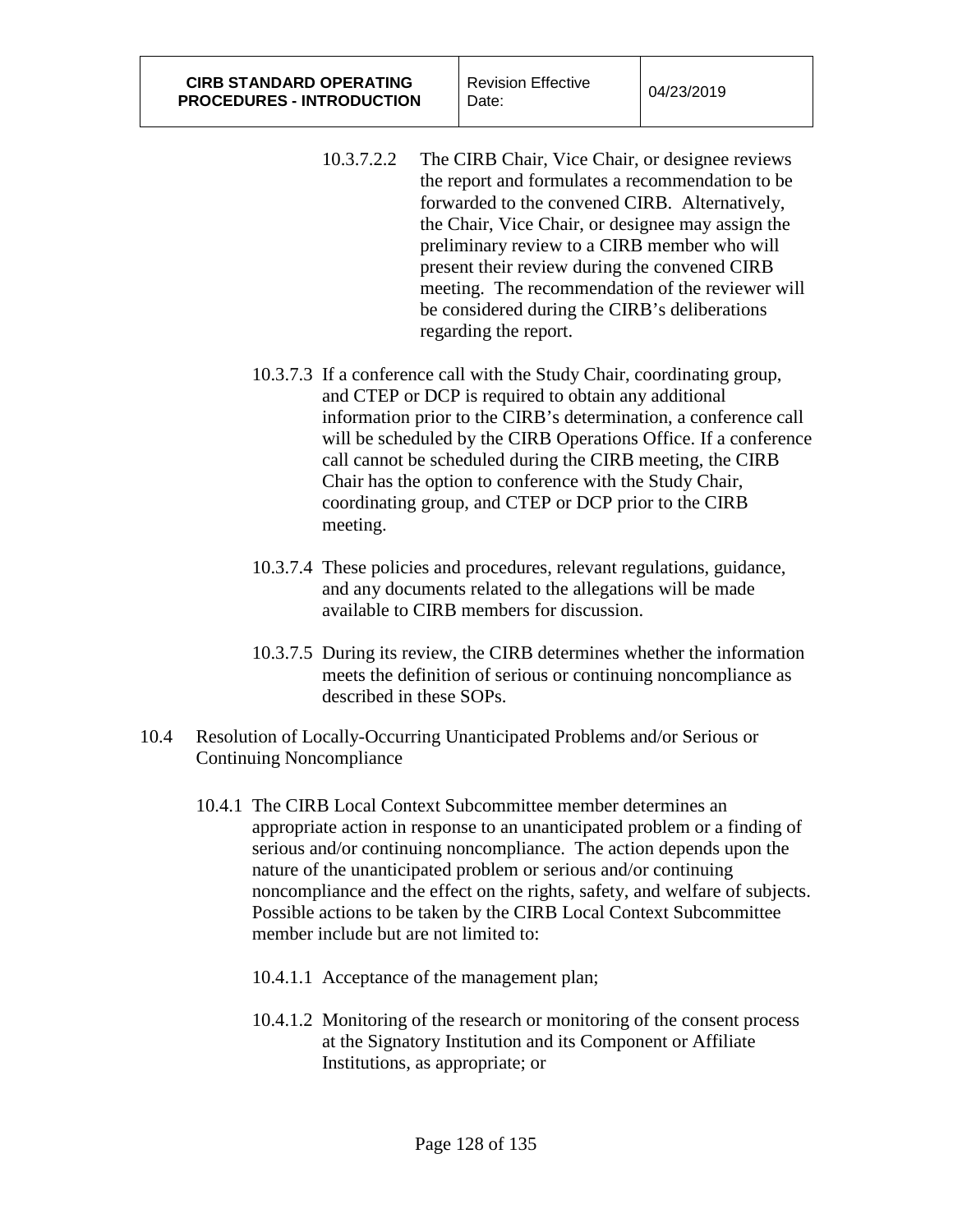10.3.7.2.2 The CIRB Chair, Vice Chair, or designee reviews the report and formulates a recommendation to be forwarded to the convened CIRB. Alternatively, the Chair, Vice Chair, or designee may assign the preliminary review to a CIRB member who will present their review during the convened CIRB meeting. The recommendation of the reviewer will be considered during the CIRB's deliberations regarding the report.

10.3.7.3 If a conference call with the Study Chair, coordinating group, and CTEP or DCP is required to obtain any additional information prior to the CIRB's determination, a conference call will be scheduled by the CIRB Operations Office. If a conference call cannot be scheduled during the CIRB meeting, the CIRB Chair has the option to conference with the Study Chair, coordinating group, and CTEP or DCP prior to the CIRB meeting.

10.3.7.4 These policies and procedures, relevant regulations, guidance, and any documents related to the allegations will be made available to CIRB members for discussion.

10.3.7.5 During its review, the CIRB determines whether the information meets the definition of serious or continuing noncompliance as described in these SOPs.

10.4 Resolution of Locally-Occurring Unanticipated Problems and/or Serious or Continuing Noncompliance

10.4.1 The CIRB Local Context Subcommittee member determines an appropriate action in response to an unanticipated problem or a finding of serious and/or continuing noncompliance. The action depends upon the nature of the unanticipated problem or serious and/or continuing noncompliance and the effect on the rights, safety, and welfare of subjects. Possible actions to be taken by the CIRB Local Context Subcommittee member include but are not limited to:

10.4.1.1 Acceptance of the management plan;

10.4.1.2 Monitoring of the research or monitoring of the consent process at the Signatory Institution and its Component or Affiliate Institutions, as appropriate; or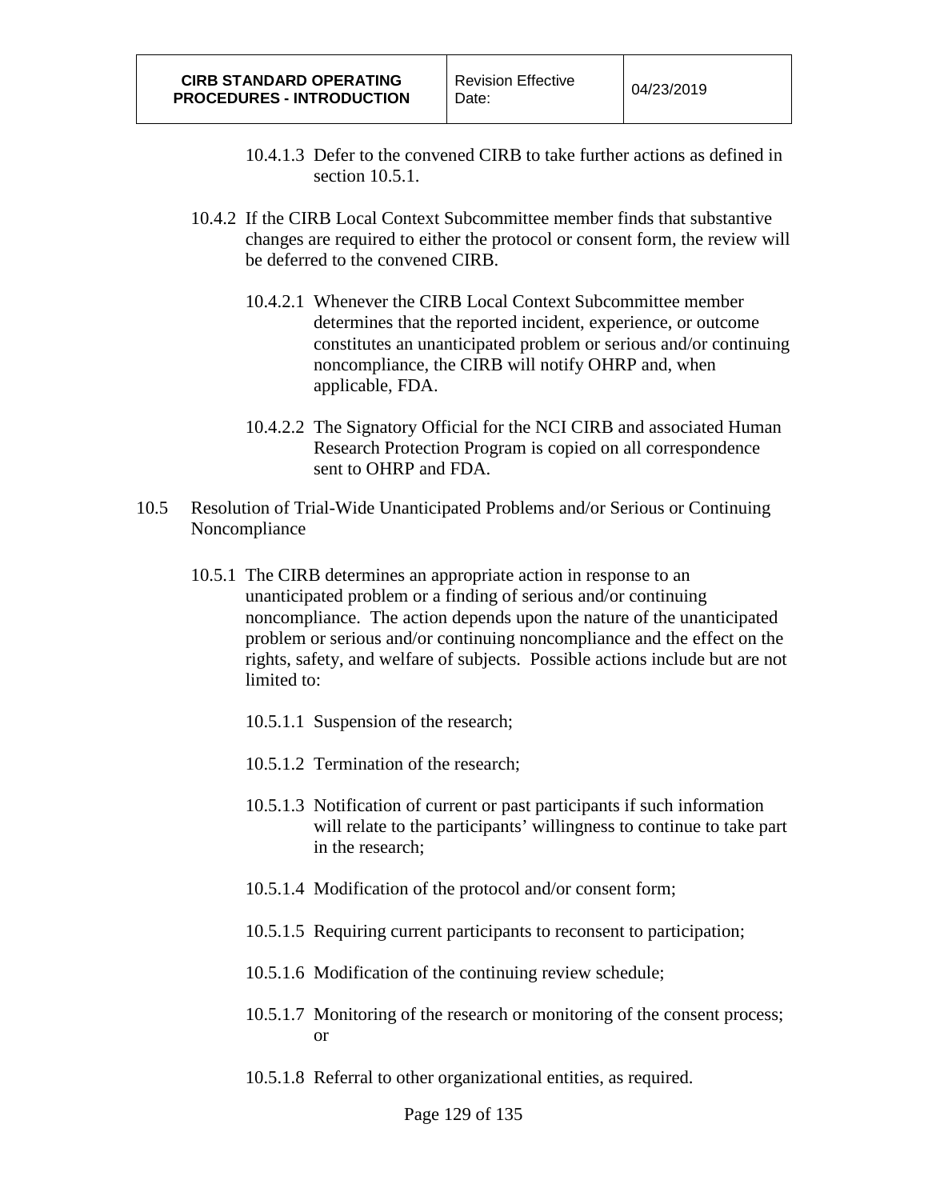10.4.1.3 Defer to the convened CIRB to take further actions as defined in section 10.5.1.

10.4.2 If the CIRB Local Context Subcommittee member finds that substantive changes are required to either the protocol or consent form, the review will be deferred to the convened CIRB.

10.4.2.1 Whenever the CIRB Local Context Subcommittee member determines that the reported incident, experience, or outcome constitutes an unanticipated problem or serious and/or continuing noncompliance, the CIRB will notify OHRP and, when applicable, FDA.

10.4.2.2 The Signatory Official for the NCI CIRB and associated Human Research Protection Program is copied on all correspondence sent to OHRP and FDA.

10.5 Resolution of Trial-Wide Unanticipated Problems and/or Serious or Continuing Noncompliance

10.5.1 The CIRB determines an appropriate action in response to an unanticipated problem or a finding of serious and/or continuing noncompliance. The action depends upon the nature of the unanticipated problem or serious and/or continuing noncompliance and the effect on the rights, safety, and welfare of subjects. Possible actions include but are not limited to:

10.5.1.1 Suspension of the research;

10.5.1.2 Termination of the research;

10.5.1.3 Notification of current or past participants if such information will relate to the participants' willingness to continue to take part in the research;

10.5.1.4 Modification of the protocol and/or consent form;

10.5.1.5 Requiring current participants to reconsent to participation;

10.5.1.6 Modification of the continuing review schedule;

10.5.1.7 Monitoring of the research or monitoring of the consent process; or

10.5.1.8 Referral to other organizational entities, as required.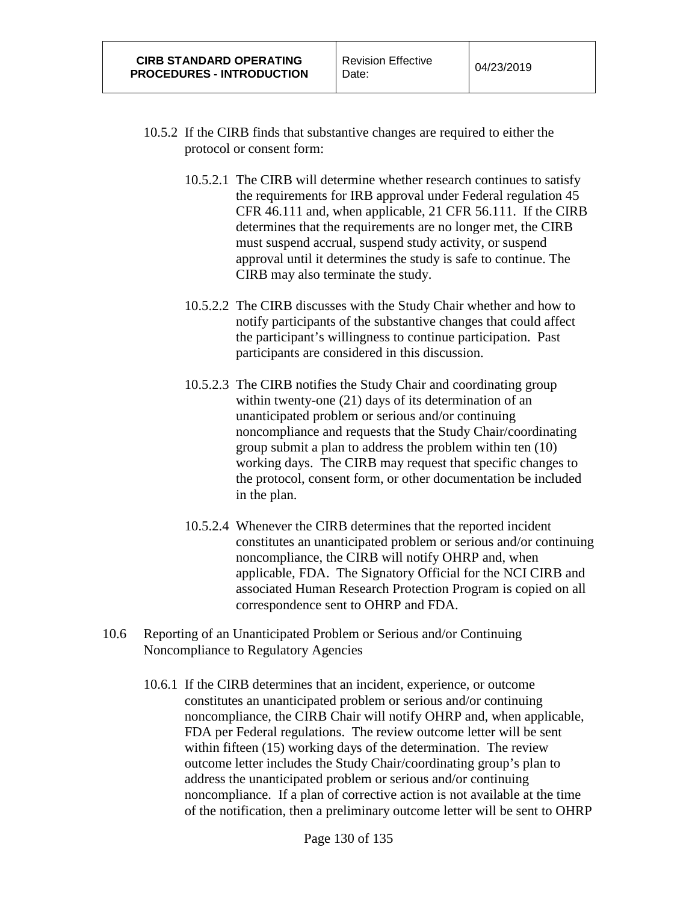10.5.2 If the CIRB finds that substantive changes are required to either the protocol or consent form:

10.5.2.1 The CIRB will determine whether research continues to satisfy the requirements for IRB approval under Federal regulation 45 CFR 46.111 and, when applicable, 21 CFR 56.111. If the CIRB determines that the requirements are no longer met, the CIRB must suspend accrual, suspend study activity, or suspend approval until it determines the study is safe to continue. The CIRB may also terminate the study.

10.5.2.2 The CIRB discusses with the Study Chair whether and how to notify participants of the substantive changes that could affect the participant's willingness to continue participation. Past participants are considered in this discussion.

10.5.2.3 The CIRB notifies the Study Chair and coordinating group within twenty-one (21) days of its determination of an unanticipated problem or serious and/or continuing noncompliance and requests that the Study Chair/coordinating group submit a plan to address the problem within ten (10) working days. The CIRB may request that specific changes to the protocol, consent form, or other documentation be included in the plan.

10.5.2.4 Whenever the CIRB determines that the reported incident constitutes an unanticipated problem or serious and/or continuing noncompliance, the CIRB will notify OHRP and, when applicable, FDA. The Signatory Official for the NCI CIRB and associated Human Research Protection Program is copied on all correspondence sent to OHRP and FDA.

10.6 Reporting of an Unanticipated Problem or Serious and/or Continuing Noncompliance to Regulatory Agencies

10.6.1 If the CIRB determines that an incident, experience, or outcome constitutes an unanticipated problem or serious and/or continuing noncompliance, the CIRB Chair will notify OHRP and, when applicable, FDA per Federal regulations. The review outcome letter will be sent within fifteen (15) working days of the determination. The review outcome letter includes the Study Chair/coordinating group's plan to address the unanticipated problem or serious and/or continuing noncompliance. If a plan of corrective action is not available at the time of the notification, then a preliminary outcome letter will be sent to OHRP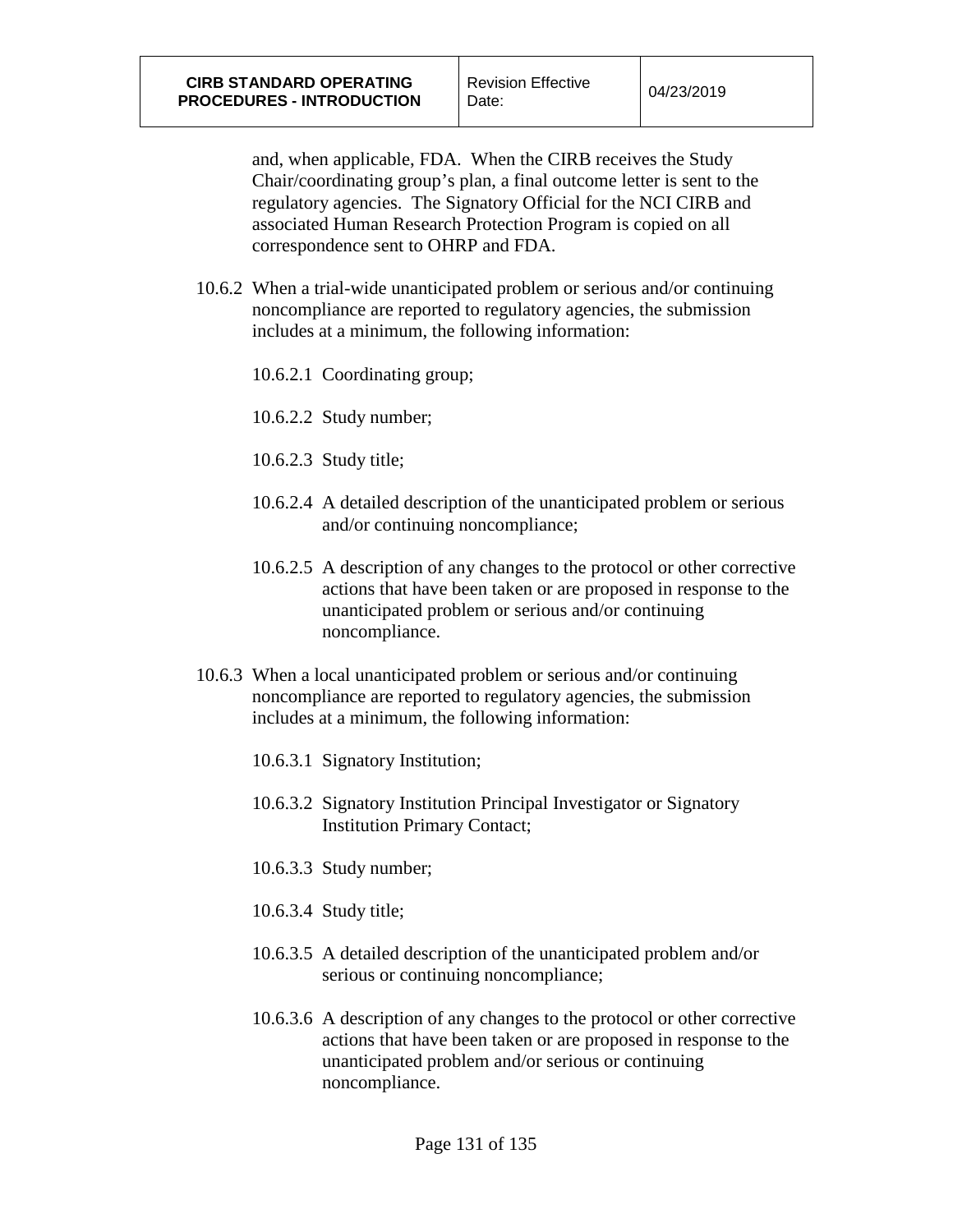and, when applicable, FDA. When the CIRB receives the Study Chair/coordinating group's plan, a final outcome letter is sent to the regulatory agencies. The Signatory Official for the NCI CIRB and associated Human Research Protection Program is copied on all correspondence sent to OHRP and FDA.

10.6.2 When a trial-wide unanticipated problem or serious and/or continuing noncompliance are reported to regulatory agencies, the submission includes at a minimum, the following information:

- 10.6.2.1 Coordinating group;
- 10.6.2.2 Study number;
- 10.6.2.3 Study title;
- 10.6.2.4 A detailed description of the unanticipated problem or serious and/or continuing noncompliance;
- 10.6.2.5 A description of any changes to the protocol or other corrective actions that have been taken or are proposed in response to the unanticipated problem or serious and/or continuing noncompliance.

10.6.3 When a local unanticipated problem or serious and/or continuing noncompliance are reported to regulatory agencies, the submission includes at a minimum, the following information:

- 10.6.3.1 Signatory Institution;
- 10.6.3.2 Signatory Institution Principal Investigator or Signatory Institution Primary Contact;
- 10.6.3.3 Study number;
- 10.6.3.4 Study title;
- 10.6.3.5 A detailed description of the unanticipated problem and/or serious or continuing noncompliance;
- 10.6.3.6 A description of any changes to the protocol or other corrective actions that have been taken or are proposed in response to the unanticipated problem and/or serious or continuing noncompliance.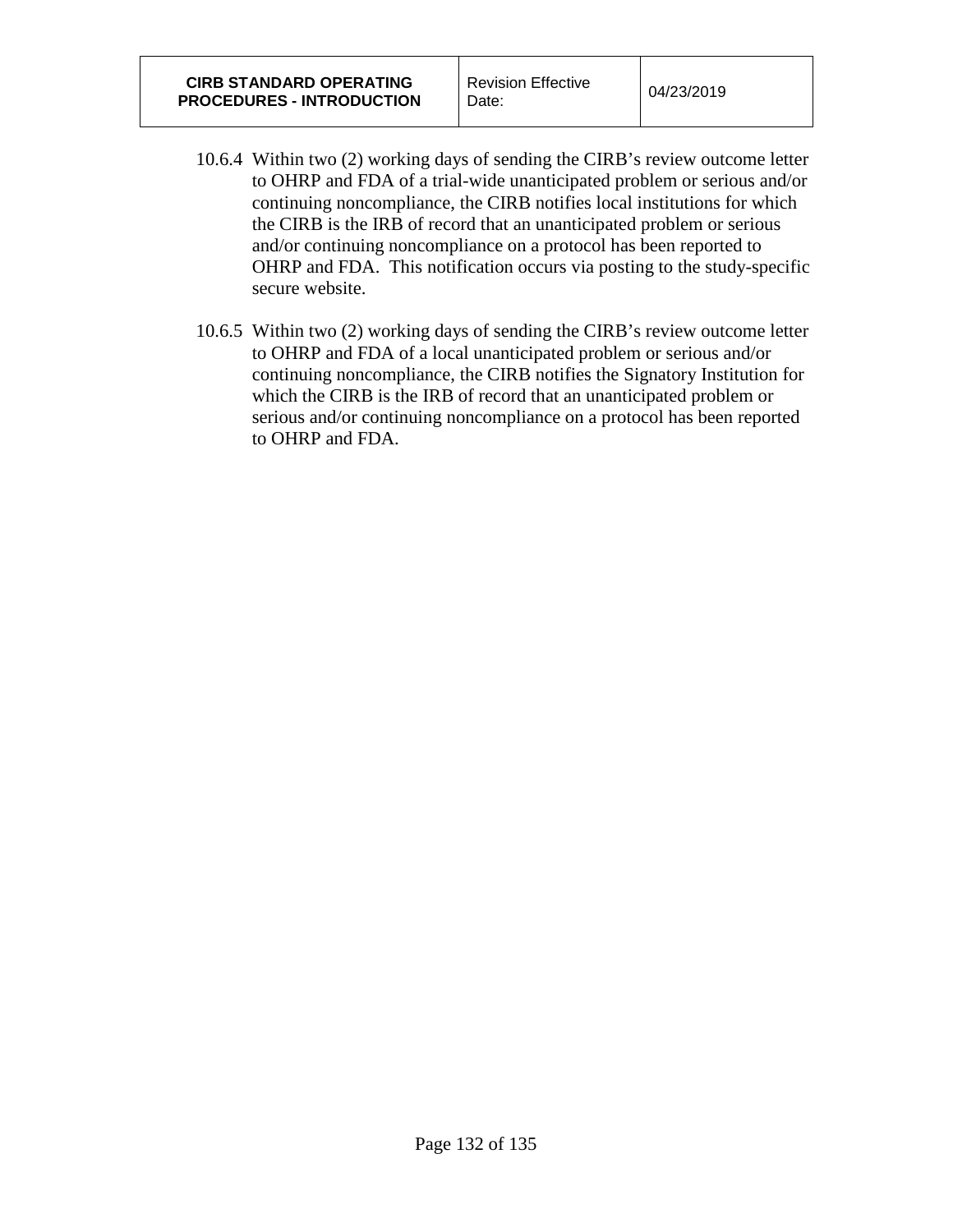10.6.4 Within two (2) working days of sending the CIRB's review outcome letter to OHRP and FDA of a trial-wide unanticipated problem or serious and/or continuing noncompliance, the CIRB notifies local institutions for which the CIRB is the IRB of record that an unanticipated problem or serious and/or continuing noncompliance on a protocol has been reported to OHRP and FDA. This notification occurs via posting to the study-specific secure website.

10.6.5 Within two (2) working days of sending the CIRB's review outcome letter to OHRP and FDA of a local unanticipated problem or serious and/or continuing noncompliance, the CIRB notifies the Signatory Institution for which the CIRB is the IRB of record that an unanticipated problem or serious and/or continuing noncompliance on a protocol has been reported to OHRP and FDA.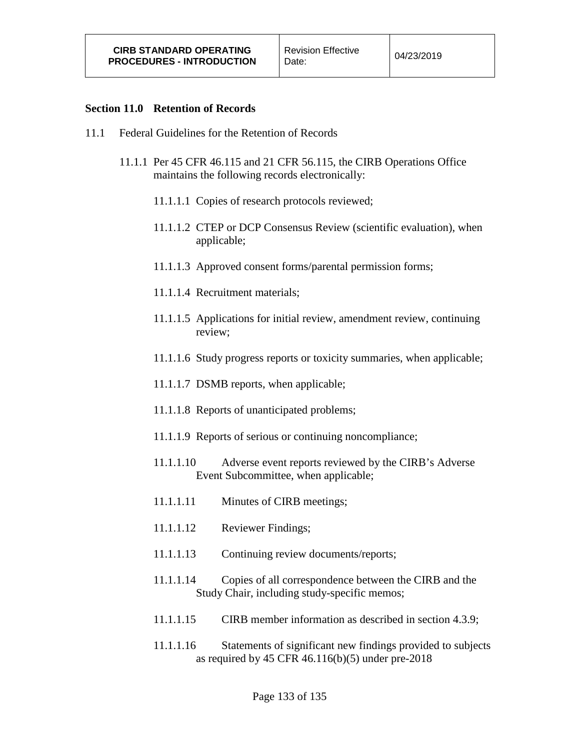## Section 11.0 Retention of Records

11.1 Federal Guidelines for the Retention of Records

11.1.1 Per 45 CFR 46.115 and 21 CFR 56.115, the CIRB Operations Office maintains the following records electronically:

11.1.1.1 Copies of research protocols reviewed;

11.1.1.2 CTEP or DCP Consensus Review (scientific evaluation), when applicable;

11.1.1.3 Approved consent forms/parental permission forms;

11.1.1.4 Recruitment materials;

11.1.1.5 Applications for initial review, amendment review, continuing review;

11.1.1.6 Study progress reports or toxicity summaries, when applicable;

11.1.1.7 DSMB reports, when applicable;

11.1.1.8 Reports of unanticipated problems;

11.1.1.9 Reports of serious or continuing noncompliance;

11.1.1.10 Adverse event reports reviewed by the CIRB's Adverse Event Subcommittee, when applicable;

11.1.1.11 Minutes of CIRB meetings;

11.1.1.12 Reviewer Findings;

11.1.1.13 Continuing review documents/reports;

11.1.1.14 Copies of all correspondence between the CIRB and the Study Chair, including study-specific memos;

11.1.1.15 CIRB member information as described in section 4.3.9;

11.1.1.16 Statements of significant new findings provided to subjects as required by 45 CFR 46.116(b)(5) under pre-2018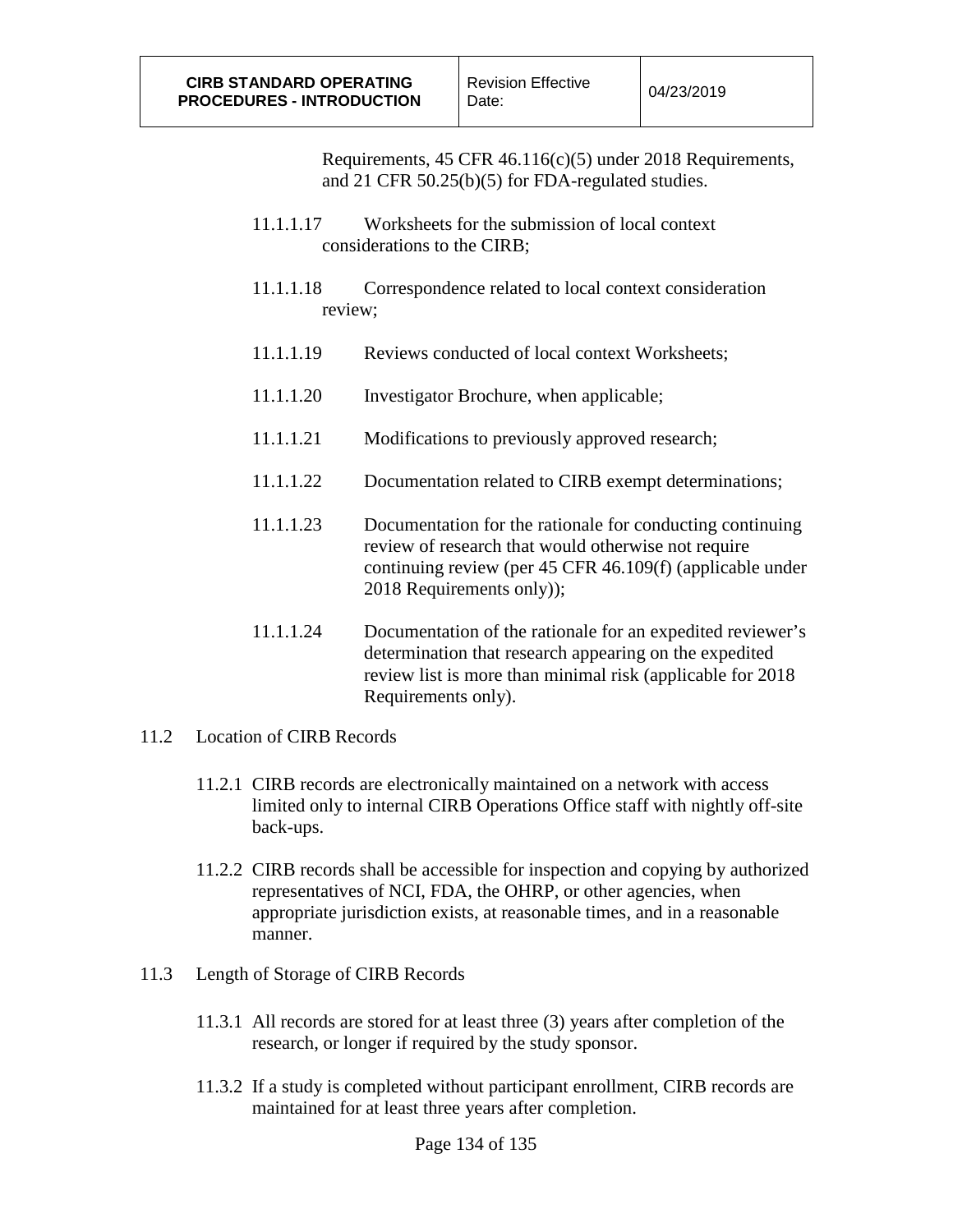Requirements, 45 CFR 46.116(c)(5) under 2018 Requirements, and 21 CFR 50.25(b)(5) for FDA-regulated studies.

11.1.1.17 Worksheets for the submission of local context considerations to the CIRB;

11.1.1.18 Correspondence related to local context consideration review;

11.1.1.19 Reviews conducted of local context Worksheets;

11.1.1.20 Investigator Brochure, when applicable;

11.1.1.21 Modifications to previously approved research;

11.1.1.22 Documentation related to CIRB exempt determinations;

11.1.1.23 Documentation for the rationale for conducting continuing review of research that would otherwise not require continuing review (per 45 CFR 46.109(f) (applicable under 2018 Requirements only));

11.1.1.24 Documentation of the rationale for an expedited reviewer's determination that research appearing on the expedited review list is more than minimal risk (applicable for 2018 Requirements only).

11.2 Location of CIRB Records

11.2.1 CIRB records are electronically maintained on a network with access limited only to internal CIRB Operations Office staff with nightly off-site back-ups.

11.2.2 CIRB records shall be accessible for inspection and copying by authorized representatives of NCI, FDA, the OHRP, or other agencies, when appropriate jurisdiction exists, at reasonable times, and in a reasonable manner.

11.3 Length of Storage of CIRB Records

11.3.1 All records are stored for at least three (3) years after completion of the research, or longer if required by the study sponsor.

11.3.2 If a study is completed without participant enrollment, CIRB records are maintained for at least three years after completion.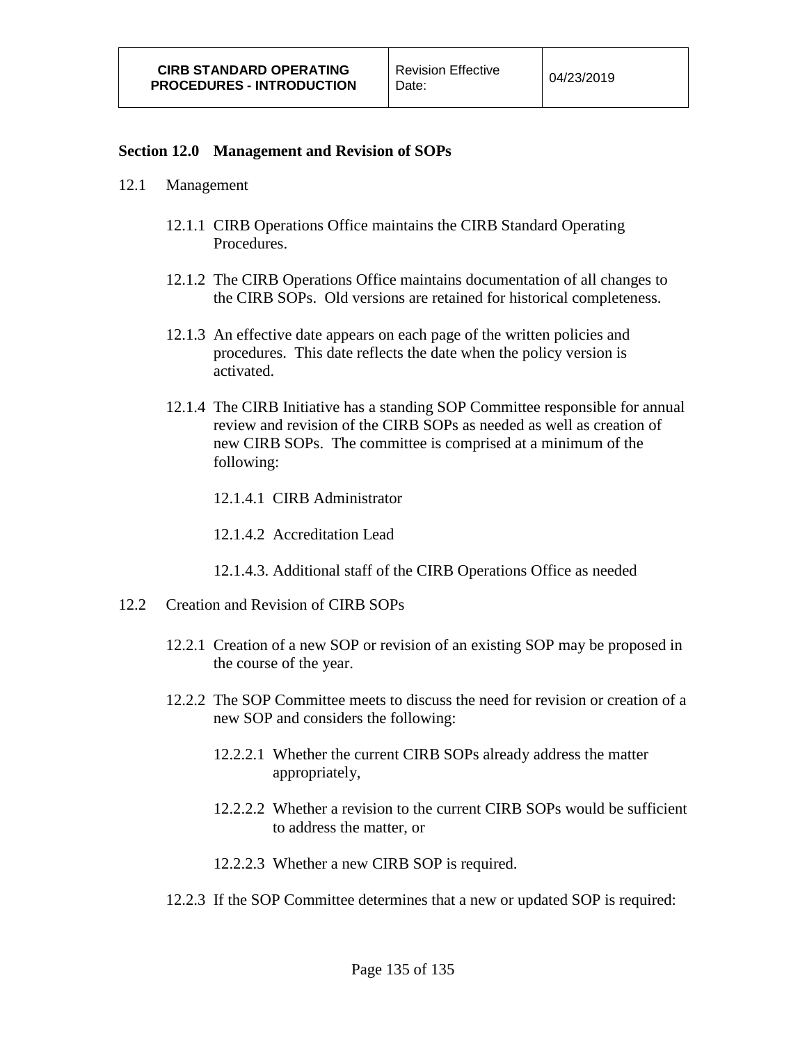## Section 12.0 Management and Revision of SOPs

12.1 Management

12.1.1 CIRB Operations Office maintains the CIRB Standard Operating Procedures.

12.1.2 The CIRB Operations Office maintains documentation of all changes to the CIRB SOPs. Old versions are retained for historical completeness.

12.1.3 An effective date appears on each page of the written policies and procedures. This date reflects the date when the policy version is activated.

12.1.4 The CIRB Initiative has a standing SOP Committee responsible for annual review and revision of the CIRB SOPs as needed as well as creation of new CIRB SOPs. The committee is comprised at a minimum of the following:

12.1.4.1 CIRB Administrator

12.1.4.2 Accreditation Lead

12.1.4.3. Additional staff of the CIRB Operations Office as needed

12.2 Creation and Revision of CIRB SOPs

12.2.1 Creation of a new SOP or revision of an existing SOP may be proposed in the course of the year.

12.2.2 The SOP Committee meets to discuss the need for revision or creation of a new SOP and considers the following:

12.2.2.1 Whether the current CIRB SOPs already address the matter appropriately,

12.2.2.2 Whether a revision to the current CIRB SOPs would be sufficient to address the matter, or

12.2.2.3 Whether a new CIRB SOP is required.

12.2.3 If the SOP Committee determines that a new or updated SOP is required: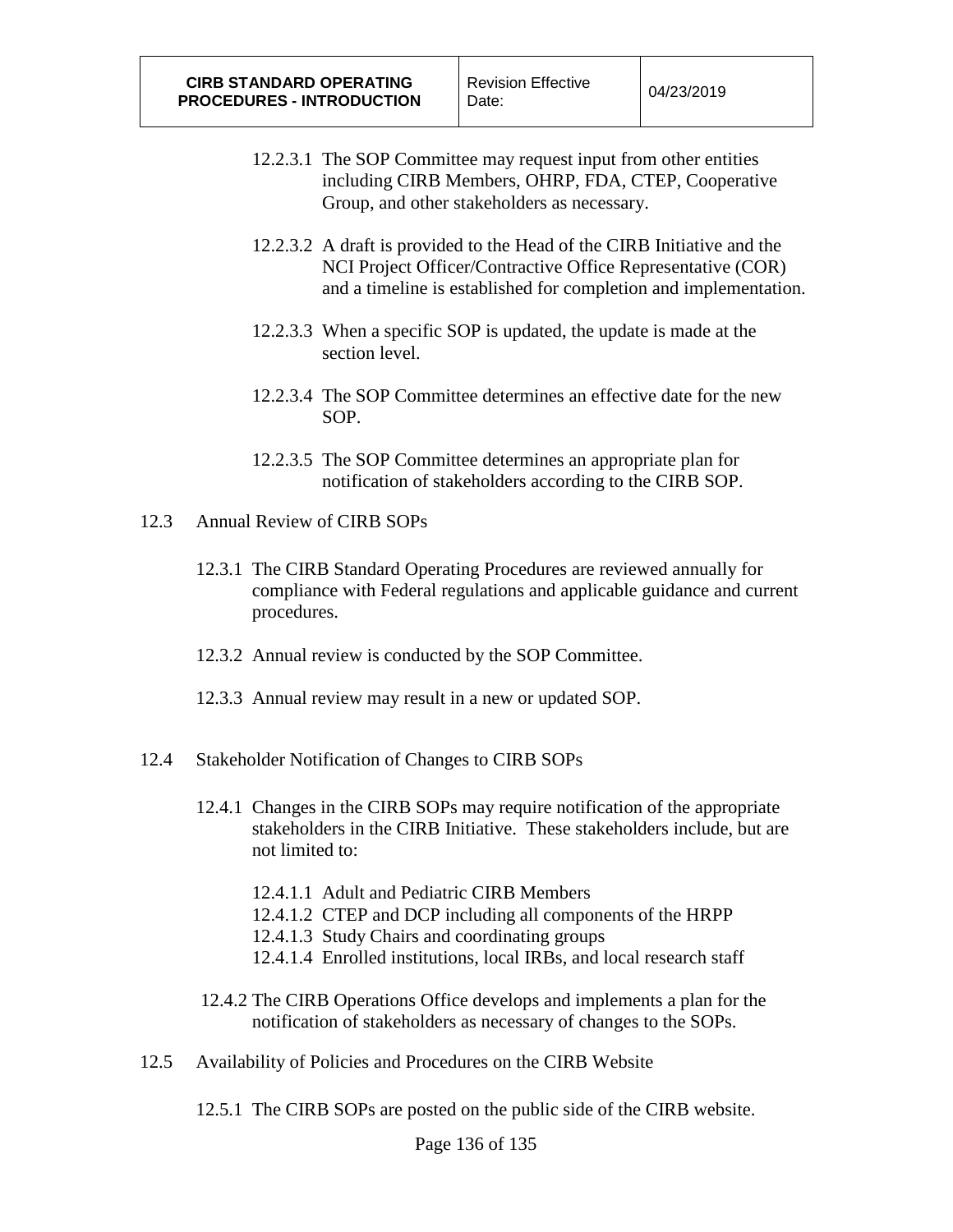12.2.3.1 The SOP Committee may request input from other entities including CIRB Members, OHRP, FDA, CTEP, Cooperative Group, and other stakeholders as necessary.

12.2.3.2 A draft is provided to the Head of the CIRB Initiative and the NCI Project Officer/Contractive Office Representative (COR) and a timeline is established for completion and implementation.

12.2.3.3 When a specific SOP is updated, the update is made at the section level.

12.2.3.4 The SOP Committee determines an effective date for the new SOP.

12.2.3.5 The SOP Committee determines an appropriate plan for notification of stakeholders according to the CIRB SOP.

12.3 Annual Review of CIRB SOPs

12.3.1 The CIRB Standard Operating Procedures are reviewed annually for compliance with Federal regulations and applicable guidance and current procedures.

12.3.2 Annual review is conducted by the SOP Committee.

12.3.3 Annual review may result in a new or updated SOP.

12.4 Stakeholder Notification of Changes to CIRB SOPs

12.4.1 Changes in the CIRB SOPs may require notification of the appropriate stakeholders in the CIRB Initiative. These stakeholders include, but are not limited to:

12.4.1.1 Adult and Pediatric CIRB Members
12.4.1.2 CTEP and DCP including all components of the HRPP
12.4.1.3 Study Chairs and coordinating groups
12.4.1.4 Enrolled institutions, local IRBs, and local research staff

12.4.2 The CIRB Operations Office develops and implements a plan for the notification of stakeholders as necessary of changes to the SOPs.

12.5 Availability of Policies and Procedures on the CIRB Website

12.5.1 The CIRB SOPs are posted on the public side of the CIRB website.